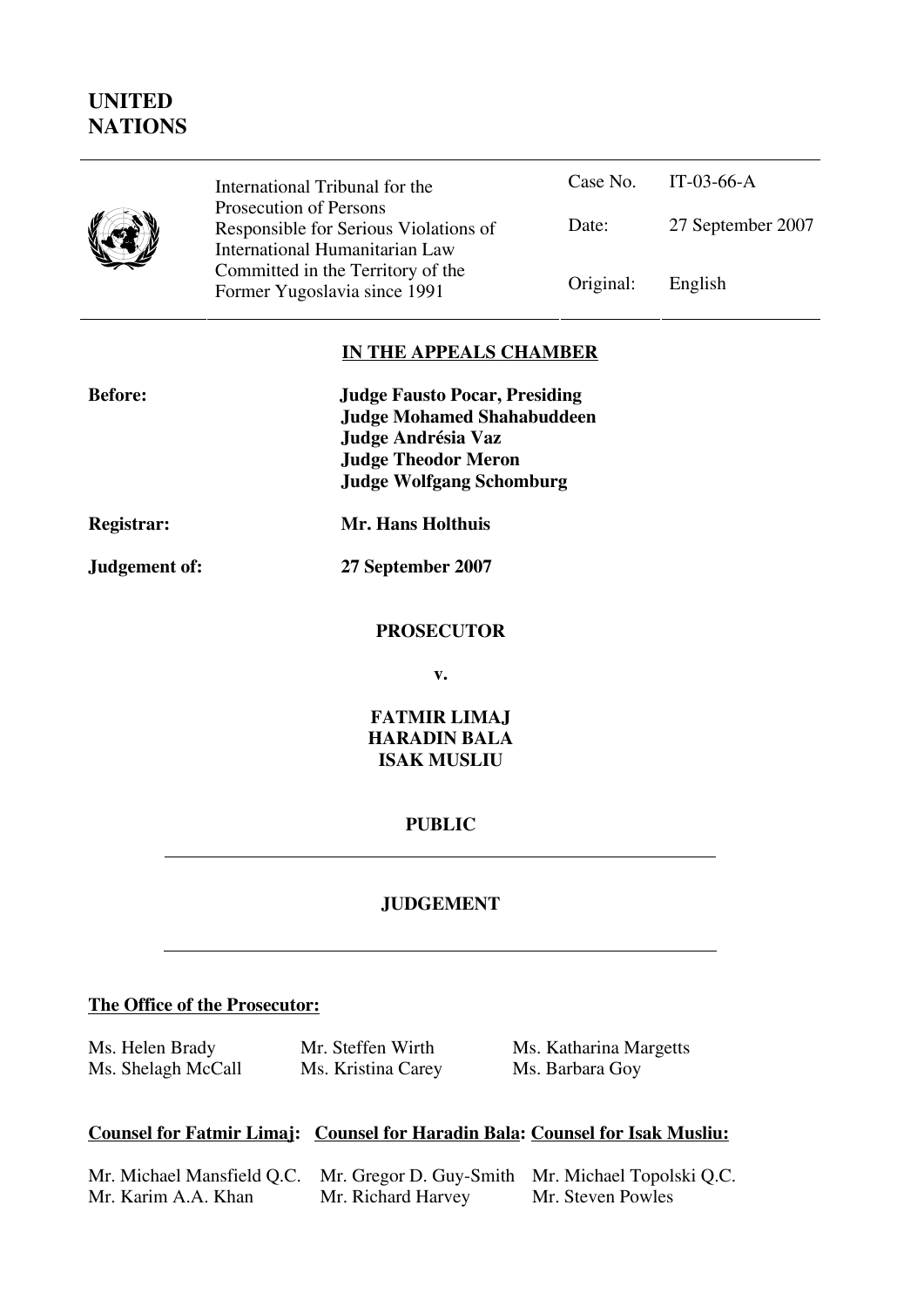# UNITED NATIONS

| International Tribunal for the Prosecution of Persons Responsible for Serious Violations of International Humanitarian Law Committed in the Territory of the Former Yugoslavia since 1991 | Case No. | IT-03-66-A |
|---|---|---|
| | Date: | 27 September 2007 |
| | Original: | English |

## IN THE APPEALS CHAMBER

**Before:** **Judge Fausto Pocar, Presiding**
**Judge Mohamed Shahabuddeen**
**Judge Andrésia Vaz**
**Judge Theodor Meron**
**Judge Wolfgang Schomburg**

**Registrar:** **Mr. Hans Holthuis**

**Judgement of:** **27 September 2007**

**PROSECUTOR**

**v.**

**FATMIR LIMAJ**
**HARADIN BALA**
**ISAK MUSLIU**

**PUBLIC**

---

**JUDGEMENT**

---

**The Office of the Prosecutor:**

Ms. Helen Brady, Mr. Steffen Wirth, Ms. Katharina Margetts
Ms. Shelagh McCall, Ms. Kristina Carey, Ms. Barbara Goy

| **Counsel for Fatmir Limaj:** | **Counsel for Haradin Bala:** | **Counsel for Isak Musliu:** |
|---|---|---|
| Mr. Michael Mansfield Q.C. | Mr. Gregor D. Guy-Smith | Mr. Michael Topolski Q.C. |
| Mr. Karim A.A. Khan | Mr. Richard Harvey | Mr. Steven Powles |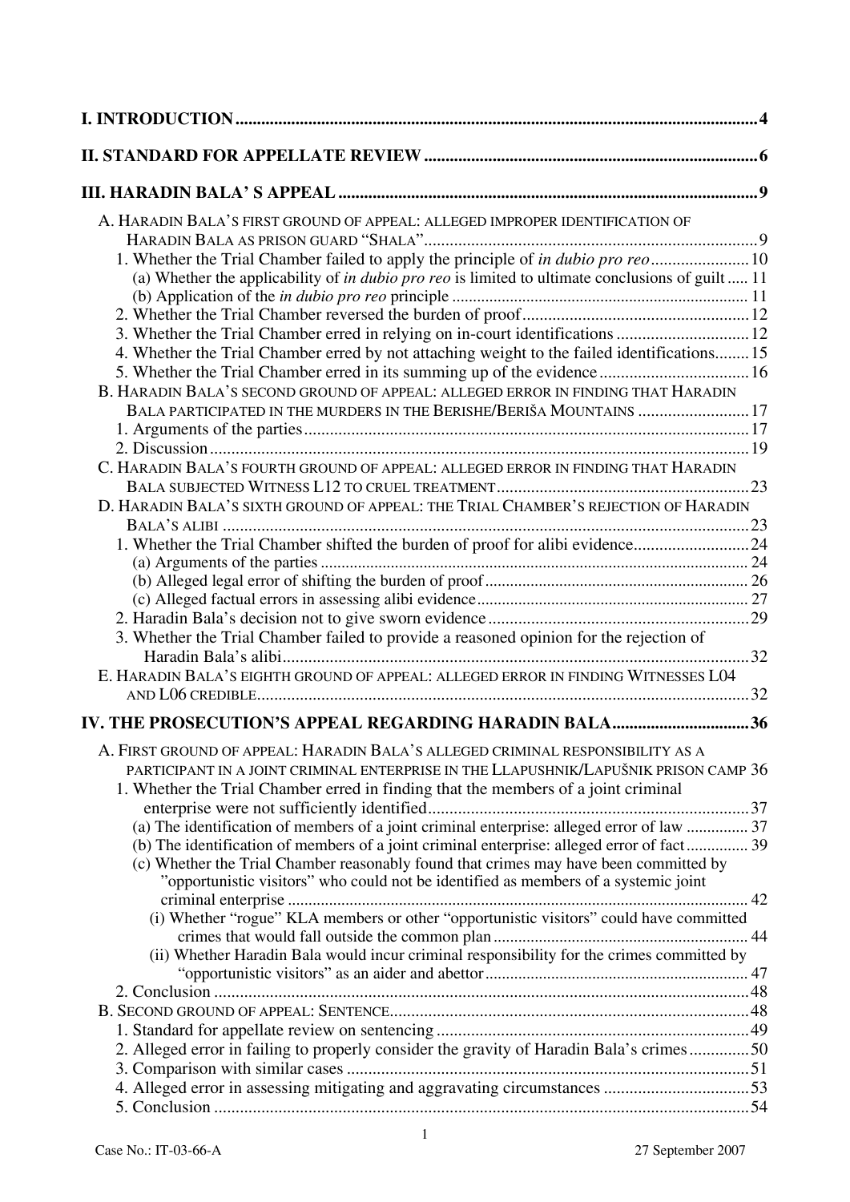**I. INTRODUCTION** .......... 4

**II. STANDARD FOR APPELLATE REVIEW** .......... 6

**III. HARADIN BALA' S APPEAL** .......... 9

A. HARADIN BALA'S FIRST GROUND OF APPEAL: ALLEGED IMPROPER IDENTIFICATION OF HARADIN BALA AS PRISON GUARD "SHALA" .......... 9

1. Whether the Trial Chamber failed to apply the principle of *in dubio pro reo* .......... 10

(a) Whether the applicability of *in dubio pro reo* is limited to ultimate conclusions of guilt .......... 11

(b) Application of the *in dubio pro reo* principle .......... 11

2. Whether the Trial Chamber reversed the burden of proof .......... 12

3. Whether the Trial Chamber erred in relying on in-court identifications .......... 12

4. Whether the Trial Chamber erred by not attaching weight to the failed identifications .......... 15

5. Whether the Trial Chamber erred in its summing up of the evidence .......... 16

B. HARADIN BALA'S SECOND GROUND OF APPEAL: ALLEGED ERROR IN FINDING THAT HARADIN BALA PARTICIPATED IN THE MURDERS IN THE BERISHE/BERIŠA MOUNTAINS .......... 17

1. Arguments of the parties .......... 17

2. Discussion .......... 19

C. HARADIN BALA'S FOURTH GROUND OF APPEAL: ALLEGED ERROR IN FINDING THAT HARADIN BALA SUBJECTED WITNESS L12 TO CRUEL TREATMENT .......... 23

D. HARADIN BALA'S SIXTH GROUND OF APPEAL: THE TRIAL CHAMBER'S REJECTION OF HARADIN BALA'S ALIBI .......... 23

1. Whether the Trial Chamber shifted the burden of proof for alibi evidence .......... 24

(a) Arguments of the parties .......... 24

(b) Alleged legal error of shifting the burden of proof .......... 26

(c) Alleged factual errors in assessing alibi evidence .......... 27

2. Haradin Bala's decision not to give sworn evidence .......... 29

3. Whether the Trial Chamber failed to provide a reasoned opinion for the rejection of Haradin Bala's alibi .......... 32

E. HARADIN BALA'S EIGHTH GROUND OF APPEAL: ALLEGED ERROR IN FINDING WITNESSES L04 AND L06 CREDIBLE .......... 32

**IV. THE PROSECUTION'S APPEAL REGARDING HARADIN BALA** .......... 36

A. FIRST GROUND OF APPEAL: HARADIN BALA'S ALLEGED CRIMINAL RESPONSIBILITY AS A PARTICIPANT IN A JOINT CRIMINAL ENTERPRISE IN THE LLAPUSHNIK/LAPUŠNIK PRISON CAMP 36

1. Whether the Trial Chamber erred in finding that the members of a joint criminal enterprise were not sufficiently identified .......... 37

(a) The identification of members of a joint criminal enterprise: alleged error of law .......... 37

(b) The identification of members of a joint criminal enterprise: alleged error of fact .......... 39

(c) Whether the Trial Chamber reasonably found that crimes may have been committed by "opportunistic visitors" who could not be identified as members of a systemic joint criminal enterprise .......... 42

(i) Whether "rogue" KLA members or other "opportunistic visitors" could have committed crimes that would fall outside the common plan .......... 44

(ii) Whether Haradin Bala would incur criminal responsibility for the crimes committed by "opportunistic visitors" as an aider and abettor .......... 47

2. Conclusion .......... 48

B. SECOND GROUND OF APPEAL: SENTENCE .......... 48

1. Standard for appellate review on sentencing .......... 49

2. Alleged error in failing to properly consider the gravity of Haradin Bala's crimes .......... 50

3. Comparison with similar cases .......... 51

4. Alleged error in assessing mitigating and aggravating circumstances .......... 53

5. Conclusion .......... 54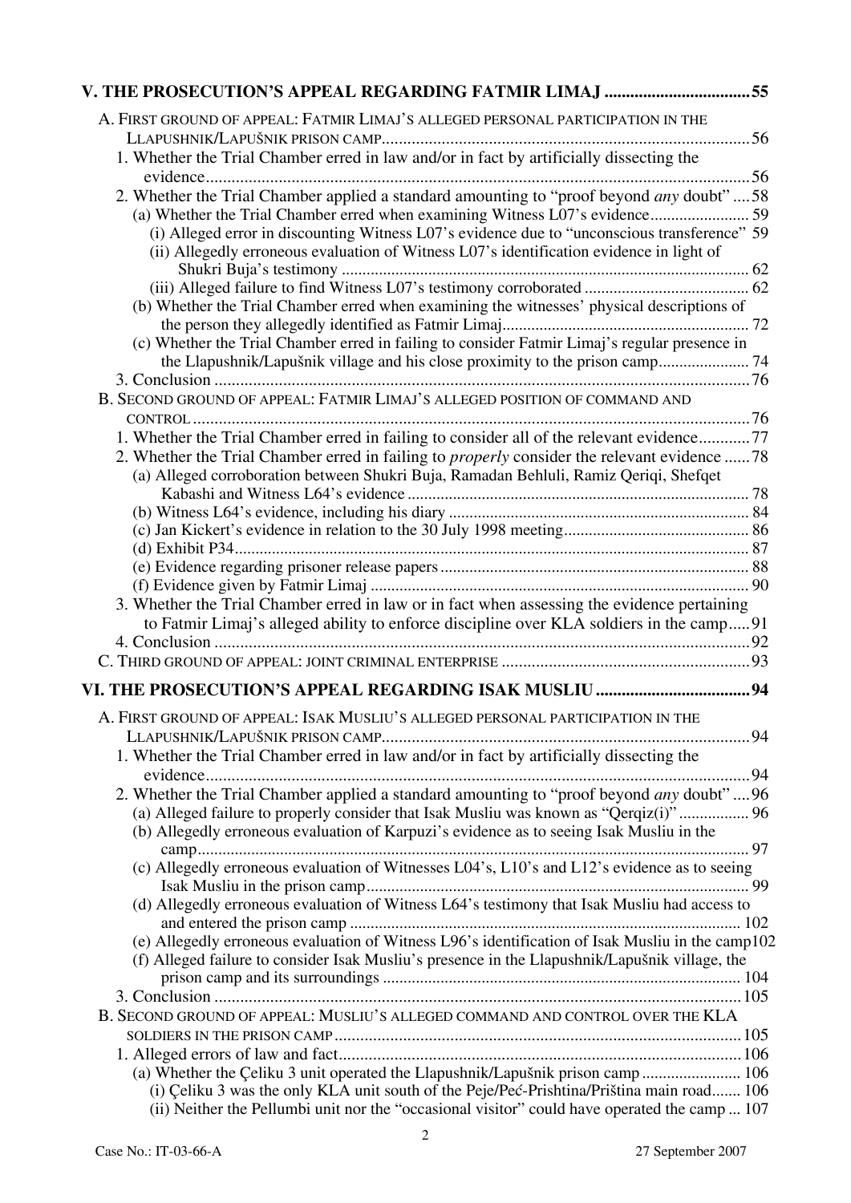**V. THE PROSECUTION'S APPEAL REGARDING FATMIR LIMAJ .................................. 55**

A. FIRST GROUND OF APPEAL: FATMIR LIMAJ'S ALLEGED PERSONAL PARTICIPATION IN THE LLAPUSHNIK/LAPUŠNIK PRISON CAMP ........................................................................................ 56

1. Whether the Trial Chamber erred in law and/or in fact by artificially dissecting the evidence ........................................................................................................................ 56

2. Whether the Trial Chamber applied a standard amounting to "proof beyond *any* doubt" .... 58

(a) Whether the Trial Chamber erred when examining Witness L07's evidence ........................ 59

(i) Alleged error in discounting Witness L07's evidence due to "unconscious transference" 59

(ii) Allegedly erroneous evaluation of Witness L07's identification evidence in light of Shukri Buja's testimony ................................................................................................. 62

(iii) Alleged failure to find Witness L07's testimony corroborated ........................................ 62

(b) Whether the Trial Chamber erred when examining the witnesses' physical descriptions of the person they allegedly identified as Fatmir Limaj ........................................................... 72

(c) Whether the Trial Chamber erred in failing to consider Fatmir Limaj's regular presence in the Llapushnik/Lapušnik village and his close proximity to the prison camp ...................... 74

3. Conclusion ............................................................................................................................. 76

B. SECOND GROUND OF APPEAL: FATMIR LIMAJ'S ALLEGED POSITION OF COMMAND AND CONTROL .............................................................................................................................. 76

1. Whether the Trial Chamber erred in failing to consider all of the relevant evidence ............ 77

2. Whether the Trial Chamber erred in failing to *properly* consider the relevant evidence ...... 78

(a) Alleged corroboration between Shukri Buja, Ramadan Behluli, Ramiz Qeriqi, Shefqet Kabashi and Witness L64's evidence .................................................................................. 78

(b) Witness L64's evidence, including his diary ......................................................................... 84

(c) Jan Kickert's evidence in relation to the 30 July 1998 meeting ............................................ 86

(d) Exhibit P34 ........................................................................................................................... 87

(e) Evidence regarding prisoner release papers .......................................................................... 88

(f) Evidence given by Fatmir Limaj ........................................................................................... 90

3. Whether the Trial Chamber erred in law or in fact when assessing the evidence pertaining to Fatmir Limaj's alleged ability to enforce discipline over KLA soldiers in the camp ..... 91

4. Conclusion ............................................................................................................................. 92

C. THIRD GROUND OF APPEAL: JOINT CRIMINAL ENTERPRISE .......................................................... 93

**VI. THE PROSECUTION'S APPEAL REGARDING ISAK MUSLIU .................................... 94**

A. FIRST GROUND OF APPEAL: ISAK MUSLIU'S ALLEGED PERSONAL PARTICIPATION IN THE LLAPUSHNIK/LAPUŠNIK PRISON CAMP ........................................................................................ 94

1. Whether the Trial Chamber erred in law and/or in fact by artificially dissecting the evidence ........................................................................................................................ 94

2. Whether the Trial Chamber applied a standard amounting to "proof beyond *any* doubt" .... 96

(a) Alleged failure to properly consider that Isak Musliu was known as "Qerqiz(i)" ................ 96

(b) Allegedly erroneous evaluation of Karpuzi's evidence as to seeing Isak Musliu in the camp ...................................................................................................................................... 97

(c) Allegedly erroneous evaluation of Witnesses L04's, L10's and L12's evidence as to seeing Isak Musliu in the prison camp ............................................................................................ 99

(d) Allegedly erroneous evaluation of Witness L64's testimony that Isak Musliu had access to and entered the prison camp ............................................................................................. 102

(e) Allegedly erroneous evaluation of Witness L96's identification of Isak Musliu in the camp 102

(f) Alleged failure to consider Isak Musliu's presence in the Llapushnik/Lapušnik village, the prison camp and its surroundings ..................................................................................... 104

3. Conclusion ........................................................................................................................... 105

B. SECOND GROUND OF APPEAL: MUSLIU'S ALLEGED COMMAND AND CONTROL OVER THE KLA SOLDIERS IN THE PRISON CAMP ............................................................................................... 105

1. Alleged errors of law and fact .............................................................................................. 106

(a) Whether the Çeliku 3 unit operated the Llapushnik/Lapušnik prison camp ........................ 106

(i) Çeliku 3 was the only KLA unit south of the Peje/Peć-Prishtina/Priština main road ....... 106

(ii) Neither the Pellumbi unit nor the "occasional visitor" could have operated the camp ... 107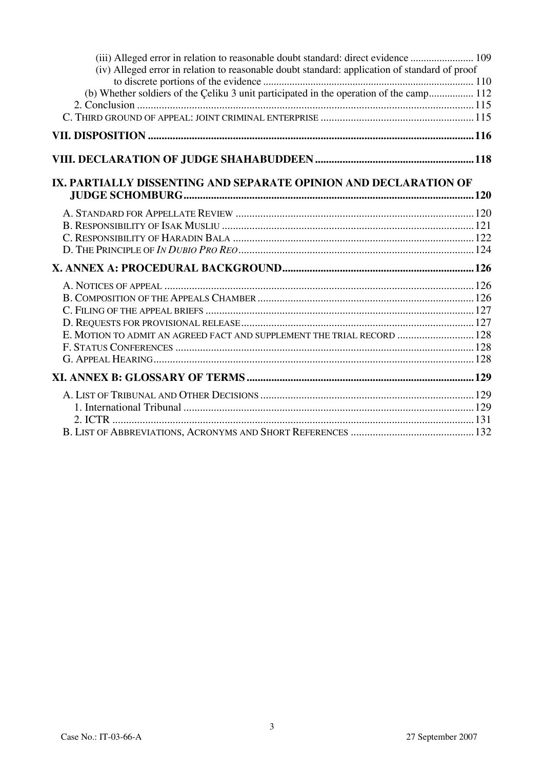(iii) Alleged error in relation to reasonable doubt standard: direct evidence ........................ 109
(iv) Alleged error in relation to reasonable doubt standard: application of standard of proof to discrete portions of the evidence .............................................................................. 110
(b) Whether soldiers of the Çeliku 3 unit participated in the operation of the camp................. 112
2. Conclusion ........................................................................................................................ 115
C. THIRD GROUND OF APPEAL: JOINT CRIMINAL ENTERPRISE ........................................................ 115

**VII. DISPOSITION ..................................................................................................................... 116**

**VIII. DECLARATION OF JUDGE SHAHABUDDEEN .......................................................... 118**

**IX. PARTIALLY DISSENTING AND SEPARATE OPINION AND DECLARATION OF JUDGE SCHOMBURG ......................................................................................................... 120**

A. STANDARD FOR APPELLATE REVIEW ...................................................................................... 120
B. RESPONSIBILITY OF ISAK MUSLIU ........................................................................................... 121
C. RESPONSIBILITY OF HARADIN BALA ....................................................................................... 122
D. THE PRINCIPLE OF *IN DUBIO PRO REO* ..................................................................................... 124

**X. ANNEX A: PROCEDURAL BACKGROUND...................................................................... 126**

A. NOTICES OF APPEAL ................................................................................................................ 126
B. COMPOSITION OF THE APPEALS CHAMBER .............................................................................. 126
C. FILING OF THE APPEAL BRIEFS ................................................................................................. 127
D. REQUESTS FOR PROVISIONAL RELEASE .................................................................................... 127
E. MOTION TO ADMIT AN AGREED FACT AND SUPPLEMENT THE TRIAL RECORD ............................ 128
F. STATUS CONFERENCES ............................................................................................................ 128
G. APPEAL HEARING .................................................................................................................... 128

**XI. ANNEX B: GLOSSARY OF TERMS ................................................................................... 129**

A. LIST OF TRIBUNAL AND OTHER DECISIONS ............................................................................. 129
1. International Tribunal .......................................................................................................... 129
2. ICTR .................................................................................................................................... 131
B. LIST OF ABBREVIATIONS, ACRONYMS AND SHORT REFERENCES ............................................. 132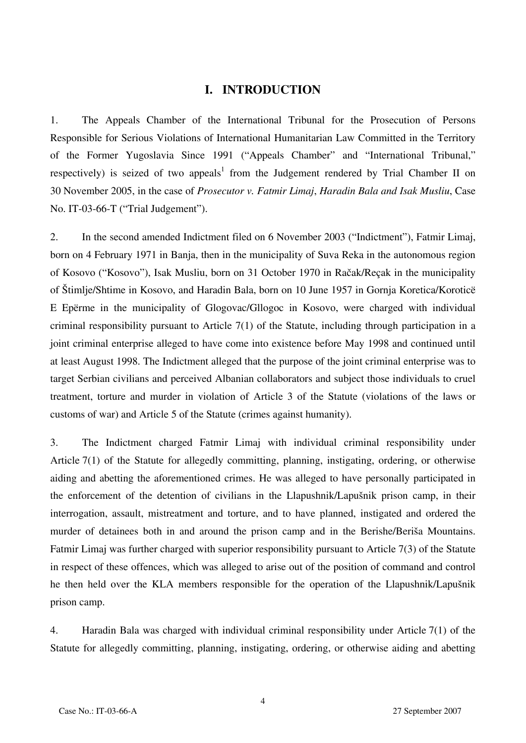# I. INTRODUCTION

1. The Appeals Chamber of the International Tribunal for the Prosecution of Persons Responsible for Serious Violations of International Humanitarian Law Committed in the Territory of the Former Yugoslavia Since 1991 ("Appeals Chamber" and "International Tribunal," respectively) is seized of two appeals[1] from the Judgement rendered by Trial Chamber II on 30 November 2005, in the case of *Prosecutor v. Fatmir Limaj*, *Haradin Bala and Isak Musliu*, Case No. IT-03-66-T ("Trial Judgement").

2. In the second amended Indictment filed on 6 November 2003 ("Indictment"), Fatmir Limaj, born on 4 February 1971 in Banja, then in the municipality of Suva Reka in the autonomous region of Kosovo ("Kosovo"), Isak Musliu, born on 31 October 1970 in Račak/Reçak in the municipality of Štimlje/Shtime in Kosovo, and Haradin Bala, born on 10 June 1957 in Gornja Koretica/Koroticë E Epërme in the municipality of Glogovac/Gllogoc in Kosovo, were charged with individual criminal responsibility pursuant to Article 7(1) of the Statute, including through participation in a joint criminal enterprise alleged to have come into existence before May 1998 and continued until at least August 1998. The Indictment alleged that the purpose of the joint criminal enterprise was to target Serbian civilians and perceived Albanian collaborators and subject those individuals to cruel treatment, torture and murder in violation of Article 3 of the Statute (violations of the laws or customs of war) and Article 5 of the Statute (crimes against humanity).

3. The Indictment charged Fatmir Limaj with individual criminal responsibility under Article 7(1) of the Statute for allegedly committing, planning, instigating, ordering, or otherwise aiding and abetting the aforementioned crimes. He was alleged to have personally participated in the enforcement of the detention of civilians in the Llapushnik/Lapušnik prison camp, in their interrogation, assault, mistreatment and torture, and to have planned, instigated and ordered the murder of detainees both in and around the prison camp and in the Berishe/Beriša Mountains. Fatmir Limaj was further charged with superior responsibility pursuant to Article 7(3) of the Statute in respect of these offences, which was alleged to arise out of the position of command and control he then held over the KLA members responsible for the operation of the Llapushnik/Lapušnik prison camp.

4. Haradin Bala was charged with individual criminal responsibility under Article 7(1) of the Statute for allegedly committing, planning, instigating, ordering, or otherwise aiding and abetting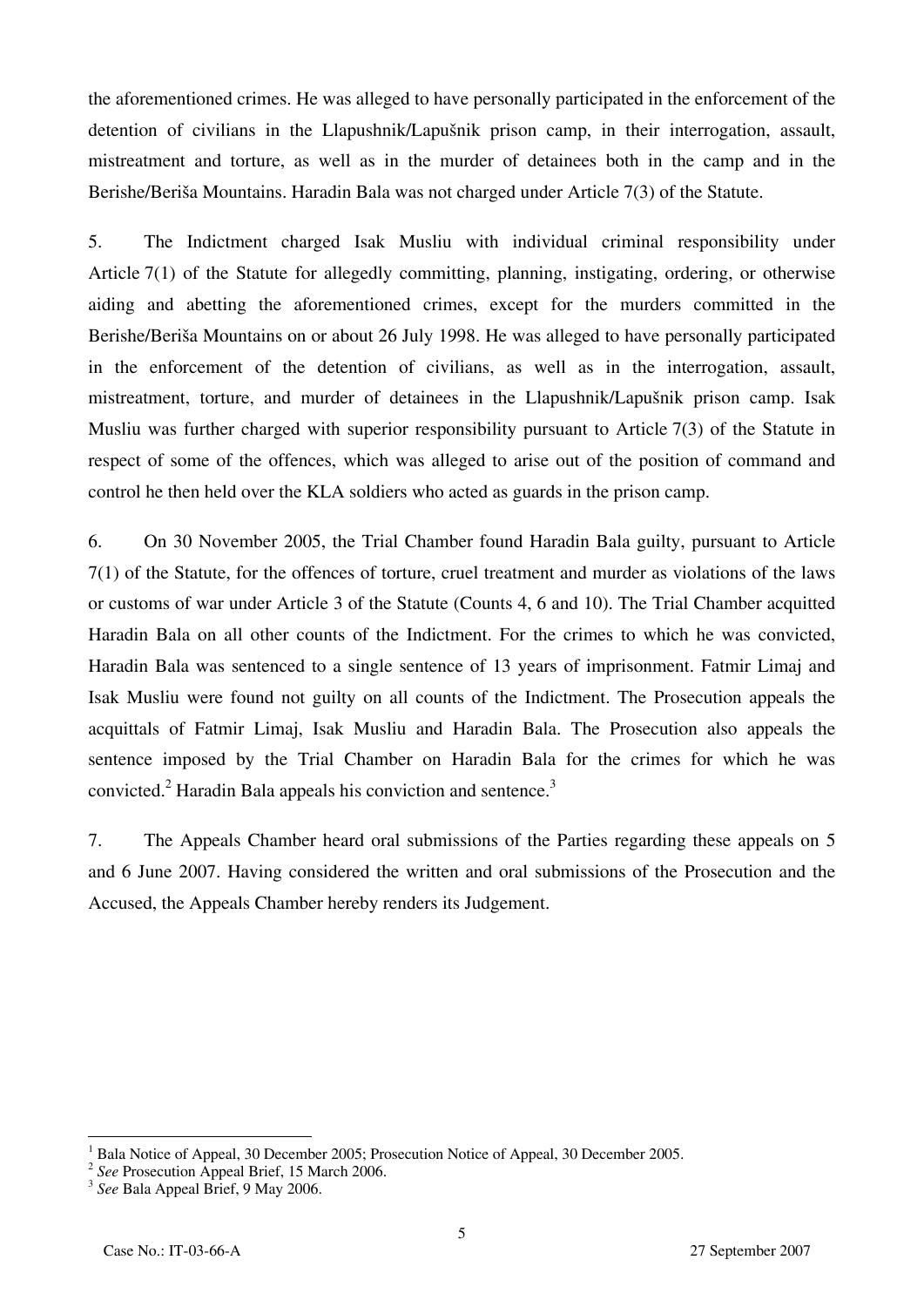the aforementioned crimes. He was alleged to have personally participated in the enforcement of the detention of civilians in the Llapushnik/Lapušnik prison camp, in their interrogation, assault, mistreatment and torture, as well as in the murder of detainees both in the camp and in the Berishe/Beriša Mountains. Haradin Bala was not charged under Article 7(3) of the Statute.

5. The Indictment charged Isak Musliu with individual criminal responsibility under Article 7(1) of the Statute for allegedly committing, planning, instigating, ordering, or otherwise aiding and abetting the aforementioned crimes, except for the murders committed in the Berishe/Beriša Mountains on or about 26 July 1998. He was alleged to have personally participated in the enforcement of the detention of civilians, as well as in the interrogation, assault, mistreatment, torture, and murder of detainees in the Llapushnik/Lapušnik prison camp. Isak Musliu was further charged with superior responsibility pursuant to Article 7(3) of the Statute in respect of some of the offences, which was alleged to arise out of the position of command and control he then held over the KLA soldiers who acted as guards in the prison camp.

6. On 30 November 2005, the Trial Chamber found Haradin Bala guilty, pursuant to Article 7(1) of the Statute, for the offences of torture, cruel treatment and murder as violations of the laws or customs of war under Article 3 of the Statute (Counts 4, 6 and 10). The Trial Chamber acquitted Haradin Bala on all other counts of the Indictment. For the crimes to which he was convicted, Haradin Bala was sentenced to a single sentence of 13 years of imprisonment. Fatmir Limaj and Isak Musliu were found not guilty on all counts of the Indictment. The Prosecution appeals the acquittals of Fatmir Limaj, Isak Musliu and Haradin Bala. The Prosecution also appeals the sentence imposed by the Trial Chamber on Haradin Bala for the crimes for which he was convicted.[2] Haradin Bala appeals his conviction and sentence.[3]

7. The Appeals Chamber heard oral submissions of the Parties regarding these appeals on 5 and 6 June 2007. Having considered the written and oral submissions of the Prosecution and the Accused, the Appeals Chamber hereby renders its Judgement.

---

[1] Bala Notice of Appeal, 30 December 2005; Prosecution Notice of Appeal, 30 December 2005.

[2] *See* Prosecution Appeal Brief, 15 March 2006.

[3] *See* Bala Appeal Brief, 9 May 2006.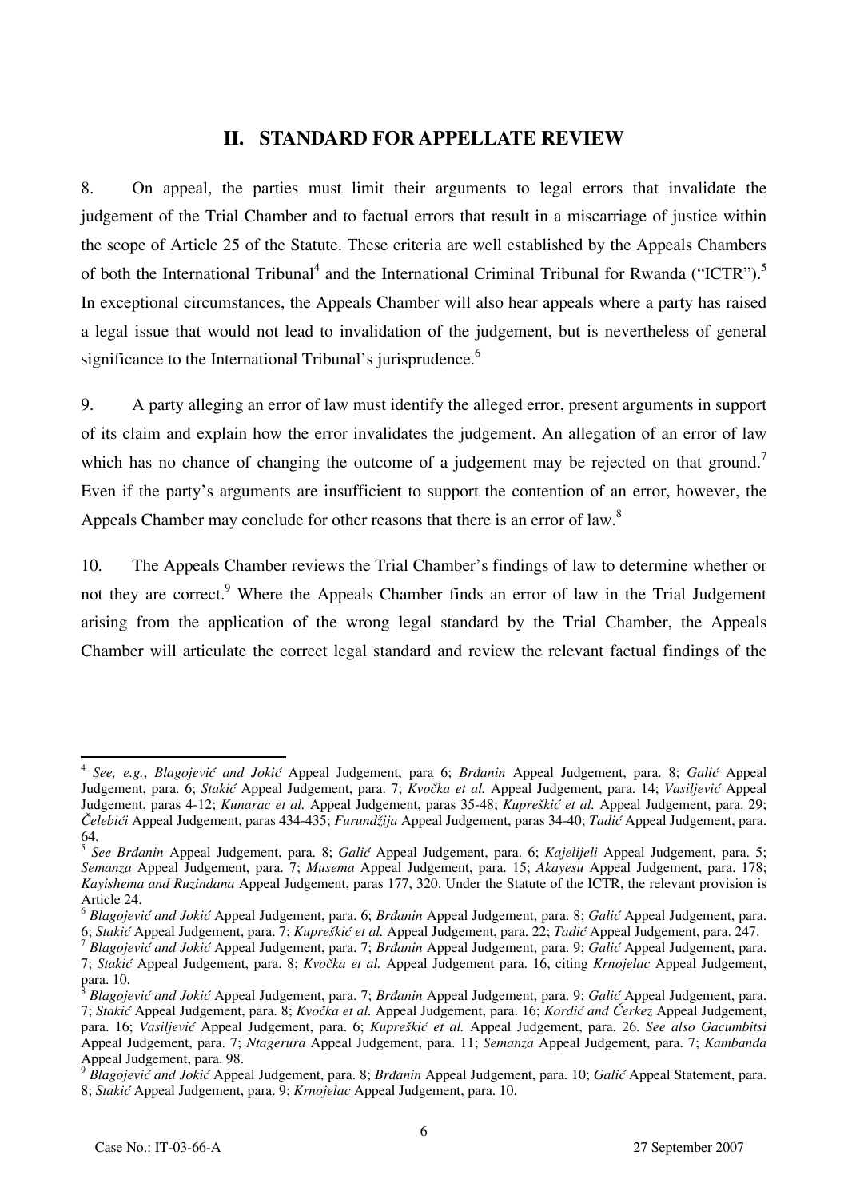## II. STANDARD FOR APPELLATE REVIEW

8. On appeal, the parties must limit their arguments to legal errors that invalidate the judgement of the Trial Chamber and to factual errors that result in a miscarriage of justice within the scope of Article 25 of the Statute. These criteria are well established by the Appeals Chambers of both the International Tribunal[4] and the International Criminal Tribunal for Rwanda ("ICTR").[5] In exceptional circumstances, the Appeals Chamber will also hear appeals where a party has raised a legal issue that would not lead to invalidation of the judgement, but is nevertheless of general significance to the International Tribunal's jurisprudence.[6]

9. A party alleging an error of law must identify the alleged error, present arguments in support of its claim and explain how the error invalidates the judgement. An allegation of an error of law which has no chance of changing the outcome of a judgement may be rejected on that ground.[7] Even if the party's arguments are insufficient to support the contention of an error, however, the Appeals Chamber may conclude for other reasons that there is an error of law.[8]

10. The Appeals Chamber reviews the Trial Chamber's findings of law to determine whether or not they are correct.[9] Where the Appeals Chamber finds an error of law in the Trial Judgement arising from the application of the wrong legal standard by the Trial Chamber, the Appeals Chamber will articulate the correct legal standard and review the relevant factual findings of the

---

[4] *See, e.g.*, *Blagojević and Jokić* Appeal Judgement, para 6; *Brđanin* Appeal Judgement, para. 8; *Galić* Appeal Judgement, para. 6; *Stakić* Appeal Judgement, para. 7; *Kvočka et al.* Appeal Judgement, para. 14; *Vasiljević* Appeal Judgement, paras 4-12; *Kunarac et al.* Appeal Judgement, paras 35-48; *Kupreškić et al.* Appeal Judgement, para. 29; *Čelebići* Appeal Judgement, paras 434-435; *Furundžija* Appeal Judgement, paras 34-40; *Tadić* Appeal Judgement, para. 64.

[5] *See Brđanin* Appeal Judgement, para. 8; *Galić* Appeal Judgement, para. 6; *Kajelijeli* Appeal Judgement, para. 5; *Semanza* Appeal Judgement, para. 7; *Musema* Appeal Judgement, para. 15; *Akayesu* Appeal Judgement, para. 178; *Kayishema and Ruzindana* Appeal Judgement, paras 177, 320. Under the Statute of the ICTR, the relevant provision is Article 24.

[6] *Blagojević and Jokić* Appeal Judgement, para. 6; *Brđanin* Appeal Judgement, para. 8; *Galić* Appeal Judgement, para. 6; *Stakić* Appeal Judgement, para. 7; *Kupreškić et al.* Appeal Judgement, para. 22; *Tadić* Appeal Judgement, para. 247.

[7] *Blagojević and Jokić* Appeal Judgement, para. 7; *Brđanin* Appeal Judgement, para. 9; *Galić* Appeal Judgement, para. 7; *Stakić* Appeal Judgement, para. 8; *Kvočka et al.* Appeal Judgement para. 16, citing *Krnojelac* Appeal Judgement, para. 10.

[8] *Blagojević and Jokić* Appeal Judgement, para. 7; *Brđanin* Appeal Judgement, para. 9; *Galić* Appeal Judgement, para. 7; *Stakić* Appeal Judgement, para. 8; *Kvočka et al.* Appeal Judgement, para. 16; *Kordić and Čerkez* Appeal Judgement, para. 16; *Vasiljević* Appeal Judgement, para. 6; *Kupreškić et al.* Appeal Judgement, para. 26. *See also Gacumbitsi* Appeal Judgement, para. 7; *Ntagerura* Appeal Judgement, para. 11; *Semanza* Appeal Judgement, para. 7; *Kambanda* Appeal Judgement, para. 98.

[9] *Blagojević and Jokić* Appeal Judgement, para. 8; *Brđanin* Appeal Judgement, para. 10; *Galić* Appeal Statement, para. 8; *Stakić* Appeal Judgement, para. 9; *Krnojelac* Appeal Judgement, para. 10.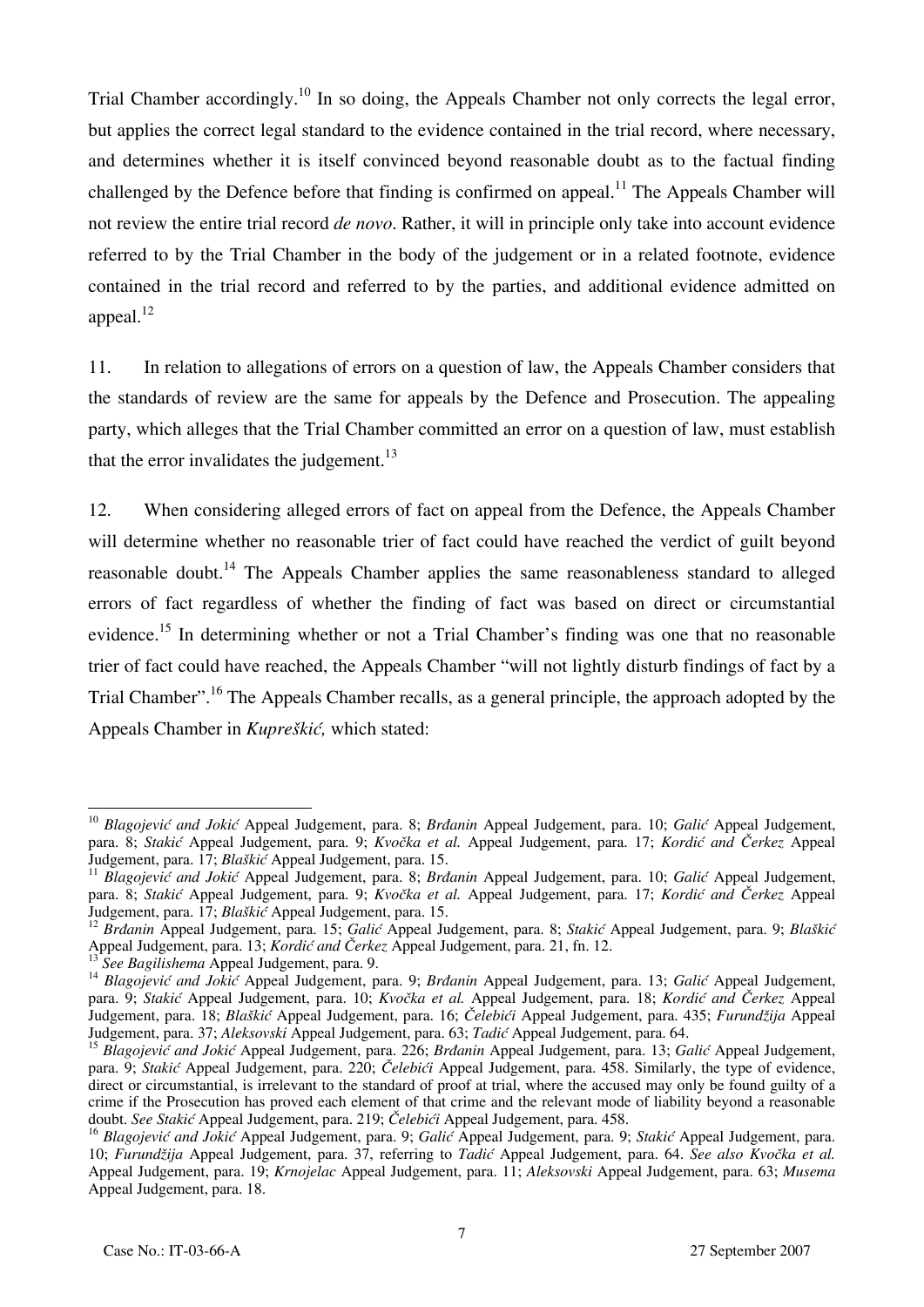Trial Chamber accordingly.[10] In so doing, the Appeals Chamber not only corrects the legal error, but applies the correct legal standard to the evidence contained in the trial record, where necessary, and determines whether it is itself convinced beyond reasonable doubt as to the factual finding challenged by the Defence before that finding is confirmed on appeal.[11] The Appeals Chamber will not review the entire trial record *de novo*. Rather, it will in principle only take into account evidence referred to by the Trial Chamber in the body of the judgement or in a related footnote, evidence contained in the trial record and referred to by the parties, and additional evidence admitted on appeal.[12]

11. In relation to allegations of errors on a question of law, the Appeals Chamber considers that the standards of review are the same for appeals by the Defence and Prosecution. The appealing party, which alleges that the Trial Chamber committed an error on a question of law, must establish that the error invalidates the judgement.[13]

12. When considering alleged errors of fact on appeal from the Defence, the Appeals Chamber will determine whether no reasonable trier of fact could have reached the verdict of guilt beyond reasonable doubt.[14] The Appeals Chamber applies the same reasonableness standard to alleged errors of fact regardless of whether the finding of fact was based on direct or circumstantial evidence.[15] In determining whether or not a Trial Chamber's finding was one that no reasonable trier of fact could have reached, the Appeals Chamber "will not lightly disturb findings of fact by a Trial Chamber".[16] The Appeals Chamber recalls, as a general principle, the approach adopted by the Appeals Chamber in *Kupreškić,* which stated:

---

[10] *Blagojević and Jokić* Appeal Judgement, para. 8; *Brđanin* Appeal Judgement, para. 10; *Galić* Appeal Judgement, para. 8; *Stakić* Appeal Judgement, para. 9; *Kvočka et al.* Appeal Judgement, para. 17; *Kordić and Čerkez* Appeal Judgement, para. 17; *Blaškić* Appeal Judgement, para. 15.

[11] *Blagojević and Jokić* Appeal Judgement, para. 8; *Brđanin* Appeal Judgement, para. 10; *Galić* Appeal Judgement, para. 8; *Stakić* Appeal Judgement, para. 9; *Kvočka et al.* Appeal Judgement, para. 17; *Kordić and Čerkez* Appeal Judgement, para. 17; *Blaškić* Appeal Judgement, para. 15.

[12] *Brđanin* Appeal Judgement, para. 15; *Galić* Appeal Judgement, para. 8; *Stakić* Appeal Judgement, para. 9; *Blaškić* Appeal Judgement, para. 13; *Kordić and Čerkez* Appeal Judgement, para. 21, fn. 12.

[13] *See Bagilishema* Appeal Judgement, para. 9.

[14] *Blagojević and Jokić* Appeal Judgement, para. 9; *Brđanin* Appeal Judgement, para. 13; *Galić* Appeal Judgement, para. 9; *Stakić* Appeal Judgement, para. 10; *Kvočka et al.* Appeal Judgement, para. 18; *Kordić and Čerkez* Appeal Judgement, para. 18; *Blaškić* Appeal Judgement, para. 16; *Čelebići* Appeal Judgement, para. 435; *Furundžija* Appeal Judgement, para. 37; *Aleksovski* Appeal Judgement, para. 63; *Tadić* Appeal Judgement, para. 64.

[15] *Blagojević and Jokić* Appeal Judgement, para. 226; *Brđanin* Appeal Judgement, para. 13; *Galić* Appeal Judgement, para. 9; *Stakić* Appeal Judgement, para. 220; *Čelebići* Appeal Judgement, para. 458. Similarly, the type of evidence, direct or circumstantial, is irrelevant to the standard of proof at trial, where the accused may only be found guilty of a crime if the Prosecution has proved each element of that crime and the relevant mode of liability beyond a reasonable doubt. *See Stakić* Appeal Judgement, para. 219; *Čelebići* Appeal Judgement, para. 458.

[16] *Blagojević and Jokić* Appeal Judgement, para. 9; *Galić* Appeal Judgement, para. 9; *Stakić* Appeal Judgement, para. 10; *Furundžija* Appeal Judgement, para. 37, referring to *Tadić* Appeal Judgement, para. 64. *See also Kvočka et al.* Appeal Judgement, para. 19; *Krnojelac* Appeal Judgement, para. 11; *Aleksovski* Appeal Judgement, para. 63; *Musema* Appeal Judgement, para. 18.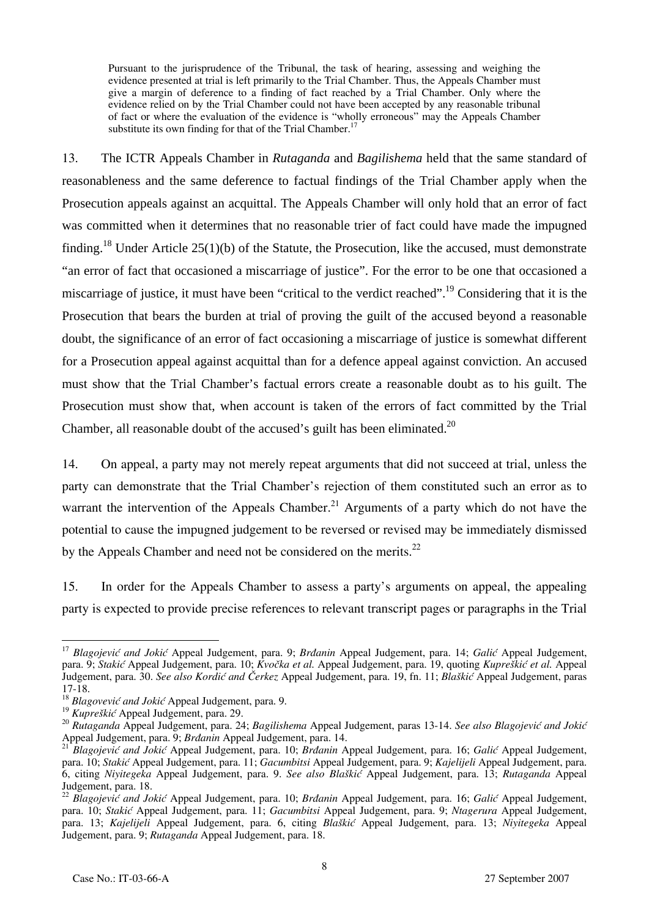> Pursuant to the jurisprudence of the Tribunal, the task of hearing, assessing and weighing the evidence presented at trial is left primarily to the Trial Chamber. Thus, the Appeals Chamber must give a margin of deference to a finding of fact reached by a Trial Chamber. Only where the evidence relied on by the Trial Chamber could not have been accepted by any reasonable tribunal of fact or where the evaluation of the evidence is "wholly erroneous" may the Appeals Chamber substitute its own finding for that of the Trial Chamber.[17]

13. The ICTR Appeals Chamber in *Rutaganda* and *Bagilishema* held that the same standard of reasonableness and the same deference to factual findings of the Trial Chamber apply when the Prosecution appeals against an acquittal. The Appeals Chamber will only hold that an error of fact was committed when it determines that no reasonable trier of fact could have made the impugned finding.[18] Under Article 25(1)(b) of the Statute, the Prosecution, like the accused, must demonstrate "an error of fact that occasioned a miscarriage of justice". For the error to be one that occasioned a miscarriage of justice, it must have been "critical to the verdict reached".[19] Considering that it is the Prosecution that bears the burden at trial of proving the guilt of the accused beyond a reasonable doubt, the significance of an error of fact occasioning a miscarriage of justice is somewhat different for a Prosecution appeal against acquittal than for a defence appeal against conviction. An accused must show that the Trial Chamber's factual errors create a reasonable doubt as to his guilt. The Prosecution must show that, when account is taken of the errors of fact committed by the Trial Chamber, all reasonable doubt of the accused's guilt has been eliminated.[20]

14. On appeal, a party may not merely repeat arguments that did not succeed at trial, unless the party can demonstrate that the Trial Chamber's rejection of them constituted such an error as to warrant the intervention of the Appeals Chamber.[21] Arguments of a party which do not have the potential to cause the impugned judgement to be reversed or revised may be immediately dismissed by the Appeals Chamber and need not be considered on the merits.[22]

15. In order for the Appeals Chamber to assess a party's arguments on appeal, the appealing party is expected to provide precise references to relevant transcript pages or paragraphs in the Trial

---

[17] *Blagojević and Jokić* Appeal Judgement, para. 9; *Brđanin* Appeal Judgement, para. 14; *Galić* Appeal Judgement, para. 9; *Stakić* Appeal Judgement, para. 10; *Kvočka et al.* Appeal Judgement, para. 19, quoting *Kupreškić et al.* Appeal Judgement, para. 30. *See also Kordić and Čerkez* Appeal Judgement, para. 19, fn. 11; *Blaškić* Appeal Judgement, paras 17-18.

[18] *Blagovević and Jokić* Appeal Judgement, para. 9.

[19] *Kupreškić* Appeal Judgement, para. 29.

[20] *Rutaganda* Appeal Judgement, para. 24; *Bagilishema* Appeal Judgement, paras 13-14. *See also Blagojević and Jokić* Appeal Judgement, para. 9; *Brđanin* Appeal Judgement, para. 14.

[21] *Blagojević and Jokić* Appeal Judgement, para. 10; *Brđanin* Appeal Judgement, para. 16; *Galić* Appeal Judgement, para. 10; *Stakić* Appeal Judgement, para. 11; *Gacumbitsi* Appeal Judgement, para. 9; *Kajelijeli* Appeal Judgement, para. 6, citing *Niyitegeka* Appeal Judgement, para. 9. *See also Blaškić* Appeal Judgement, para. 13; *Rutaganda* Appeal Judgement, para. 18.

[22] *Blagojević and Jokić* Appeal Judgement, para. 10; *Brđanin* Appeal Judgement, para. 16; *Galić* Appeal Judgement, para. 10; *Stakić* Appeal Judgement, para. 11; *Gacumbitsi* Appeal Judgement, para. 9; *Ntagerura* Appeal Judgement, para. 13; *Kajelijeli* Appeal Judgement, para. 6, citing *Blaškić* Appeal Judgement, para. 13; *Niyitegeka* Appeal Judgement, para. 9; *Rutaganda* Appeal Judgement, para. 18.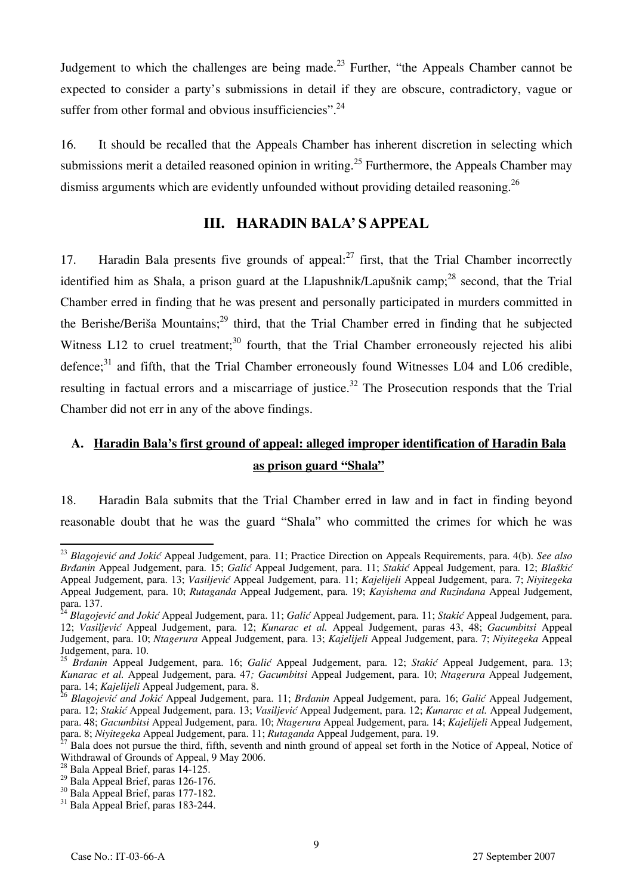Judgement to which the challenges are being made.[23] Further, "the Appeals Chamber cannot be expected to consider a party's submissions in detail if they are obscure, contradictory, vague or suffer from other formal and obvious insufficiencies".[24]

16. It should be recalled that the Appeals Chamber has inherent discretion in selecting which submissions merit a detailed reasoned opinion in writing.[25] Furthermore, the Appeals Chamber may dismiss arguments which are evidently unfounded without providing detailed reasoning.[26]

## III. HARADIN BALA' S APPEAL

17. Haradin Bala presents five grounds of appeal:[27] first, that the Trial Chamber incorrectly identified him as Shala, a prison guard at the Llapushnik/Lapušnik camp;[28] second, that the Trial Chamber erred in finding that he was present and personally participated in murders committed in the Berishe/Beriša Mountains;[29] third, that the Trial Chamber erred in finding that he subjected Witness L12 to cruel treatment;[30] fourth, that the Trial Chamber erroneously rejected his alibi defence;[31] and fifth, that the Trial Chamber erroneously found Witnesses L04 and L06 credible, resulting in factual errors and a miscarriage of justice.[32] The Prosecution responds that the Trial Chamber did not err in any of the above findings.

### A. Haradin Bala's first ground of appeal: alleged improper identification of Haradin Bala as prison guard "Shala"

18. Haradin Bala submits that the Trial Chamber erred in law and in fact in finding beyond reasonable doubt that he was the guard "Shala" who committed the crimes for which he was

---

[23] *Blagojević and Jokić* Appeal Judgement, para. 11; Practice Direction on Appeals Requirements, para. 4(b). *See also Brđanin* Appeal Judgement, para. 15; *Galić* Appeal Judgement, para. 11; *Stakić* Appeal Judgement, para. 12; *Blaškić* Appeal Judgement, para. 13; *Vasiljević* Appeal Judgement, para. 11; *Kajelijeli* Appeal Judgement, para. 7; *Niyitegeka* Appeal Judgement, para. 10; *Rutaganda* Appeal Judgement, para. 19; *Kayishema and Ruzindana* Appeal Judgement, para. 137.

[24] *Blagojević and Jokić* Appeal Judgement, para. 11; *Galić* Appeal Judgement, para. 11; *Stakić* Appeal Judgement, para. 12; *Vasiljević* Appeal Judgement, para. 12; *Kunarac et al.* Appeal Judgement, paras 43, 48; *Gacumbitsi* Appeal Judgement, para. 10; *Ntagerura* Appeal Judgement, para. 13; *Kajelijeli* Appeal Judgement, para. 7; *Niyitegeka* Appeal Judgement, para. 10.

[25] *Brđanin* Appeal Judgement, para. 16; *Galić* Appeal Judgement, para. 12; *Stakić* Appeal Judgement, para. 13; *Kunarac et al.* Appeal Judgement, para. 47; *Gacumbitsi* Appeal Judgement, para. 10; *Ntagerura* Appeal Judgement, para. 14; *Kajelijeli* Appeal Judgement, para. 8.

[26] *Blagojević and Jokić* Appeal Judgement, para. 11; *Brđanin* Appeal Judgement, para. 16; *Galić* Appeal Judgement, para. 12; *Stakić* Appeal Judgement, para. 13; *Vasiljević* Appeal Judgement, para. 12; *Kunarac et al.* Appeal Judgement, para. 48; *Gacumbitsi* Appeal Judgement, para. 10; *Ntagerura* Appeal Judgement, para. 14; *Kajelijeli* Appeal Judgement, para. 8; *Niyitegeka* Appeal Judgement, para. 11; *Rutaganda* Appeal Judgement, para. 19.

[27] Bala does not pursue the third, fifth, seventh and ninth ground of appeal set forth in the Notice of Appeal, Notice of Withdrawal of Grounds of Appeal, 9 May 2006.

[28] Bala Appeal Brief, paras 14-125.

[29] Bala Appeal Brief, paras 126-176.

[30] Bala Appeal Brief, paras 177-182.

[31] Bala Appeal Brief, paras 183-244.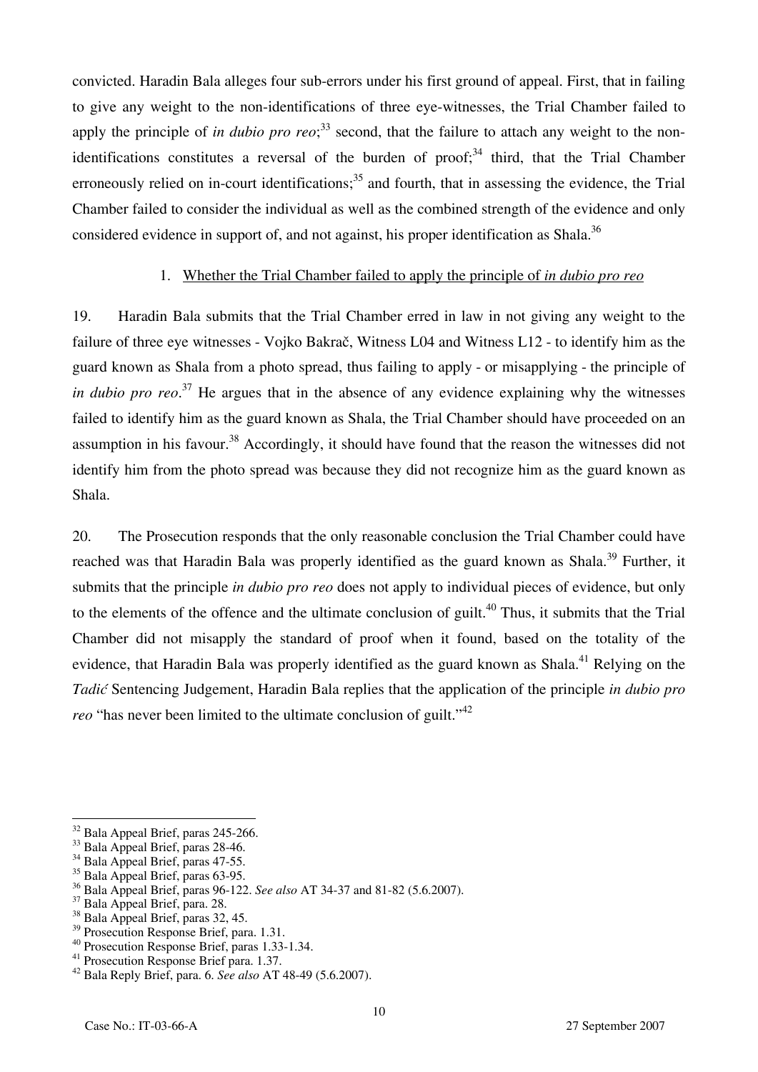convicted. Haradin Bala alleges four sub-errors under his first ground of appeal. First, that in failing to give any weight to the non-identifications of three eye-witnesses, the Trial Chamber failed to apply the principle of *in dubio pro reo*;[33] second, that the failure to attach any weight to the non-identifications constitutes a reversal of the burden of proof;[34] third, that the Trial Chamber erroneously relied on in-court identifications;[35] and fourth, that in assessing the evidence, the Trial Chamber failed to consider the individual as well as the combined strength of the evidence and only considered evidence in support of, and not against, his proper identification as Shala.[36]

### 1. Whether the Trial Chamber failed to apply the principle of *in dubio pro reo*

19. Haradin Bala submits that the Trial Chamber erred in law in not giving any weight to the failure of three eye witnesses - Vojko Bakrač, Witness L04 and Witness L12 - to identify him as the guard known as Shala from a photo spread, thus failing to apply - or misapplying - the principle of *in dubio pro reo*.[37] He argues that in the absence of any evidence explaining why the witnesses failed to identify him as the guard known as Shala, the Trial Chamber should have proceeded on an assumption in his favour.[38] Accordingly, it should have found that the reason the witnesses did not identify him from the photo spread was because they did not recognize him as the guard known as Shala.

20. The Prosecution responds that the only reasonable conclusion the Trial Chamber could have reached was that Haradin Bala was properly identified as the guard known as Shala.[39] Further, it submits that the principle *in dubio pro reo* does not apply to individual pieces of evidence, but only to the elements of the offence and the ultimate conclusion of guilt.[40] Thus, it submits that the Trial Chamber did not misapply the standard of proof when it found, based on the totality of the evidence, that Haradin Bala was properly identified as the guard known as Shala.[41] Relying on the *Tadić* Sentencing Judgement, Haradin Bala replies that the application of the principle *in dubio pro reo* "has never been limited to the ultimate conclusion of guilt."[42]

---

[32] Bala Appeal Brief, paras 245-266.
[33] Bala Appeal Brief, paras 28-46.
[34] Bala Appeal Brief, paras 47-55.
[35] Bala Appeal Brief, paras 63-95.
[36] Bala Appeal Brief, paras 96-122. *See also* AT 34-37 and 81-82 (5.6.2007).
[37] Bala Appeal Brief, para. 28.
[38] Bala Appeal Brief, paras 32, 45.
[39] Prosecution Response Brief, para. 1.31.
[40] Prosecution Response Brief, paras 1.33-1.34.
[41] Prosecution Response Brief para. 1.37.
[42] Bala Reply Brief, para. 6. *See also* AT 48-49 (5.6.2007).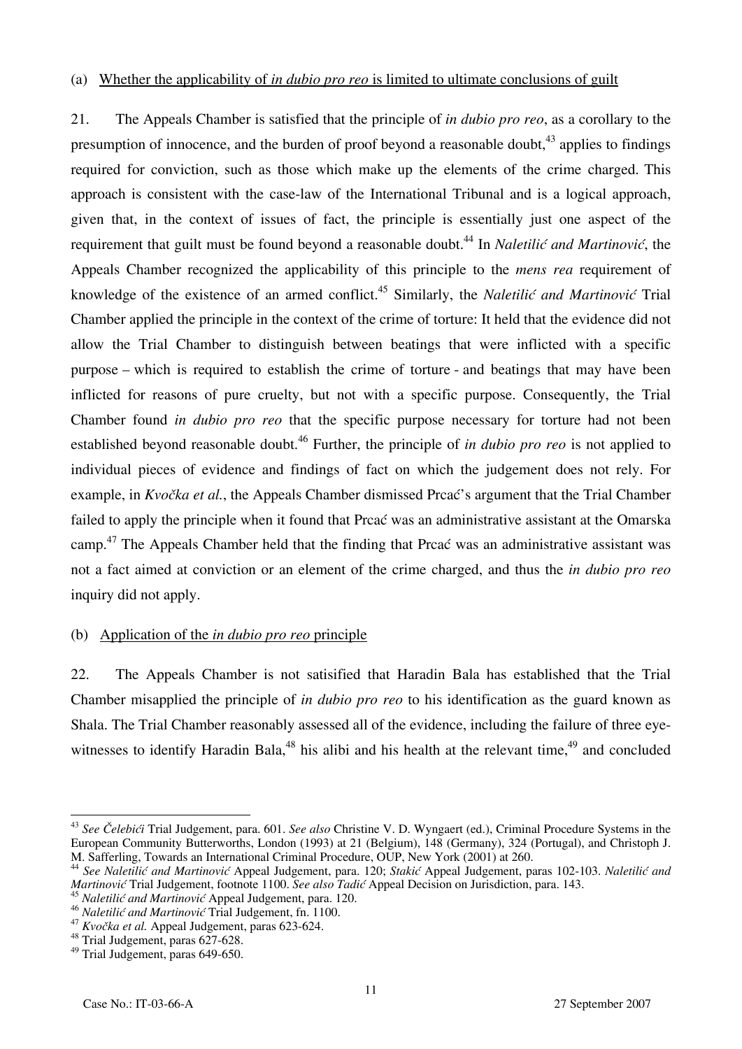(a) <u>Whether the applicability of *in dubio pro reo* is limited to ultimate conclusions of guilt</u>

21. The Appeals Chamber is satisfied that the principle of *in dubio pro reo*, as a corollary to the presumption of innocence, and the burden of proof beyond a reasonable doubt,[43] applies to findings required for conviction, such as those which make up the elements of the crime charged. This approach is consistent with the case-law of the International Tribunal and is a logical approach, given that, in the context of issues of fact, the principle is essentially just one aspect of the requirement that guilt must be found beyond a reasonable doubt.[44] In *Naletilić and Martinović*, the Appeals Chamber recognized the applicability of this principle to the *mens rea* requirement of knowledge of the existence of an armed conflict.[45] Similarly, the *Naletilić and Martinović* Trial Chamber applied the principle in the context of the crime of torture: It held that the evidence did not allow the Trial Chamber to distinguish between beatings that were inflicted with a specific purpose – which is required to establish the crime of torture - and beatings that may have been inflicted for reasons of pure cruelty, but not with a specific purpose. Consequently, the Trial Chamber found *in dubio pro reo* that the specific purpose necessary for torture had not been established beyond reasonable doubt.[46] Further, the principle of *in dubio pro reo* is not applied to individual pieces of evidence and findings of fact on which the judgement does not rely. For example, in *Kvočka et al.*, the Appeals Chamber dismissed Prcać's argument that the Trial Chamber failed to apply the principle when it found that Prcać was an administrative assistant at the Omarska camp.[47] The Appeals Chamber held that the finding that Prcać was an administrative assistant was not a fact aimed at conviction or an element of the crime charged, and thus the *in dubio pro reo* inquiry did not apply.

(b) <u>Application of the *in dubio pro reo* principle</u>

22. The Appeals Chamber is not satisified that Haradin Bala has established that the Trial Chamber misapplied the principle of *in dubio pro reo* to his identification as the guard known as Shala. The Trial Chamber reasonably assessed all of the evidence, including the failure of three eye-witnesses to identify Haradin Bala,[48] his alibi and his health at the relevant time,[49] and concluded

---

[43] *See Čelebići* Trial Judgement, para. 601. *See also* Christine V. D. Wyngaert (ed.), Criminal Procedure Systems in the European Community Butterworths, London (1993) at 21 (Belgium), 148 (Germany), 324 (Portugal), and Christoph J. M. Safferling, Towards an International Criminal Procedure, OUP, New York (2001) at 260.

[44] *See Naletilić and Martinović* Appeal Judgement, para. 120; *Stakić* Appeal Judgement, paras 102-103. *Naletilić and Martinović* Trial Judgement, footnote 1100. *See also Tadić* Appeal Decision on Jurisdiction, para. 143.

[45] *Naletilić and Martinović* Appeal Judgement, para. 120.

[46] *Naletilić and Martinović* Trial Judgement, fn. 1100.

[47] *Kvočka et al.* Appeal Judgement, paras 623-624.

[48] Trial Judgement, paras 627-628.

[49] Trial Judgement, paras 649-650.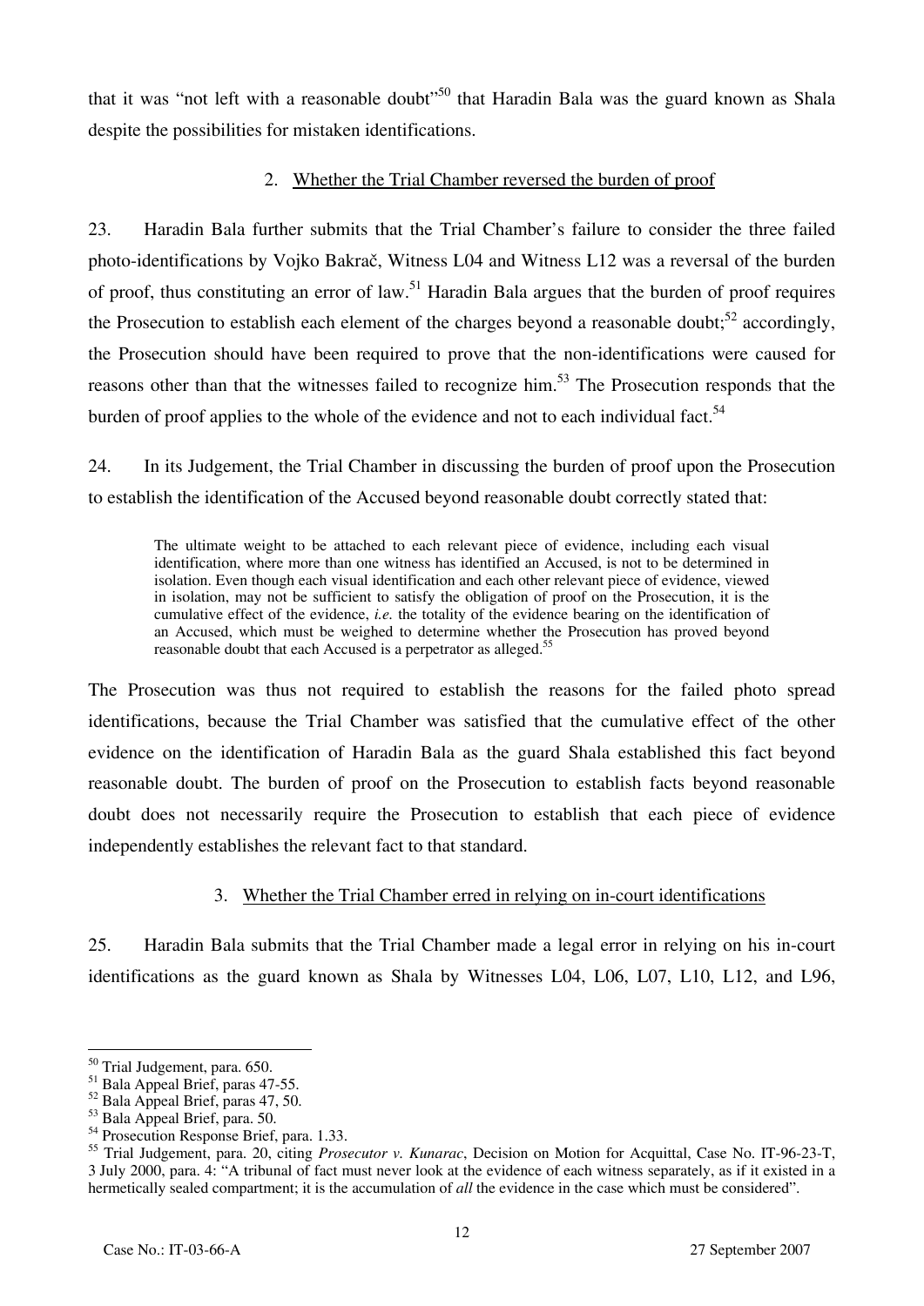that it was "not left with a reasonable doubt"[50] that Haradin Bala was the guard known as Shala despite the possibilities for mistaken identifications.

### 2. Whether the Trial Chamber reversed the burden of proof

23. Haradin Bala further submits that the Trial Chamber's failure to consider the three failed photo-identifications by Vojko Bakrač, Witness L04 and Witness L12 was a reversal of the burden of proof, thus constituting an error of law.[51] Haradin Bala argues that the burden of proof requires the Prosecution to establish each element of the charges beyond a reasonable doubt;[52] accordingly, the Prosecution should have been required to prove that the non-identifications were caused for reasons other than that the witnesses failed to recognize him.[53] The Prosecution responds that the burden of proof applies to the whole of the evidence and not to each individual fact.[54]

24. In its Judgement, the Trial Chamber in discussing the burden of proof upon the Prosecution to establish the identification of the Accused beyond reasonable doubt correctly stated that:

> The ultimate weight to be attached to each relevant piece of evidence, including each visual identification, where more than one witness has identified an Accused, is not to be determined in isolation. Even though each visual identification and each other relevant piece of evidence, viewed in isolation, may not be sufficient to satisfy the obligation of proof on the Prosecution, it is the cumulative effect of the evidence, *i.e.* the totality of the evidence bearing on the identification of an Accused, which must be weighed to determine whether the Prosecution has proved beyond reasonable doubt that each Accused is a perpetrator as alleged.[55]

The Prosecution was thus not required to establish the reasons for the failed photo spread identifications, because the Trial Chamber was satisfied that the cumulative effect of the other evidence on the identification of Haradin Bala as the guard Shala established this fact beyond reasonable doubt. The burden of proof on the Prosecution to establish facts beyond reasonable doubt does not necessarily require the Prosecution to establish that each piece of evidence independently establishes the relevant fact to that standard.

### 3. Whether the Trial Chamber erred in relying on in-court identifications

25. Haradin Bala submits that the Trial Chamber made a legal error in relying on his in-court identifications as the guard known as Shala by Witnesses L04, L06, L07, L10, L12, and L96,

---

[50] Trial Judgement, para. 650.
[51] Bala Appeal Brief, paras 47-55.
[52] Bala Appeal Brief, paras 47, 50.
[53] Bala Appeal Brief, para. 50.
[54] Prosecution Response Brief, para. 1.33.
[55] Trial Judgement, para. 20, citing *Prosecutor v. Kunarac*, Decision on Motion for Acquittal, Case No. IT-96-23-T, 3 July 2000, para. 4: "A tribunal of fact must never look at the evidence of each witness separately, as if it existed in a hermetically sealed compartment; it is the accumulation of *all* the evidence in the case which must be considered".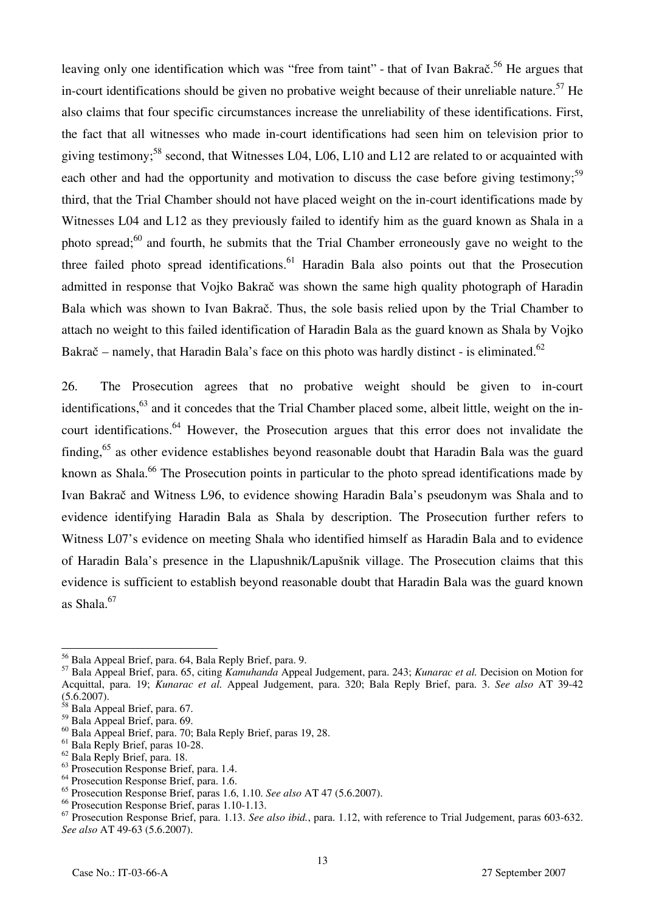leaving only one identification which was "free from taint" - that of Ivan Bakrač.[56] He argues that in-court identifications should be given no probative weight because of their unreliable nature.[57] He also claims that four specific circumstances increase the unreliability of these identifications. First, the fact that all witnesses who made in-court identifications had seen him on television prior to giving testimony;[58] second, that Witnesses L04, L06, L10 and L12 are related to or acquainted with each other and had the opportunity and motivation to discuss the case before giving testimony;[59] third, that the Trial Chamber should not have placed weight on the in-court identifications made by Witnesses L04 and L12 as they previously failed to identify him as the guard known as Shala in a photo spread;[60] and fourth, he submits that the Trial Chamber erroneously gave no weight to the three failed photo spread identifications.[61] Haradin Bala also points out that the Prosecution admitted in response that Vojko Bakrač was shown the same high quality photograph of Haradin Bala which was shown to Ivan Bakrač. Thus, the sole basis relied upon by the Trial Chamber to attach no weight to this failed identification of Haradin Bala as the guard known as Shala by Vojko Bakrač – namely, that Haradin Bala's face on this photo was hardly distinct - is eliminated.[62]

26. The Prosecution agrees that no probative weight should be given to in-court identifications,[63] and it concedes that the Trial Chamber placed some, albeit little, weight on the in-court identifications.[64] However, the Prosecution argues that this error does not invalidate the finding,[65] as other evidence establishes beyond reasonable doubt that Haradin Bala was the guard known as Shala.[66] The Prosecution points in particular to the photo spread identifications made by Ivan Bakrač and Witness L96, to evidence showing Haradin Bala's pseudonym was Shala and to evidence identifying Haradin Bala as Shala by description. The Prosecution further refers to Witness L07's evidence on meeting Shala who identified himself as Haradin Bala and to evidence of Haradin Bala's presence in the Llapushnik/Lapušnik village. The Prosecution claims that this evidence is sufficient to establish beyond reasonable doubt that Haradin Bala was the guard known as Shala.[67]

---

[56] Bala Appeal Brief, para. 64, Bala Reply Brief, para. 9.

[57] Bala Appeal Brief, para. 65, citing *Kamuhanda* Appeal Judgement, para. 243; *Kunarac et al.* Decision on Motion for Acquittal, para. 19; *Kunarac et al.* Appeal Judgement, para. 320; Bala Reply Brief, para. 3. *See also* AT 39-42 (5.6.2007).

[58] Bala Appeal Brief, para. 67.

[59] Bala Appeal Brief, para. 69.

[60] Bala Appeal Brief, para. 70; Bala Reply Brief, paras 19, 28.

[61] Bala Reply Brief, paras 10-28.

[62] Bala Reply Brief, para. 18.

[63] Prosecution Response Brief, para. 1.4.

[64] Prosecution Response Brief, para. 1.6.

[65] Prosecution Response Brief, paras 1.6, 1.10. *See also* AT 47 (5.6.2007).

[66] Prosecution Response Brief, paras 1.10-1.13.

[67] Prosecution Response Brief, para. 1.13. *See also ibid.*, para. 1.12, with reference to Trial Judgement, paras 603-632. *See also* AT 49-63 (5.6.2007).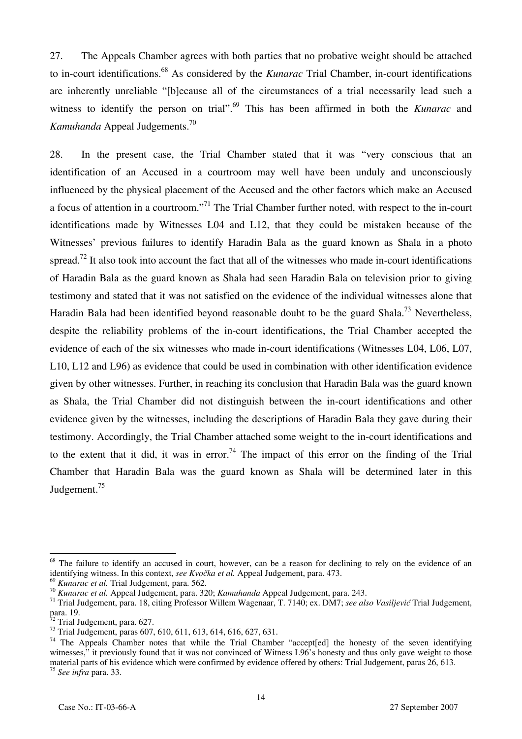27. The Appeals Chamber agrees with both parties that no probative weight should be attached to in-court identifications.[68] As considered by the *Kunarac* Trial Chamber, in-court identifications are inherently unreliable "[b]ecause all of the circumstances of a trial necessarily lead such a witness to identify the person on trial".[69] This has been affirmed in both the *Kunarac* and *Kamuhanda* Appeal Judgements.[70]

28. In the present case, the Trial Chamber stated that it was "very conscious that an identification of an Accused in a courtroom may well have been unduly and unconsciously influenced by the physical placement of the Accused and the other factors which make an Accused a focus of attention in a courtroom."[71] The Trial Chamber further noted, with respect to the in-court identifications made by Witnesses L04 and L12, that they could be mistaken because of the Witnesses' previous failures to identify Haradin Bala as the guard known as Shala in a photo spread.[72] It also took into account the fact that all of the witnesses who made in-court identifications of Haradin Bala as the guard known as Shala had seen Haradin Bala on television prior to giving testimony and stated that it was not satisfied on the evidence of the individual witnesses alone that Haradin Bala had been identified beyond reasonable doubt to be the guard Shala.[73] Nevertheless, despite the reliability problems of the in-court identifications, the Trial Chamber accepted the evidence of each of the six witnesses who made in-court identifications (Witnesses L04, L06, L07, L10, L12 and L96) as evidence that could be used in combination with other identification evidence given by other witnesses. Further, in reaching its conclusion that Haradin Bala was the guard known as Shala, the Trial Chamber did not distinguish between the in-court identifications and other evidence given by the witnesses, including the descriptions of Haradin Bala they gave during their testimony. Accordingly, the Trial Chamber attached some weight to the in-court identifications and to the extent that it did, it was in error.[74] The impact of this error on the finding of the Trial Chamber that Haradin Bala was the guard known as Shala will be determined later in this Judgement.[75]

---

[68] The failure to identify an accused in court, however, can be a reason for declining to rely on the evidence of an identifying witness. In this context, *see Kvočka et al.* Appeal Judgement, para. 473.

[69] *Kunarac et al.* Trial Judgement, para. 562.

[70] *Kunarac et al.* Appeal Judgement, para. 320; *Kamuhanda* Appeal Judgement, para. 243.

[71] Trial Judgement, para. 18, citing Professor Willem Wagenaar, T. 7140; ex. DM7; *see also Vasiljević* Trial Judgement, para. 19.

[72] Trial Judgement, para. 627.

[73] Trial Judgement, paras 607, 610, 611, 613, 614, 616, 627, 631.

[74] The Appeals Chamber notes that while the Trial Chamber "accept[ed] the honesty of the seven identifying witnesses," it previously found that it was not convinced of Witness L96's honesty and thus only gave weight to those material parts of his evidence which were confirmed by evidence offered by others: Trial Judgement, paras 26, 613.

[75] *See infra* para. 33.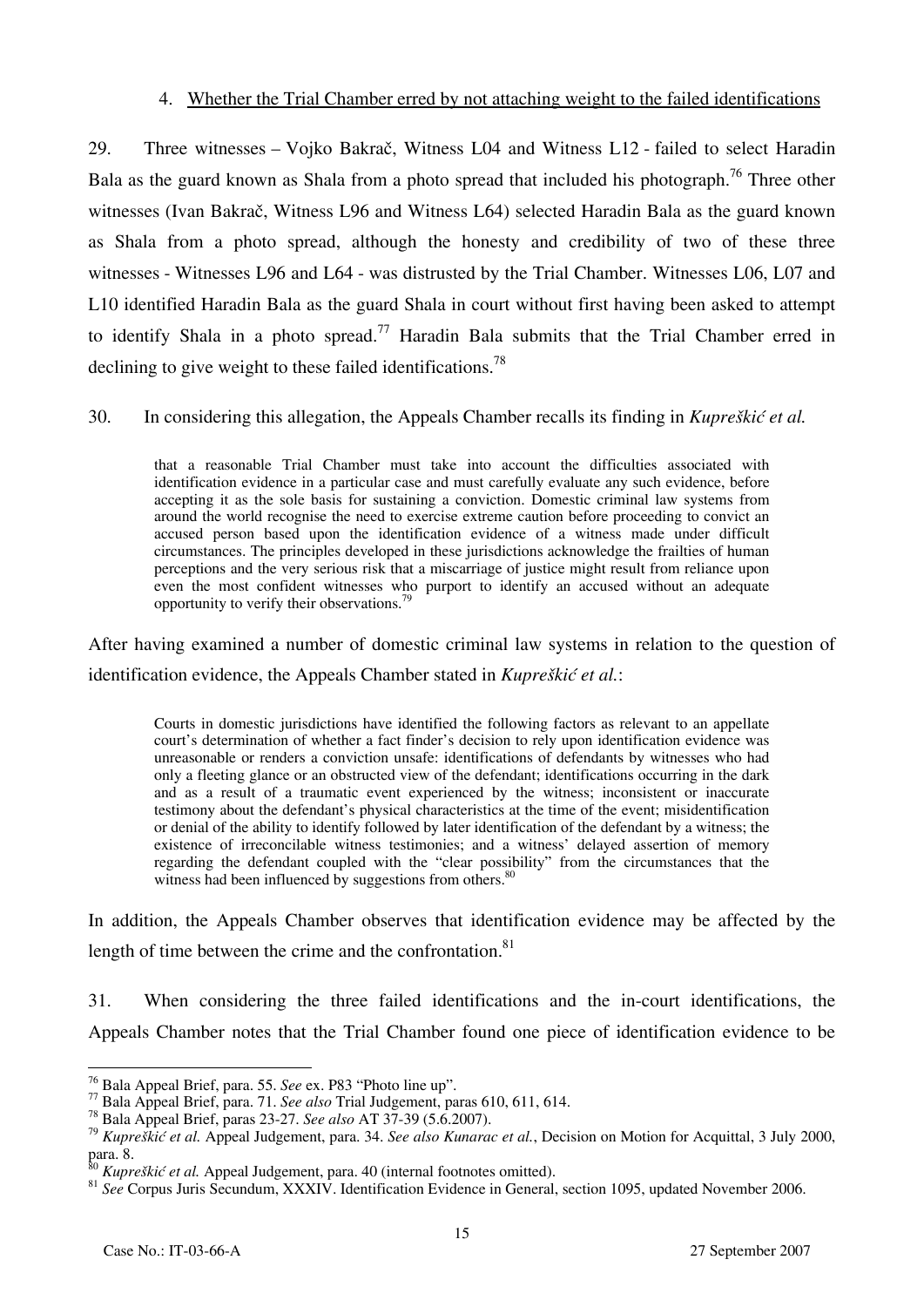4. Whether the Trial Chamber erred by not attaching weight to the failed identifications

29. Three witnesses – Vojko Bakrač, Witness L04 and Witness L12 - failed to select Haradin Bala as the guard known as Shala from a photo spread that included his photograph.[76] Three other witnesses (Ivan Bakrač, Witness L96 and Witness L64) selected Haradin Bala as the guard known as Shala from a photo spread, although the honesty and credibility of two of these three witnesses - Witnesses L96 and L64 - was distrusted by the Trial Chamber. Witnesses L06, L07 and L10 identified Haradin Bala as the guard Shala in court without first having been asked to attempt to identify Shala in a photo spread.[77] Haradin Bala submits that the Trial Chamber erred in declining to give weight to these failed identifications.[78]

30. In considering this allegation, the Appeals Chamber recalls its finding in *Kupreškić et al.*

> that a reasonable Trial Chamber must take into account the difficulties associated with identification evidence in a particular case and must carefully evaluate any such evidence, before accepting it as the sole basis for sustaining a conviction. Domestic criminal law systems from around the world recognise the need to exercise extreme caution before proceeding to convict an accused person based upon the identification evidence of a witness made under difficult circumstances. The principles developed in these jurisdictions acknowledge the frailties of human perceptions and the very serious risk that a miscarriage of justice might result from reliance upon even the most confident witnesses who purport to identify an accused without an adequate opportunity to verify their observations.[79]

After having examined a number of domestic criminal law systems in relation to the question of identification evidence, the Appeals Chamber stated in *Kupreškić et al.*:

> Courts in domestic jurisdictions have identified the following factors as relevant to an appellate court's determination of whether a fact finder's decision to rely upon identification evidence was unreasonable or renders a conviction unsafe: identifications of defendants by witnesses who had only a fleeting glance or an obstructed view of the defendant; identifications occurring in the dark and as a result of a traumatic event experienced by the witness; inconsistent or inaccurate testimony about the defendant's physical characteristics at the time of the event; misidentification or denial of the ability to identify followed by later identification of the defendant by a witness; the existence of irreconcilable witness testimonies; and a witness' delayed assertion of memory regarding the defendant coupled with the "clear possibility" from the circumstances that the witness had been influenced by suggestions from others.[80]

In addition, the Appeals Chamber observes that identification evidence may be affected by the length of time between the crime and the confrontation.[81]

31. When considering the three failed identifications and the in-court identifications, the Appeals Chamber notes that the Trial Chamber found one piece of identification evidence to be

---

[76] Bala Appeal Brief, para. 55. *See* ex. P83 "Photo line up".

[77] Bala Appeal Brief, para. 71. *See also* Trial Judgement, paras 610, 611, 614.

[78] Bala Appeal Brief, paras 23-27. *See also* AT 37-39 (5.6.2007).

[79] *Kupreškić et al.* Appeal Judgement, para. 34. *See also Kunarac et al.*, Decision on Motion for Acquittal, 3 July 2000, para. 8.

[80] *Kupreškić et al.* Appeal Judgement, para. 40 (internal footnotes omitted).

[81] *See* Corpus Juris Secundum, XXXIV. Identification Evidence in General, section 1095, updated November 2006.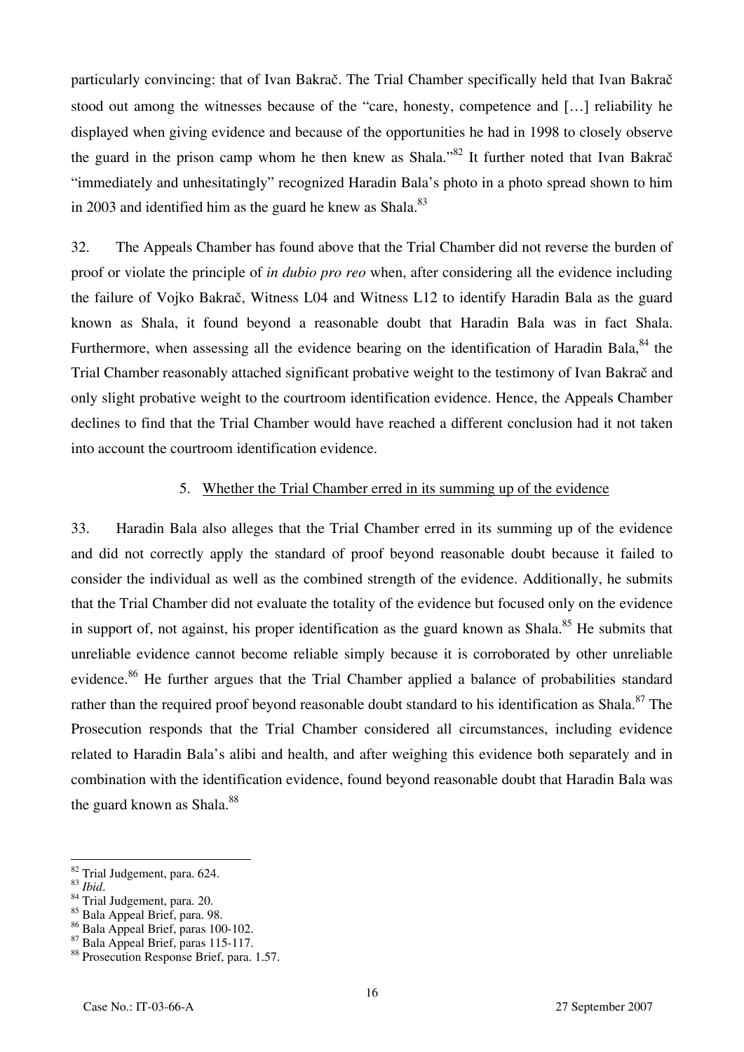particularly convincing: that of Ivan Bakrač. The Trial Chamber specifically held that Ivan Bakrač stood out among the witnesses because of the "care, honesty, competence and […] reliability he displayed when giving evidence and because of the opportunities he had in 1998 to closely observe the guard in the prison camp whom he then knew as Shala."[82] It further noted that Ivan Bakrač "immediately and unhesitatingly" recognized Haradin Bala's photo in a photo spread shown to him in 2003 and identified him as the guard he knew as Shala.[83]

32. The Appeals Chamber has found above that the Trial Chamber did not reverse the burden of proof or violate the principle of *in dubio pro reo* when, after considering all the evidence including the failure of Vojko Bakrač, Witness L04 and Witness L12 to identify Haradin Bala as the guard known as Shala, it found beyond a reasonable doubt that Haradin Bala was in fact Shala. Furthermore, when assessing all the evidence bearing on the identification of Haradin Bala,[84] the Trial Chamber reasonably attached significant probative weight to the testimony of Ivan Bakrač and only slight probative weight to the courtroom identification evidence. Hence, the Appeals Chamber declines to find that the Trial Chamber would have reached a different conclusion had it not taken into account the courtroom identification evidence.

### 5. Whether the Trial Chamber erred in its summing up of the evidence

33. Haradin Bala also alleges that the Trial Chamber erred in its summing up of the evidence and did not correctly apply the standard of proof beyond reasonable doubt because it failed to consider the individual as well as the combined strength of the evidence. Additionally, he submits that the Trial Chamber did not evaluate the totality of the evidence but focused only on the evidence in support of, not against, his proper identification as the guard known as Shala.[85] He submits that unreliable evidence cannot become reliable simply because it is corroborated by other unreliable evidence.[86] He further argues that the Trial Chamber applied a balance of probabilities standard rather than the required proof beyond reasonable doubt standard to his identification as Shala.[87] The Prosecution responds that the Trial Chamber considered all circumstances, including evidence related to Haradin Bala's alibi and health, and after weighing this evidence both separately and in combination with the identification evidence, found beyond reasonable doubt that Haradin Bala was the guard known as Shala.[88]

---

[82] Trial Judgement, para. 624.
[83] *Ibid*.
[84] Trial Judgement, para. 20.
[85] Bala Appeal Brief, para. 98.
[86] Bala Appeal Brief, paras 100-102.
[87] Bala Appeal Brief, paras 115-117.
[88] Prosecution Response Brief, para. 1.57.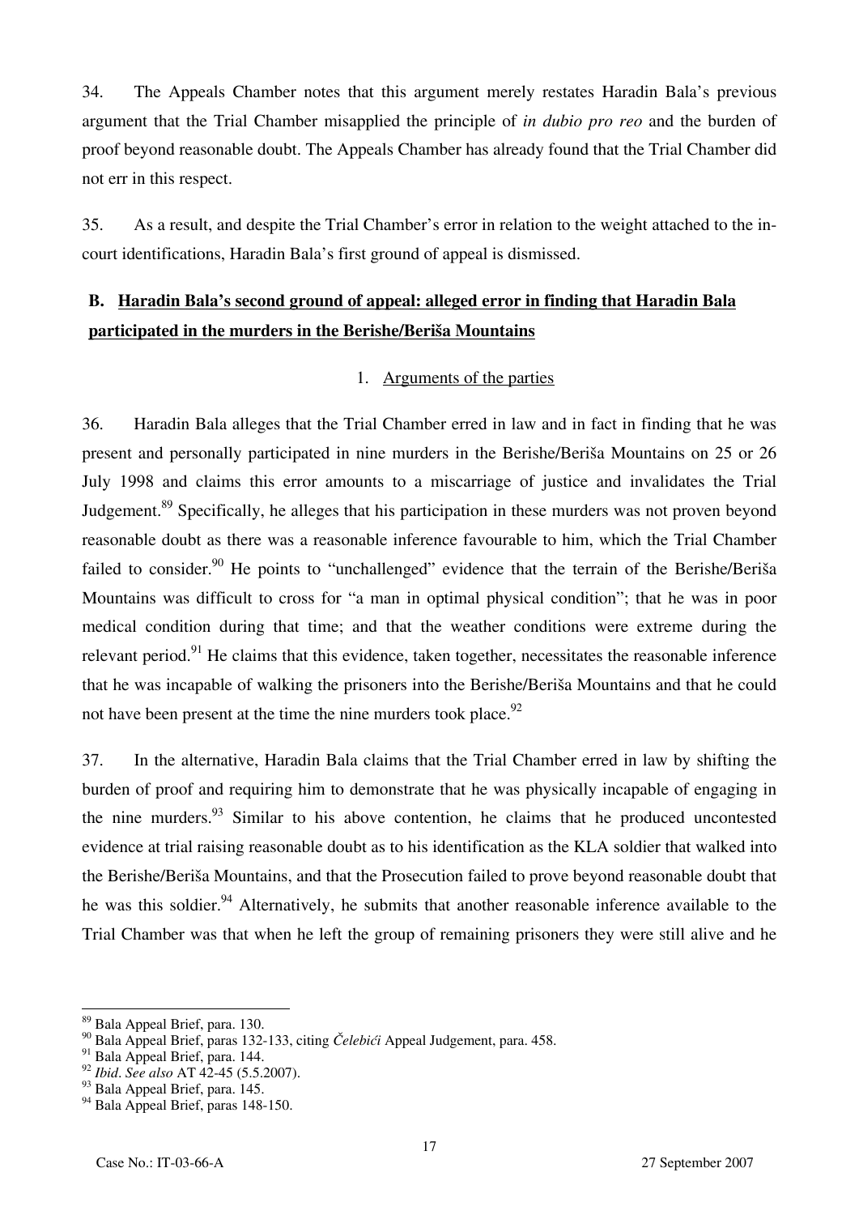34. The Appeals Chamber notes that this argument merely restates Haradin Bala's previous argument that the Trial Chamber misapplied the principle of *in dubio pro reo* and the burden of proof beyond reasonable doubt. The Appeals Chamber has already found that the Trial Chamber did not err in this respect.

35. As a result, and despite the Trial Chamber's error in relation to the weight attached to the in-court identifications, Haradin Bala's first ground of appeal is dismissed.

## B. Haradin Bala's second ground of appeal: alleged error in finding that Haradin Bala participated in the murders in the Berishe/Beriša Mountains

### 1. Arguments of the parties

36. Haradin Bala alleges that the Trial Chamber erred in law and in fact in finding that he was present and personally participated in nine murders in the Berishe/Beriša Mountains on 25 or 26 July 1998 and claims this error amounts to a miscarriage of justice and invalidates the Trial Judgement.[89] Specifically, he alleges that his participation in these murders was not proven beyond reasonable doubt as there was a reasonable inference favourable to him, which the Trial Chamber failed to consider.[90] He points to "unchallenged" evidence that the terrain of the Berishe/Beriša Mountains was difficult to cross for "a man in optimal physical condition"; that he was in poor medical condition during that time; and that the weather conditions were extreme during the relevant period.[91] He claims that this evidence, taken together, necessitates the reasonable inference that he was incapable of walking the prisoners into the Berishe/Beriša Mountains and that he could not have been present at the time the nine murders took place.[92]

37. In the alternative, Haradin Bala claims that the Trial Chamber erred in law by shifting the burden of proof and requiring him to demonstrate that he was physically incapable of engaging in the nine murders.[93] Similar to his above contention, he claims that he produced uncontested evidence at trial raising reasonable doubt as to his identification as the KLA soldier that walked into the Berishe/Beriša Mountains, and that the Prosecution failed to prove beyond reasonable doubt that he was this soldier.[94] Alternatively, he submits that another reasonable inference available to the Trial Chamber was that when he left the group of remaining prisoners they were still alive and he

---

[89] Bala Appeal Brief, para. 130.

[90] Bala Appeal Brief, paras 132-133, citing *Čelebići* Appeal Judgement, para. 458.

[91] Bala Appeal Brief, para. 144.

[92] *Ibid*. *See also* AT 42-45 (5.5.2007).

[93] Bala Appeal Brief, para. 145.

[94] Bala Appeal Brief, paras 148-150.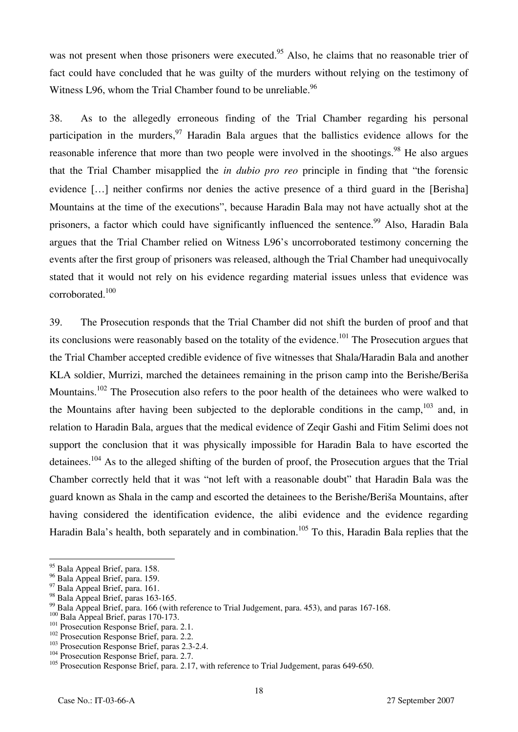was not present when those prisoners were executed.[95] Also, he claims that no reasonable trier of fact could have concluded that he was guilty of the murders without relying on the testimony of Witness L96, whom the Trial Chamber found to be unreliable.[96]

38. As to the allegedly erroneous finding of the Trial Chamber regarding his personal participation in the murders,[97] Haradin Bala argues that the ballistics evidence allows for the reasonable inference that more than two people were involved in the shootings.[98] He also argues that the Trial Chamber misapplied the *in dubio pro reo* principle in finding that "the forensic evidence […] neither confirms nor denies the active presence of a third guard in the [Berisha] Mountains at the time of the executions", because Haradin Bala may not have actually shot at the prisoners, a factor which could have significantly influenced the sentence.[99] Also, Haradin Bala argues that the Trial Chamber relied on Witness L96's uncorroborated testimony concerning the events after the first group of prisoners was released, although the Trial Chamber had unequivocally stated that it would not rely on his evidence regarding material issues unless that evidence was corroborated.[100]

39. The Prosecution responds that the Trial Chamber did not shift the burden of proof and that its conclusions were reasonably based on the totality of the evidence.[101] The Prosecution argues that the Trial Chamber accepted credible evidence of five witnesses that Shala/Haradin Bala and another KLA soldier, Murrizi, marched the detainees remaining in the prison camp into the Berishe/Beriša Mountains.[102] The Prosecution also refers to the poor health of the detainees who were walked to the Mountains after having been subjected to the deplorable conditions in the camp,[103] and, in relation to Haradin Bala, argues that the medical evidence of Zeqir Gashi and Fitim Selimi does not support the conclusion that it was physically impossible for Haradin Bala to have escorted the detainees.[104] As to the alleged shifting of the burden of proof, the Prosecution argues that the Trial Chamber correctly held that it was "not left with a reasonable doubt" that Haradin Bala was the guard known as Shala in the camp and escorted the detainees to the Berishe/Beriša Mountains, after having considered the identification evidence, the alibi evidence and the evidence regarding Haradin Bala's health, both separately and in combination.[105] To this, Haradin Bala replies that the

---

[95] Bala Appeal Brief, para. 158.
[96] Bala Appeal Brief, para. 159.
[97] Bala Appeal Brief, para. 161.
[98] Bala Appeal Brief, paras 163-165.
[99] Bala Appeal Brief, para. 166 (with reference to Trial Judgement, para. 453), and paras 167-168.
[100] Bala Appeal Brief, paras 170-173.
[101] Prosecution Response Brief, para. 2.1.
[102] Prosecution Response Brief, para. 2.2.
[103] Prosecution Response Brief, paras 2.3-2.4.
[104] Prosecution Response Brief, para. 2.7.
[105] Prosecution Response Brief, para. 2.17, with reference to Trial Judgement, paras 649-650.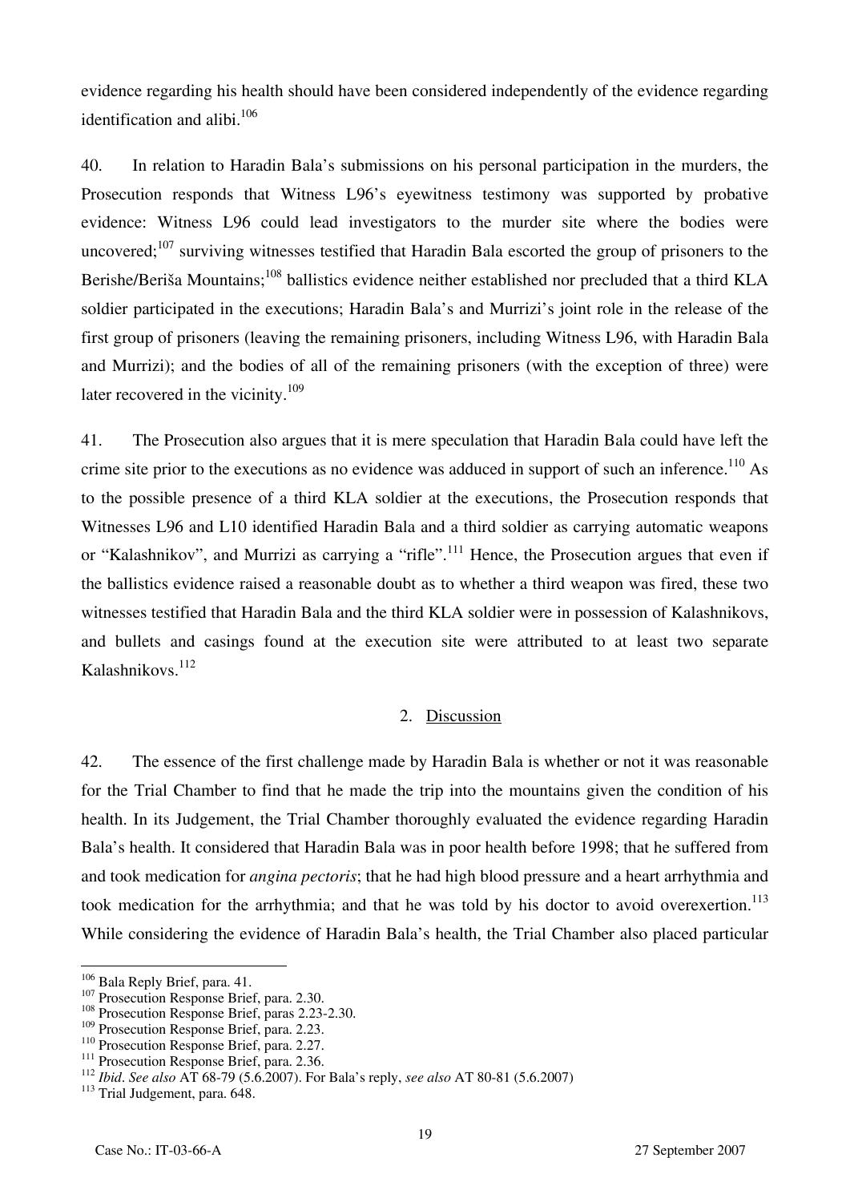evidence regarding his health should have been considered independently of the evidence regarding identification and alibi.[106]

40. In relation to Haradin Bala's submissions on his personal participation in the murders, the Prosecution responds that Witness L96's eyewitness testimony was supported by probative evidence: Witness L96 could lead investigators to the murder site where the bodies were uncovered;[107] surviving witnesses testified that Haradin Bala escorted the group of prisoners to the Berishe/Beriša Mountains;[108] ballistics evidence neither established nor precluded that a third KLA soldier participated in the executions; Haradin Bala's and Murrizi's joint role in the release of the first group of prisoners (leaving the remaining prisoners, including Witness L96, with Haradin Bala and Murrizi); and the bodies of all of the remaining prisoners (with the exception of three) were later recovered in the vicinity.[109]

41. The Prosecution also argues that it is mere speculation that Haradin Bala could have left the crime site prior to the executions as no evidence was adduced in support of such an inference.[110] As to the possible presence of a third KLA soldier at the executions, the Prosecution responds that Witnesses L96 and L10 identified Haradin Bala and a third soldier as carrying automatic weapons or "Kalashnikov", and Murrizi as carrying a "rifle".[111] Hence, the Prosecution argues that even if the ballistics evidence raised a reasonable doubt as to whether a third weapon was fired, these two witnesses testified that Haradin Bala and the third KLA soldier were in possession of Kalashnikovs, and bullets and casings found at the execution site were attributed to at least two separate Kalashnikovs.[112]

### 2. Discussion

42. The essence of the first challenge made by Haradin Bala is whether or not it was reasonable for the Trial Chamber to find that he made the trip into the mountains given the condition of his health. In its Judgement, the Trial Chamber thoroughly evaluated the evidence regarding Haradin Bala's health. It considered that Haradin Bala was in poor health before 1998; that he suffered from and took medication for *angina pectoris*; that he had high blood pressure and a heart arrhythmia and took medication for the arrhythmia; and that he was told by his doctor to avoid overexertion.[113] While considering the evidence of Haradin Bala's health, the Trial Chamber also placed particular

---

[106] Bala Reply Brief, para. 41.

[107] Prosecution Response Brief, para. 2.30.

[108] Prosecution Response Brief, paras 2.23-2.30.

[109] Prosecution Response Brief, para. 2.23.

[110] Prosecution Response Brief, para. 2.27.

[111] Prosecution Response Brief, para. 2.36.

[112] *Ibid*. *See also* AT 68-79 (5.6.2007). For Bala's reply, *see also* AT 80-81 (5.6.2007)

[113] Trial Judgement, para. 648.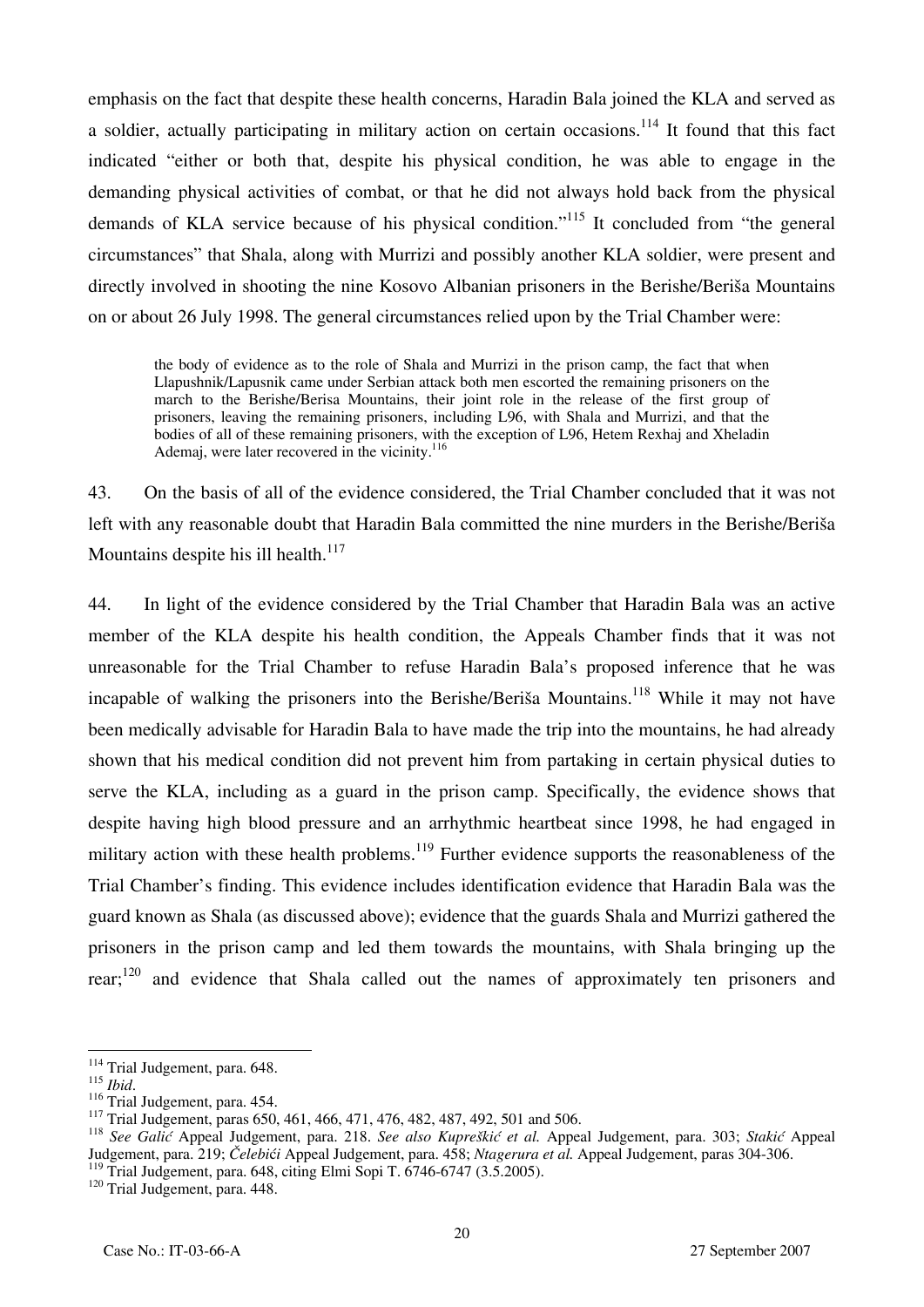emphasis on the fact that despite these health concerns, Haradin Bala joined the KLA and served as a soldier, actually participating in military action on certain occasions.[114] It found that this fact indicated "either or both that, despite his physical condition, he was able to engage in the demanding physical activities of combat, or that he did not always hold back from the physical demands of KLA service because of his physical condition."[115] It concluded from "the general circumstances" that Shala, along with Murrizi and possibly another KLA soldier, were present and directly involved in shooting the nine Kosovo Albanian prisoners in the Berishe/Beriša Mountains on or about 26 July 1998. The general circumstances relied upon by the Trial Chamber were:

> the body of evidence as to the role of Shala and Murrizi in the prison camp, the fact that when Llapushnik/Lapusnik came under Serbian attack both men escorted the remaining prisoners on the march to the Berishe/Berisa Mountains, their joint role in the release of the first group of prisoners, leaving the remaining prisoners, including L96, with Shala and Murrizi, and that the bodies of all of these remaining prisoners, with the exception of L96, Hetem Rexhaj and Xheladin Ademaj, were later recovered in the vicinity.[116]

43. On the basis of all of the evidence considered, the Trial Chamber concluded that it was not left with any reasonable doubt that Haradin Bala committed the nine murders in the Berishe/Beriša Mountains despite his ill health.[117]

44. In light of the evidence considered by the Trial Chamber that Haradin Bala was an active member of the KLA despite his health condition, the Appeals Chamber finds that it was not unreasonable for the Trial Chamber to refuse Haradin Bala's proposed inference that he was incapable of walking the prisoners into the Berishe/Beriša Mountains.[118] While it may not have been medically advisable for Haradin Bala to have made the trip into the mountains, he had already shown that his medical condition did not prevent him from partaking in certain physical duties to serve the KLA, including as a guard in the prison camp. Specifically, the evidence shows that despite having high blood pressure and an arrhythmic heartbeat since 1998, he had engaged in military action with these health problems.[119] Further evidence supports the reasonableness of the Trial Chamber's finding. This evidence includes identification evidence that Haradin Bala was the guard known as Shala (as discussed above); evidence that the guards Shala and Murrizi gathered the prisoners in the prison camp and led them towards the mountains, with Shala bringing up the rear;[120] and evidence that Shala called out the names of approximately ten prisoners and

---

[114] Trial Judgement, para. 648.
[115] *Ibid*.
[116] Trial Judgement, para. 454.
[117] Trial Judgement, paras 650, 461, 466, 471, 476, 482, 487, 492, 501 and 506.
[118] *See Galić* Appeal Judgement, para. 218. *See also Kupreškić et al.* Appeal Judgement, para. 303; *Stakić* Appeal Judgement, para. 219; *Čelebići* Appeal Judgement, para. 458; *Ntagerura et al.* Appeal Judgement, paras 304-306.
[119] Trial Judgement, para. 648, citing Elmi Sopi T. 6746-6747 (3.5.2005).
[120] Trial Judgement, para. 448.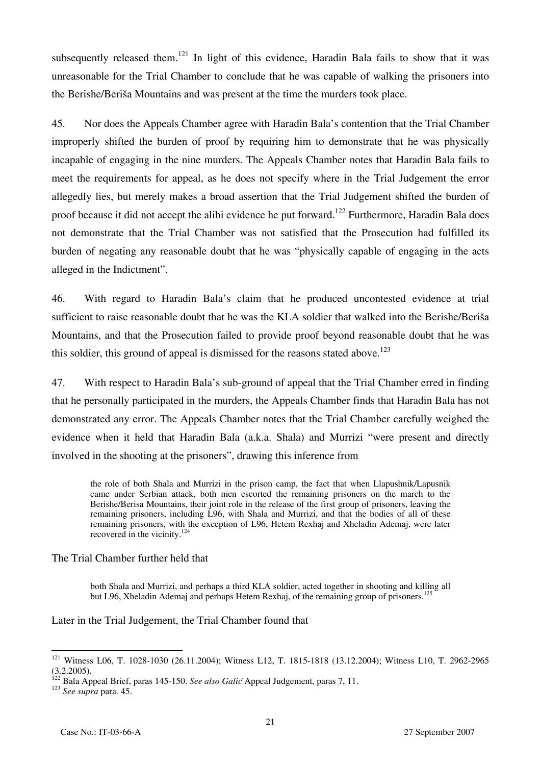subsequently released them.[121] In light of this evidence, Haradin Bala fails to show that it was unreasonable for the Trial Chamber to conclude that he was capable of walking the prisoners into the Berishe/Beriša Mountains and was present at the time the murders took place.

45. Nor does the Appeals Chamber agree with Haradin Bala's contention that the Trial Chamber improperly shifted the burden of proof by requiring him to demonstrate that he was physically incapable of engaging in the nine murders. The Appeals Chamber notes that Haradin Bala fails to meet the requirements for appeal, as he does not specify where in the Trial Judgement the error allegedly lies, but merely makes a broad assertion that the Trial Judgement shifted the burden of proof because it did not accept the alibi evidence he put forward.[122] Furthermore, Haradin Bala does not demonstrate that the Trial Chamber was not satisfied that the Prosecution had fulfilled its burden of negating any reasonable doubt that he was "physically capable of engaging in the acts alleged in the Indictment".

46. With regard to Haradin Bala's claim that he produced uncontested evidence at trial sufficient to raise reasonable doubt that he was the KLA soldier that walked into the Berishe/Beriša Mountains, and that the Prosecution failed to provide proof beyond reasonable doubt that he was this soldier, this ground of appeal is dismissed for the reasons stated above.[123]

47. With respect to Haradin Bala's sub-ground of appeal that the Trial Chamber erred in finding that he personally participated in the murders, the Appeals Chamber finds that Haradin Bala has not demonstrated any error. The Appeals Chamber notes that the Trial Chamber carefully weighed the evidence when it held that Haradin Bala (a.k.a. Shala) and Murrizi "were present and directly involved in the shooting at the prisoners", drawing this inference from

> the role of both Shala and Murrizi in the prison camp, the fact that when Llapushnik/Lapusnik came under Serbian attack, both men escorted the remaining prisoners on the march to the Berishe/Berisa Mountains, their joint role in the release of the first group of prisoners, leaving the remaining prisoners, including L96, with Shala and Murrizi, and that the bodies of all of these remaining prisoners, with the exception of L96, Hetem Rexhaj and Xheladin Ademaj, were later recovered in the vicinity.[124]

The Trial Chamber further held that

> both Shala and Murrizi, and perhaps a third KLA soldier, acted together in shooting and killing all but L96, Xheladin Ademaj and perhaps Hetem Rexhaj, of the remaining group of prisoners.[125]

Later in the Trial Judgement, the Trial Chamber found that

---

[121] Witness L06, T. 1028-1030 (26.11.2004); Witness L12, T. 1815-1818 (13.12.2004); Witness L10, T. 2962-2965 (3.2.2005).

[122] Bala Appeal Brief, paras 145-150. *See also Galić* Appeal Judgement, paras 7, 11.

[123] *See supra* para. 45.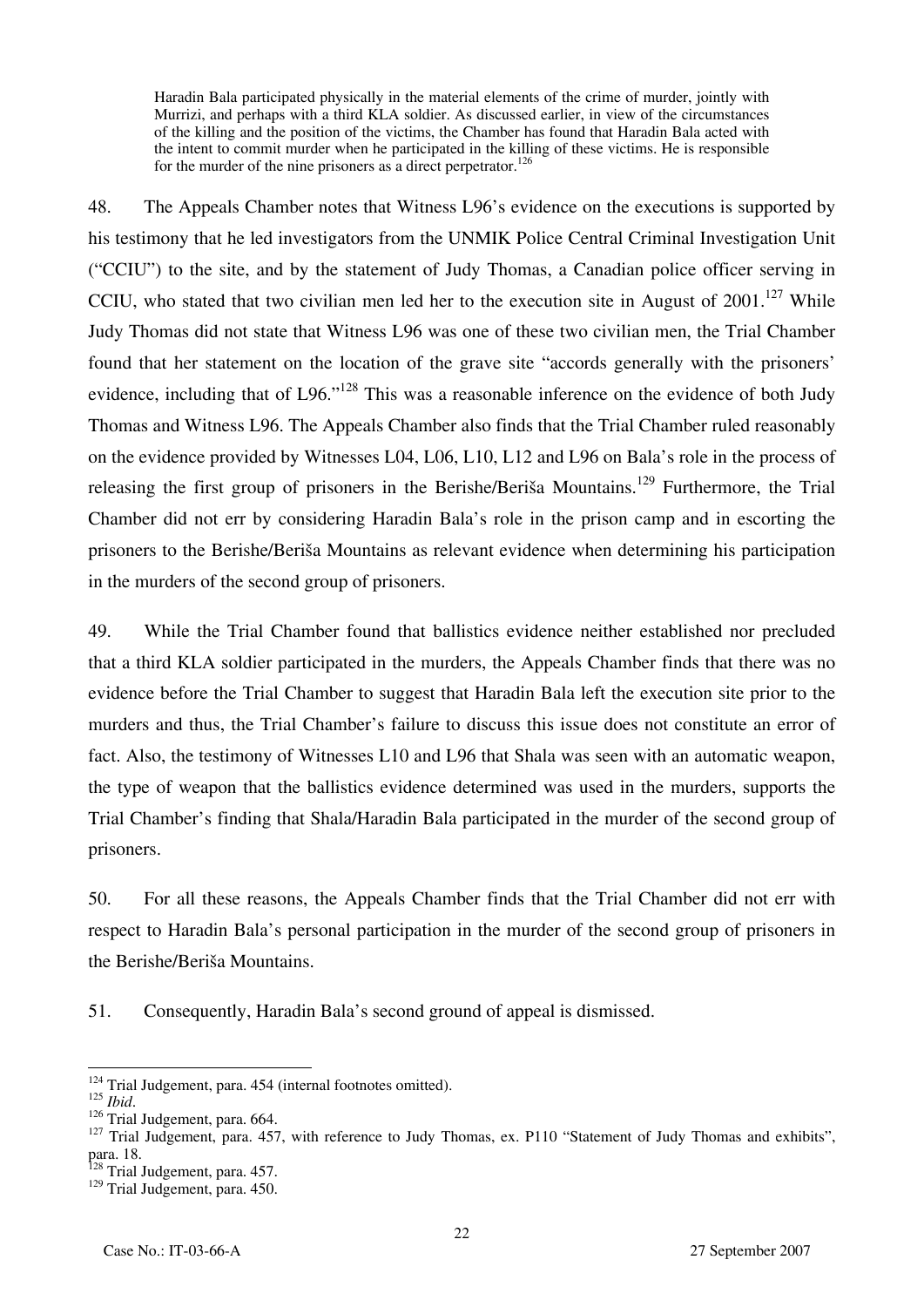> Haradin Bala participated physically in the material elements of the crime of murder, jointly with Murrizi, and perhaps with a third KLA soldier. As discussed earlier, in view of the circumstances of the killing and the position of the victims, the Chamber has found that Haradin Bala acted with the intent to commit murder when he participated in the killing of these victims. He is responsible for the murder of the nine prisoners as a direct perpetrator.[126]

48. The Appeals Chamber notes that Witness L96's evidence on the executions is supported by his testimony that he led investigators from the UNMIK Police Central Criminal Investigation Unit ("CCIU") to the site, and by the statement of Judy Thomas, a Canadian police officer serving in CCIU, who stated that two civilian men led her to the execution site in August of 2001.[127] While Judy Thomas did not state that Witness L96 was one of these two civilian men, the Trial Chamber found that her statement on the location of the grave site "accords generally with the prisoners' evidence, including that of L96."[128] This was a reasonable inference on the evidence of both Judy Thomas and Witness L96. The Appeals Chamber also finds that the Trial Chamber ruled reasonably on the evidence provided by Witnesses L04, L06, L10, L12 and L96 on Bala's role in the process of releasing the first group of prisoners in the Berishe/Beriša Mountains.[129] Furthermore, the Trial Chamber did not err by considering Haradin Bala's role in the prison camp and in escorting the prisoners to the Berishe/Beriša Mountains as relevant evidence when determining his participation in the murders of the second group of prisoners.

49. While the Trial Chamber found that ballistics evidence neither established nor precluded that a third KLA soldier participated in the murders, the Appeals Chamber finds that there was no evidence before the Trial Chamber to suggest that Haradin Bala left the execution site prior to the murders and thus, the Trial Chamber's failure to discuss this issue does not constitute an error of fact. Also, the testimony of Witnesses L10 and L96 that Shala was seen with an automatic weapon, the type of weapon that the ballistics evidence determined was used in the murders, supports the Trial Chamber's finding that Shala/Haradin Bala participated in the murder of the second group of prisoners.

50. For all these reasons, the Appeals Chamber finds that the Trial Chamber did not err with respect to Haradin Bala's personal participation in the murder of the second group of prisoners in the Berishe/Beriša Mountains.

51. Consequently, Haradin Bala's second ground of appeal is dismissed.

---

[124] Trial Judgement, para. 454 (internal footnotes omitted).

[125] *Ibid*.

[126] Trial Judgement, para. 664.

[127] Trial Judgement, para. 457, with reference to Judy Thomas, ex. P110 "Statement of Judy Thomas and exhibits", para. 18.

[128] Trial Judgement, para. 457.

[129] Trial Judgement, para. 450.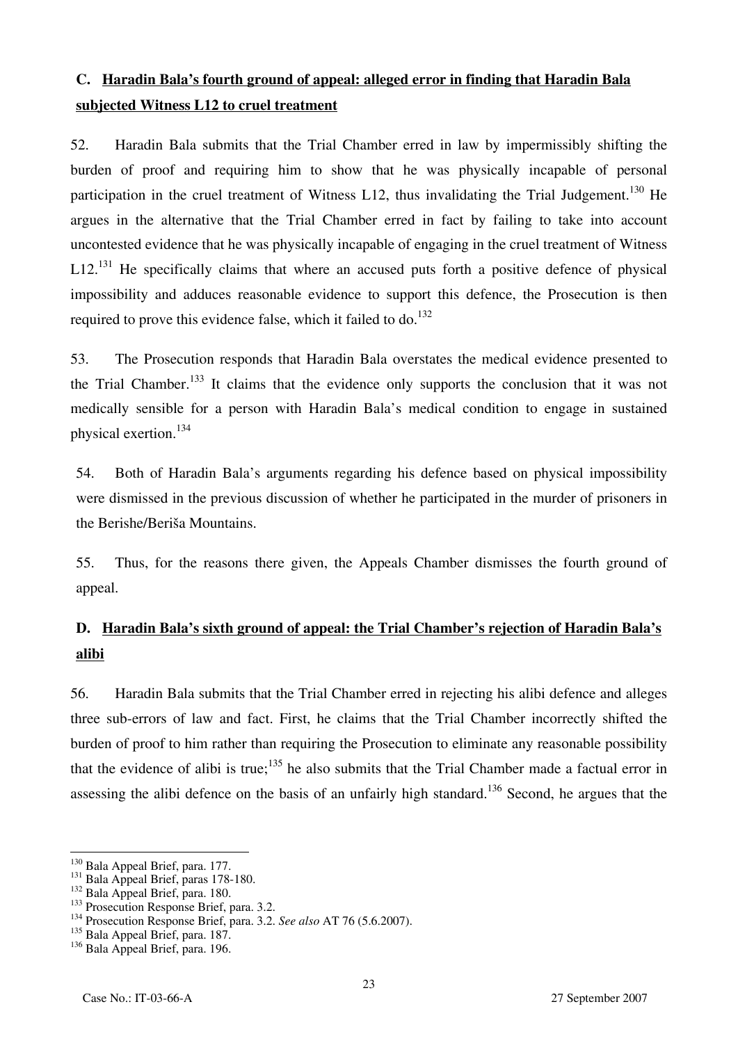### C. Haradin Bala's fourth ground of appeal: alleged error in finding that Haradin Bala subjected Witness L12 to cruel treatment

52. Haradin Bala submits that the Trial Chamber erred in law by impermissibly shifting the burden of proof and requiring him to show that he was physically incapable of personal participation in the cruel treatment of Witness L12, thus invalidating the Trial Judgement.[130] He argues in the alternative that the Trial Chamber erred in fact by failing to take into account uncontested evidence that he was physically incapable of engaging in the cruel treatment of Witness L12.[131] He specifically claims that where an accused puts forth a positive defence of physical impossibility and adduces reasonable evidence to support this defence, the Prosecution is then required to prove this evidence false, which it failed to do.[132]

53. The Prosecution responds that Haradin Bala overstates the medical evidence presented to the Trial Chamber.[133] It claims that the evidence only supports the conclusion that it was not medically sensible for a person with Haradin Bala's medical condition to engage in sustained physical exertion.[134]

54. Both of Haradin Bala's arguments regarding his defence based on physical impossibility were dismissed in the previous discussion of whether he participated in the murder of prisoners in the Berishe/Beriša Mountains.

55. Thus, for the reasons there given, the Appeals Chamber dismisses the fourth ground of appeal.

### D. Haradin Bala's sixth ground of appeal: the Trial Chamber's rejection of Haradin Bala's alibi

56. Haradin Bala submits that the Trial Chamber erred in rejecting his alibi defence and alleges three sub-errors of law and fact. First, he claims that the Trial Chamber incorrectly shifted the burden of proof to him rather than requiring the Prosecution to eliminate any reasonable possibility that the evidence of alibi is true;[135] he also submits that the Trial Chamber made a factual error in assessing the alibi defence on the basis of an unfairly high standard.[136] Second, he argues that the

---

[130] Bala Appeal Brief, para. 177.
[131] Bala Appeal Brief, paras 178-180.
[132] Bala Appeal Brief, para. 180.
[133] Prosecution Response Brief, para. 3.2.
[134] Prosecution Response Brief, para. 3.2. *See also* AT 76 (5.6.2007).
[135] Bala Appeal Brief, para. 187.
[136] Bala Appeal Brief, para. 196.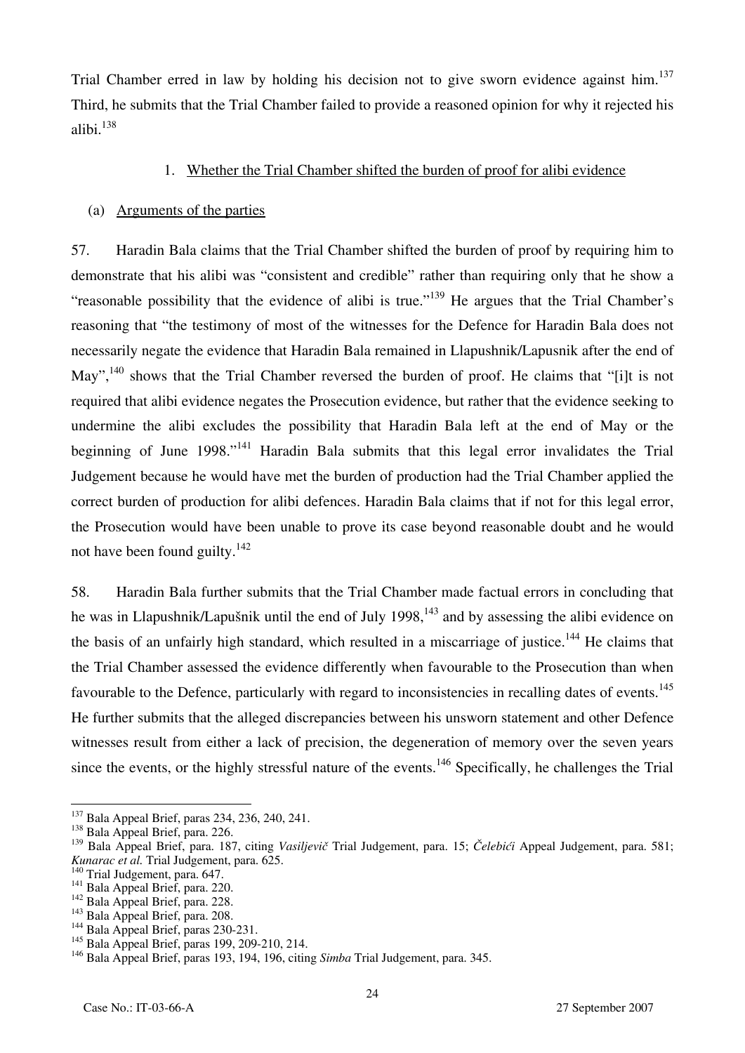Trial Chamber erred in law by holding his decision not to give sworn evidence against him.[137] Third, he submits that the Trial Chamber failed to provide a reasoned opinion for why it rejected his alibi.[138]

### 1. Whether the Trial Chamber shifted the burden of proof for alibi evidence

#### (a) Arguments of the parties

57. Haradin Bala claims that the Trial Chamber shifted the burden of proof by requiring him to demonstrate that his alibi was "consistent and credible" rather than requiring only that he show a "reasonable possibility that the evidence of alibi is true."[139] He argues that the Trial Chamber's reasoning that "the testimony of most of the witnesses for the Defence for Haradin Bala does not necessarily negate the evidence that Haradin Bala remained in Llapushnik/Lapusnik after the end of May",[140] shows that the Trial Chamber reversed the burden of proof. He claims that "[i]t is not required that alibi evidence negates the Prosecution evidence, but rather that the evidence seeking to undermine the alibi excludes the possibility that Haradin Bala left at the end of May or the beginning of June 1998."[141] Haradin Bala submits that this legal error invalidates the Trial Judgement because he would have met the burden of production had the Trial Chamber applied the correct burden of production for alibi defences. Haradin Bala claims that if not for this legal error, the Prosecution would have been unable to prove its case beyond reasonable doubt and he would not have been found guilty.[142]

58. Haradin Bala further submits that the Trial Chamber made factual errors in concluding that he was in Llapushnik/Lapušnik until the end of July 1998,[143] and by assessing the alibi evidence on the basis of an unfairly high standard, which resulted in a miscarriage of justice.[144] He claims that the Trial Chamber assessed the evidence differently when favourable to the Prosecution than when favourable to the Defence, particularly with regard to inconsistencies in recalling dates of events.[145] He further submits that the alleged discrepancies between his unsworn statement and other Defence witnesses result from either a lack of precision, the degeneration of memory over the seven years since the events, or the highly stressful nature of the events.[146] Specifically, he challenges the Trial

---

[137] Bala Appeal Brief, paras 234, 236, 240, 241.

[138] Bala Appeal Brief, para. 226.

[139] Bala Appeal Brief, para. 187, citing *Vasiljevič* Trial Judgement, para. 15; *Čelebići* Appeal Judgement, para. 581; *Kunarac et al.* Trial Judgement, para. 625.

[140] Trial Judgement, para. 647.

[141] Bala Appeal Brief, para. 220.

[142] Bala Appeal Brief, para. 228.

[143] Bala Appeal Brief, para. 208.

[144] Bala Appeal Brief, paras 230-231.

[145] Bala Appeal Brief, paras 199, 209-210, 214.

[146] Bala Appeal Brief, paras 193, 194, 196, citing *Simba* Trial Judgement, para. 345.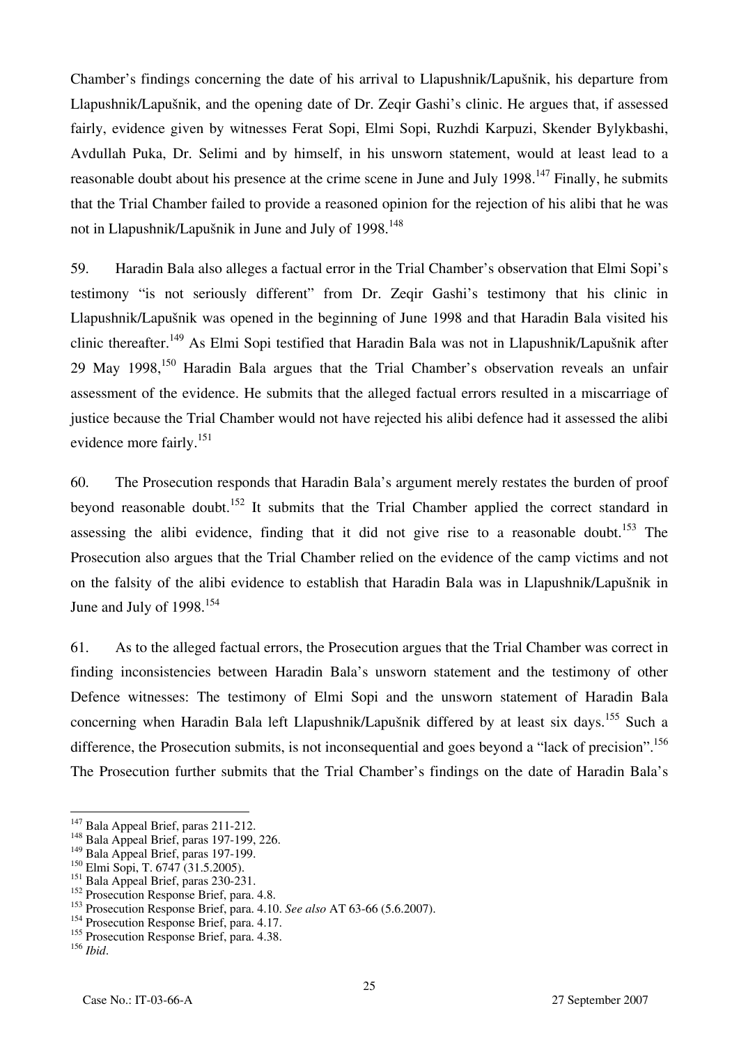Chamber's findings concerning the date of his arrival to Llapushnik/Lapušnik, his departure from Llapushnik/Lapušnik, and the opening date of Dr. Zeqir Gashi's clinic. He argues that, if assessed fairly, evidence given by witnesses Ferat Sopi, Elmi Sopi, Ruzhdi Karpuzi, Skender Bylykbashi, Avdullah Puka, Dr. Selimi and by himself, in his unsworn statement, would at least lead to a reasonable doubt about his presence at the crime scene in June and July 1998.[147] Finally, he submits that the Trial Chamber failed to provide a reasoned opinion for the rejection of his alibi that he was not in Llapushnik/Lapušnik in June and July of 1998.[148]

59. Haradin Bala also alleges a factual error in the Trial Chamber's observation that Elmi Sopi's testimony "is not seriously different" from Dr. Zeqir Gashi's testimony that his clinic in Llapushnik/Lapušnik was opened in the beginning of June 1998 and that Haradin Bala visited his clinic thereafter.[149] As Elmi Sopi testified that Haradin Bala was not in Llapushnik/Lapušnik after 29 May 1998,[150] Haradin Bala argues that the Trial Chamber's observation reveals an unfair assessment of the evidence. He submits that the alleged factual errors resulted in a miscarriage of justice because the Trial Chamber would not have rejected his alibi defence had it assessed the alibi evidence more fairly.[151]

60. The Prosecution responds that Haradin Bala's argument merely restates the burden of proof beyond reasonable doubt.[152] It submits that the Trial Chamber applied the correct standard in assessing the alibi evidence, finding that it did not give rise to a reasonable doubt.[153] The Prosecution also argues that the Trial Chamber relied on the evidence of the camp victims and not on the falsity of the alibi evidence to establish that Haradin Bala was in Llapushnik/Lapušnik in June and July of 1998.[154]

61. As to the alleged factual errors, the Prosecution argues that the Trial Chamber was correct in finding inconsistencies between Haradin Bala's unsworn statement and the testimony of other Defence witnesses: The testimony of Elmi Sopi and the unsworn statement of Haradin Bala concerning when Haradin Bala left Llapushnik/Lapušnik differed by at least six days.[155] Such a difference, the Prosecution submits, is not inconsequential and goes beyond a "lack of precision".[156] The Prosecution further submits that the Trial Chamber's findings on the date of Haradin Bala's

---

[147] Bala Appeal Brief, paras 211-212.
[148] Bala Appeal Brief, paras 197-199, 226.
[149] Bala Appeal Brief, paras 197-199.
[150] Elmi Sopi, T. 6747 (31.5.2005).
[151] Bala Appeal Brief, paras 230-231.
[152] Prosecution Response Brief, para. 4.8.
[153] Prosecution Response Brief, para. 4.10. *See also* AT 63-66 (5.6.2007).
[154] Prosecution Response Brief, para. 4.17.
[155] Prosecution Response Brief, para. 4.38.
[156] *Ibid.*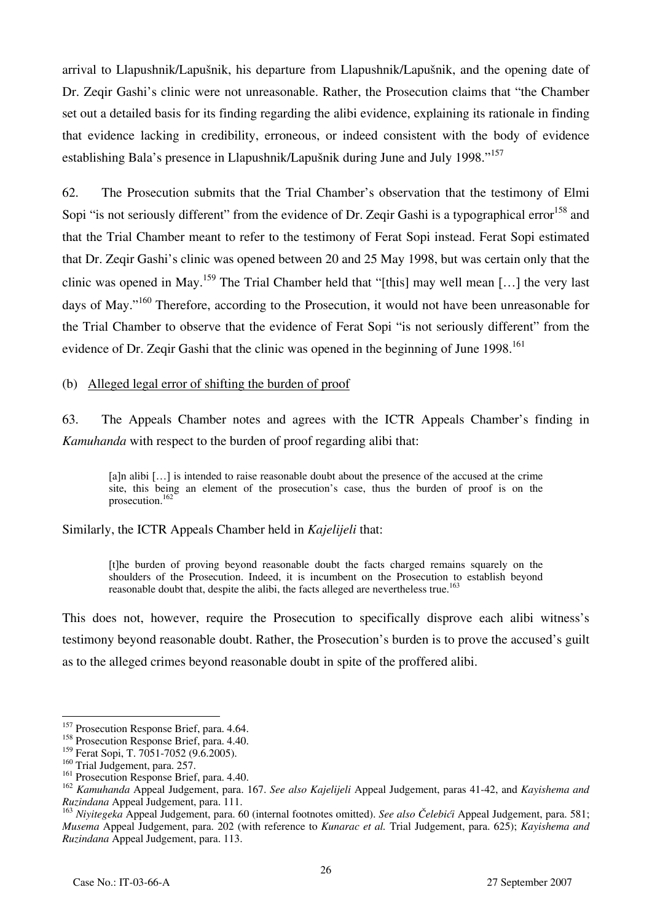arrival to Llapushnik/Lapušnik, his departure from Llapushnik/Lapušnik, and the opening date of Dr. Zeqir Gashi's clinic were not unreasonable. Rather, the Prosecution claims that "the Chamber set out a detailed basis for its finding regarding the alibi evidence, explaining its rationale in finding that evidence lacking in credibility, erroneous, or indeed consistent with the body of evidence establishing Bala's presence in Llapushnik/Lapušnik during June and July 1998."[157]

62. The Prosecution submits that the Trial Chamber's observation that the testimony of Elmi Sopi "is not seriously different" from the evidence of Dr. Zeqir Gashi is a typographical error[158] and that the Trial Chamber meant to refer to the testimony of Ferat Sopi instead. Ferat Sopi estimated that Dr. Zeqir Gashi's clinic was opened between 20 and 25 May 1998, but was certain only that the clinic was opened in May.[159] The Trial Chamber held that "[this] may well mean […] the very last days of May."[160] Therefore, according to the Prosecution, it would not have been unreasonable for the Trial Chamber to observe that the evidence of Ferat Sopi "is not seriously different" from the evidence of Dr. Zeqir Gashi that the clinic was opened in the beginning of June 1998.[161]

(b) Alleged legal error of shifting the burden of proof

63. The Appeals Chamber notes and agrees with the ICTR Appeals Chamber's finding in *Kamuhanda* with respect to the burden of proof regarding alibi that:

> [a]n alibi […] is intended to raise reasonable doubt about the presence of the accused at the crime site, this being an element of the prosecution's case, thus the burden of proof is on the prosecution.[162]

Similarly, the ICTR Appeals Chamber held in *Kajelijeli* that:

> [t]he burden of proving beyond reasonable doubt the facts charged remains squarely on the shoulders of the Prosecution. Indeed, it is incumbent on the Prosecution to establish beyond reasonable doubt that, despite the alibi, the facts alleged are nevertheless true.[163]

This does not, however, require the Prosecution to specifically disprove each alibi witness's testimony beyond reasonable doubt. Rather, the Prosecution's burden is to prove the accused's guilt as to the alleged crimes beyond reasonable doubt in spite of the proffered alibi.

---

[157] Prosecution Response Brief, para. 4.64.

[158] Prosecution Response Brief, para. 4.40.

[159] Ferat Sopi, T. 7051-7052 (9.6.2005).

[160] Trial Judgement, para. 257.

[161] Prosecution Response Brief, para. 4.40.

[162] *Kamuhanda* Appeal Judgement, para. 167. *See also Kajelijeli* Appeal Judgement, paras 41-42, and *Kayishema and Ruzindana* Appeal Judgement, para. 111.

[163] *Niyitegeka* Appeal Judgement, para. 60 (internal footnotes omitted). *See also Čelebići* Appeal Judgement, para. 581; *Musema* Appeal Judgement, para. 202 (with reference to *Kunarac et al.* Trial Judgement, para. 625); *Kayishema and Ruzindana* Appeal Judgement, para. 113.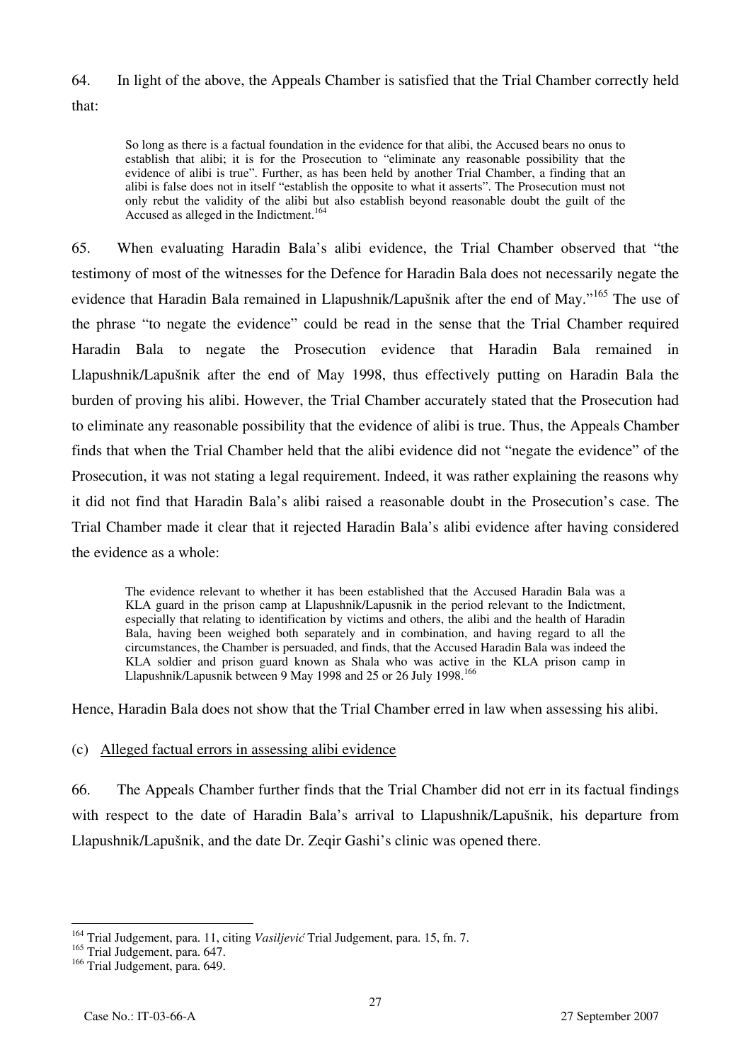64. In light of the above, the Appeals Chamber is satisfied that the Trial Chamber correctly held that:

> So long as there is a factual foundation in the evidence for that alibi, the Accused bears no onus to establish that alibi; it is for the Prosecution to "eliminate any reasonable possibility that the evidence of alibi is true". Further, as has been held by another Trial Chamber, a finding that an alibi is false does not in itself "establish the opposite to what it asserts". The Prosecution must not only rebut the validity of the alibi but also establish beyond reasonable doubt the guilt of the Accused as alleged in the Indictment.[164]

65. When evaluating Haradin Bala's alibi evidence, the Trial Chamber observed that "the testimony of most of the witnesses for the Defence for Haradin Bala does not necessarily negate the evidence that Haradin Bala remained in Llapushnik/Lapušnik after the end of May."[165] The use of the phrase "to negate the evidence" could be read in the sense that the Trial Chamber required Haradin Bala to negate the Prosecution evidence that Haradin Bala remained in Llapushnik/Lapušnik after the end of May 1998, thus effectively putting on Haradin Bala the burden of proving his alibi. However, the Trial Chamber accurately stated that the Prosecution had to eliminate any reasonable possibility that the evidence of alibi is true. Thus, the Appeals Chamber finds that when the Trial Chamber held that the alibi evidence did not "negate the evidence" of the Prosecution, it was not stating a legal requirement. Indeed, it was rather explaining the reasons why it did not find that Haradin Bala's alibi raised a reasonable doubt in the Prosecution's case. The Trial Chamber made it clear that it rejected Haradin Bala's alibi evidence after having considered the evidence as a whole:

> The evidence relevant to whether it has been established that the Accused Haradin Bala was a KLA guard in the prison camp at Llapushnik/Lapusnik in the period relevant to the Indictment, especially that relating to identification by victims and others, the alibi and the health of Haradin Bala, having been weighed both separately and in combination, and having regard to all the circumstances, the Chamber is persuaded, and finds, that the Accused Haradin Bala was indeed the KLA soldier and prison guard known as Shala who was active in the KLA prison camp in Llapushnik/Lapusnik between 9 May 1998 and 25 or 26 July 1998.[166]

Hence, Haradin Bala does not show that the Trial Chamber erred in law when assessing his alibi.

(c) Alleged factual errors in assessing alibi evidence

66. The Appeals Chamber further finds that the Trial Chamber did not err in its factual findings with respect to the date of Haradin Bala's arrival to Llapushnik/Lapušnik, his departure from Llapushnik/Lapušnik, and the date Dr. Zeqir Gashi's clinic was opened there.

---

[164] Trial Judgement, para. 11, citing *Vasiljević* Trial Judgement, para. 15, fn. 7.

[165] Trial Judgement, para. 647.

[166] Trial Judgement, para. 649.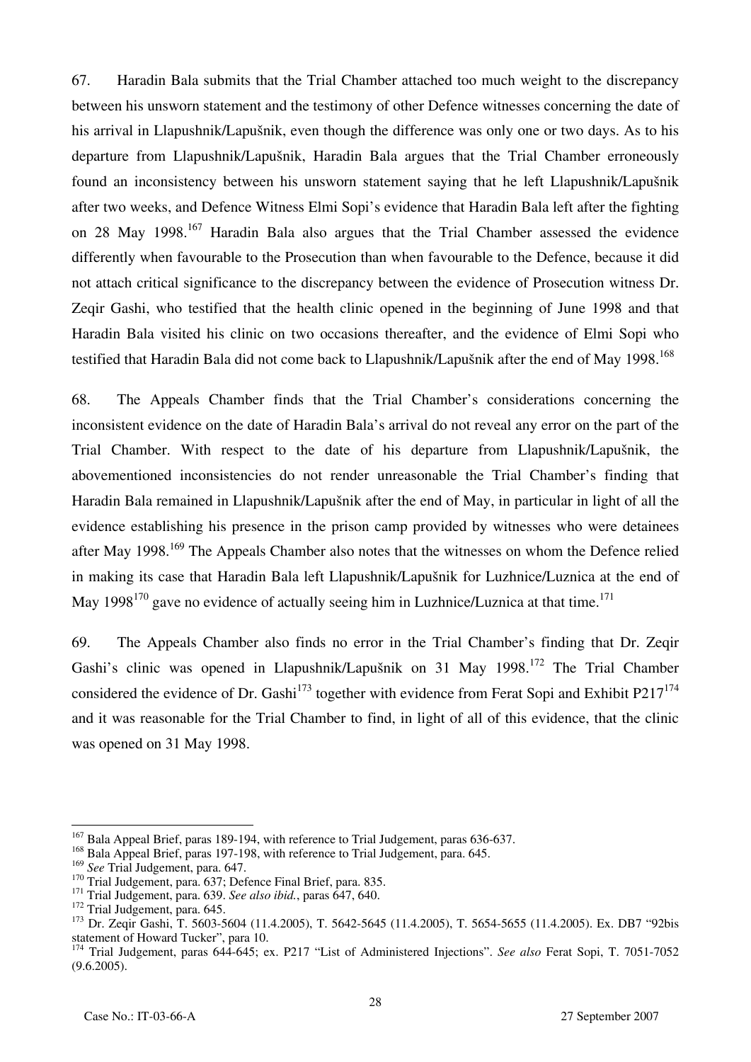67. Haradin Bala submits that the Trial Chamber attached too much weight to the discrepancy between his unsworn statement and the testimony of other Defence witnesses concerning the date of his arrival in Llapushnik/Lapušnik, even though the difference was only one or two days. As to his departure from Llapushnik/Lapušnik, Haradin Bala argues that the Trial Chamber erroneously found an inconsistency between his unsworn statement saying that he left Llapushnik/Lapušnik after two weeks, and Defence Witness Elmi Sopi's evidence that Haradin Bala left after the fighting on 28 May 1998.[167] Haradin Bala also argues that the Trial Chamber assessed the evidence differently when favourable to the Prosecution than when favourable to the Defence, because it did not attach critical significance to the discrepancy between the evidence of Prosecution witness Dr. Zeqir Gashi, who testified that the health clinic opened in the beginning of June 1998 and that Haradin Bala visited his clinic on two occasions thereafter, and the evidence of Elmi Sopi who testified that Haradin Bala did not come back to Llapushnik/Lapušnik after the end of May 1998.[168]

68. The Appeals Chamber finds that the Trial Chamber's considerations concerning the inconsistent evidence on the date of Haradin Bala's arrival do not reveal any error on the part of the Trial Chamber. With respect to the date of his departure from Llapushnik/Lapušnik, the abovementioned inconsistencies do not render unreasonable the Trial Chamber's finding that Haradin Bala remained in Llapushnik/Lapušnik after the end of May, in particular in light of all the evidence establishing his presence in the prison camp provided by witnesses who were detainees after May 1998.[169] The Appeals Chamber also notes that the witnesses on whom the Defence relied in making its case that Haradin Bala left Llapushnik/Lapušnik for Luzhnice/Luznica at the end of May 1998[170] gave no evidence of actually seeing him in Luzhnice/Luznica at that time.[171]

69. The Appeals Chamber also finds no error in the Trial Chamber's finding that Dr. Zeqir Gashi's clinic was opened in Llapushnik/Lapušnik on 31 May 1998.[172] The Trial Chamber considered the evidence of Dr. Gashi[173] together with evidence from Ferat Sopi and Exhibit P217[174] and it was reasonable for the Trial Chamber to find, in light of all of this evidence, that the clinic was opened on 31 May 1998.

---

[167] Bala Appeal Brief, paras 189-194, with reference to Trial Judgement, paras 636-637.

[168] Bala Appeal Brief, paras 197-198, with reference to Trial Judgement, para. 645.

[169] *See* Trial Judgement, para. 647.

[170] Trial Judgement, para. 637; Defence Final Brief, para. 835.

[171] Trial Judgement, para. 639. *See also ibid.*, paras 647, 640.

[172] Trial Judgement, para. 645.

[173] Dr. Zeqir Gashi, T. 5603-5604 (11.4.2005), T. 5642-5645 (11.4.2005), T. 5654-5655 (11.4.2005). Ex. DB7 "92bis statement of Howard Tucker", para 10.

[174] Trial Judgement, paras 644-645; ex. P217 "List of Administered Injections". *See also* Ferat Sopi, T. 7051-7052 (9.6.2005).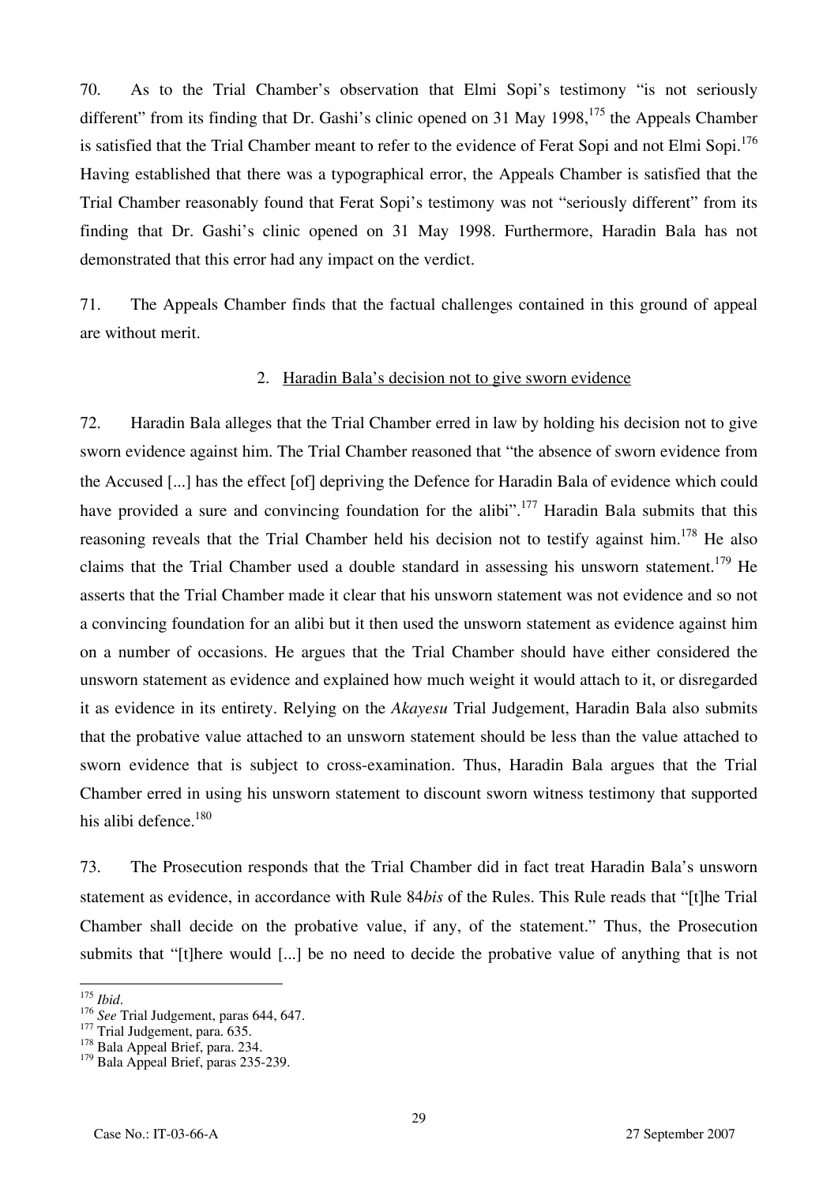70. As to the Trial Chamber's observation that Elmi Sopi's testimony "is not seriously different" from its finding that Dr. Gashi's clinic opened on 31 May 1998,[175] the Appeals Chamber is satisfied that the Trial Chamber meant to refer to the evidence of Ferat Sopi and not Elmi Sopi.[176] Having established that there was a typographical error, the Appeals Chamber is satisfied that the Trial Chamber reasonably found that Ferat Sopi's testimony was not "seriously different" from its finding that Dr. Gashi's clinic opened on 31 May 1998. Furthermore, Haradin Bala has not demonstrated that this error had any impact on the verdict.

71. The Appeals Chamber finds that the factual challenges contained in this ground of appeal are without merit.

### 2. Haradin Bala's decision not to give sworn evidence

72. Haradin Bala alleges that the Trial Chamber erred in law by holding his decision not to give sworn evidence against him. The Trial Chamber reasoned that "the absence of sworn evidence from the Accused [...] has the effect [of] depriving the Defence for Haradin Bala of evidence which could have provided a sure and convincing foundation for the alibi".[177] Haradin Bala submits that this reasoning reveals that the Trial Chamber held his decision not to testify against him.[178] He also claims that the Trial Chamber used a double standard in assessing his unsworn statement.[179] He asserts that the Trial Chamber made it clear that his unsworn statement was not evidence and so not a convincing foundation for an alibi but it then used the unsworn statement as evidence against him on a number of occasions. He argues that the Trial Chamber should have either considered the unsworn statement as evidence and explained how much weight it would attach to it, or disregarded it as evidence in its entirety. Relying on the *Akayesu* Trial Judgement, Haradin Bala also submits that the probative value attached to an unsworn statement should be less than the value attached to sworn evidence that is subject to cross-examination. Thus, Haradin Bala argues that the Trial Chamber erred in using his unsworn statement to discount sworn witness testimony that supported his alibi defence.[180]

73. The Prosecution responds that the Trial Chamber did in fact treat Haradin Bala's unsworn statement as evidence, in accordance with Rule 84*bis* of the Rules. This Rule reads that "[t]he Trial Chamber shall decide on the probative value, if any, of the statement." Thus, the Prosecution submits that "[t]here would [...] be no need to decide the probative value of anything that is not

---

[175] *Ibid*.
[176] *See* Trial Judgement, paras 644, 647.
[177] Trial Judgement, para. 635.
[178] Bala Appeal Brief, para. 234.
[179] Bala Appeal Brief, paras 235-239.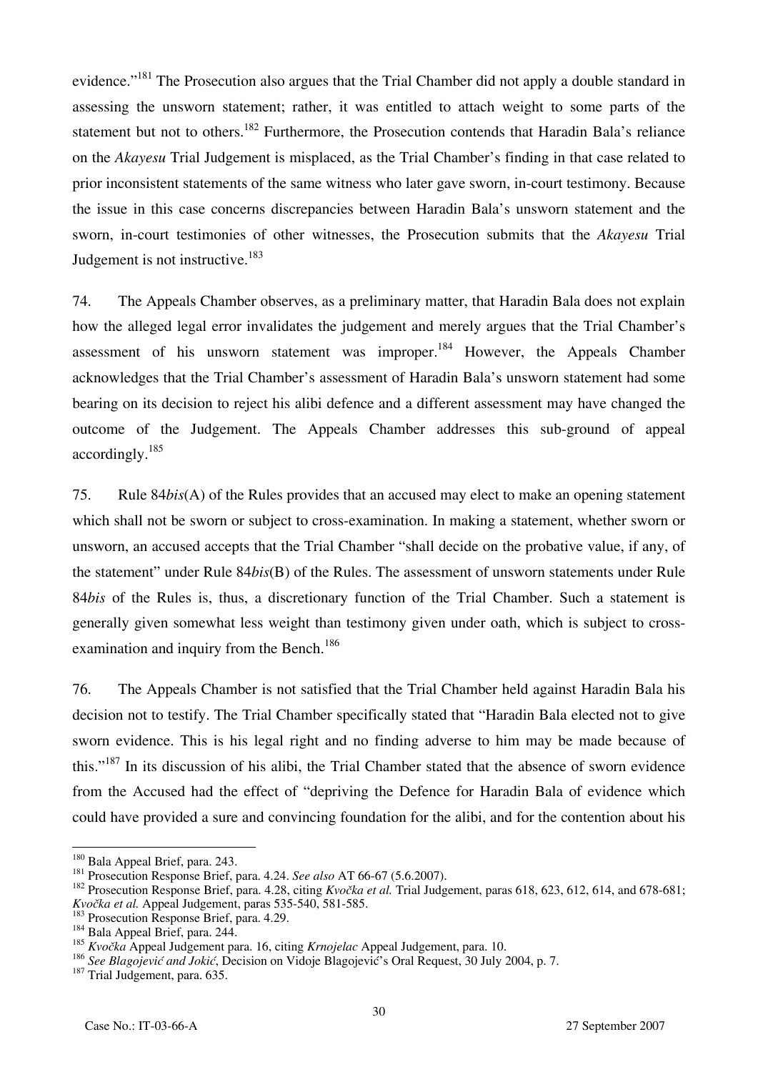evidence."[181] The Prosecution also argues that the Trial Chamber did not apply a double standard in assessing the unsworn statement; rather, it was entitled to attach weight to some parts of the statement but not to others.[182] Furthermore, the Prosecution contends that Haradin Bala's reliance on the *Akayesu* Trial Judgement is misplaced, as the Trial Chamber's finding in that case related to prior inconsistent statements of the same witness who later gave sworn, in-court testimony. Because the issue in this case concerns discrepancies between Haradin Bala's unsworn statement and the sworn, in-court testimonies of other witnesses, the Prosecution submits that the *Akayesu* Trial Judgement is not instructive.[183]

74. The Appeals Chamber observes, as a preliminary matter, that Haradin Bala does not explain how the alleged legal error invalidates the judgement and merely argues that the Trial Chamber's assessment of his unsworn statement was improper.[184] However, the Appeals Chamber acknowledges that the Trial Chamber's assessment of Haradin Bala's unsworn statement had some bearing on its decision to reject his alibi defence and a different assessment may have changed the outcome of the Judgement. The Appeals Chamber addresses this sub-ground of appeal accordingly.[185]

75. Rule 84*bis*(A) of the Rules provides that an accused may elect to make an opening statement which shall not be sworn or subject to cross-examination. In making a statement, whether sworn or unsworn, an accused accepts that the Trial Chamber "shall decide on the probative value, if any, of the statement" under Rule 84*bis*(B) of the Rules. The assessment of unsworn statements under Rule 84*bis* of the Rules is, thus, a discretionary function of the Trial Chamber. Such a statement is generally given somewhat less weight than testimony given under oath, which is subject to cross-examination and inquiry from the Bench.[186]

76. The Appeals Chamber is not satisfied that the Trial Chamber held against Haradin Bala his decision not to testify. The Trial Chamber specifically stated that "Haradin Bala elected not to give sworn evidence. This is his legal right and no finding adverse to him may be made because of this."[187] In its discussion of his alibi, the Trial Chamber stated that the absence of sworn evidence from the Accused had the effect of "depriving the Defence for Haradin Bala of evidence which could have provided a sure and convincing foundation for the alibi, and for the contention about his

---

[180] Bala Appeal Brief, para. 243.

[181] Prosecution Response Brief, para. 4.24. *See also* AT 66-67 (5.6.2007).

[182] Prosecution Response Brief, para. 4.28, citing *Kvočka et al.* Trial Judgement, paras 618, 623, 612, 614, and 678-681; *Kvočka et al.* Appeal Judgement, paras 535-540, 581-585.

[183] Prosecution Response Brief, para. 4.29.

[184] Bala Appeal Brief, para. 244.

[185] *Kvočka* Appeal Judgement para. 16, citing *Krnojelac* Appeal Judgement, para. 10.

[186] *See Blagojević and Jokić*, Decision on Vidoje Blagojević's Oral Request, 30 July 2004, p. 7.

[187] Trial Judgement, para. 635.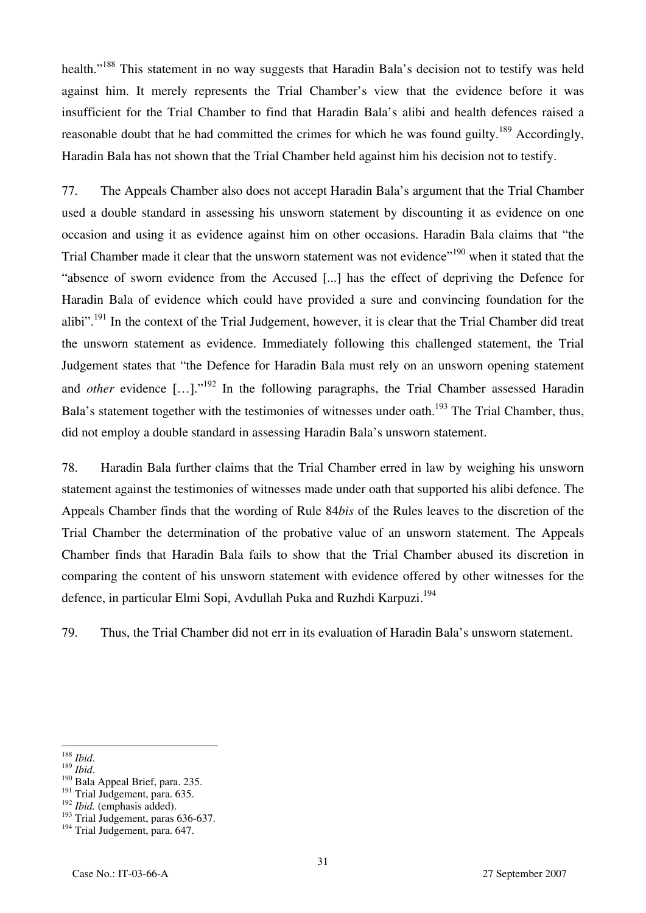health."[188] This statement in no way suggests that Haradin Bala's decision not to testify was held against him. It merely represents the Trial Chamber's view that the evidence before it was insufficient for the Trial Chamber to find that Haradin Bala's alibi and health defences raised a reasonable doubt that he had committed the crimes for which he was found guilty.[189] Accordingly, Haradin Bala has not shown that the Trial Chamber held against him his decision not to testify.

77. The Appeals Chamber also does not accept Haradin Bala's argument that the Trial Chamber used a double standard in assessing his unsworn statement by discounting it as evidence on one occasion and using it as evidence against him on other occasions. Haradin Bala claims that "the Trial Chamber made it clear that the unsworn statement was not evidence"[190] when it stated that the "absence of sworn evidence from the Accused [...] has the effect of depriving the Defence for Haradin Bala of evidence which could have provided a sure and convincing foundation for the alibi".[191] In the context of the Trial Judgement, however, it is clear that the Trial Chamber did treat the unsworn statement as evidence. Immediately following this challenged statement, the Trial Judgement states that "the Defence for Haradin Bala must rely on an unsworn opening statement and *other* evidence […]."[192] In the following paragraphs, the Trial Chamber assessed Haradin Bala's statement together with the testimonies of witnesses under oath.[193] The Trial Chamber, thus, did not employ a double standard in assessing Haradin Bala's unsworn statement.

78. Haradin Bala further claims that the Trial Chamber erred in law by weighing his unsworn statement against the testimonies of witnesses made under oath that supported his alibi defence. The Appeals Chamber finds that the wording of Rule 84*bis* of the Rules leaves to the discretion of the Trial Chamber the determination of the probative value of an unsworn statement. The Appeals Chamber finds that Haradin Bala fails to show that the Trial Chamber abused its discretion in comparing the content of his unsworn statement with evidence offered by other witnesses for the defence, in particular Elmi Sopi, Avdullah Puka and Ruzhdi Karpuzi.[194]

79. Thus, the Trial Chamber did not err in its evaluation of Haradin Bala's unsworn statement.

---

[188] *Ibid*.
[189] *Ibid*.
[190] Bala Appeal Brief, para. 235.
[191] Trial Judgement, para. 635.
[192] *Ibid.* (emphasis added).
[193] Trial Judgement, paras 636-637.
[194] Trial Judgement, para. 647.

Case No.: IT-03-66-A 27 September 2007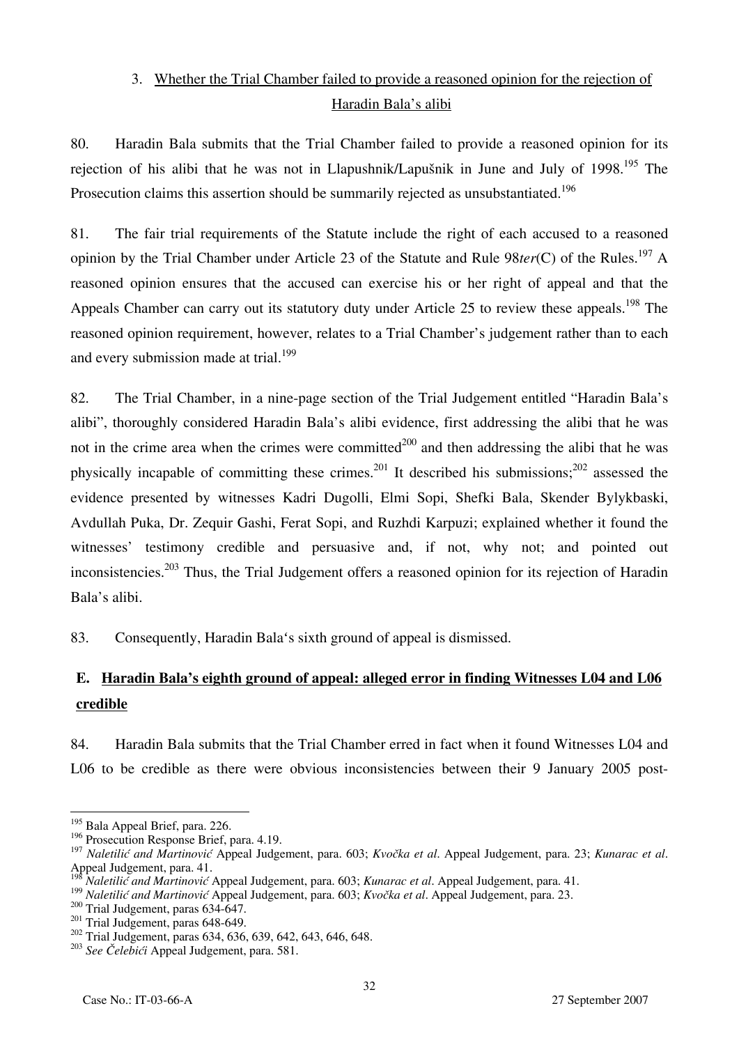### 3. Whether the Trial Chamber failed to provide a reasoned opinion for the rejection of Haradin Bala's alibi

80. Haradin Bala submits that the Trial Chamber failed to provide a reasoned opinion for its rejection of his alibi that he was not in Llapushnik/Lapušnik in June and July of 1998.[195] The Prosecution claims this assertion should be summarily rejected as unsubstantiated.[196]

81. The fair trial requirements of the Statute include the right of each accused to a reasoned opinion by the Trial Chamber under Article 23 of the Statute and Rule 98*ter*(C) of the Rules.[197] A reasoned opinion ensures that the accused can exercise his or her right of appeal and that the Appeals Chamber can carry out its statutory duty under Article 25 to review these appeals.[198] The reasoned opinion requirement, however, relates to a Trial Chamber's judgement rather than to each and every submission made at trial.[199]

82. The Trial Chamber, in a nine-page section of the Trial Judgement entitled "Haradin Bala's alibi", thoroughly considered Haradin Bala's alibi evidence, first addressing the alibi that he was not in the crime area when the crimes were committed[200] and then addressing the alibi that he was physically incapable of committing these crimes.[201] It described his submissions;[202] assessed the evidence presented by witnesses Kadri Dugolli, Elmi Sopi, Shefki Bala, Skender Bylykbaski, Avdullah Puka, Dr. Zequir Gashi, Ferat Sopi, and Ruzhdi Karpuzi; explained whether it found the witnesses' testimony credible and persuasive and, if not, why not; and pointed out inconsistencies.[203] Thus, the Trial Judgement offers a reasoned opinion for its rejection of Haradin Bala's alibi.

83. Consequently, Haradin Bala's sixth ground of appeal is dismissed.

## E. Haradin Bala's eighth ground of appeal: alleged error in finding Witnesses L04 and L06 credible

84. Haradin Bala submits that the Trial Chamber erred in fact when it found Witnesses L04 and L06 to be credible as there were obvious inconsistencies between their 9 January 2005 post-

---

[195] Bala Appeal Brief, para. 226.

[196] Prosecution Response Brief, para. 4.19.

[197] *Naletilić and Martinović* Appeal Judgement, para. 603; *Kvočka et al*. Appeal Judgement, para. 23; *Kunarac et al*. Appeal Judgement, para. 41.

[198] *Naletilić and Martinović* Appeal Judgement, para. 603; *Kunarac et al*. Appeal Judgement, para. 41.

[199] *Naletilić and Martinović* Appeal Judgement, para. 603; *Kvočka et al*. Appeal Judgement, para. 23.

[200] Trial Judgement, paras 634-647.

[201] Trial Judgement, paras 648-649.

[202] Trial Judgement, paras 634, 636, 639, 642, 643, 646, 648.

[203] *See Čelebići* Appeal Judgement, para. 581.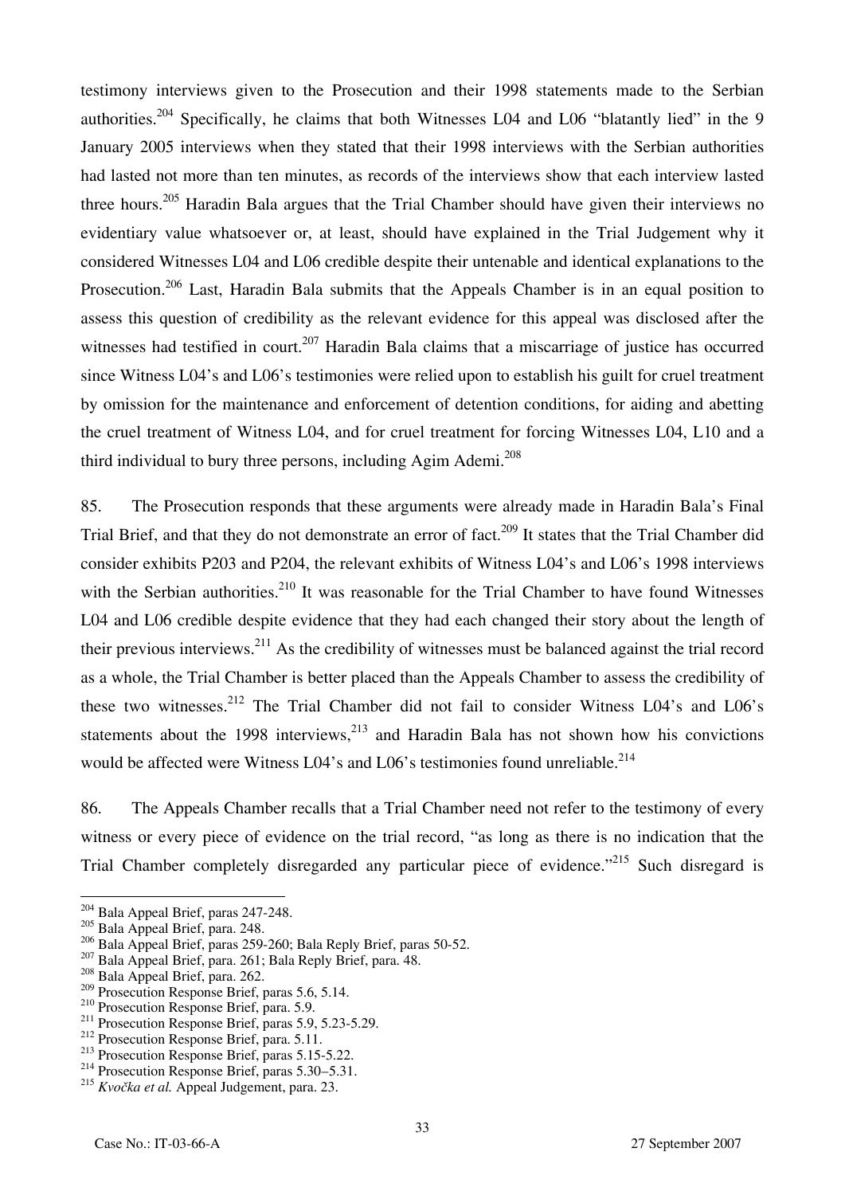testimony interviews given to the Prosecution and their 1998 statements made to the Serbian authorities.[204] Specifically, he claims that both Witnesses L04 and L06 "blatantly lied" in the 9 January 2005 interviews when they stated that their 1998 interviews with the Serbian authorities had lasted not more than ten minutes, as records of the interviews show that each interview lasted three hours.[205] Haradin Bala argues that the Trial Chamber should have given their interviews no evidentiary value whatsoever or, at least, should have explained in the Trial Judgement why it considered Witnesses L04 and L06 credible despite their untenable and identical explanations to the Prosecution.[206] Last, Haradin Bala submits that the Appeals Chamber is in an equal position to assess this question of credibility as the relevant evidence for this appeal was disclosed after the witnesses had testified in court.[207] Haradin Bala claims that a miscarriage of justice has occurred since Witness L04's and L06's testimonies were relied upon to establish his guilt for cruel treatment by omission for the maintenance and enforcement of detention conditions, for aiding and abetting the cruel treatment of Witness L04, and for cruel treatment for forcing Witnesses L04, L10 and a third individual to bury three persons, including Agim Ademi.[208]

85. The Prosecution responds that these arguments were already made in Haradin Bala's Final Trial Brief, and that they do not demonstrate an error of fact.[209] It states that the Trial Chamber did consider exhibits P203 and P204, the relevant exhibits of Witness L04's and L06's 1998 interviews with the Serbian authorities.[210] It was reasonable for the Trial Chamber to have found Witnesses L04 and L06 credible despite evidence that they had each changed their story about the length of their previous interviews.[211] As the credibility of witnesses must be balanced against the trial record as a whole, the Trial Chamber is better placed than the Appeals Chamber to assess the credibility of these two witnesses.[212] The Trial Chamber did not fail to consider Witness L04's and L06's statements about the 1998 interviews,[213] and Haradin Bala has not shown how his convictions would be affected were Witness L04's and L06's testimonies found unreliable.[214]

86. The Appeals Chamber recalls that a Trial Chamber need not refer to the testimony of every witness or every piece of evidence on the trial record, "as long as there is no indication that the Trial Chamber completely disregarded any particular piece of evidence."[215] Such disregard is

---

[204] Bala Appeal Brief, paras 247-248.
[205] Bala Appeal Brief, para. 248.
[206] Bala Appeal Brief, paras 259-260; Bala Reply Brief, paras 50-52.
[207] Bala Appeal Brief, para. 261; Bala Reply Brief, para. 48.
[208] Bala Appeal Brief, para. 262.
[209] Prosecution Response Brief, paras 5.6, 5.14.
[210] Prosecution Response Brief, para. 5.9.
[211] Prosecution Response Brief, paras 5.9, 5.23-5.29.
[212] Prosecution Response Brief, para. 5.11.
[213] Prosecution Response Brief, paras 5.15-5.22.
[214] Prosecution Response Brief, paras 5.30–5.31.
[215] *Kvočka et al.* Appeal Judgement, para. 23.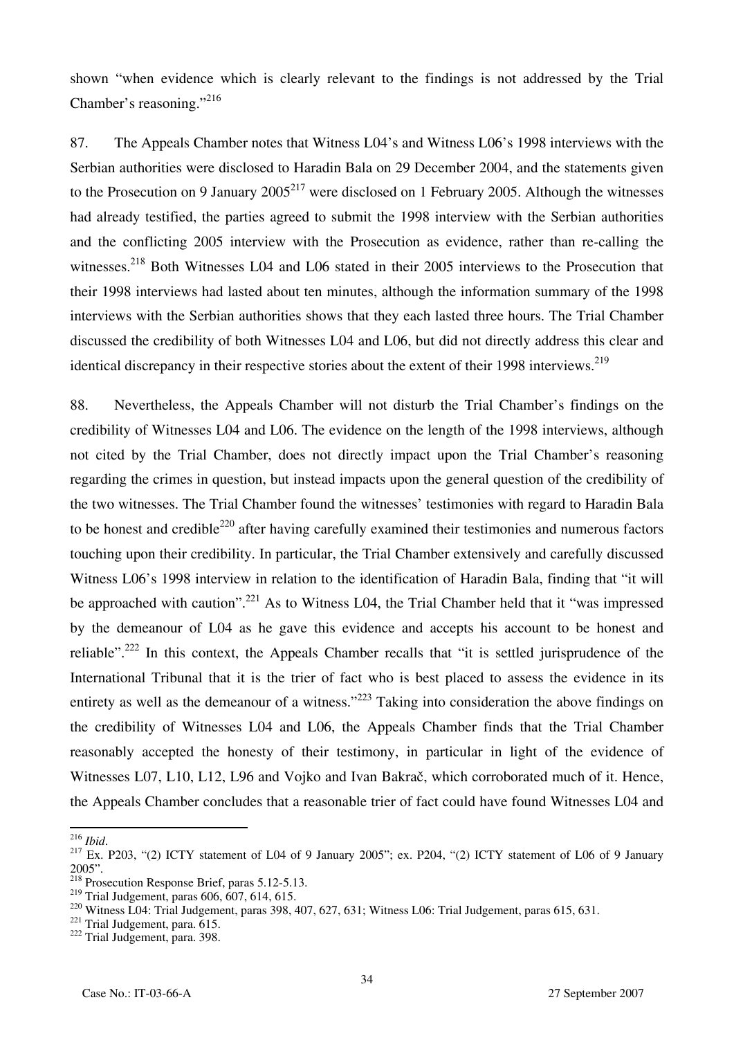shown "when evidence which is clearly relevant to the findings is not addressed by the Trial Chamber's reasoning."[216]

87. The Appeals Chamber notes that Witness L04's and Witness L06's 1998 interviews with the Serbian authorities were disclosed to Haradin Bala on 29 December 2004, and the statements given to the Prosecution on 9 January 2005[217] were disclosed on 1 February 2005. Although the witnesses had already testified, the parties agreed to submit the 1998 interview with the Serbian authorities and the conflicting 2005 interview with the Prosecution as evidence, rather than re-calling the witnesses.[218] Both Witnesses L04 and L06 stated in their 2005 interviews to the Prosecution that their 1998 interviews had lasted about ten minutes, although the information summary of the 1998 interviews with the Serbian authorities shows that they each lasted three hours. The Trial Chamber discussed the credibility of both Witnesses L04 and L06, but did not directly address this clear and identical discrepancy in their respective stories about the extent of their 1998 interviews.[219]

88. Nevertheless, the Appeals Chamber will not disturb the Trial Chamber's findings on the credibility of Witnesses L04 and L06. The evidence on the length of the 1998 interviews, although not cited by the Trial Chamber, does not directly impact upon the Trial Chamber's reasoning regarding the crimes in question, but instead impacts upon the general question of the credibility of the two witnesses. The Trial Chamber found the witnesses' testimonies with regard to Haradin Bala to be honest and credible[220] after having carefully examined their testimonies and numerous factors touching upon their credibility. In particular, the Trial Chamber extensively and carefully discussed Witness L06's 1998 interview in relation to the identification of Haradin Bala, finding that "it will be approached with caution".[221] As to Witness L04, the Trial Chamber held that it "was impressed by the demeanour of L04 as he gave this evidence and accepts his account to be honest and reliable".[222] In this context, the Appeals Chamber recalls that "it is settled jurisprudence of the International Tribunal that it is the trier of fact who is best placed to assess the evidence in its entirety as well as the demeanour of a witness."[223] Taking into consideration the above findings on the credibility of Witnesses L04 and L06, the Appeals Chamber finds that the Trial Chamber reasonably accepted the honesty of their testimony, in particular in light of the evidence of Witnesses L07, L10, L12, L96 and Vojko and Ivan Bakrač, which corroborated much of it. Hence, the Appeals Chamber concludes that a reasonable trier of fact could have found Witnesses L04 and

---

[216] *Ibid*.

[217] Ex. P203, "(2) ICTY statement of L04 of 9 January 2005"; ex. P204, "(2) ICTY statement of L06 of 9 January 2005".

[218] Prosecution Response Brief, paras 5.12-5.13.

[219] Trial Judgement, paras 606, 607, 614, 615.

[220] Witness L04: Trial Judgement, paras 398, 407, 627, 631; Witness L06: Trial Judgement, paras 615, 631.

[221] Trial Judgement, para. 615.

[222] Trial Judgement, para. 398.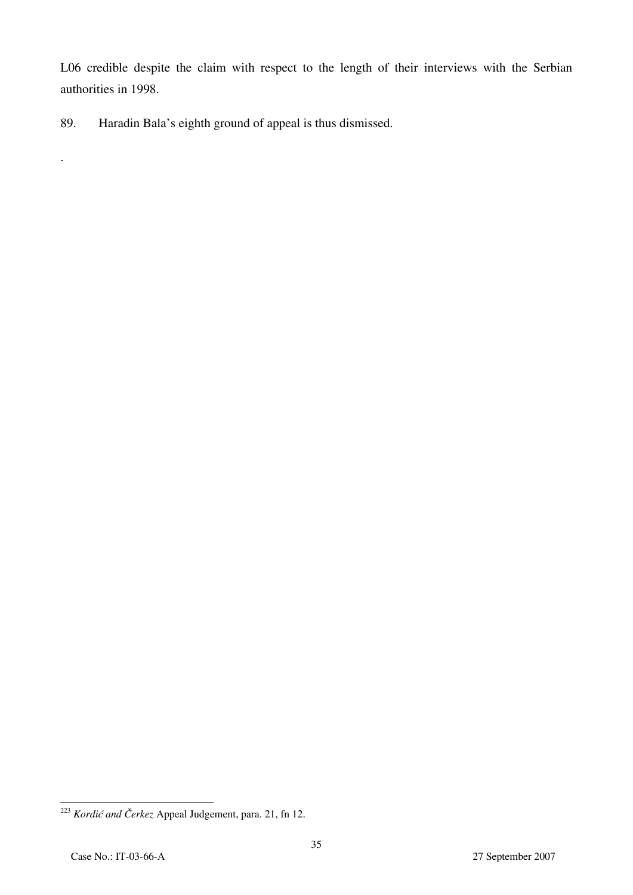L06 credible despite the claim with respect to the length of their interviews with the Serbian authorities in 1998.

89. Haradin Bala's eighth ground of appeal is thus dismissed.

.

[223] *Kordić and Čerkez* Appeal Judgement, para. 21, fn 12.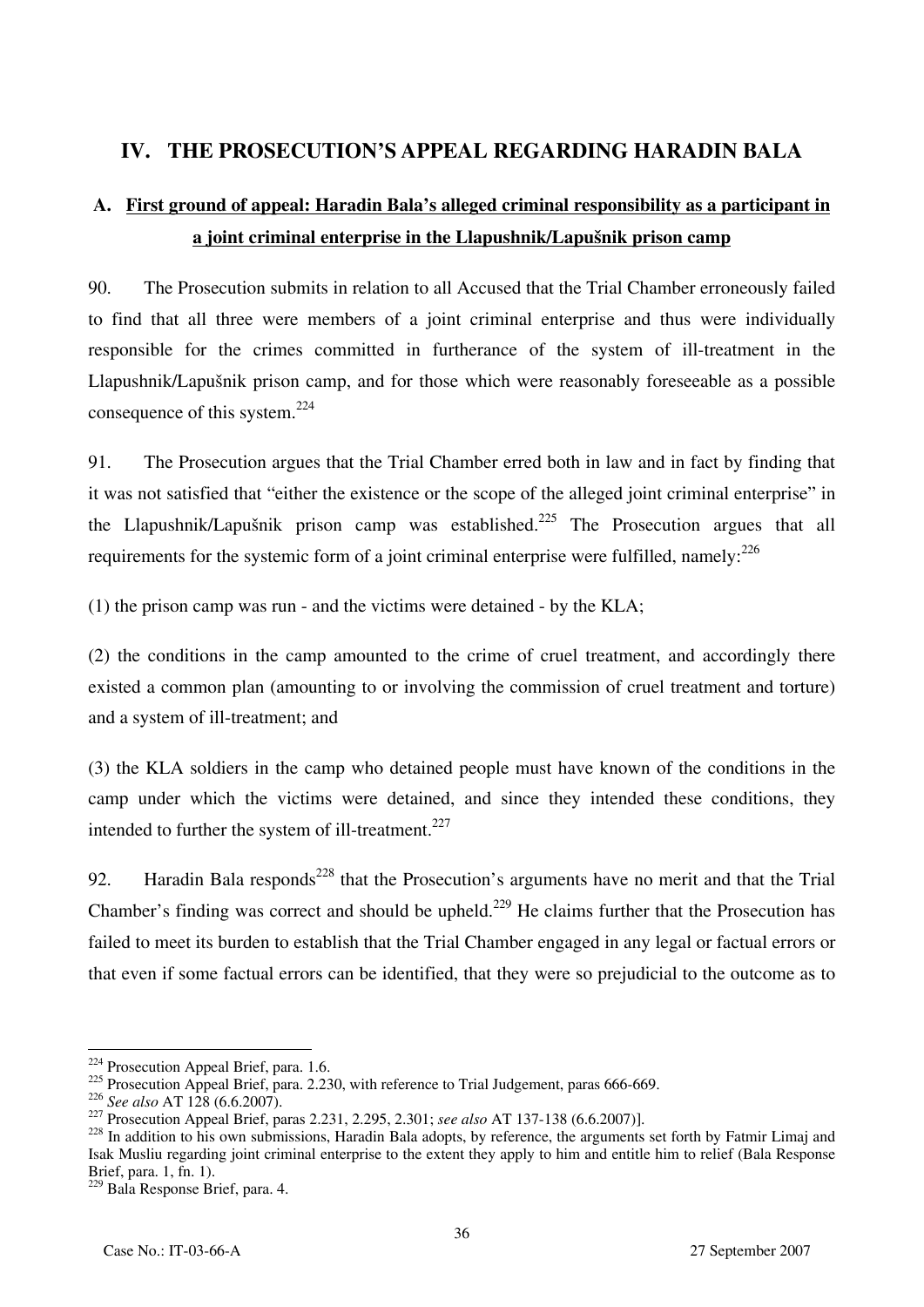# IV. THE PROSECUTION'S APPEAL REGARDING HARADIN BALA

## A. First ground of appeal: Haradin Bala's alleged criminal responsibility as a participant in a joint criminal enterprise in the Llapushnik/Lapušnik prison camp

90. The Prosecution submits in relation to all Accused that the Trial Chamber erroneously failed to find that all three were members of a joint criminal enterprise and thus were individually responsible for the crimes committed in furtherance of the system of ill-treatment in the Llapushnik/Lapušnik prison camp, and for those which were reasonably foreseeable as a possible consequence of this system.[224]

91. The Prosecution argues that the Trial Chamber erred both in law and in fact by finding that it was not satisfied that "either the existence or the scope of the alleged joint criminal enterprise" in the Llapushnik/Lapušnik prison camp was established.[225] The Prosecution argues that all requirements for the systemic form of a joint criminal enterprise were fulfilled, namely:[226]

(1) the prison camp was run - and the victims were detained - by the KLA;

(2) the conditions in the camp amounted to the crime of cruel treatment, and accordingly there existed a common plan (amounting to or involving the commission of cruel treatment and torture) and a system of ill-treatment; and

(3) the KLA soldiers in the camp who detained people must have known of the conditions in the camp under which the victims were detained, and since they intended these conditions, they intended to further the system of ill-treatment.[227]

92. Haradin Bala responds[228] that the Prosecution's arguments have no merit and that the Trial Chamber's finding was correct and should be upheld.[229] He claims further that the Prosecution has failed to meet its burden to establish that the Trial Chamber engaged in any legal or factual errors or that even if some factual errors can be identified, that they were so prejudicial to the outcome as to

---

[224] Prosecution Appeal Brief, para. 1.6.

[225] Prosecution Appeal Brief, para. 2.230, with reference to Trial Judgement, paras 666-669.

[226] *See also* AT 128 (6.6.2007).

[227] Prosecution Appeal Brief, paras 2.231, 2.295, 2.301; *see also* AT 137-138 (6.6.2007)].

[228] In addition to his own submissions, Haradin Bala adopts, by reference, the arguments set forth by Fatmir Limaj and Isak Musliu regarding joint criminal enterprise to the extent they apply to him and entitle him to relief (Bala Response Brief, para. 1, fn. 1).

[229] Bala Response Brief, para. 4.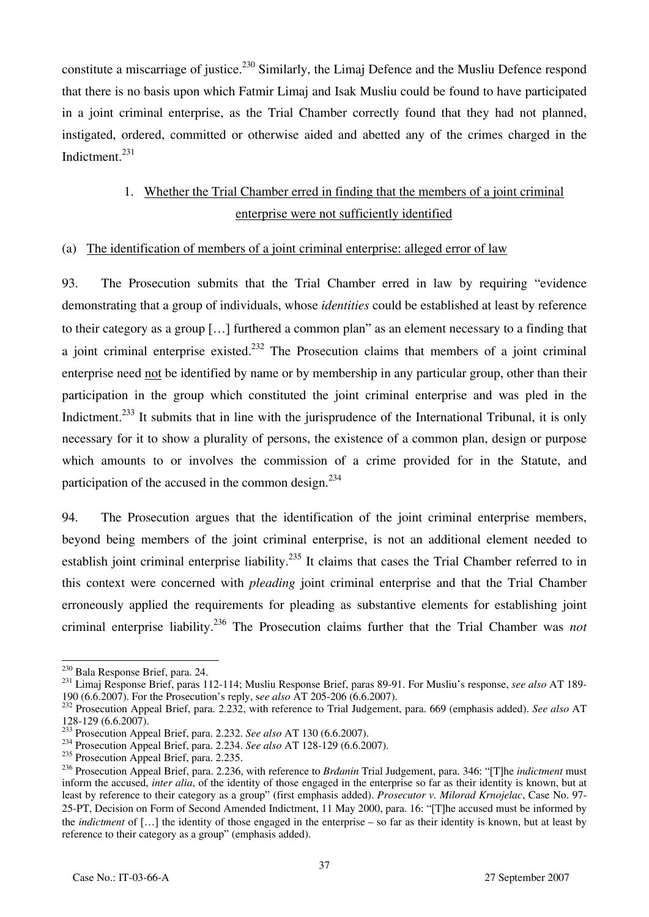constitute a miscarriage of justice.[230] Similarly, the Limaj Defence and the Musliu Defence respond that there is no basis upon which Fatmir Limaj and Isak Musliu could be found to have participated in a joint criminal enterprise, as the Trial Chamber correctly found that they had not planned, instigated, ordered, committed or otherwise aided and abetted any of the crimes charged in the Indictment.[231]

### 1. <u>Whether the Trial Chamber erred in finding that the members of a joint criminal enterprise were not sufficiently identified</u>

#### (a) <u>The identification of members of a joint criminal enterprise: alleged error of law</u>

93. The Prosecution submits that the Trial Chamber erred in law by requiring "evidence demonstrating that a group of individuals, whose *identities* could be established at least by reference to their category as a group […] furthered a common plan" as an element necessary to a finding that a joint criminal enterprise existed.[232] The Prosecution claims that members of a joint criminal enterprise need <u>not</u> be identified by name or by membership in any particular group, other than their participation in the group which constituted the joint criminal enterprise and was pled in the Indictment.[233] It submits that in line with the jurisprudence of the International Tribunal, it is only necessary for it to show a plurality of persons, the existence of a common plan, design or purpose which amounts to or involves the commission of a crime provided for in the Statute, and participation of the accused in the common design.[234]

94. The Prosecution argues that the identification of the joint criminal enterprise members, beyond being members of the joint criminal enterprise, is not an additional element needed to establish joint criminal enterprise liability.[235] It claims that cases the Trial Chamber referred to in this context were concerned with *pleading* joint criminal enterprise and that the Trial Chamber erroneously applied the requirements for pleading as substantive elements for establishing joint criminal enterprise liability.[236] The Prosecution claims further that the Trial Chamber was *not*

---

[230] Bala Response Brief, para. 24.

[231] Limaj Response Brief, paras 112-114; Musliu Response Brief, paras 89-91. For Musliu's response, *see also* AT 189-190 (6.6.2007). For the Prosecution's reply, s*ee also* AT 205-206 (6.6.2007).

[232] Prosecution Appeal Brief, para. 2.232, with reference to Trial Judgement, para. 669 (emphasis added). *See also* AT 128-129 (6.6.2007).

[233] Prosecution Appeal Brief, para. 2.232. *See also* AT 130 (6.6.2007).

[234] Prosecution Appeal Brief, para. 2.234. *See also* AT 128-129 (6.6.2007).

[235] Prosecution Appeal Brief, para. 2.235.

[236] Prosecution Appeal Brief, para. 2.236, with reference to *Brdanin* Trial Judgement, para. 346: "[T]he *indictment* must inform the accused, *inter alia*, of the identity of those engaged in the enterprise so far as their identity is known, but at least by reference to their category as a group" (first emphasis added). *Prosecutor v. Milorad Krnojelac*, Case No. 97-25-PT, Decision on Form of Second Amended Indictment, 11 May 2000, para. 16: "[T]he accused must be informed by the *indictment* of […] the identity of those engaged in the enterprise – so far as their identity is known, but at least by reference to their category as a group" (emphasis added).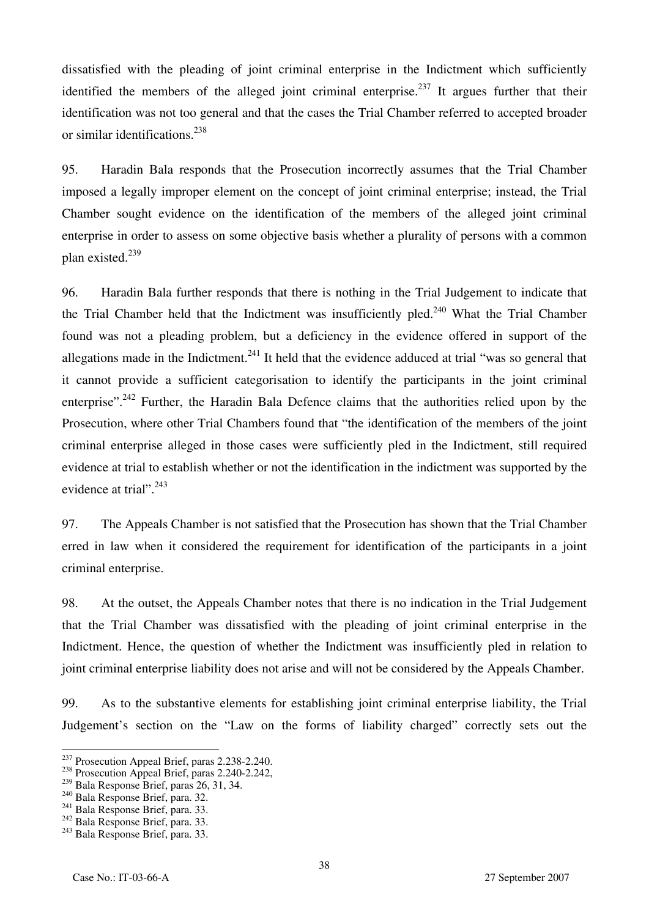dissatisfied with the pleading of joint criminal enterprise in the Indictment which sufficiently identified the members of the alleged joint criminal enterprise.[237] It argues further that their identification was not too general and that the cases the Trial Chamber referred to accepted broader or similar identifications.[238]

95. Haradin Bala responds that the Prosecution incorrectly assumes that the Trial Chamber imposed a legally improper element on the concept of joint criminal enterprise; instead, the Trial Chamber sought evidence on the identification of the members of the alleged joint criminal enterprise in order to assess on some objective basis whether a plurality of persons with a common plan existed.[239]

96. Haradin Bala further responds that there is nothing in the Trial Judgement to indicate that the Trial Chamber held that the Indictment was insufficiently pled.[240] What the Trial Chamber found was not a pleading problem, but a deficiency in the evidence offered in support of the allegations made in the Indictment.[241] It held that the evidence adduced at trial "was so general that it cannot provide a sufficient categorisation to identify the participants in the joint criminal enterprise".[242] Further, the Haradin Bala Defence claims that the authorities relied upon by the Prosecution, where other Trial Chambers found that "the identification of the members of the joint criminal enterprise alleged in those cases were sufficiently pled in the Indictment, still required evidence at trial to establish whether or not the identification in the indictment was supported by the evidence at trial".[243]

97. The Appeals Chamber is not satisfied that the Prosecution has shown that the Trial Chamber erred in law when it considered the requirement for identification of the participants in a joint criminal enterprise.

98. At the outset, the Appeals Chamber notes that there is no indication in the Trial Judgement that the Trial Chamber was dissatisfied with the pleading of joint criminal enterprise in the Indictment. Hence, the question of whether the Indictment was insufficiently pled in relation to joint criminal enterprise liability does not arise and will not be considered by the Appeals Chamber.

99. As to the substantive elements for establishing joint criminal enterprise liability, the Trial Judgement's section on the "Law on the forms of liability charged" correctly sets out the

---

[237] Prosecution Appeal Brief, paras 2.238-2.240.
[238] Prosecution Appeal Brief, paras 2.240-2.242,
[239] Bala Response Brief, paras 26, 31, 34.
[240] Bala Response Brief, para. 32.
[241] Bala Response Brief, para. 33.
[242] Bala Response Brief, para. 33.
[243] Bala Response Brief, para. 33.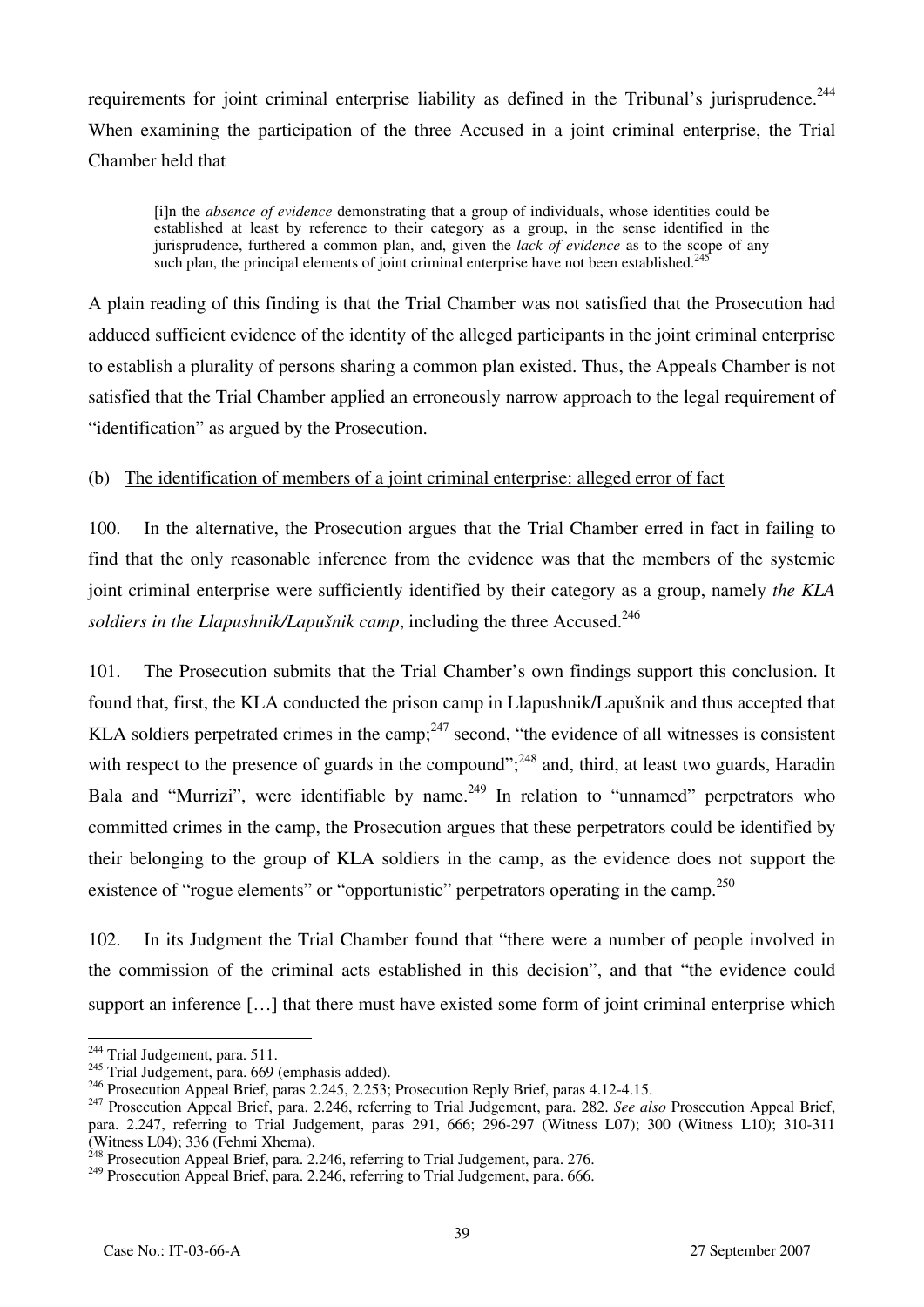requirements for joint criminal enterprise liability as defined in the Tribunal's jurisprudence.[244] When examining the participation of the three Accused in a joint criminal enterprise, the Trial Chamber held that

> [i]n the *absence of evidence* demonstrating that a group of individuals, whose identities could be established at least by reference to their category as a group, in the sense identified in the jurisprudence, furthered a common plan, and, given the *lack of evidence* as to the scope of any such plan, the principal elements of joint criminal enterprise have not been established.[245]

A plain reading of this finding is that the Trial Chamber was not satisfied that the Prosecution had adduced sufficient evidence of the identity of the alleged participants in the joint criminal enterprise to establish a plurality of persons sharing a common plan existed. Thus, the Appeals Chamber is not satisfied that the Trial Chamber applied an erroneously narrow approach to the legal requirement of "identification" as argued by the Prosecution.

(b) <u>The identification of members of a joint criminal enterprise: alleged error of fact</u>

100. In the alternative, the Prosecution argues that the Trial Chamber erred in fact in failing to find that the only reasonable inference from the evidence was that the members of the systemic joint criminal enterprise were sufficiently identified by their category as a group, namely *the KLA soldiers in the Llapushnik/Lapušnik camp*, including the three Accused.[246]

101. The Prosecution submits that the Trial Chamber's own findings support this conclusion. It found that, first, the KLA conducted the prison camp in Llapushnik/Lapušnik and thus accepted that KLA soldiers perpetrated crimes in the camp;[247] second, "the evidence of all witnesses is consistent with respect to the presence of guards in the compound";[248] and, third, at least two guards, Haradin Bala and "Murrizi", were identifiable by name.[249] In relation to "unnamed" perpetrators who committed crimes in the camp, the Prosecution argues that these perpetrators could be identified by their belonging to the group of KLA soldiers in the camp, as the evidence does not support the existence of "rogue elements" or "opportunistic" perpetrators operating in the camp.[250]

102. In its Judgment the Trial Chamber found that "there were a number of people involved in the commission of the criminal acts established in this decision", and that "the evidence could support an inference [...] that there must have existed some form of joint criminal enterprise which

---

[244] Trial Judgement, para. 511.

[245] Trial Judgement, para. 669 (emphasis added).

[246] Prosecution Appeal Brief, paras 2.245, 2.253; Prosecution Reply Brief, paras 4.12-4.15.

[247] Prosecution Appeal Brief, para. 2.246, referring to Trial Judgement, para. 282. *See also* Prosecution Appeal Brief, para. 2.247, referring to Trial Judgement, paras 291, 666; 296-297 (Witness L07); 300 (Witness L10); 310-311 (Witness L04); 336 (Fehmi Xhema).

[248] Prosecution Appeal Brief, para. 2.246, referring to Trial Judgement, para. 276.

[249] Prosecution Appeal Brief, para. 2.246, referring to Trial Judgement, para. 666.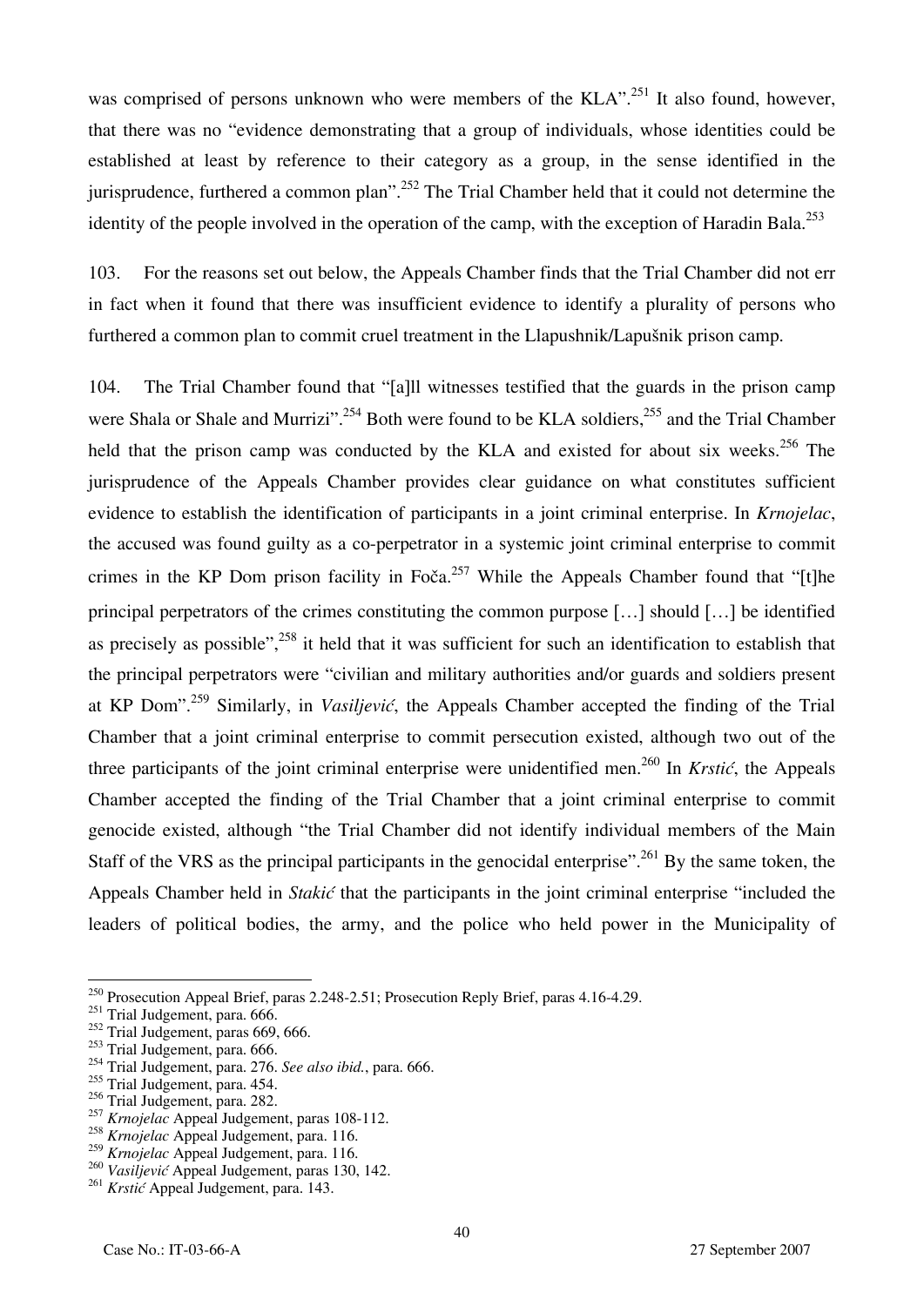was comprised of persons unknown who were members of the KLA".[251] It also found, however, that there was no "evidence demonstrating that a group of individuals, whose identities could be established at least by reference to their category as a group, in the sense identified in the jurisprudence, furthered a common plan".[252] The Trial Chamber held that it could not determine the identity of the people involved in the operation of the camp, with the exception of Haradin Bala.[253]

103. For the reasons set out below, the Appeals Chamber finds that the Trial Chamber did not err in fact when it found that there was insufficient evidence to identify a plurality of persons who furthered a common plan to commit cruel treatment in the Llapushnik/Lapušnik prison camp.

104. The Trial Chamber found that "[a]ll witnesses testified that the guards in the prison camp were Shala or Shale and Murrizi".[254] Both were found to be KLA soldiers,[255] and the Trial Chamber held that the prison camp was conducted by the KLA and existed for about six weeks.[256] The jurisprudence of the Appeals Chamber provides clear guidance on what constitutes sufficient evidence to establish the identification of participants in a joint criminal enterprise. In *Krnojelac*, the accused was found guilty as a co-perpetrator in a systemic joint criminal enterprise to commit crimes in the KP Dom prison facility in Foča.[257] While the Appeals Chamber found that "[t]he principal perpetrators of the crimes constituting the common purpose […] should […] be identified as precisely as possible",[258] it held that it was sufficient for such an identification to establish that the principal perpetrators were "civilian and military authorities and/or guards and soldiers present at KP Dom".[259] Similarly, in *Vasiljević*, the Appeals Chamber accepted the finding of the Trial Chamber that a joint criminal enterprise to commit persecution existed, although two out of the three participants of the joint criminal enterprise were unidentified men.[260] In *Krstić*, the Appeals Chamber accepted the finding of the Trial Chamber that a joint criminal enterprise to commit genocide existed, although "the Trial Chamber did not identify individual members of the Main Staff of the VRS as the principal participants in the genocidal enterprise".[261] By the same token, the Appeals Chamber held in *Stakić* that the participants in the joint criminal enterprise "included the leaders of political bodies, the army, and the police who held power in the Municipality of

---

[250] Prosecution Appeal Brief, paras 2.248-2.51; Prosecution Reply Brief, paras 4.16-4.29.
[251] Trial Judgement, para. 666.
[252] Trial Judgement, paras 669, 666.
[253] Trial Judgement, para. 666.
[254] Trial Judgement, para. 276. *See also ibid.*, para. 666.
[255] Trial Judgement, para. 454.
[256] Trial Judgement, para. 282.
[257] *Krnojelac* Appeal Judgement, paras 108-112.
[258] *Krnojelac* Appeal Judgement, para. 116.
[259] *Krnojelac* Appeal Judgement, para. 116.
[260] *Vasiljević* Appeal Judgement, paras 130, 142.
[261] *Krstić* Appeal Judgement, para. 143.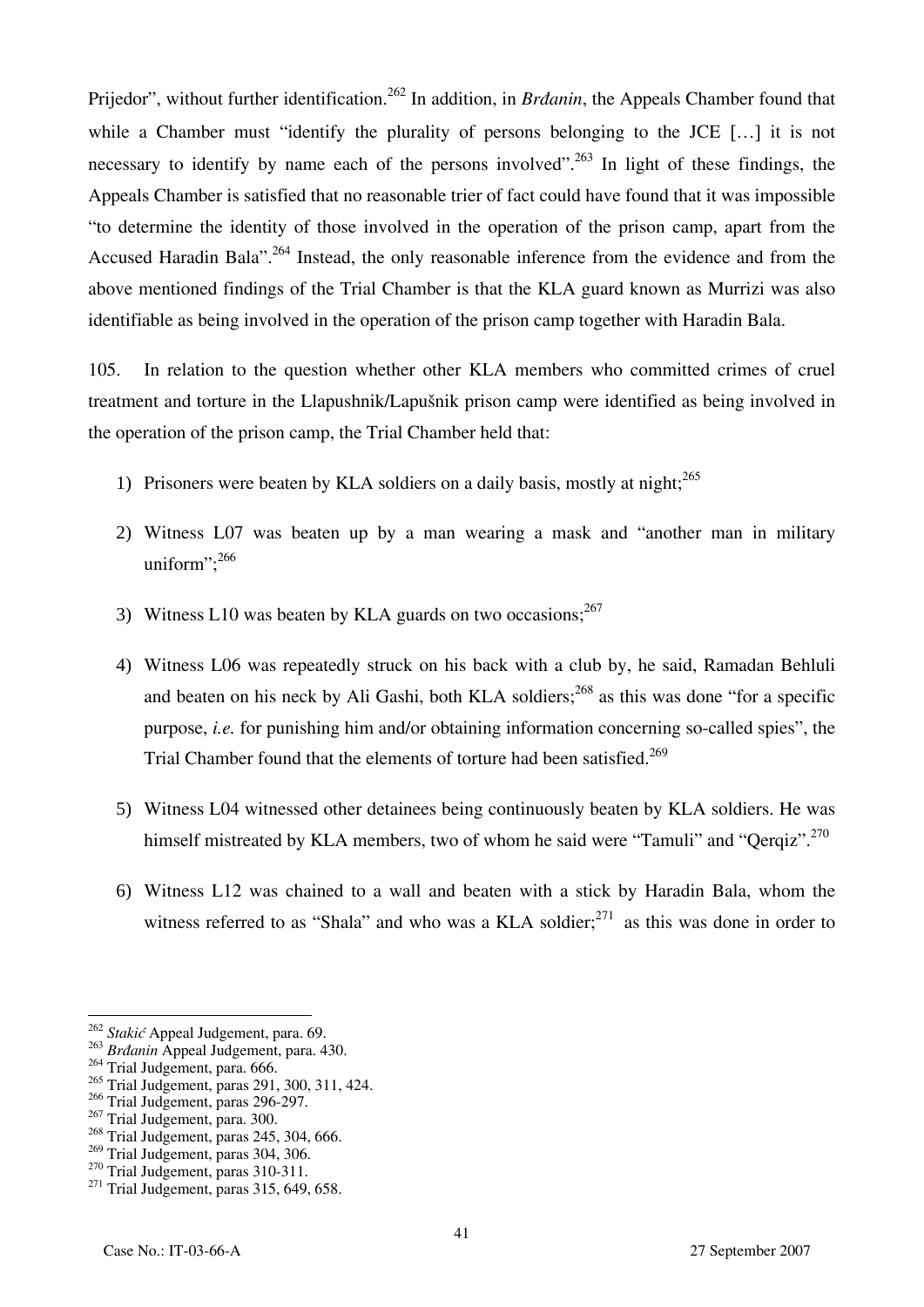Prijedor", without further identification.[262] In addition, in *Brđanin*, the Appeals Chamber found that while a Chamber must "identify the plurality of persons belonging to the JCE […] it is not necessary to identify by name each of the persons involved".[263] In light of these findings, the Appeals Chamber is satisfied that no reasonable trier of fact could have found that it was impossible "to determine the identity of those involved in the operation of the prison camp, apart from the Accused Haradin Bala".[264] Instead, the only reasonable inference from the evidence and from the above mentioned findings of the Trial Chamber is that the KLA guard known as Murrizi was also identifiable as being involved in the operation of the prison camp together with Haradin Bala.

105. In relation to the question whether other KLA members who committed crimes of cruel treatment and torture in the Llapushnik/Lapušnik prison camp were identified as being involved in the operation of the prison camp, the Trial Chamber held that:

1) Prisoners were beaten by KLA soldiers on a daily basis, mostly at night;[265]

2) Witness L07 was beaten up by a man wearing a mask and "another man in military uniform";[266]

3) Witness L10 was beaten by KLA guards on two occasions;[267]

4) Witness L06 was repeatedly struck on his back with a club by, he said, Ramadan Behluli and beaten on his neck by Ali Gashi, both KLA soldiers;[268] as this was done "for a specific purpose, *i.e.* for punishing him and/or obtaining information concerning so-called spies", the Trial Chamber found that the elements of torture had been satisfied.[269]

5) Witness L04 witnessed other detainees being continuously beaten by KLA soldiers. He was himself mistreated by KLA members, two of whom he said were "Tamuli" and "Qerqiz".[270]

6) Witness L12 was chained to a wall and beaten with a stick by Haradin Bala, whom the witness referred to as "Shala" and who was a KLA soldier;[271] as this was done in order to

---

[262] *Stakić* Appeal Judgement, para. 69.

[263] *Brđanin* Appeal Judgement, para. 430.

[264] Trial Judgement, para. 666.

[265] Trial Judgement, paras 291, 300, 311, 424.

[266] Trial Judgement, paras 296-297.

[267] Trial Judgement, para. 300.

[268] Trial Judgement, paras 245, 304, 666.

[269] Trial Judgement, paras 304, 306.

[270] Trial Judgement, paras 310-311.

[271] Trial Judgement, paras 315, 649, 658.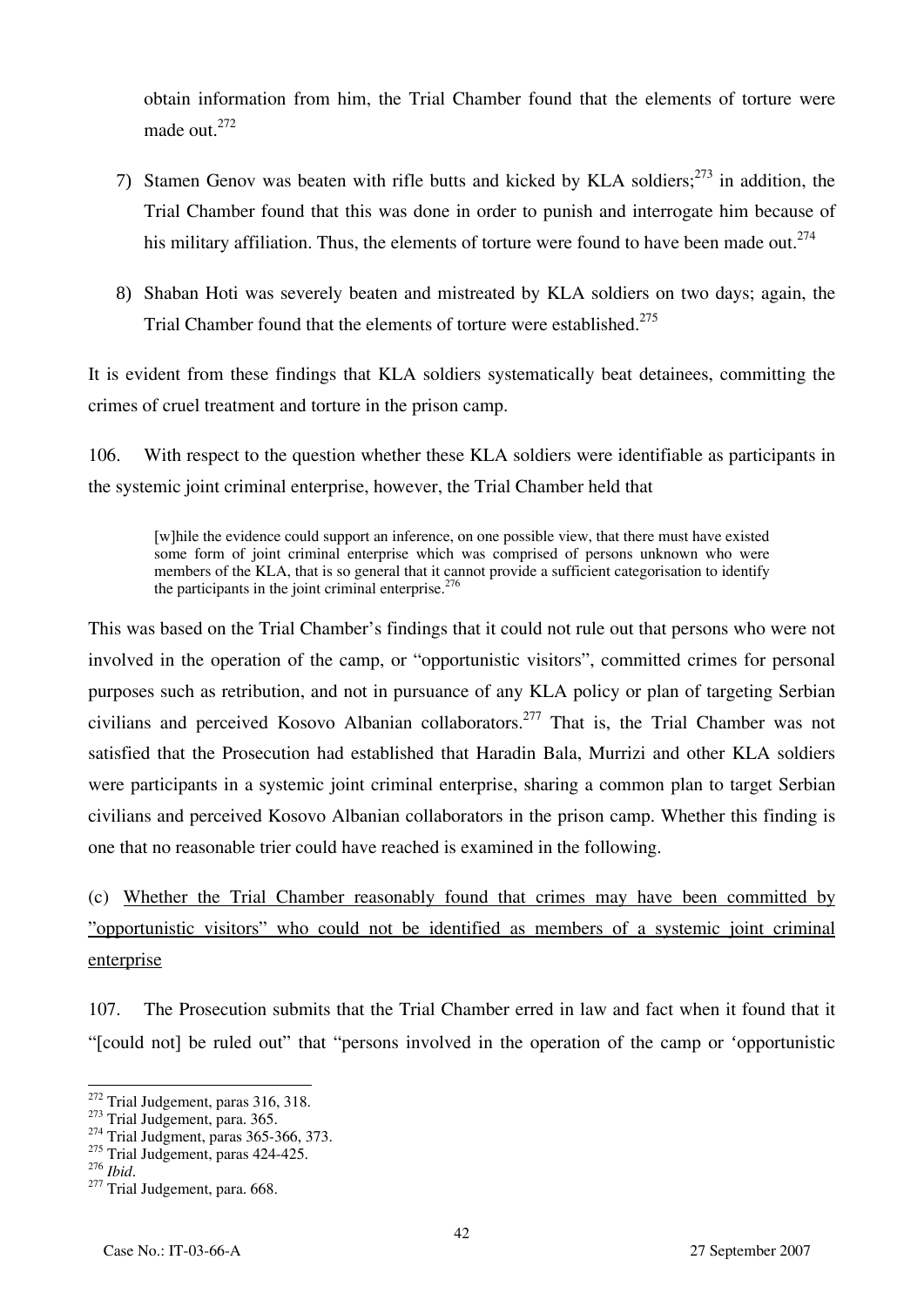obtain information from him, the Trial Chamber found that the elements of torture were made out.[272]

7) Stamen Genov was beaten with rifle butts and kicked by KLA soldiers;[273] in addition, the Trial Chamber found that this was done in order to punish and interrogate him because of his military affiliation. Thus, the elements of torture were found to have been made out.[274]

8) Shaban Hoti was severely beaten and mistreated by KLA soldiers on two days; again, the Trial Chamber found that the elements of torture were established.[275]

It is evident from these findings that KLA soldiers systematically beat detainees, committing the crimes of cruel treatment and torture in the prison camp.

106. With respect to the question whether these KLA soldiers were identifiable as participants in the systemic joint criminal enterprise, however, the Trial Chamber held that

> [w]hile the evidence could support an inference, on one possible view, that there must have existed some form of joint criminal enterprise which was comprised of persons unknown who were members of the KLA, that is so general that it cannot provide a sufficient categorisation to identify the participants in the joint criminal enterprise.[276]

This was based on the Trial Chamber's findings that it could not rule out that persons who were not involved in the operation of the camp, or "opportunistic visitors", committed crimes for personal purposes such as retribution, and not in pursuance of any KLA policy or plan of targeting Serbian civilians and perceived Kosovo Albanian collaborators.[277] That is, the Trial Chamber was not satisfied that the Prosecution had established that Haradin Bala, Murrizi and other KLA soldiers were participants in a systemic joint criminal enterprise, sharing a common plan to target Serbian civilians and perceived Kosovo Albanian collaborators in the prison camp. Whether this finding is one that no reasonable trier could have reached is examined in the following.

(c) <u>Whether the Trial Chamber reasonably found that crimes may have been committed by "opportunistic visitors" who could not be identified as members of a systemic joint criminal enterprise</u>

107. The Prosecution submits that the Trial Chamber erred in law and fact when it found that it "[could not] be ruled out" that "persons involved in the operation of the camp or 'opportunistic

---

[272] Trial Judgement, paras 316, 318.
[273] Trial Judgement, para. 365.
[274] Trial Judgment, paras 365-366, 373.
[275] Trial Judgement, paras 424-425.
[276] *Ibid*.
[277] Trial Judgement, para. 668.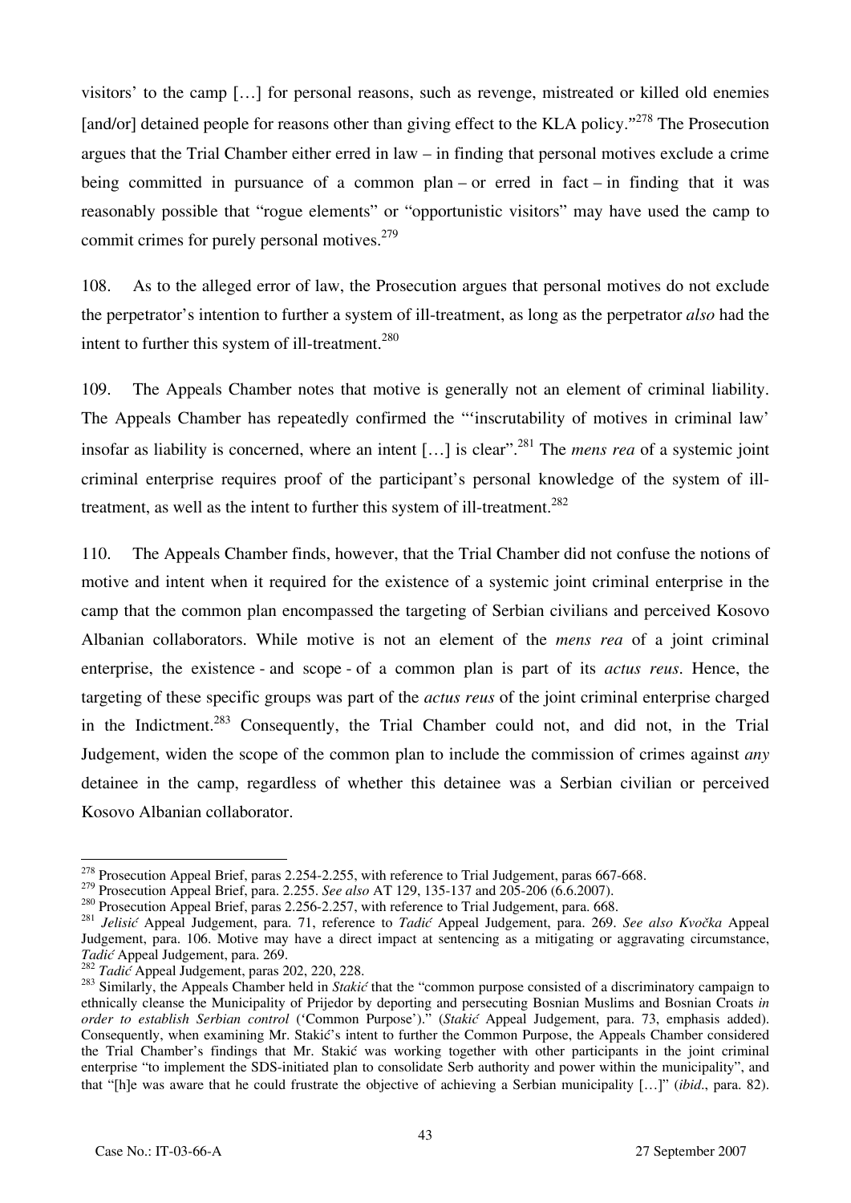visitors' to the camp […] for personal reasons, such as revenge, mistreated or killed old enemies [and/or] detained people for reasons other than giving effect to the KLA policy."[278] The Prosecution argues that the Trial Chamber either erred in law – in finding that personal motives exclude a crime being committed in pursuance of a common plan – or erred in fact – in finding that it was reasonably possible that "rogue elements" or "opportunistic visitors" may have used the camp to commit crimes for purely personal motives.[279]

108. As to the alleged error of law, the Prosecution argues that personal motives do not exclude the perpetrator's intention to further a system of ill-treatment, as long as the perpetrator *also* had the intent to further this system of ill-treatment.[280]

109. The Appeals Chamber notes that motive is generally not an element of criminal liability. The Appeals Chamber has repeatedly confirmed the "'inscrutability of motives in criminal law' insofar as liability is concerned, where an intent […] is clear".[281] The *mens rea* of a systemic joint criminal enterprise requires proof of the participant's personal knowledge of the system of ill-treatment, as well as the intent to further this system of ill-treatment.[282]

110. The Appeals Chamber finds, however, that the Trial Chamber did not confuse the notions of motive and intent when it required for the existence of a systemic joint criminal enterprise in the camp that the common plan encompassed the targeting of Serbian civilians and perceived Kosovo Albanian collaborators. While motive is not an element of the *mens rea* of a joint criminal enterprise, the existence - and scope - of a common plan is part of its *actus reus*. Hence, the targeting of these specific groups was part of the *actus reus* of the joint criminal enterprise charged in the Indictment.[283] Consequently, the Trial Chamber could not, and did not, in the Trial Judgement, widen the scope of the common plan to include the commission of crimes against *any* detainee in the camp, regardless of whether this detainee was a Serbian civilian or perceived Kosovo Albanian collaborator.

---

[278] Prosecution Appeal Brief, paras 2.254-2.255, with reference to Trial Judgement, paras 667-668.

[279] Prosecution Appeal Brief, para. 2.255. *See also* AT 129, 135-137 and 205-206 (6.6.2007).

[280] Prosecution Appeal Brief, paras 2.256-2.257, with reference to Trial Judgement, para. 668.

[281] *Jelisić* Appeal Judgement, para. 71, reference to *Tadić* Appeal Judgement, para. 269. *See also Kvočka* Appeal Judgement, para. 106. Motive may have a direct impact at sentencing as a mitigating or aggravating circumstance, *Tadić* Appeal Judgement, para. 269.

[282] *Tadić* Appeal Judgement, paras 202, 220, 228.

[283] Similarly, the Appeals Chamber held in *Stakić* that the "common purpose consisted of a discriminatory campaign to ethnically cleanse the Municipality of Prijedor by deporting and persecuting Bosnian Muslims and Bosnian Croats *in order to establish Serbian control* ('Common Purpose')." (*Stakić* Appeal Judgement, para. 73, emphasis added). Consequently, when examining Mr. Stakić's intent to further the Common Purpose, the Appeals Chamber considered the Trial Chamber's findings that Mr. Stakić was working together with other participants in the joint criminal enterprise "to implement the SDS-initiated plan to consolidate Serb authority and power within the municipality", and that "[h]e was aware that he could frustrate the objective of achieving a Serbian municipality […]" (*ibid*., para. 82).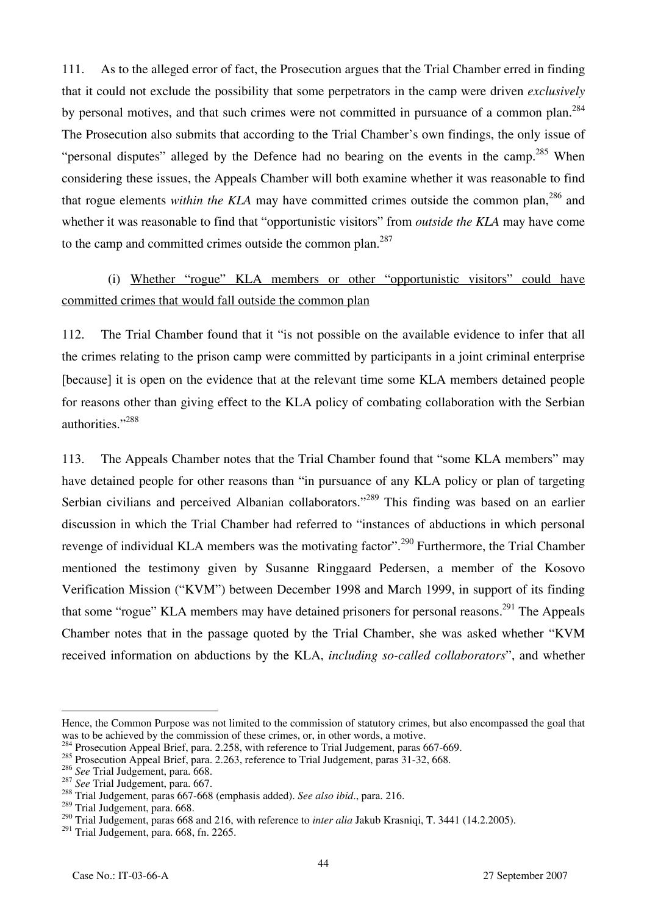111. As to the alleged error of fact, the Prosecution argues that the Trial Chamber erred in finding that it could not exclude the possibility that some perpetrators in the camp were driven *exclusively* by personal motives, and that such crimes were not committed in pursuance of a common plan.[284] The Prosecution also submits that according to the Trial Chamber's own findings, the only issue of "personal disputes" alleged by the Defence had no bearing on the events in the camp.[285] When considering these issues, the Appeals Chamber will both examine whether it was reasonable to find that rogue elements *within the KLA* may have committed crimes outside the common plan,[286] and whether it was reasonable to find that "opportunistic visitors" from *outside the KLA* may have come to the camp and committed crimes outside the common plan.[287]

(i) Whether "rogue" KLA members or other "opportunistic visitors" could have committed crimes that would fall outside the common plan

112. The Trial Chamber found that it "is not possible on the available evidence to infer that all the crimes relating to the prison camp were committed by participants in a joint criminal enterprise [because] it is open on the evidence that at the relevant time some KLA members detained people for reasons other than giving effect to the KLA policy of combating collaboration with the Serbian authorities."[288]

113. The Appeals Chamber notes that the Trial Chamber found that "some KLA members" may have detained people for other reasons than "in pursuance of any KLA policy or plan of targeting Serbian civilians and perceived Albanian collaborators."[289] This finding was based on an earlier discussion in which the Trial Chamber had referred to "instances of abductions in which personal revenge of individual KLA members was the motivating factor".[290] Furthermore, the Trial Chamber mentioned the testimony given by Susanne Ringgaard Pedersen, a member of the Kosovo Verification Mission ("KVM") between December 1998 and March 1999, in support of its finding that some "rogue" KLA members may have detained prisoners for personal reasons.[291] The Appeals Chamber notes that in the passage quoted by the Trial Chamber, she was asked whether "KVM received information on abductions by the KLA, *including so-called collaborators*", and whether

---

Hence, the Common Purpose was not limited to the commission of statutory crimes, but also encompassed the goal that was to be achieved by the commission of these crimes, or, in other words, a motive.

[284] Prosecution Appeal Brief, para. 2.258, with reference to Trial Judgement, paras 667-669.

[285] Prosecution Appeal Brief, para. 2.263, reference to Trial Judgement, paras 31-32, 668.

[286] *See* Trial Judgement, para. 668.

[287] *See* Trial Judgement, para. 667.

[288] Trial Judgement, paras 667-668 (emphasis added). *See also ibid*., para. 216.

[289] Trial Judgement, para. 668.

[290] Trial Judgement, paras 668 and 216, with reference to *inter alia* Jakub Krasniqi, T. 3441 (14.2.2005).

[291] Trial Judgement, para. 668, fn. 2265.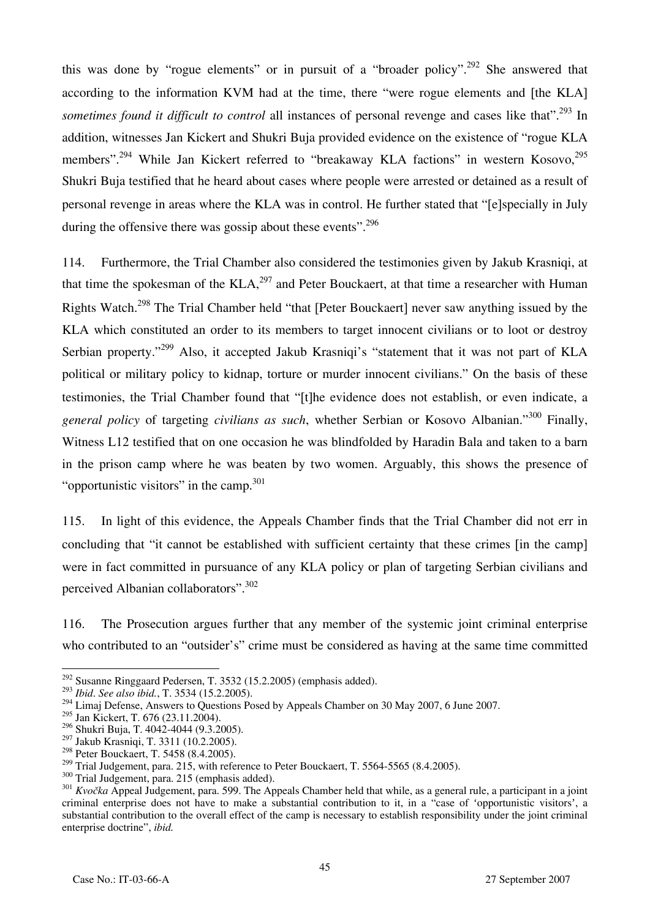this was done by "rogue elements" or in pursuit of a "broader policy".[292] She answered that according to the information KVM had at the time, there "were rogue elements and [the KLA] *sometimes found it difficult to control* all instances of personal revenge and cases like that".[293] In addition, witnesses Jan Kickert and Shukri Buja provided evidence on the existence of "rogue KLA members".[294] While Jan Kickert referred to "breakaway KLA factions" in western Kosovo,[295] Shukri Buja testified that he heard about cases where people were arrested or detained as a result of personal revenge in areas where the KLA was in control. He further stated that "[e]specially in July during the offensive there was gossip about these events".[296]

114. Furthermore, the Trial Chamber also considered the testimonies given by Jakub Krasniqi, at that time the spokesman of the KLA,[297] and Peter Bouckaert, at that time a researcher with Human Rights Watch.[298] The Trial Chamber held "that [Peter Bouckaert] never saw anything issued by the KLA which constituted an order to its members to target innocent civilians or to loot or destroy Serbian property."[299] Also, it accepted Jakub Krasniqi's "statement that it was not part of KLA political or military policy to kidnap, torture or murder innocent civilians." On the basis of these testimonies, the Trial Chamber found that "[t]he evidence does not establish, or even indicate, a *general policy* of targeting *civilians as such*, whether Serbian or Kosovo Albanian."[300] Finally, Witness L12 testified that on one occasion he was blindfolded by Haradin Bala and taken to a barn in the prison camp where he was beaten by two women. Arguably, this shows the presence of "opportunistic visitors" in the camp.[301]

115. In light of this evidence, the Appeals Chamber finds that the Trial Chamber did not err in concluding that "it cannot be established with sufficient certainty that these crimes [in the camp] were in fact committed in pursuance of any KLA policy or plan of targeting Serbian civilians and perceived Albanian collaborators".[302]

116. The Prosecution argues further that any member of the systemic joint criminal enterprise who contributed to an "outsider's" crime must be considered as having at the same time committed

---

[292] Susanne Ringgaard Pedersen, T. 3532 (15.2.2005) (emphasis added).

[293] *Ibid*. *See also ibid.*, T. 3534 (15.2.2005).

[294] Limaj Defense, Answers to Questions Posed by Appeals Chamber on 30 May 2007, 6 June 2007.

[295] Jan Kickert, T. 676 (23.11.2004).

[296] Shukri Buja, T. 4042-4044 (9.3.2005).

[297] Jakub Krasniqi, T. 3311 (10.2.2005).

[298] Peter Bouckaert, T. 5458 (8.4.2005).

[299] Trial Judgement, para. 215, with reference to Peter Bouckaert, T. 5564-5565 (8.4.2005).

[300] Trial Judgement, para. 215 (emphasis added).

[301] *Kvočka* Appeal Judgement, para. 599. The Appeals Chamber held that while, as a general rule, a participant in a joint criminal enterprise does not have to make a substantial contribution to it, in a "case of 'opportunistic visitors', a substantial contribution to the overall effect of the camp is necessary to establish responsibility under the joint criminal enterprise doctrine", *ibid.*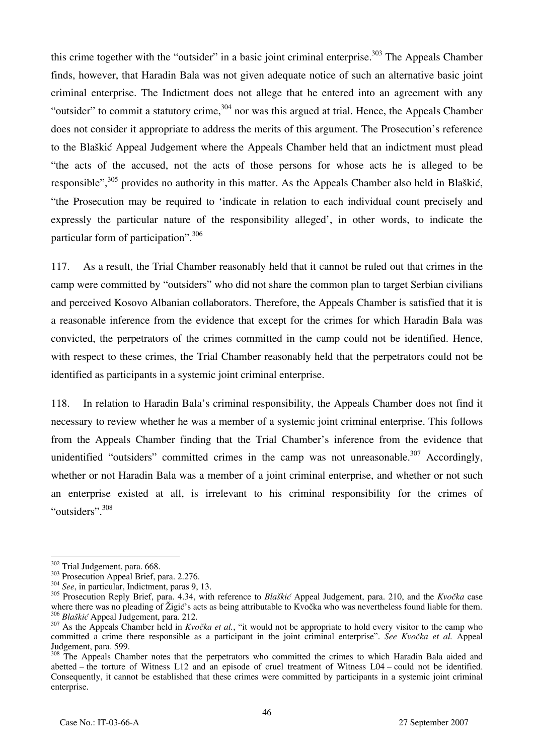this crime together with the "outsider" in a basic joint criminal enterprise.[303] The Appeals Chamber finds, however, that Haradin Bala was not given adequate notice of such an alternative basic joint criminal enterprise. The Indictment does not allege that he entered into an agreement with any "outsider" to commit a statutory crime,[304] nor was this argued at trial. Hence, the Appeals Chamber does not consider it appropriate to address the merits of this argument. The Prosecution's reference to the Blaškić Appeal Judgement where the Appeals Chamber held that an indictment must plead "the acts of the accused, not the acts of those persons for whose acts he is alleged to be responsible",[305] provides no authority in this matter. As the Appeals Chamber also held in Blaškić, "the Prosecution may be required to 'indicate in relation to each individual count precisely and expressly the particular nature of the responsibility alleged', in other words, to indicate the particular form of participation".[306]

117. As a result, the Trial Chamber reasonably held that it cannot be ruled out that crimes in the camp were committed by "outsiders" who did not share the common plan to target Serbian civilians and perceived Kosovo Albanian collaborators. Therefore, the Appeals Chamber is satisfied that it is a reasonable inference from the evidence that except for the crimes for which Haradin Bala was convicted, the perpetrators of the crimes committed in the camp could not be identified. Hence, with respect to these crimes, the Trial Chamber reasonably held that the perpetrators could not be identified as participants in a systemic joint criminal enterprise.

118. In relation to Haradin Bala's criminal responsibility, the Appeals Chamber does not find it necessary to review whether he was a member of a systemic joint criminal enterprise. This follows from the Appeals Chamber finding that the Trial Chamber's inference from the evidence that unidentified "outsiders" committed crimes in the camp was not unreasonable.[307] Accordingly, whether or not Haradin Bala was a member of a joint criminal enterprise, and whether or not such an enterprise existed at all, is irrelevant to his criminal responsibility for the crimes of "outsiders".[308]

---

[302] Trial Judgement, para. 668.

[303] Prosecution Appeal Brief, para. 2.276.

[304] *See*, in particular, Indictment, paras 9, 13.

[305] Prosecution Reply Brief, para. 4.34, with reference to *Blaškić* Appeal Judgement, para. 210, and the *Kvočka* case where there was no pleading of Žigić's acts as being attributable to Kvočka who was nevertheless found liable for them.

[306] *Blaškić* Appeal Judgement, para. 212.

[307] As the Appeals Chamber held in *Kvočka et al.*, "it would not be appropriate to hold every visitor to the camp who committed a crime there responsible as a participant in the joint criminal enterprise". *See Kvočka et al.* Appeal Judgement, para. 599.

[308] The Appeals Chamber notes that the perpetrators who committed the crimes to which Haradin Bala aided and abetted – the torture of Witness L12 and an episode of cruel treatment of Witness L04 – could not be identified. Consequently, it cannot be established that these crimes were committed by participants in a systemic joint criminal enterprise.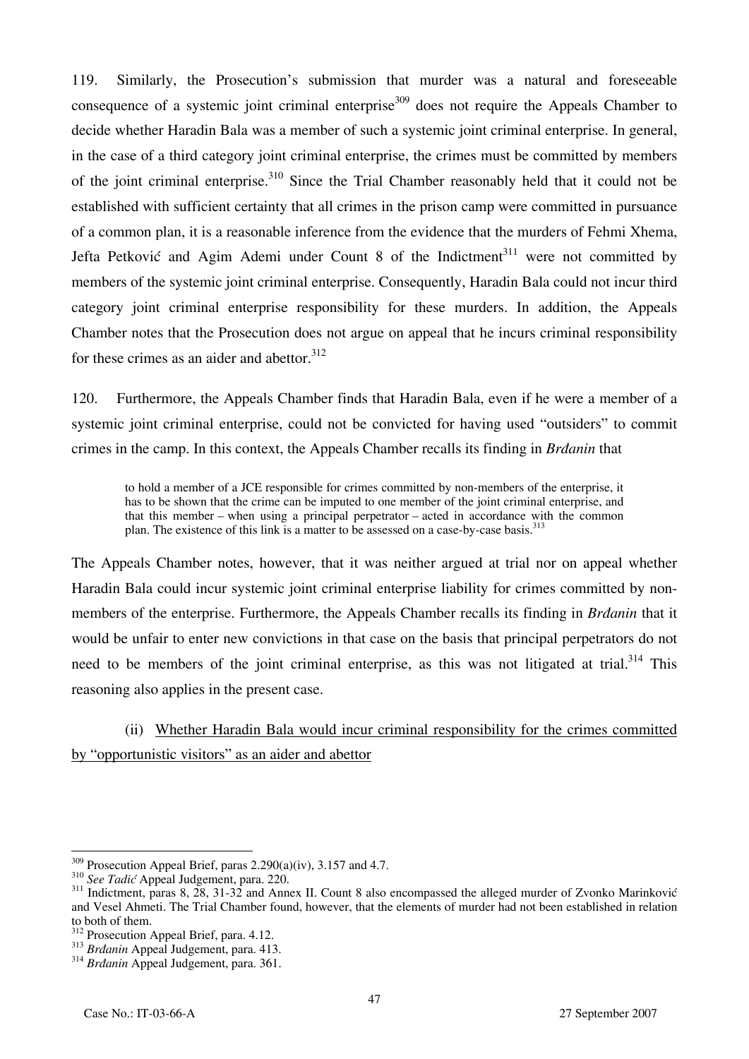119. Similarly, the Prosecution's submission that murder was a natural and foreseeable consequence of a systemic joint criminal enterprise[309] does not require the Appeals Chamber to decide whether Haradin Bala was a member of such a systemic joint criminal enterprise. In general, in the case of a third category joint criminal enterprise, the crimes must be committed by members of the joint criminal enterprise.[310] Since the Trial Chamber reasonably held that it could not be established with sufficient certainty that all crimes in the prison camp were committed in pursuance of a common plan, it is a reasonable inference from the evidence that the murders of Fehmi Xhema, Jefta Petković and Agim Ademi under Count 8 of the Indictment[311] were not committed by members of the systemic joint criminal enterprise. Consequently, Haradin Bala could not incur third category joint criminal enterprise responsibility for these murders. In addition, the Appeals Chamber notes that the Prosecution does not argue on appeal that he incurs criminal responsibility for these crimes as an aider and abettor.[312]

120. Furthermore, the Appeals Chamber finds that Haradin Bala, even if he were a member of a systemic joint criminal enterprise, could not be convicted for having used "outsiders" to commit crimes in the camp. In this context, the Appeals Chamber recalls its finding in *Brđanin* that

> to hold a member of a JCE responsible for crimes committed by non-members of the enterprise, it has to be shown that the crime can be imputed to one member of the joint criminal enterprise, and that this member – when using a principal perpetrator – acted in accordance with the common plan. The existence of this link is a matter to be assessed on a case-by-case basis.[313]

The Appeals Chamber notes, however, that it was neither argued at trial nor on appeal whether Haradin Bala could incur systemic joint criminal enterprise liability for crimes committed by non-members of the enterprise. Furthermore, the Appeals Chamber recalls its finding in *Brđanin* that it would be unfair to enter new convictions in that case on the basis that principal perpetrators do not need to be members of the joint criminal enterprise, as this was not litigated at trial.[314] This reasoning also applies in the present case.

(ii) Whether Haradin Bala would incur criminal responsibility for the crimes committed by "opportunistic visitors" as an aider and abettor

---

[309] Prosecution Appeal Brief, paras 2.290(a)(iv), 3.157 and 4.7.

[310] *See Tadić* Appeal Judgement, para. 220.

[311] Indictment, paras 8, 28, 31-32 and Annex II. Count 8 also encompassed the alleged murder of Zvonko Marinković and Vesel Ahmeti. The Trial Chamber found, however, that the elements of murder had not been established in relation to both of them.

[312] Prosecution Appeal Brief, para. 4.12.

[313] *Brđanin* Appeal Judgement, para. 413.

[314] *Brđanin* Appeal Judgement, para. 361.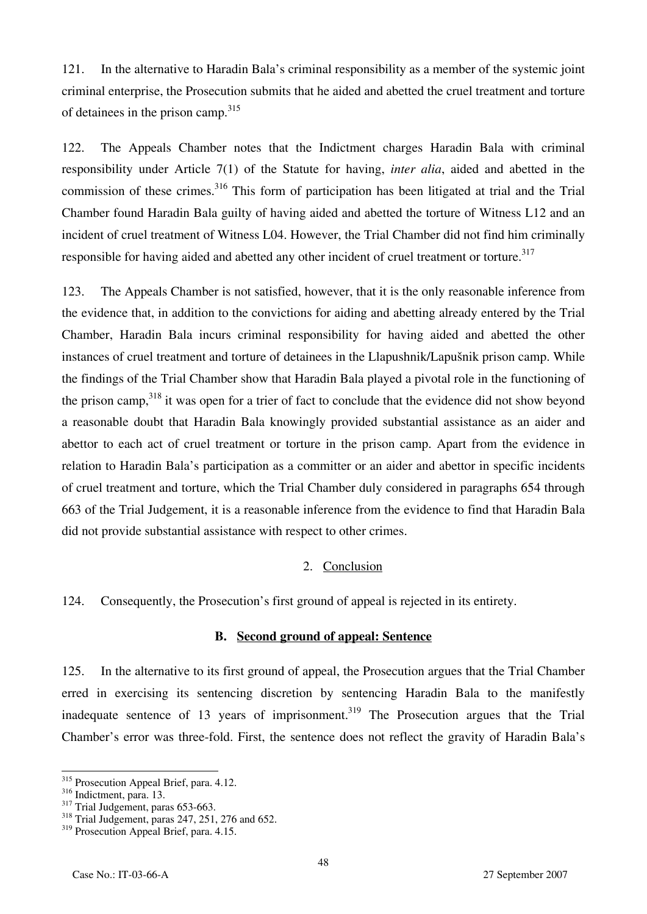121. In the alternative to Haradin Bala's criminal responsibility as a member of the systemic joint criminal enterprise, the Prosecution submits that he aided and abetted the cruel treatment and torture of detainees in the prison camp.[315]

122. The Appeals Chamber notes that the Indictment charges Haradin Bala with criminal responsibility under Article 7(1) of the Statute for having, *inter alia*, aided and abetted in the commission of these crimes.[316] This form of participation has been litigated at trial and the Trial Chamber found Haradin Bala guilty of having aided and abetted the torture of Witness L12 and an incident of cruel treatment of Witness L04. However, the Trial Chamber did not find him criminally responsible for having aided and abetted any other incident of cruel treatment or torture.[317]

123. The Appeals Chamber is not satisfied, however, that it is the only reasonable inference from the evidence that, in addition to the convictions for aiding and abetting already entered by the Trial Chamber, Haradin Bala incurs criminal responsibility for having aided and abetted the other instances of cruel treatment and torture of detainees in the Llapushnik/Lapušnik prison camp. While the findings of the Trial Chamber show that Haradin Bala played a pivotal role in the functioning of the prison camp,[318] it was open for a trier of fact to conclude that the evidence did not show beyond a reasonable doubt that Haradin Bala knowingly provided substantial assistance as an aider and abettor to each act of cruel treatment or torture in the prison camp. Apart from the evidence in relation to Haradin Bala's participation as a committer or an aider and abettor in specific incidents of cruel treatment and torture, which the Trial Chamber duly considered in paragraphs 654 through 663 of the Trial Judgement, it is a reasonable inference from the evidence to find that Haradin Bala did not provide substantial assistance with respect to other crimes.

### 2. Conclusion

124. Consequently, the Prosecution's first ground of appeal is rejected in its entirety.

## B. Second ground of appeal: Sentence

125. In the alternative to its first ground of appeal, the Prosecution argues that the Trial Chamber erred in exercising its sentencing discretion by sentencing Haradin Bala to the manifestly inadequate sentence of 13 years of imprisonment.[319] The Prosecution argues that the Trial Chamber's error was three-fold. First, the sentence does not reflect the gravity of Haradin Bala's

---

[315] Prosecution Appeal Brief, para. 4.12.
[316] Indictment, para. 13.
[317] Trial Judgement, paras 653-663.
[318] Trial Judgement, paras 247, 251, 276 and 652.
[319] Prosecution Appeal Brief, para. 4.15.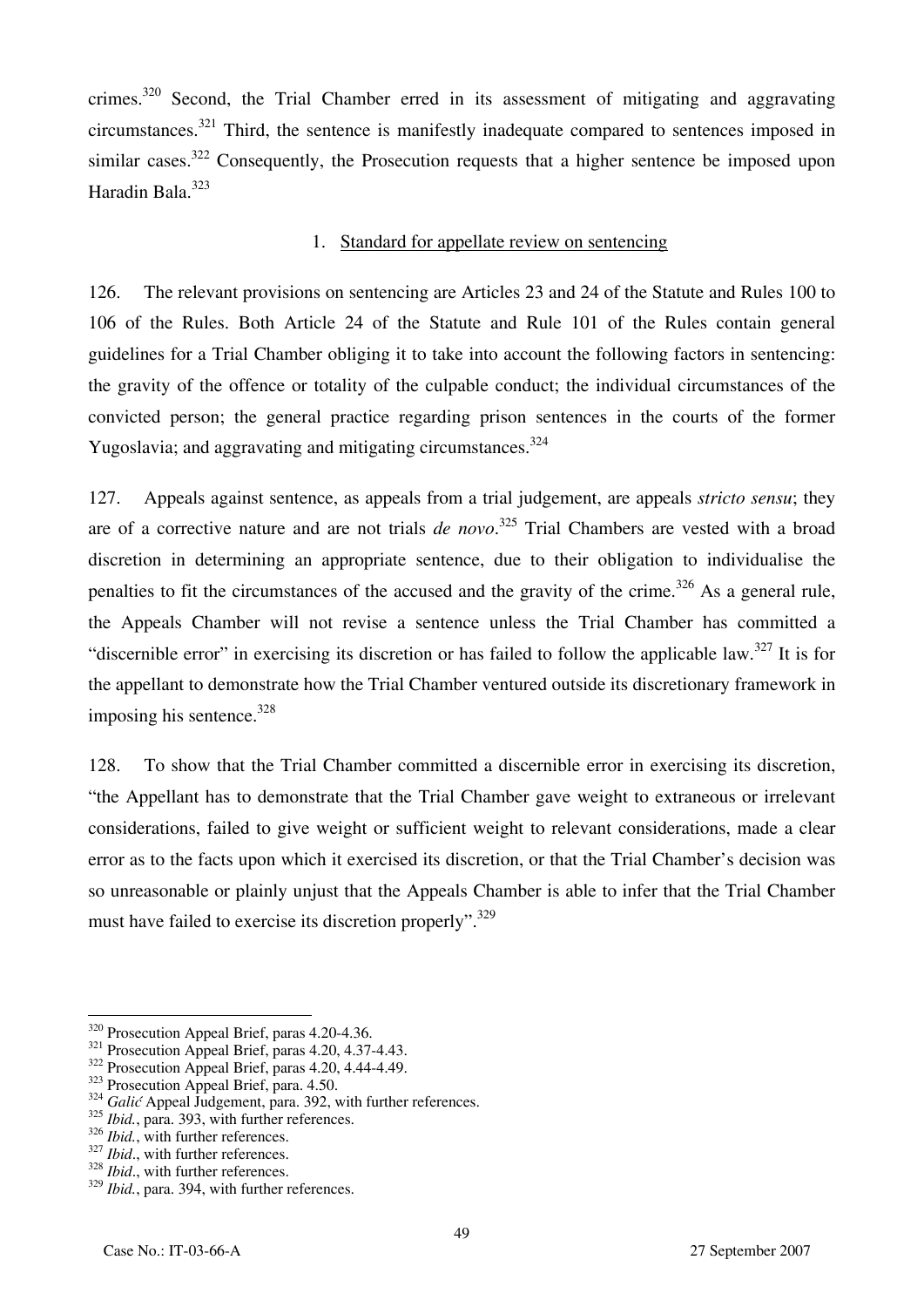crimes.[320] Second, the Trial Chamber erred in its assessment of mitigating and aggravating circumstances.[321] Third, the sentence is manifestly inadequate compared to sentences imposed in similar cases.[322] Consequently, the Prosecution requests that a higher sentence be imposed upon Haradin Bala.[323]

### 1. Standard for appellate review on sentencing

126. The relevant provisions on sentencing are Articles 23 and 24 of the Statute and Rules 100 to 106 of the Rules. Both Article 24 of the Statute and Rule 101 of the Rules contain general guidelines for a Trial Chamber obliging it to take into account the following factors in sentencing: the gravity of the offence or totality of the culpable conduct; the individual circumstances of the convicted person; the general practice regarding prison sentences in the courts of the former Yugoslavia; and aggravating and mitigating circumstances.[324]

127. Appeals against sentence, as appeals from a trial judgement, are appeals *stricto sensu*; they are of a corrective nature and are not trials *de novo*.[325] Trial Chambers are vested with a broad discretion in determining an appropriate sentence, due to their obligation to individualise the penalties to fit the circumstances of the accused and the gravity of the crime.[326] As a general rule, the Appeals Chamber will not revise a sentence unless the Trial Chamber has committed a "discernible error" in exercising its discretion or has failed to follow the applicable law.[327] It is for the appellant to demonstrate how the Trial Chamber ventured outside its discretionary framework in imposing his sentence.[328]

128. To show that the Trial Chamber committed a discernible error in exercising its discretion, "the Appellant has to demonstrate that the Trial Chamber gave weight to extraneous or irrelevant considerations, failed to give weight or sufficient weight to relevant considerations, made a clear error as to the facts upon which it exercised its discretion, or that the Trial Chamber's decision was so unreasonable or plainly unjust that the Appeals Chamber is able to infer that the Trial Chamber must have failed to exercise its discretion properly".[329]

---

[320] Prosecution Appeal Brief, paras 4.20-4.36.
[321] Prosecution Appeal Brief, paras 4.20, 4.37-4.43.
[322] Prosecution Appeal Brief, paras 4.20, 4.44-4.49.
[323] Prosecution Appeal Brief, para. 4.50.
[324] *Galić* Appeal Judgement, para. 392, with further references.
[325] *Ibid.*, para. 393, with further references.
[326] *Ibid.*, with further references.
[327] *Ibid*., with further references.
[328] *Ibid*., with further references.
[329] *Ibid.*, para. 394, with further references.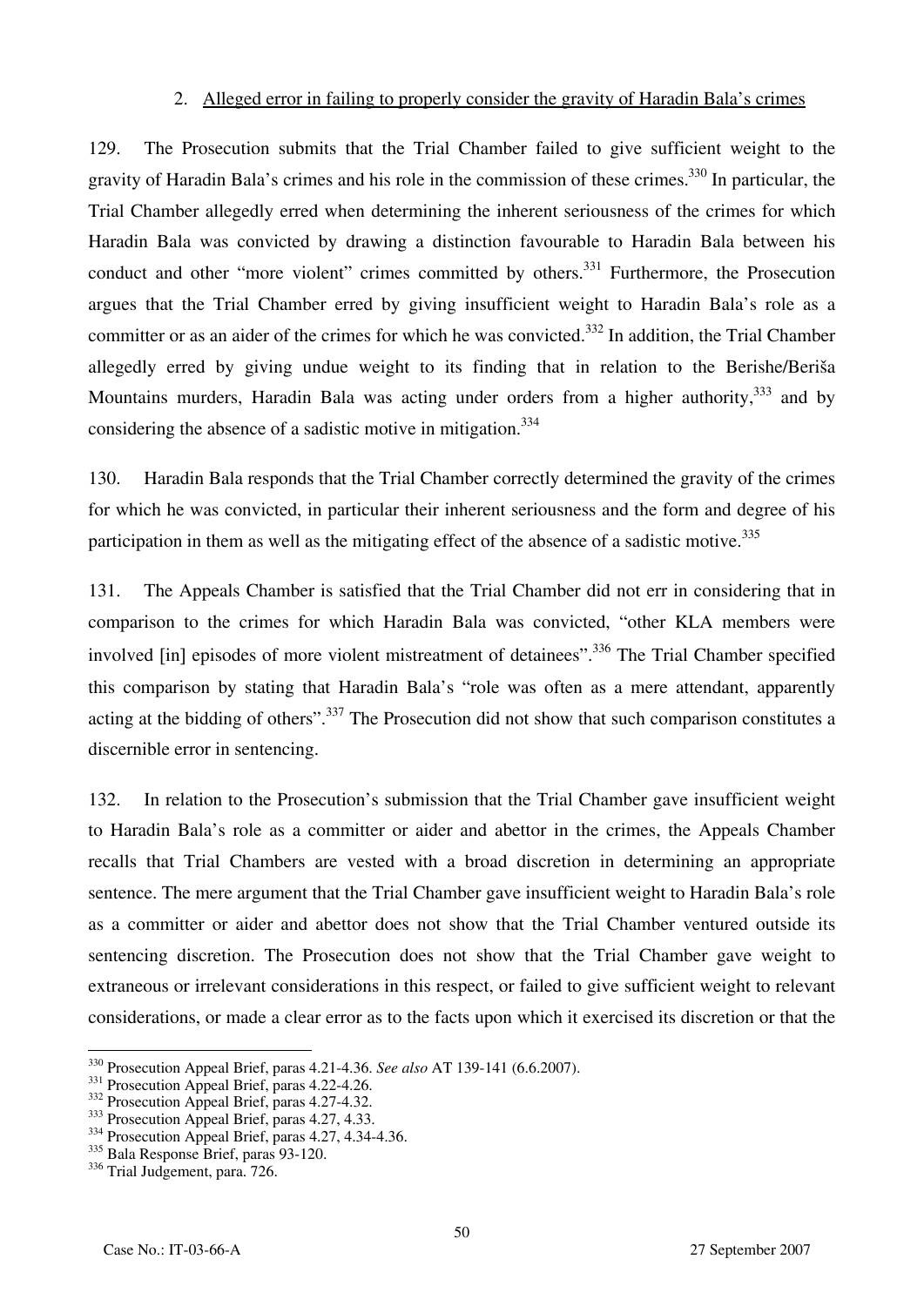2. Alleged error in failing to properly consider the gravity of Haradin Bala's crimes

129. The Prosecution submits that the Trial Chamber failed to give sufficient weight to the gravity of Haradin Bala's crimes and his role in the commission of these crimes.[330] In particular, the Trial Chamber allegedly erred when determining the inherent seriousness of the crimes for which Haradin Bala was convicted by drawing a distinction favourable to Haradin Bala between his conduct and other "more violent" crimes committed by others.[331] Furthermore, the Prosecution argues that the Trial Chamber erred by giving insufficient weight to Haradin Bala's role as a committer or as an aider of the crimes for which he was convicted.[332] In addition, the Trial Chamber allegedly erred by giving undue weight to its finding that in relation to the Berishe/Beriša Mountains murders, Haradin Bala was acting under orders from a higher authority,[333] and by considering the absence of a sadistic motive in mitigation.[334]

130. Haradin Bala responds that the Trial Chamber correctly determined the gravity of the crimes for which he was convicted, in particular their inherent seriousness and the form and degree of his participation in them as well as the mitigating effect of the absence of a sadistic motive.[335]

131. The Appeals Chamber is satisfied that the Trial Chamber did not err in considering that in comparison to the crimes for which Haradin Bala was convicted, "other KLA members were involved [in] episodes of more violent mistreatment of detainees".[336] The Trial Chamber specified this comparison by stating that Haradin Bala's "role was often as a mere attendant, apparently acting at the bidding of others".[337] The Prosecution did not show that such comparison constitutes a discernible error in sentencing.

132. In relation to the Prosecution's submission that the Trial Chamber gave insufficient weight to Haradin Bala's role as a committer or aider and abettor in the crimes, the Appeals Chamber recalls that Trial Chambers are vested with a broad discretion in determining an appropriate sentence. The mere argument that the Trial Chamber gave insufficient weight to Haradin Bala's role as a committer or aider and abettor does not show that the Trial Chamber ventured outside its sentencing discretion. The Prosecution does not show that the Trial Chamber gave weight to extraneous or irrelevant considerations in this respect, or failed to give sufficient weight to relevant considerations, or made a clear error as to the facts upon which it exercised its discretion or that the

---

[330] Prosecution Appeal Brief, paras 4.21-4.36. *See also* AT 139-141 (6.6.2007).

[331] Prosecution Appeal Brief, paras 4.22-4.26.

[332] Prosecution Appeal Brief, paras 4.27-4.32.

[333] Prosecution Appeal Brief, paras 4.27, 4.33.

[334] Prosecution Appeal Brief, paras 4.27, 4.34-4.36.

[335] Bala Response Brief, paras 93-120.

[336] Trial Judgement, para. 726.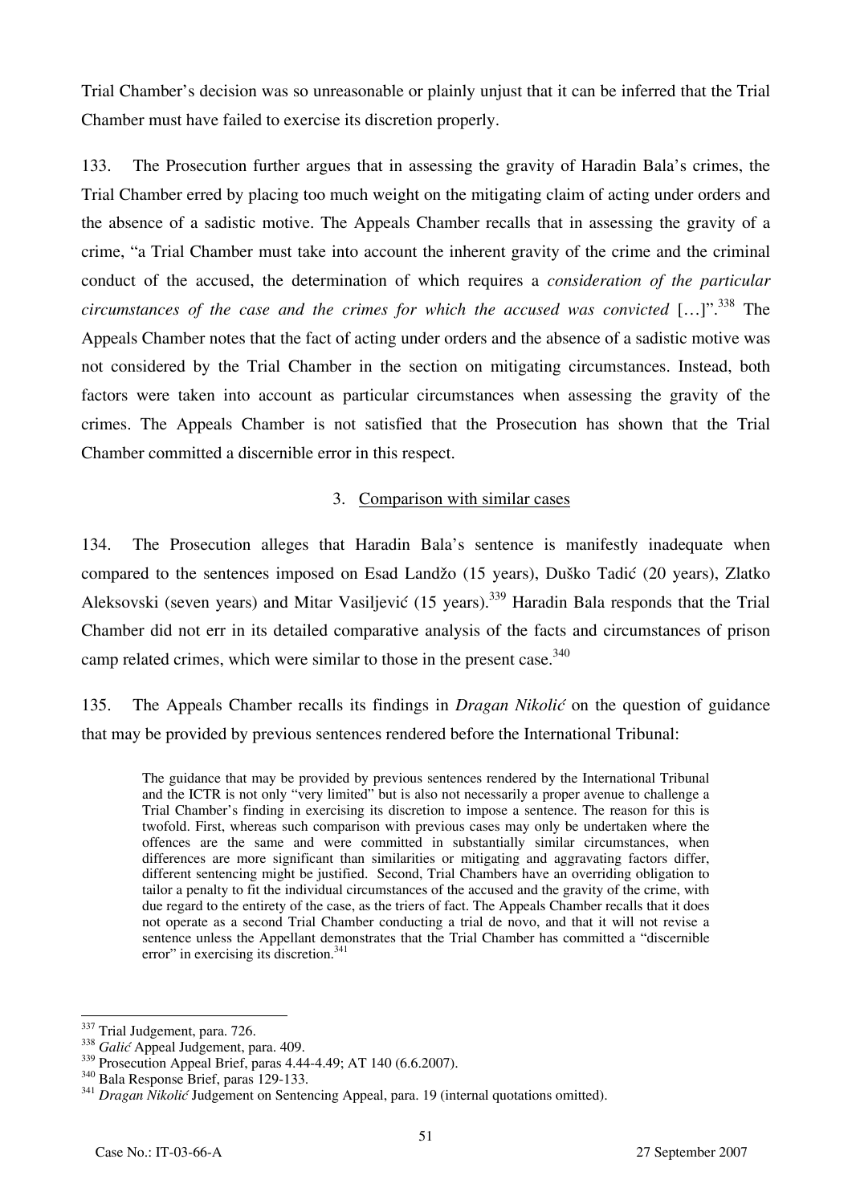Trial Chamber's decision was so unreasonable or plainly unjust that it can be inferred that the Trial Chamber must have failed to exercise its discretion properly.

133. The Prosecution further argues that in assessing the gravity of Haradin Bala's crimes, the Trial Chamber erred by placing too much weight on the mitigating claim of acting under orders and the absence of a sadistic motive. The Appeals Chamber recalls that in assessing the gravity of a crime, "a Trial Chamber must take into account the inherent gravity of the crime and the criminal conduct of the accused, the determination of which requires a *consideration of the particular circumstances of the case and the crimes for which the accused was convicted* […]".[338] The Appeals Chamber notes that the fact of acting under orders and the absence of a sadistic motive was not considered by the Trial Chamber in the section on mitigating circumstances. Instead, both factors were taken into account as particular circumstances when assessing the gravity of the crimes. The Appeals Chamber is not satisfied that the Prosecution has shown that the Trial Chamber committed a discernible error in this respect.

### 3. Comparison with similar cases

134. The Prosecution alleges that Haradin Bala's sentence is manifestly inadequate when compared to the sentences imposed on Esad Landžo (15 years), Duško Tadić (20 years), Zlatko Aleksovski (seven years) and Mitar Vasiljević (15 years).[339] Haradin Bala responds that the Trial Chamber did not err in its detailed comparative analysis of the facts and circumstances of prison camp related crimes, which were similar to those in the present case.[340]

135. The Appeals Chamber recalls its findings in *Dragan Nikolić* on the question of guidance that may be provided by previous sentences rendered before the International Tribunal:

> The guidance that may be provided by previous sentences rendered by the International Tribunal and the ICTR is not only "very limited" but is also not necessarily a proper avenue to challenge a Trial Chamber's finding in exercising its discretion to impose a sentence. The reason for this is twofold. First, whereas such comparison with previous cases may only be undertaken where the offences are the same and were committed in substantially similar circumstances, when differences are more significant than similarities or mitigating and aggravating factors differ, different sentencing might be justified. Second, Trial Chambers have an overriding obligation to tailor a penalty to fit the individual circumstances of the accused and the gravity of the crime, with due regard to the entirety of the case, as the triers of fact. The Appeals Chamber recalls that it does not operate as a second Trial Chamber conducting a trial de novo, and that it will not revise a sentence unless the Appellant demonstrates that the Trial Chamber has committed a "discernible error" in exercising its discretion.[341]

---

[337] Trial Judgement, para. 726.

[338] *Galić* Appeal Judgement, para. 409.

[339] Prosecution Appeal Brief, paras 4.44-4.49; AT 140 (6.6.2007).

[340] Bala Response Brief, paras 129-133.

[341] *Dragan Nikolić* Judgement on Sentencing Appeal, para. 19 (internal quotations omitted).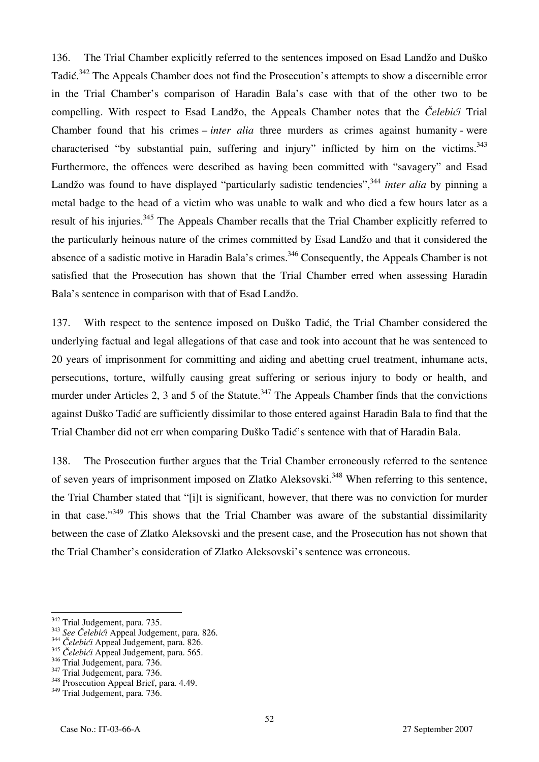136. The Trial Chamber explicitly referred to the sentences imposed on Esad Landžo and Duško Tadić.[342] The Appeals Chamber does not find the Prosecution's attempts to show a discernible error in the Trial Chamber's comparison of Haradin Bala's case with that of the other two to be compelling. With respect to Esad Landžo, the Appeals Chamber notes that the *Čelebići* Trial Chamber found that his crimes – *inter alia* three murders as crimes against humanity - were characterised "by substantial pain, suffering and injury" inflicted by him on the victims.[343] Furthermore, the offences were described as having been committed with "savagery" and Esad Landžo was found to have displayed "particularly sadistic tendencies",[344] *inter alia* by pinning a metal badge to the head of a victim who was unable to walk and who died a few hours later as a result of his injuries.[345] The Appeals Chamber recalls that the Trial Chamber explicitly referred to the particularly heinous nature of the crimes committed by Esad Landžo and that it considered the absence of a sadistic motive in Haradin Bala's crimes.[346] Consequently, the Appeals Chamber is not satisfied that the Prosecution has shown that the Trial Chamber erred when assessing Haradin Bala's sentence in comparison with that of Esad Landžo.

137. With respect to the sentence imposed on Duško Tadić, the Trial Chamber considered the underlying factual and legal allegations of that case and took into account that he was sentenced to 20 years of imprisonment for committing and aiding and abetting cruel treatment, inhumane acts, persecutions, torture, wilfully causing great suffering or serious injury to body or health, and murder under Articles 2, 3 and 5 of the Statute.[347] The Appeals Chamber finds that the convictions against Duško Tadić are sufficiently dissimilar to those entered against Haradin Bala to find that the Trial Chamber did not err when comparing Duško Tadić's sentence with that of Haradin Bala.

138. The Prosecution further argues that the Trial Chamber erroneously referred to the sentence of seven years of imprisonment imposed on Zlatko Aleksovski.[348] When referring to this sentence, the Trial Chamber stated that "[i]t is significant, however, that there was no conviction for murder in that case."[349] This shows that the Trial Chamber was aware of the substantial dissimilarity between the case of Zlatko Aleksovski and the present case, and the Prosecution has not shown that the Trial Chamber's consideration of Zlatko Aleksovski's sentence was erroneous.

---

[342] Trial Judgement, para. 735.
[343] *See Čelebići* Appeal Judgement, para. 826.
[344] *Čelebići* Appeal Judgement, para. 826.
[345] *Čelebići* Appeal Judgement, para. 565.
[346] Trial Judgement, para. 736.
[347] Trial Judgement, para. 736.
[348] Prosecution Appeal Brief, para. 4.49.
[349] Trial Judgement, para. 736.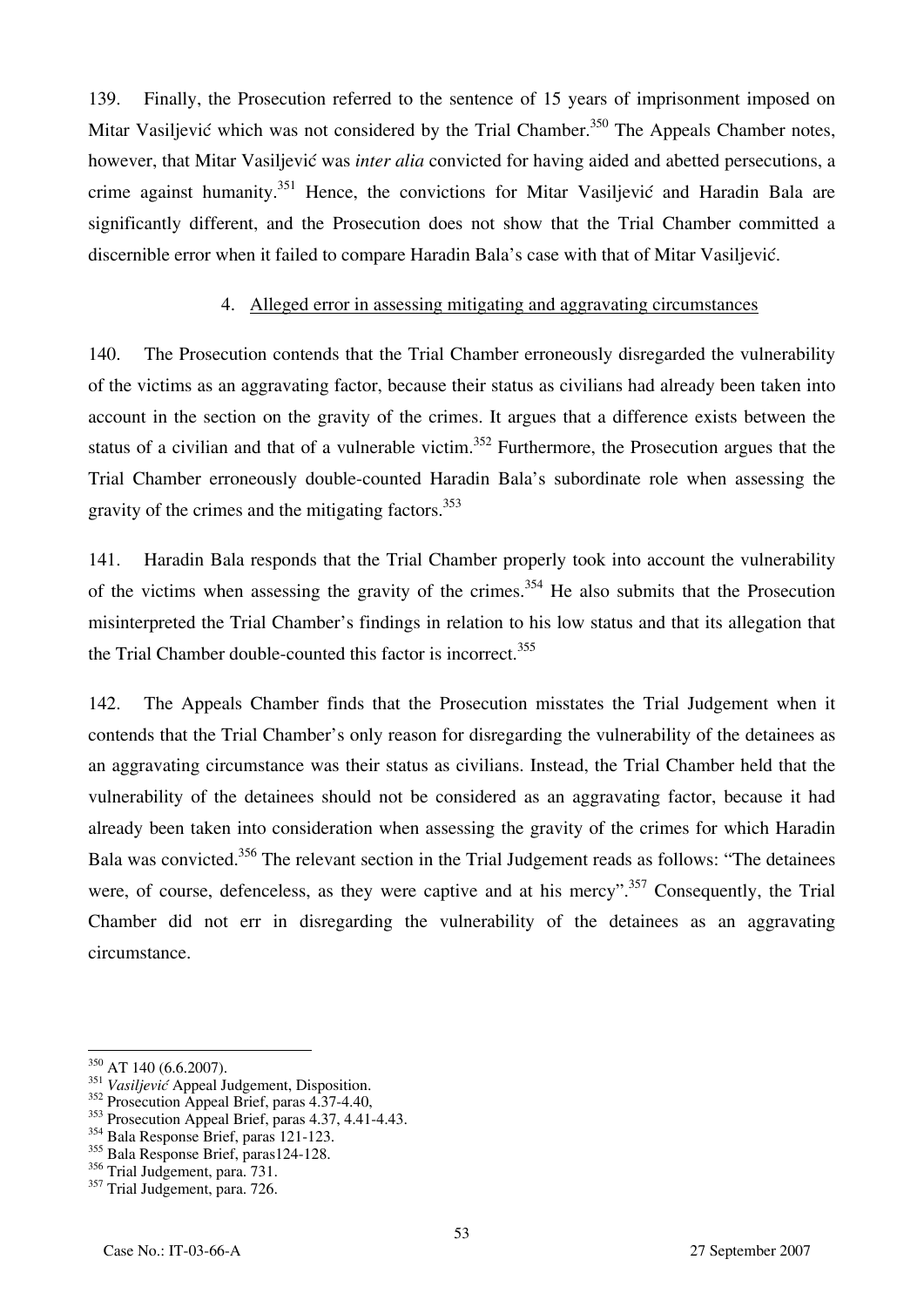139. Finally, the Prosecution referred to the sentence of 15 years of imprisonment imposed on Mitar Vasiljević which was not considered by the Trial Chamber.[350] The Appeals Chamber notes, however, that Mitar Vasiljević was *inter alia* convicted for having aided and abetted persecutions, a crime against humanity.[351] Hence, the convictions for Mitar Vasiljević and Haradin Bala are significantly different, and the Prosecution does not show that the Trial Chamber committed a discernible error when it failed to compare Haradin Bala's case with that of Mitar Vasiljević.

#### 4. Alleged error in assessing mitigating and aggravating circumstances

140. The Prosecution contends that the Trial Chamber erroneously disregarded the vulnerability of the victims as an aggravating factor, because their status as civilians had already been taken into account in the section on the gravity of the crimes. It argues that a difference exists between the status of a civilian and that of a vulnerable victim.[352] Furthermore, the Prosecution argues that the Trial Chamber erroneously double-counted Haradin Bala's subordinate role when assessing the gravity of the crimes and the mitigating factors.[353]

141. Haradin Bala responds that the Trial Chamber properly took into account the vulnerability of the victims when assessing the gravity of the crimes.[354] He also submits that the Prosecution misinterpreted the Trial Chamber's findings in relation to his low status and that its allegation that the Trial Chamber double-counted this factor is incorrect.[355]

142. The Appeals Chamber finds that the Prosecution misstates the Trial Judgement when it contends that the Trial Chamber's only reason for disregarding the vulnerability of the detainees as an aggravating circumstance was their status as civilians. Instead, the Trial Chamber held that the vulnerability of the detainees should not be considered as an aggravating factor, because it had already been taken into consideration when assessing the gravity of the crimes for which Haradin Bala was convicted.[356] The relevant section in the Trial Judgement reads as follows: "The detainees were, of course, defenceless, as they were captive and at his mercy".[357] Consequently, the Trial Chamber did not err in disregarding the vulnerability of the detainees as an aggravating circumstance.

---

[350] AT 140 (6.6.2007).
[351] *Vasiljević* Appeal Judgement, Disposition.
[352] Prosecution Appeal Brief, paras 4.37-4.40,
[353] Prosecution Appeal Brief, paras 4.37, 4.41-4.43.
[354] Bala Response Brief, paras 121-123.
[355] Bala Response Brief, paras124-128.
[356] Trial Judgement, para. 731.
[357] Trial Judgement, para. 726.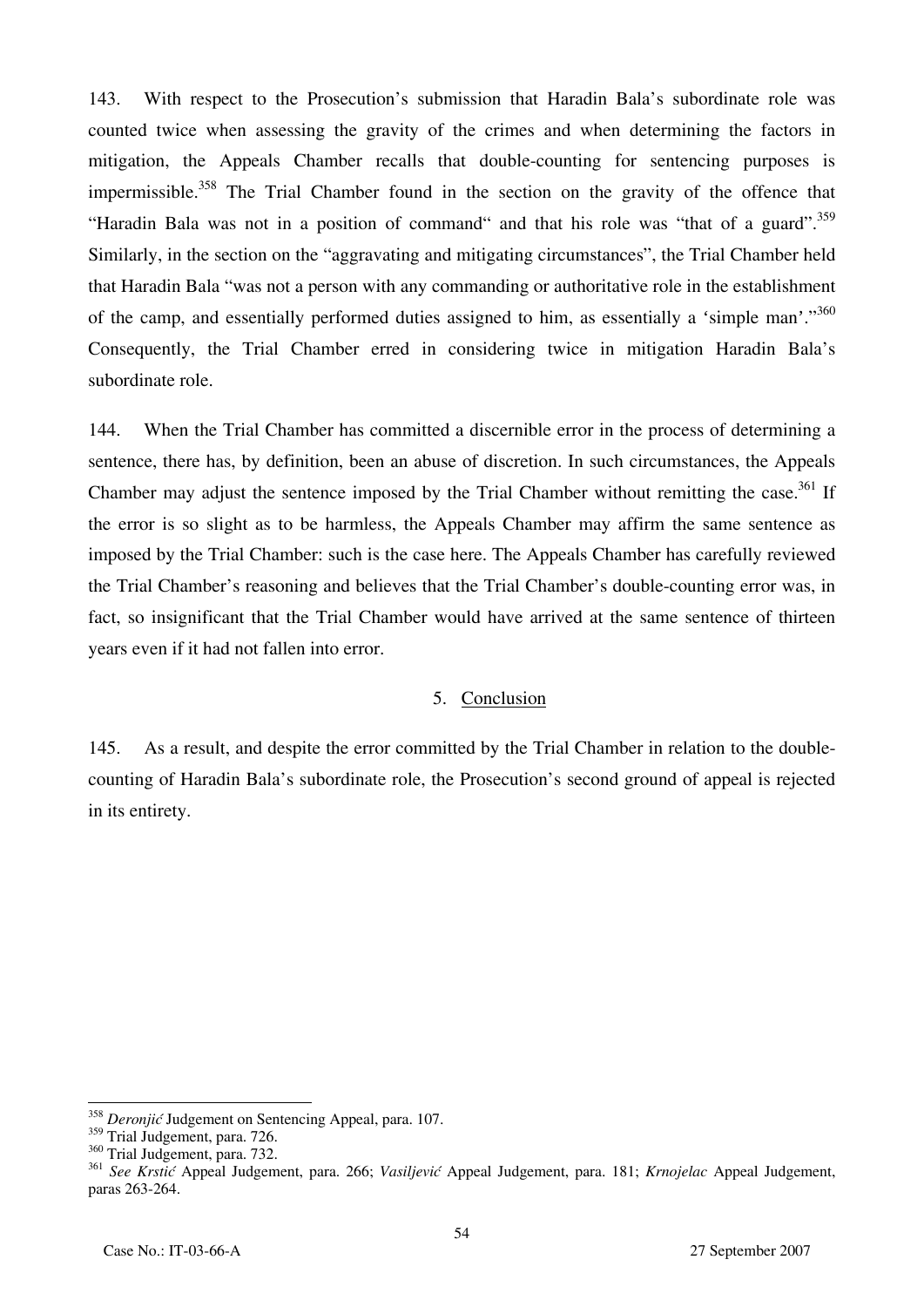143. With respect to the Prosecution's submission that Haradin Bala's subordinate role was counted twice when assessing the gravity of the crimes and when determining the factors in mitigation, the Appeals Chamber recalls that double-counting for sentencing purposes is impermissible.[358] The Trial Chamber found in the section on the gravity of the offence that "Haradin Bala was not in a position of command" and that his role was "that of a guard".[359] Similarly, in the section on the "aggravating and mitigating circumstances", the Trial Chamber held that Haradin Bala "was not a person with any commanding or authoritative role in the establishment of the camp, and essentially performed duties assigned to him, as essentially a 'simple man'."[360] Consequently, the Trial Chamber erred in considering twice in mitigation Haradin Bala's subordinate role.

144. When the Trial Chamber has committed a discernible error in the process of determining a sentence, there has, by definition, been an abuse of discretion. In such circumstances, the Appeals Chamber may adjust the sentence imposed by the Trial Chamber without remitting the case.[361] If the error is so slight as to be harmless, the Appeals Chamber may affirm the same sentence as imposed by the Trial Chamber: such is the case here. The Appeals Chamber has carefully reviewed the Trial Chamber's reasoning and believes that the Trial Chamber's double-counting error was, in fact, so insignificant that the Trial Chamber would have arrived at the same sentence of thirteen years even if it had not fallen into error.

### 5. Conclusion

145. As a result, and despite the error committed by the Trial Chamber in relation to the double-counting of Haradin Bala's subordinate role, the Prosecution's second ground of appeal is rejected in its entirety.

---

[358] *Deronjić* Judgement on Sentencing Appeal, para. 107.

[359] Trial Judgement, para. 726.

[360] Trial Judgement, para. 732.

[361] *See Krstić* Appeal Judgement, para. 266; *Vasiljević* Appeal Judgement, para. 181; *Krnojelac* Appeal Judgement, paras 263-264.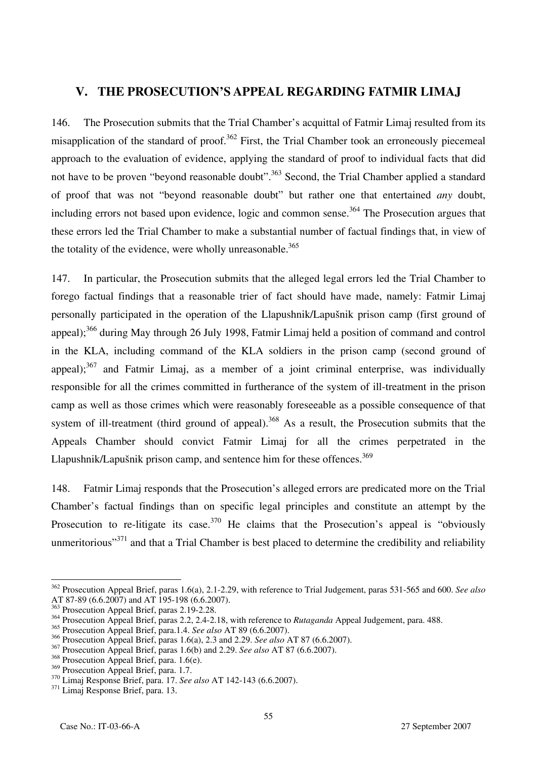## V. THE PROSECUTION'S APPEAL REGARDING FATMIR LIMAJ

146. The Prosecution submits that the Trial Chamber's acquittal of Fatmir Limaj resulted from its misapplication of the standard of proof.[362] First, the Trial Chamber took an erroneously piecemeal approach to the evaluation of evidence, applying the standard of proof to individual facts that did not have to be proven "beyond reasonable doubt".[363] Second, the Trial Chamber applied a standard of proof that was not "beyond reasonable doubt" but rather one that entertained *any* doubt, including errors not based upon evidence, logic and common sense.[364] The Prosecution argues that these errors led the Trial Chamber to make a substantial number of factual findings that, in view of the totality of the evidence, were wholly unreasonable.[365]

147. In particular, the Prosecution submits that the alleged legal errors led the Trial Chamber to forego factual findings that a reasonable trier of fact should have made, namely: Fatmir Limaj personally participated in the operation of the Llapushnik/Lapušnik prison camp (first ground of appeal);[366] during May through 26 July 1998, Fatmir Limaj held a position of command and control in the KLA, including command of the KLA soldiers in the prison camp (second ground of appeal);[367] and Fatmir Limaj, as a member of a joint criminal enterprise, was individually responsible for all the crimes committed in furtherance of the system of ill-treatment in the prison camp as well as those crimes which were reasonably foreseeable as a possible consequence of that system of ill-treatment (third ground of appeal).[368] As a result, the Prosecution submits that the Appeals Chamber should convict Fatmir Limaj for all the crimes perpetrated in the Llapushnik/Lapušnik prison camp, and sentence him for these offences.[369]

148. Fatmir Limaj responds that the Prosecution's alleged errors are predicated more on the Trial Chamber's factual findings than on specific legal principles and constitute an attempt by the Prosecution to re-litigate its case.[370] He claims that the Prosecution's appeal is "obviously unmeritorious"[371] and that a Trial Chamber is best placed to determine the credibility and reliability

---

[362] Prosecution Appeal Brief, paras 1.6(a), 2.1-2.29, with reference to Trial Judgement, paras 531-565 and 600. *See also* AT 87-89 (6.6.2007) and AT 195-198 (6.6.2007).

[363] Prosecution Appeal Brief, paras 2.19-2.28.

[364] Prosecution Appeal Brief, paras 2.2, 2.4-2.18, with reference to *Rutaganda* Appeal Judgement, para. 488.

[365] Prosecution Appeal Brief, para.1.4. *See also* AT 89 (6.6.2007).

[366] Prosecution Appeal Brief, paras 1.6(a), 2.3 and 2.29. *See also* AT 87 (6.6.2007).

[367] Prosecution Appeal Brief, paras 1.6(b) and 2.29. *See also* AT 87 (6.6.2007).

[368] Prosecution Appeal Brief, para. 1.6(e).

[369] Prosecution Appeal Brief, para. 1.7.

[370] Limaj Response Brief, para. 17. *See also* AT 142-143 (6.6.2007).

[371] Limaj Response Brief, para. 13.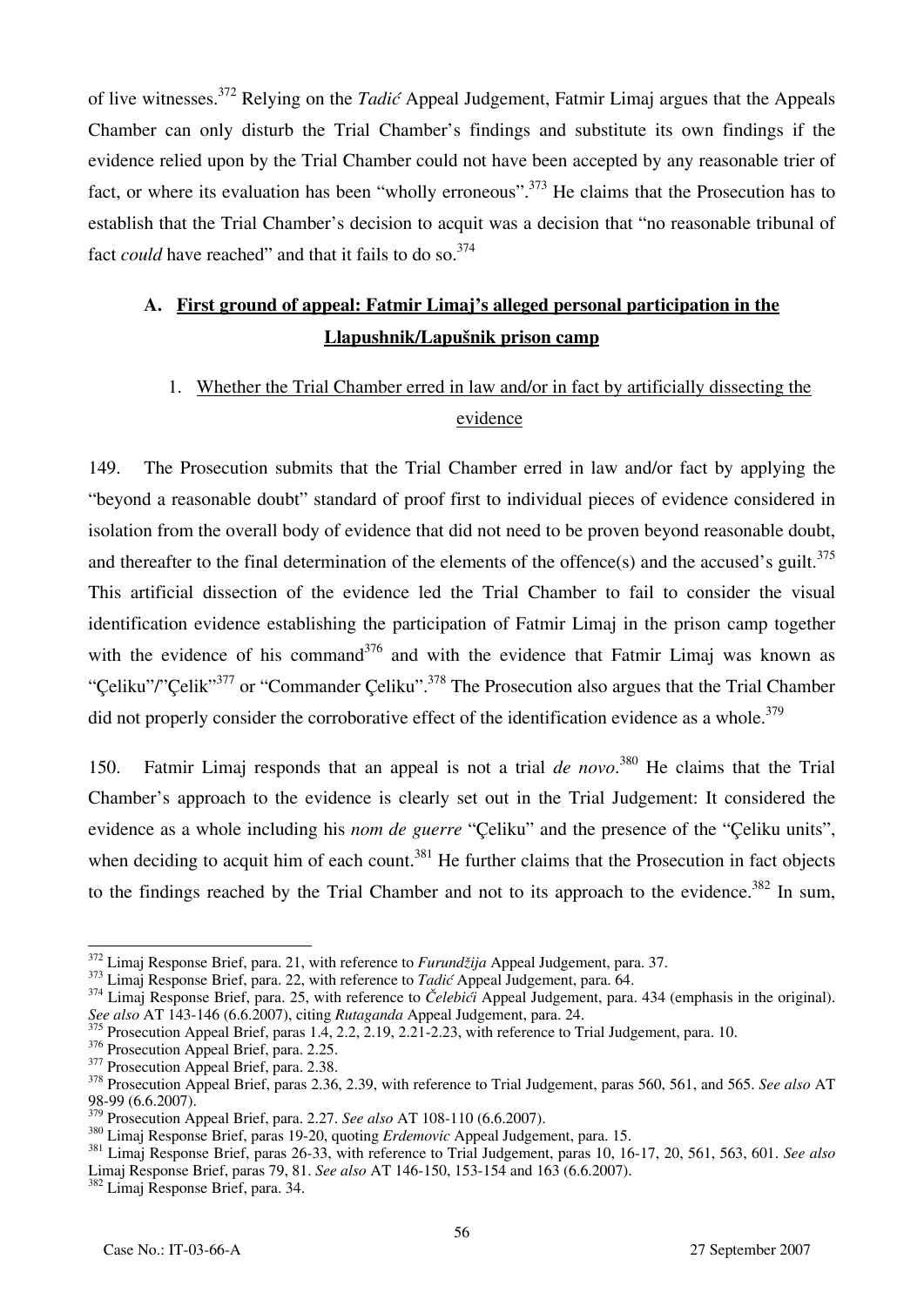of live witnesses.[372] Relying on the *Tadić* Appeal Judgement, Fatmir Limaj argues that the Appeals Chamber can only disturb the Trial Chamber's findings and substitute its own findings if the evidence relied upon by the Trial Chamber could not have been accepted by any reasonable trier of fact, or where its evaluation has been "wholly erroneous".[373] He claims that the Prosecution has to establish that the Trial Chamber's decision to acquit was a decision that "no reasonable tribunal of fact *could* have reached" and that it fails to do so.[374]

## A. First ground of appeal: Fatmir Limaj's alleged personal participation in the Llapushnik/Lapušnik prison camp

### 1. Whether the Trial Chamber erred in law and/or in fact by artificially dissecting the evidence

149. The Prosecution submits that the Trial Chamber erred in law and/or fact by applying the "beyond a reasonable doubt" standard of proof first to individual pieces of evidence considered in isolation from the overall body of evidence that did not need to be proven beyond reasonable doubt, and thereafter to the final determination of the elements of the offence(s) and the accused's guilt.[375] This artificial dissection of the evidence led the Trial Chamber to fail to consider the visual identification evidence establishing the participation of Fatmir Limaj in the prison camp together with the evidence of his command[376] and with the evidence that Fatmir Limaj was known as "Çeliku"/"Çelik"[377] or "Commander Çeliku".[378] The Prosecution also argues that the Trial Chamber did not properly consider the corroborative effect of the identification evidence as a whole.[379]

150. Fatmir Limaj responds that an appeal is not a trial *de novo*.[380] He claims that the Trial Chamber's approach to the evidence is clearly set out in the Trial Judgement: It considered the evidence as a whole including his *nom de guerre* "Çeliku" and the presence of the "Çeliku units", when deciding to acquit him of each count.[381] He further claims that the Prosecution in fact objects to the findings reached by the Trial Chamber and not to its approach to the evidence.[382] In sum,

---

[372] Limaj Response Brief, para. 21, with reference to *Furundžija* Appeal Judgement, para. 37.

[373] Limaj Response Brief, para. 22, with reference to *Tadić* Appeal Judgement, para. 64.

[374] Limaj Response Brief, para. 25, with reference to *Čelebići* Appeal Judgement, para. 434 (emphasis in the original). *See also* AT 143-146 (6.6.2007), citing *Rutaganda* Appeal Judgement, para. 24.

[375] Prosecution Appeal Brief, paras 1.4, 2.2, 2.19, 2.21-2.23, with reference to Trial Judgement, para. 10.

[376] Prosecution Appeal Brief, para. 2.25.

[377] Prosecution Appeal Brief, para. 2.38.

[378] Prosecution Appeal Brief, paras 2.36, 2.39, with reference to Trial Judgement, paras 560, 561, and 565. *See also* AT 98-99 (6.6.2007).

[379] Prosecution Appeal Brief, para. 2.27. *See also* AT 108-110 (6.6.2007).

[380] Limaj Response Brief, paras 19-20, quoting *Erdemovic* Appeal Judgement, para. 15.

[381] Limaj Response Brief, paras 26-33, with reference to Trial Judgement, paras 10, 16-17, 20, 561, 563, 601. *See also* Limaj Response Brief, paras 79, 81. *See also* AT 146-150, 153-154 and 163 (6.6.2007).

[382] Limaj Response Brief, para. 34.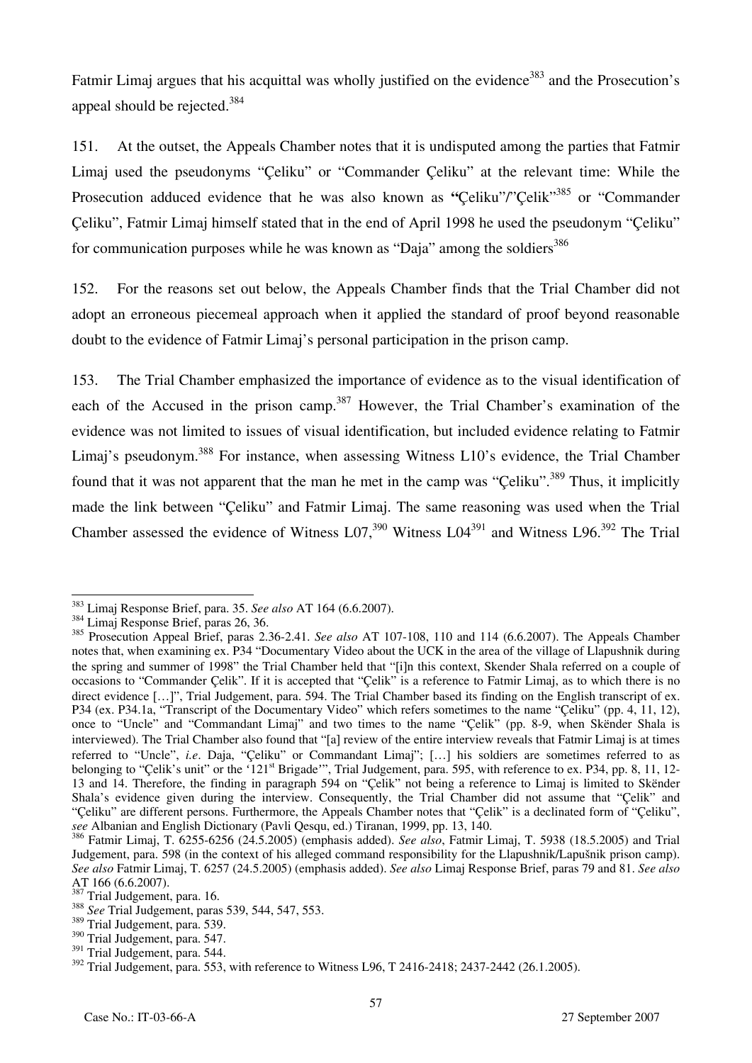Fatmir Limaj argues that his acquittal was wholly justified on the evidence[383] and the Prosecution's appeal should be rejected.[384]

151. At the outset, the Appeals Chamber notes that it is undisputed among the parties that Fatmir Limaj used the pseudonyms "Çeliku" or "Commander Çeliku" at the relevant time: While the Prosecution adduced evidence that he was also known as **"**Çeliku"/"Çelik"[385] or "Commander Çeliku", Fatmir Limaj himself stated that in the end of April 1998 he used the pseudonym "Çeliku" for communication purposes while he was known as "Daja" among the soldiers[386]

152. For the reasons set out below, the Appeals Chamber finds that the Trial Chamber did not adopt an erroneous piecemeal approach when it applied the standard of proof beyond reasonable doubt to the evidence of Fatmir Limaj's personal participation in the prison camp.

153. The Trial Chamber emphasized the importance of evidence as to the visual identification of each of the Accused in the prison camp.[387] However, the Trial Chamber's examination of the evidence was not limited to issues of visual identification, but included evidence relating to Fatmir Limaj's pseudonym.[388] For instance, when assessing Witness L10's evidence, the Trial Chamber found that it was not apparent that the man he met in the camp was "Çeliku".[389] Thus, it implicitly made the link between "Çeliku" and Fatmir Limaj. The same reasoning was used when the Trial Chamber assessed the evidence of Witness L07,[390] Witness L04[391] and Witness L96.[392] The Trial

---

[383] Limaj Response Brief, para. 35. *See also* AT 164 (6.6.2007).

[384] Limaj Response Brief, paras 26, 36.

[385] Prosecution Appeal Brief, paras 2.36-2.41. *See also* AT 107-108, 110 and 114 (6.6.2007). The Appeals Chamber notes that, when examining ex. P34 "Documentary Video about the UCK in the area of the village of Llapushnik during the spring and summer of 1998" the Trial Chamber held that "[i]n this context, Skender Shala referred on a couple of occasions to "Commander Çelik". If it is accepted that "Çelik" is a reference to Fatmir Limaj, as to which there is no direct evidence […]", Trial Judgement, para. 594. The Trial Chamber based its finding on the English transcript of ex. P34 (ex. P34.1a, "Transcript of the Documentary Video" which refers sometimes to the name "Çeliku" (pp. 4, 11, 12), once to "Uncle" and "Commandant Limaj" and two times to the name "Çelik" (pp. 8-9, when Skënder Shala is interviewed). The Trial Chamber also found that "[a] review of the entire interview reveals that Fatmir Limaj is at times referred to "Uncle", *i.e*. Daja, "Çeliku" or Commandant Limaj"; […] his soldiers are sometimes referred to as belonging to "Çelik's unit" or the '121st Brigade'", Trial Judgement, para. 595, with reference to ex. P34, pp. 8, 11, 12-13 and 14. Therefore, the finding in paragraph 594 on "Çelik" not being a reference to Limaj is limited to Skënder Shala's evidence given during the interview. Consequently, the Trial Chamber did not assume that "Çelik" and "Çeliku" are different persons. Furthermore, the Appeals Chamber notes that "Çelik" is a declinated form of "Çeliku", *see* Albanian and English Dictionary (Pavli Qesqu, ed.) Tiranan, 1999, pp. 13, 140.

[386] Fatmir Limaj, T. 6255-6256 (24.5.2005) (emphasis added). *See also*, Fatmir Limaj, T. 5938 (18.5.2005) and Trial Judgement, para. 598 (in the context of his alleged command responsibility for the Llapushnik/Lapušnik prison camp). *See also* Fatmir Limaj, T. 6257 (24.5.2005) (emphasis added). *See also* Limaj Response Brief, paras 79 and 81. *See also* AT 166 (6.6.2007).

[387] Trial Judgement, para. 16.

[388] *See* Trial Judgement, paras 539, 544, 547, 553.

[389] Trial Judgement, para. 539.

[390] Trial Judgement, para. 547.

[391] Trial Judgement, para. 544.

[392] Trial Judgement, para. 553, with reference to Witness L96, T 2416-2418; 2437-2442 (26.1.2005).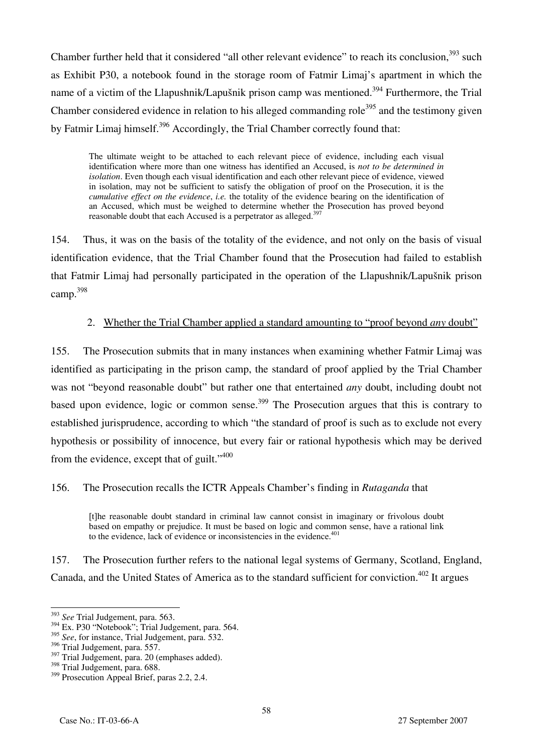Chamber further held that it considered "all other relevant evidence" to reach its conclusion,[393] such as Exhibit P30, a notebook found in the storage room of Fatmir Limaj's apartment in which the name of a victim of the Llapushnik/Lapušnik prison camp was mentioned.[394] Furthermore, the Trial Chamber considered evidence in relation to his alleged commanding role[395] and the testimony given by Fatmir Limaj himself.[396] Accordingly, the Trial Chamber correctly found that:

> The ultimate weight to be attached to each relevant piece of evidence, including each visual identification where more than one witness has identified an Accused, is *not to be determined in isolation*. Even though each visual identification and each other relevant piece of evidence, viewed in isolation, may not be sufficient to satisfy the obligation of proof on the Prosecution, it is the *cumulative effect on the evidence*, *i.e.* the totality of the evidence bearing on the identification of an Accused, which must be weighed to determine whether the Prosecution has proved beyond reasonable doubt that each Accused is a perpetrator as alleged.[397]

154. Thus, it was on the basis of the totality of the evidence, and not only on the basis of visual identification evidence, that the Trial Chamber found that the Prosecution had failed to establish that Fatmir Limaj had personally participated in the operation of the Llapushnik/Lapušnik prison camp.[398]

### 2. Whether the Trial Chamber applied a standard amounting to "proof beyond *any* doubt"

155. The Prosecution submits that in many instances when examining whether Fatmir Limaj was identified as participating in the prison camp, the standard of proof applied by the Trial Chamber was not "beyond reasonable doubt" but rather one that entertained *any* doubt, including doubt not based upon evidence, logic or common sense.[399] The Prosecution argues that this is contrary to established jurisprudence, according to which "the standard of proof is such as to exclude not every hypothesis or possibility of innocence, but every fair or rational hypothesis which may be derived from the evidence, except that of guilt."[400]

156. The Prosecution recalls the ICTR Appeals Chamber's finding in *Rutaganda* that

> [t]he reasonable doubt standard in criminal law cannot consist in imaginary or frivolous doubt based on empathy or prejudice. It must be based on logic and common sense, have a rational link to the evidence, lack of evidence or inconsistencies in the evidence.[401]

157. The Prosecution further refers to the national legal systems of Germany, Scotland, England, Canada, and the United States of America as to the standard sufficient for conviction.[402] It argues

---

[393] *See* Trial Judgement, para. 563.
[394] Ex. P30 "Notebook"; Trial Judgement, para. 564.
[395] *See*, for instance, Trial Judgement, para. 532.
[396] Trial Judgement, para. 557.
[397] Trial Judgement, para. 20 (emphases added).
[398] Trial Judgement, para. 688.
[399] Prosecution Appeal Brief, paras 2.2, 2.4.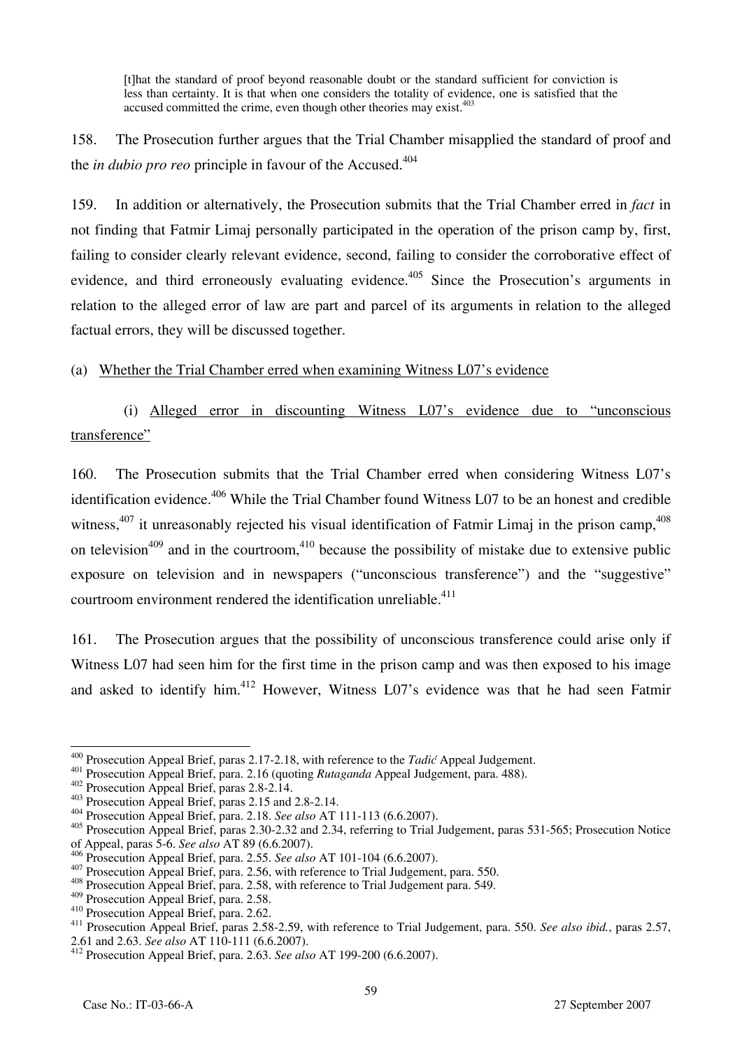> [t]hat the standard of proof beyond reasonable doubt or the standard sufficient for conviction is less than certainty. It is that when one considers the totality of evidence, one is satisfied that the accused committed the crime, even though other theories may exist.[403]

158. The Prosecution further argues that the Trial Chamber misapplied the standard of proof and the *in dubio pro reo* principle in favour of the Accused.[404]

159. In addition or alternatively, the Prosecution submits that the Trial Chamber erred in *fact* in not finding that Fatmir Limaj personally participated in the operation of the prison camp by, first, failing to consider clearly relevant evidence, second, failing to consider the corroborative effect of evidence, and third erroneously evaluating evidence.[405] Since the Prosecution's arguments in relation to the alleged error of law are part and parcel of its arguments in relation to the alleged factual errors, they will be discussed together.

(a) Whether the Trial Chamber erred when examining Witness L07's evidence

(i) Alleged error in discounting Witness L07's evidence due to "unconscious transference"

160. The Prosecution submits that the Trial Chamber erred when considering Witness L07's identification evidence.[406] While the Trial Chamber found Witness L07 to be an honest and credible witness,[407] it unreasonably rejected his visual identification of Fatmir Limaj in the prison camp,[408] on television[409] and in the courtroom,[410] because the possibility of mistake due to extensive public exposure on television and in newspapers ("unconscious transference") and the "suggestive" courtroom environment rendered the identification unreliable.[411]

161. The Prosecution argues that the possibility of unconscious transference could arise only if Witness L07 had seen him for the first time in the prison camp and was then exposed to his image and asked to identify him.[412] However, Witness L07's evidence was that he had seen Fatmir

---

[400] Prosecution Appeal Brief, paras 2.17-2.18, with reference to the *Tadić* Appeal Judgement.
[401] Prosecution Appeal Brief, para. 2.16 (quoting *Rutaganda* Appeal Judgement, para. 488).
[402] Prosecution Appeal Brief, paras 2.8-2.14.
[403] Prosecution Appeal Brief, paras 2.15 and 2.8-2.14.
[404] Prosecution Appeal Brief, para. 2.18. *See also* AT 111-113 (6.6.2007).
[405] Prosecution Appeal Brief, paras 2.30-2.32 and 2.34, referring to Trial Judgement, paras 531-565; Prosecution Notice of Appeal, paras 5-6. *See also* AT 89 (6.6.2007).
[406] Prosecution Appeal Brief, para. 2.55. *See also* AT 101-104 (6.6.2007).
[407] Prosecution Appeal Brief, para. 2.56, with reference to Trial Judgement, para. 550.
[408] Prosecution Appeal Brief, para. 2.58, with reference to Trial Judgement para. 549.
[409] Prosecution Appeal Brief, para. 2.58.
[410] Prosecution Appeal Brief, para. 2.62.
[411] Prosecution Appeal Brief, paras 2.58-2.59, with reference to Trial Judgement, para. 550. *See also ibid.*, paras 2.57, 2.61 and 2.63. *See also* AT 110-111 (6.6.2007).
[412] Prosecution Appeal Brief, para. 2.63. *See also* AT 199-200 (6.6.2007).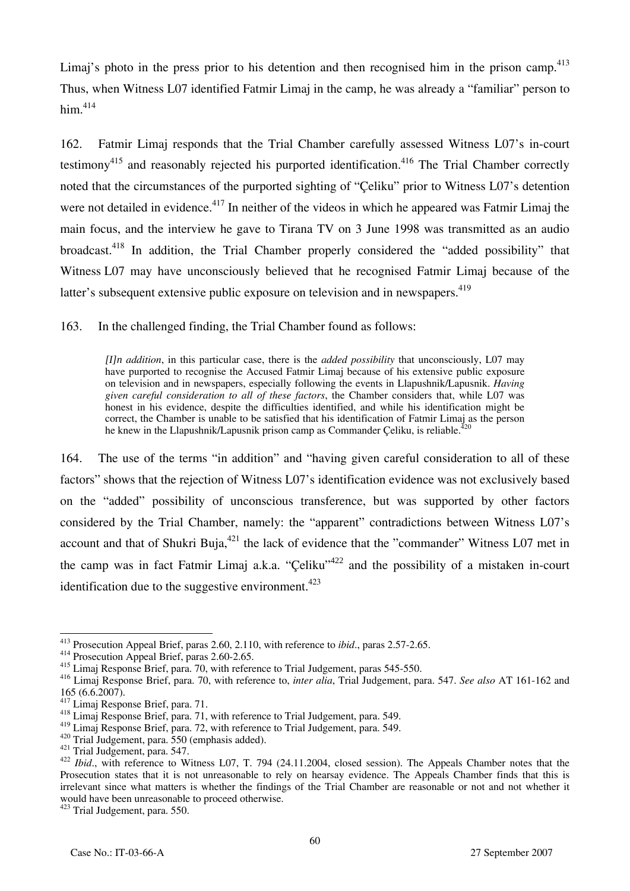Limaj's photo in the press prior to his detention and then recognised him in the prison camp.[413] Thus, when Witness L07 identified Fatmir Limaj in the camp, he was already a "familiar" person to him.[414]

162. Fatmir Limaj responds that the Trial Chamber carefully assessed Witness L07's in-court testimony[415] and reasonably rejected his purported identification.[416] The Trial Chamber correctly noted that the circumstances of the purported sighting of "Çeliku" prior to Witness L07's detention were not detailed in evidence.[417] In neither of the videos in which he appeared was Fatmir Limaj the main focus, and the interview he gave to Tirana TV on 3 June 1998 was transmitted as an audio broadcast.[418] In addition, the Trial Chamber properly considered the "added possibility" that Witness L07 may have unconsciously believed that he recognised Fatmir Limaj because of the latter's subsequent extensive public exposure on television and in newspapers.[419]

163. In the challenged finding, the Trial Chamber found as follows:

> *[I]n addition*, in this particular case, there is the *added possibility* that unconsciously, L07 may have purported to recognise the Accused Fatmir Limaj because of his extensive public exposure on television and in newspapers, especially following the events in Llapushnik/Lapusnik. *Having given careful consideration to all of these factors*, the Chamber considers that, while L07 was honest in his evidence, despite the difficulties identified, and while his identification might be correct, the Chamber is unable to be satisfied that his identification of Fatmir Limaj as the person he knew in the Llapushnik/Lapusnik prison camp as Commander Çeliku, is reliable.[420]

164. The use of the terms "in addition" and "having given careful consideration to all of these factors" shows that the rejection of Witness L07's identification evidence was not exclusively based on the "added" possibility of unconscious transference, but was supported by other factors considered by the Trial Chamber, namely: the "apparent" contradictions between Witness L07's account and that of Shukri Buja,[421] the lack of evidence that the "commander" Witness L07 met in the camp was in fact Fatmir Limaj a.k.a. "Çeliku"[422] and the possibility of a mistaken in-court identification due to the suggestive environment.[423]

---

[413] Prosecution Appeal Brief, paras 2.60, 2.110, with reference to *ibid*., paras 2.57-2.65.

[414] Prosecution Appeal Brief, paras 2.60-2.65.

[415] Limaj Response Brief, para. 70, with reference to Trial Judgement, paras 545-550.

[416] Limaj Response Brief, para. 70, with reference to, *inter alia*, Trial Judgement, para. 547. *See also* AT 161-162 and 165 (6.6.2007).

[417] Limaj Response Brief, para. 71.

[418] Limaj Response Brief, para. 71, with reference to Trial Judgement, para. 549.

[419] Limaj Response Brief, para. 72, with reference to Trial Judgement, para. 549.

[420] Trial Judgement, para. 550 (emphasis added).

[421] Trial Judgement, para. 547.

[422] *Ibid*., with reference to Witness L07, T. 794 (24.11.2004, closed session). The Appeals Chamber notes that the Prosecution states that it is not unreasonable to rely on hearsay evidence. The Appeals Chamber finds that this is irrelevant since what matters is whether the findings of the Trial Chamber are reasonable or not and not whether it would have been unreasonable to proceed otherwise.

[423] Trial Judgement, para. 550.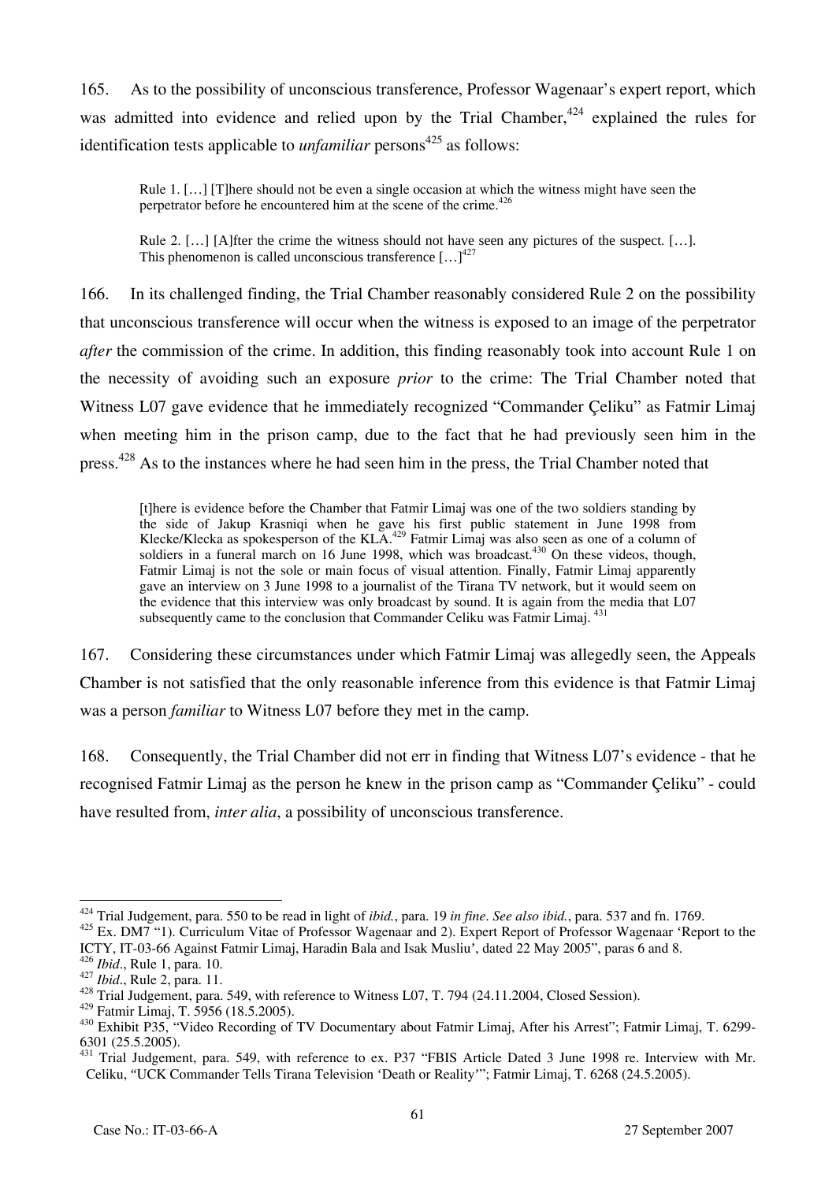165. As to the possibility of unconscious transference, Professor Wagenaar's expert report, which was admitted into evidence and relied upon by the Trial Chamber,[424] explained the rules for identification tests applicable to *unfamiliar* persons[425] as follows:

> Rule 1. […] [T]here should not be even a single occasion at which the witness might have seen the perpetrator before he encountered him at the scene of the crime.[426]
>
> Rule 2. […] [A]fter the crime the witness should not have seen any pictures of the suspect. […]. This phenomenon is called unconscious transference […][427]

166. In its challenged finding, the Trial Chamber reasonably considered Rule 2 on the possibility that unconscious transference will occur when the witness is exposed to an image of the perpetrator *after* the commission of the crime. In addition, this finding reasonably took into account Rule 1 on the necessity of avoiding such an exposure *prior* to the crime: The Trial Chamber noted that Witness L07 gave evidence that he immediately recognized "Commander Çeliku" as Fatmir Limaj when meeting him in the prison camp, due to the fact that he had previously seen him in the press.[428] As to the instances where he had seen him in the press, the Trial Chamber noted that

> [t]here is evidence before the Chamber that Fatmir Limaj was one of the two soldiers standing by the side of Jakup Krasniqi when he gave his first public statement in June 1998 from Klecke/Klecka as spokesperson of the KLA.[429] Fatmir Limaj was also seen as one of a column of soldiers in a funeral march on 16 June 1998, which was broadcast.[430] On these videos, though, Fatmir Limaj is not the sole or main focus of visual attention. Finally, Fatmir Limaj apparently gave an interview on 3 June 1998 to a journalist of the Tirana TV network, but it would seem on the evidence that this interview was only broadcast by sound. It is again from the media that L07 subsequently came to the conclusion that Commander Celiku was Fatmir Limaj.[431]

167. Considering these circumstances under which Fatmir Limaj was allegedly seen, the Appeals Chamber is not satisfied that the only reasonable inference from this evidence is that Fatmir Limaj was a person *familiar* to Witness L07 before they met in the camp.

168. Consequently, the Trial Chamber did not err in finding that Witness L07's evidence - that he recognised Fatmir Limaj as the person he knew in the prison camp as "Commander Çeliku" - could have resulted from, *inter alia*, a possibility of unconscious transference.

---

[424] Trial Judgement, para. 550 to be read in light of *ibid.*, para. 19 *in fine*. *See also ibid.*, para. 537 and fn. 1769.

[425] Ex. DM7 "1). Curriculum Vitae of Professor Wagenaar and 2). Expert Report of Professor Wagenaar 'Report to the ICTY, IT-03-66 Against Fatmir Limaj, Haradin Bala and Isak Musliu', dated 22 May 2005", paras 6 and 8.

[426] *Ibid*., Rule 1, para. 10.

[427] *Ibid*., Rule 2, para. 11.

[428] Trial Judgement, para. 549, with reference to Witness L07, T. 794 (24.11.2004, Closed Session).

[429] Fatmir Limaj, T. 5956 (18.5.2005).

[430] Exhibit P35, "Video Recording of TV Documentary about Fatmir Limaj, After his Arrest"; Fatmir Limaj, T. 6299-6301 (25.5.2005).

[431] Trial Judgement, para. 549, with reference to ex. P37 "FBIS Article Dated 3 June 1998 re. Interview with Mr. Celiku, "UCK Commander Tells Tirana Television 'Death or Reality'"; Fatmir Limaj, T. 6268 (24.5.2005).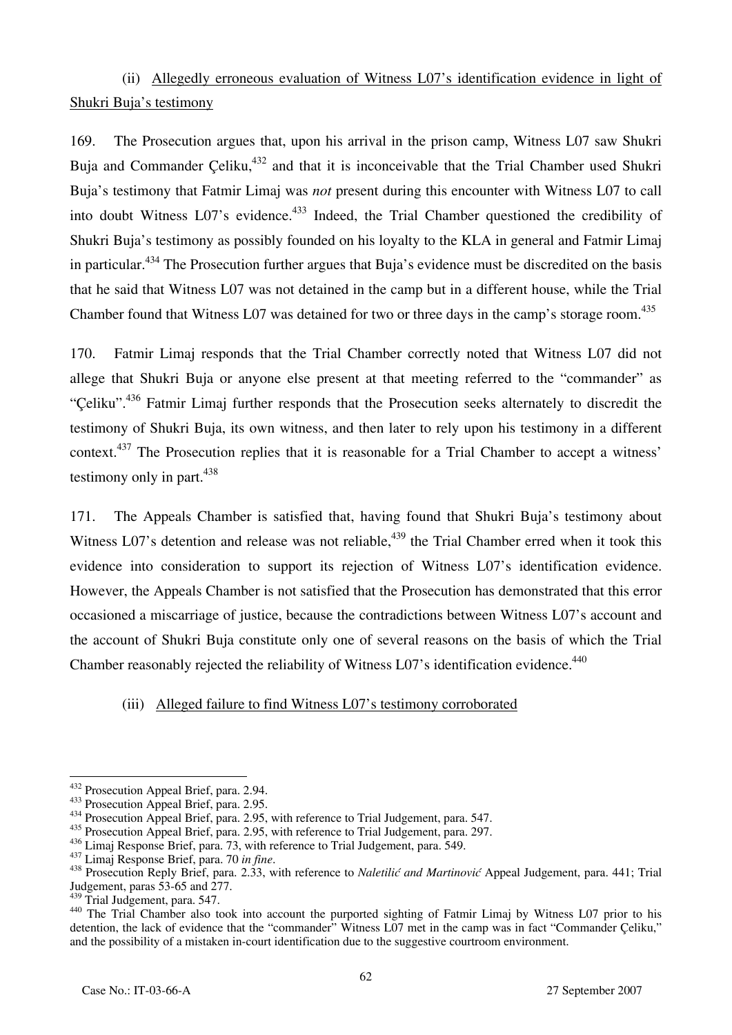(ii) Allegedly erroneous evaluation of Witness L07's identification evidence in light of Shukri Buja's testimony

169. The Prosecution argues that, upon his arrival in the prison camp, Witness L07 saw Shukri Buja and Commander Çeliku,[432] and that it is inconceivable that the Trial Chamber used Shukri Buja's testimony that Fatmir Limaj was *not* present during this encounter with Witness L07 to call into doubt Witness L07's evidence.[433] Indeed, the Trial Chamber questioned the credibility of Shukri Buja's testimony as possibly founded on his loyalty to the KLA in general and Fatmir Limaj in particular.[434] The Prosecution further argues that Buja's evidence must be discredited on the basis that he said that Witness L07 was not detained in the camp but in a different house, while the Trial Chamber found that Witness L07 was detained for two or three days in the camp's storage room.[435]

170. Fatmir Limaj responds that the Trial Chamber correctly noted that Witness L07 did not allege that Shukri Buja or anyone else present at that meeting referred to the "commander" as "Çeliku".[436] Fatmir Limaj further responds that the Prosecution seeks alternately to discredit the testimony of Shukri Buja, its own witness, and then later to rely upon his testimony in a different context.[437] The Prosecution replies that it is reasonable for a Trial Chamber to accept a witness' testimony only in part.[438]

171. The Appeals Chamber is satisfied that, having found that Shukri Buja's testimony about Witness L07's detention and release was not reliable,[439] the Trial Chamber erred when it took this evidence into consideration to support its rejection of Witness L07's identification evidence. However, the Appeals Chamber is not satisfied that the Prosecution has demonstrated that this error occasioned a miscarriage of justice, because the contradictions between Witness L07's account and the account of Shukri Buja constitute only one of several reasons on the basis of which the Trial Chamber reasonably rejected the reliability of Witness L07's identification evidence.[440]

(iii) Alleged failure to find Witness L07's testimony corroborated

---

[432] Prosecution Appeal Brief, para. 2.94.
[433] Prosecution Appeal Brief, para. 2.95.
[434] Prosecution Appeal Brief, para. 2.95, with reference to Trial Judgement, para. 547.
[435] Prosecution Appeal Brief, para. 2.95, with reference to Trial Judgement, para. 297.
[436] Limaj Response Brief, para. 73, with reference to Trial Judgement, para. 549.
[437] Limaj Response Brief, para. 70 *in fine*.
[438] Prosecution Reply Brief, para. 2.33, with reference to *Naletilić and Martinović* Appeal Judgement, para. 441; Trial Judgement, paras 53-65 and 277.
[439] Trial Judgement, para. 547.
[440] The Trial Chamber also took into account the purported sighting of Fatmir Limaj by Witness L07 prior to his detention, the lack of evidence that the "commander" Witness L07 met in the camp was in fact "Commander Çeliku," and the possibility of a mistaken in-court identification due to the suggestive courtroom environment.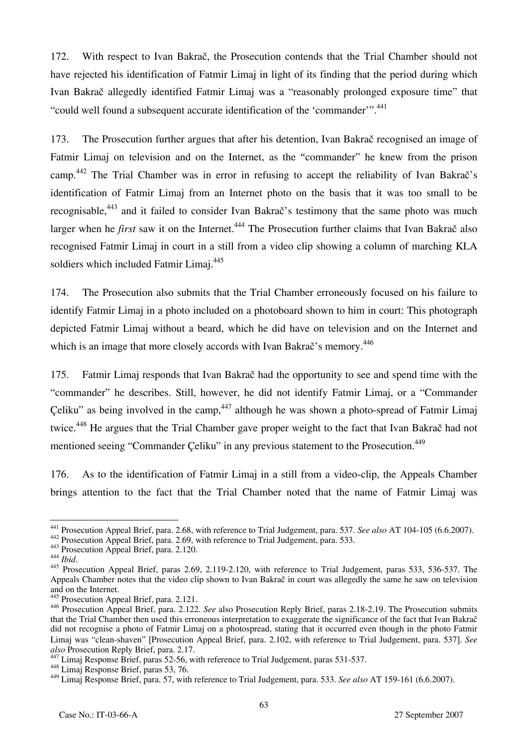172. With respect to Ivan Bakrač, the Prosecution contends that the Trial Chamber should not have rejected his identification of Fatmir Limaj in light of its finding that the period during which Ivan Bakrač allegedly identified Fatmir Limaj was a "reasonably prolonged exposure time" that "could well found a subsequent accurate identification of the 'commander'".[441]

173. The Prosecution further argues that after his detention, Ivan Bakrač recognised an image of Fatmir Limaj on television and on the Internet, as the "commander" he knew from the prison camp.[442] The Trial Chamber was in error in refusing to accept the reliability of Ivan Bakrač's identification of Fatmir Limaj from an Internet photo on the basis that it was too small to be recognisable,[443] and it failed to consider Ivan Bakrač's testimony that the same photo was much larger when he *first* saw it on the Internet.[444] The Prosecution further claims that Ivan Bakrač also recognised Fatmir Limaj in court in a still from a video clip showing a column of marching KLA soldiers which included Fatmir Limaj.[445]

174. The Prosecution also submits that the Trial Chamber erroneously focused on his failure to identify Fatmir Limaj in a photo included on a photoboard shown to him in court: This photograph depicted Fatmir Limaj without a beard, which he did have on television and on the Internet and which is an image that more closely accords with Ivan Bakrač's memory.[446]

175. Fatmir Limaj responds that Ivan Bakrač had the opportunity to see and spend time with the "commander" he describes. Still, however, he did not identify Fatmir Limaj, or a "Commander Çeliku" as being involved in the camp,[447] although he was shown a photo-spread of Fatmir Limaj twice.[448] He argues that the Trial Chamber gave proper weight to the fact that Ivan Bakrač had not mentioned seeing "Commander Çeliku" in any previous statement to the Prosecution.[449]

176. As to the identification of Fatmir Limaj in a still from a video-clip, the Appeals Chamber brings attention to the fact that the Trial Chamber noted that the name of Fatmir Limaj was

---

[441] Prosecution Appeal Brief, para. 2.68, with reference to Trial Judgement, para. 537. *See also* AT 104-105 (6.6.2007).

[442] Prosecution Appeal Brief, para. 2.69, with reference to Trial Judgement, para. 533.

[443] Prosecution Appeal Brief, para. 2.120.

[444] *Ibid*.

[445] Prosecution Appeal Brief, paras 2.69, 2.119-2.120, with reference to Trial Judgement, paras 533, 536-537. The Appeals Chamber notes that the video clip shown to Ivan Bakrač in court was allegedly the same he saw on television and on the Internet.

[445] Prosecution Appeal Brief, para. 2.121.

[446] Prosecution Appeal Brief, para. 2.122. *See* also Prosecution Reply Brief, paras 2.18-2.19. The Prosecution submits that the Trial Chamber then used this erroneous interpretation to exaggerate the significance of the fact that Ivan Bakrač did not recognise a photo of Fatmir Limaj on a photospread, stating that it occurred even though in the photo Fatmir Limaj was "clean-shaven" [Prosecution Appeal Brief, para. 2.102, with reference to Trial Judgement, para. 537]. *See also* Prosecution Reply Brief, para. 2.17.

[447] Limaj Response Brief, paras 52-56, with reference to Trial Judgement, paras 531-537.

[448] Limaj Response Brief, paras 53, 76.

[449] Limaj Response Brief, para. 57, with reference to Trial Judgement, para. 533. *See also* AT 159-161 (6.6.2007).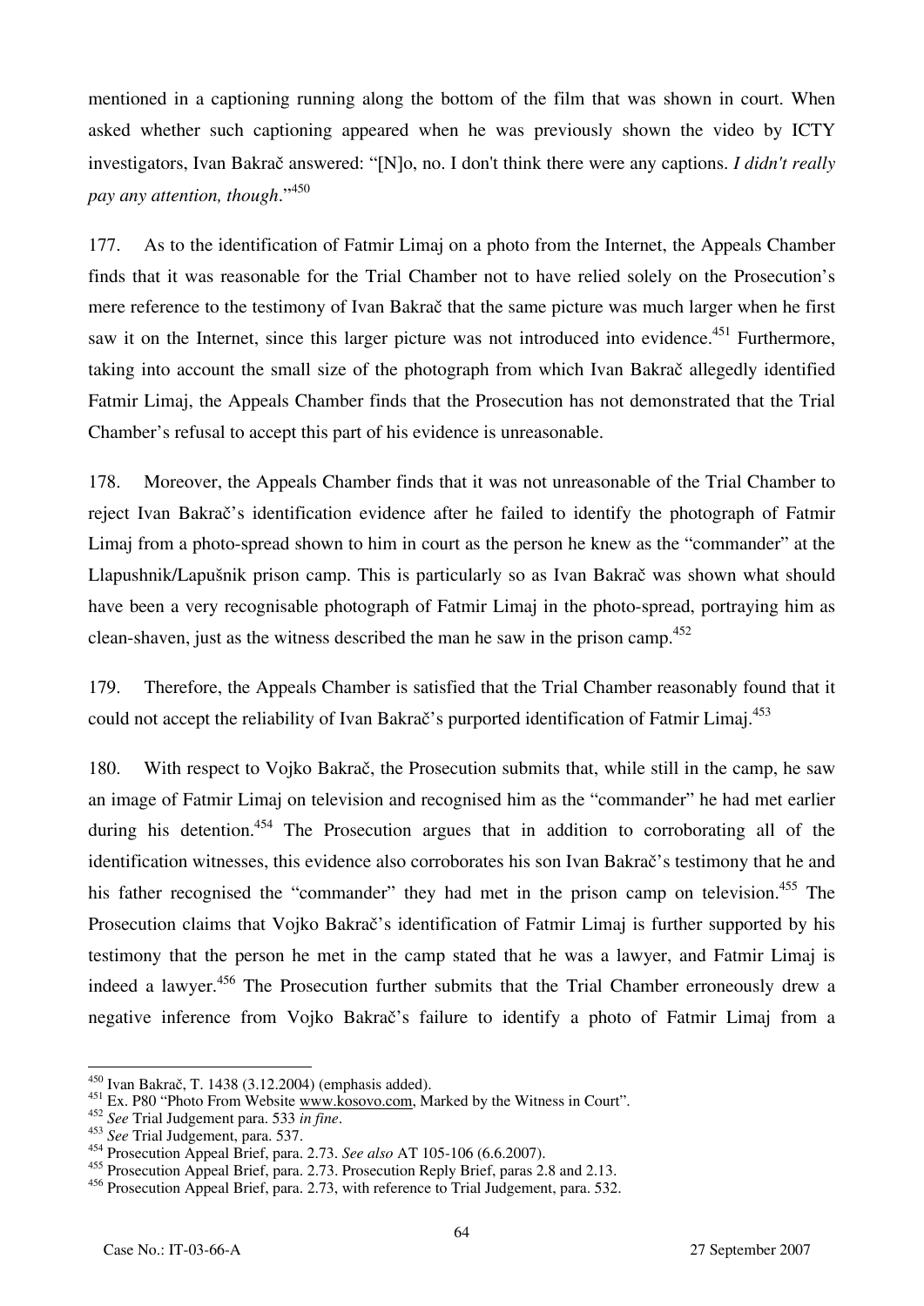mentioned in a captioning running along the bottom of the film that was shown in court. When asked whether such captioning appeared when he was previously shown the video by ICTY investigators, Ivan Bakrač answered: "[N]o, no. I don't think there were any captions. *I didn't really pay any attention, though*."[450]

177. As to the identification of Fatmir Limaj on a photo from the Internet, the Appeals Chamber finds that it was reasonable for the Trial Chamber not to have relied solely on the Prosecution's mere reference to the testimony of Ivan Bakrač that the same picture was much larger when he first saw it on the Internet, since this larger picture was not introduced into evidence.[451] Furthermore, taking into account the small size of the photograph from which Ivan Bakrač allegedly identified Fatmir Limaj, the Appeals Chamber finds that the Prosecution has not demonstrated that the Trial Chamber's refusal to accept this part of his evidence is unreasonable.

178. Moreover, the Appeals Chamber finds that it was not unreasonable of the Trial Chamber to reject Ivan Bakrač's identification evidence after he failed to identify the photograph of Fatmir Limaj from a photo-spread shown to him in court as the person he knew as the "commander" at the Llapushnik/Lapušnik prison camp. This is particularly so as Ivan Bakrač was shown what should have been a very recognisable photograph of Fatmir Limaj in the photo-spread, portraying him as clean-shaven, just as the witness described the man he saw in the prison camp.[452]

179. Therefore, the Appeals Chamber is satisfied that the Trial Chamber reasonably found that it could not accept the reliability of Ivan Bakrač's purported identification of Fatmir Limaj.[453]

180. With respect to Vojko Bakrač, the Prosecution submits that, while still in the camp, he saw an image of Fatmir Limaj on television and recognised him as the "commander" he had met earlier during his detention.[454] The Prosecution argues that in addition to corroborating all of the identification witnesses, this evidence also corroborates his son Ivan Bakrač's testimony that he and his father recognised the "commander" they had met in the prison camp on television.[455] The Prosecution claims that Vojko Bakrač's identification of Fatmir Limaj is further supported by his testimony that the person he met in the camp stated that he was a lawyer, and Fatmir Limaj is indeed a lawyer.[456] The Prosecution further submits that the Trial Chamber erroneously drew a negative inference from Vojko Bakrač's failure to identify a photo of Fatmir Limaj from a

---

[450] Ivan Bakrač, T. 1438 (3.12.2004) (emphasis added).

[451] Ex. P80 "Photo From Website www.kosovo.com, Marked by the Witness in Court".

[452] *See* Trial Judgement para. 533 *in fine*.

[453] *See* Trial Judgement, para. 537.

[454] Prosecution Appeal Brief, para. 2.73. *See also* AT 105-106 (6.6.2007).

[455] Prosecution Appeal Brief, para. 2.73. Prosecution Reply Brief, paras 2.8 and 2.13.

[456] Prosecution Appeal Brief, para. 2.73, with reference to Trial Judgement, para. 532.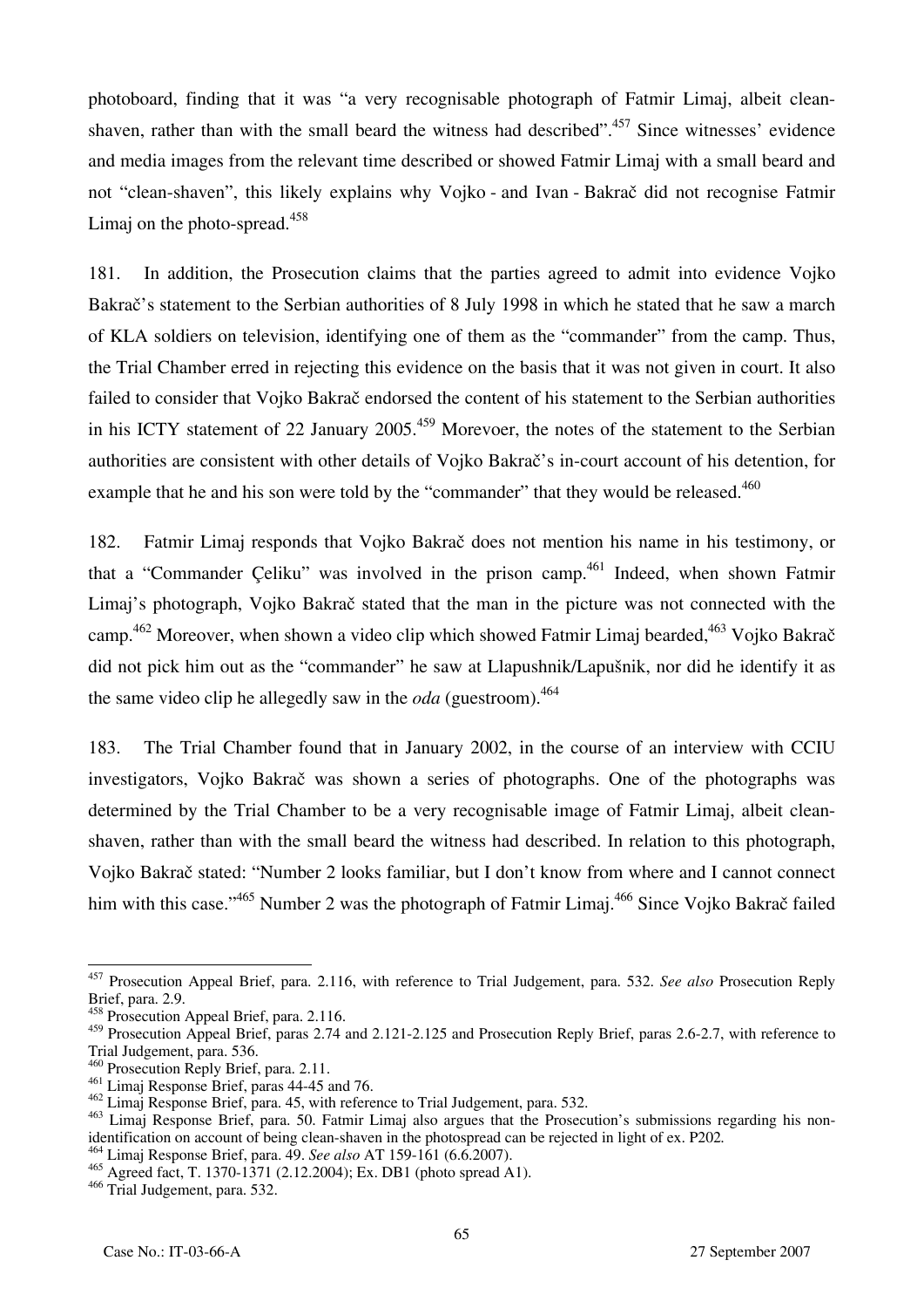photoboard, finding that it was "a very recognisable photograph of Fatmir Limaj, albeit clean-shaven, rather than with the small beard the witness had described".[457] Since witnesses' evidence and media images from the relevant time described or showed Fatmir Limaj with a small beard and not "clean-shaven", this likely explains why Vojko - and Ivan - Bakrač did not recognise Fatmir Limaj on the photo-spread.[458]

181. In addition, the Prosecution claims that the parties agreed to admit into evidence Vojko Bakrač's statement to the Serbian authorities of 8 July 1998 in which he stated that he saw a march of KLA soldiers on television, identifying one of them as the "commander" from the camp. Thus, the Trial Chamber erred in rejecting this evidence on the basis that it was not given in court. It also failed to consider that Vojko Bakrač endorsed the content of his statement to the Serbian authorities in his ICTY statement of 22 January 2005.[459] Morevoer, the notes of the statement to the Serbian authorities are consistent with other details of Vojko Bakrač's in-court account of his detention, for example that he and his son were told by the "commander" that they would be released.[460]

182. Fatmir Limaj responds that Vojko Bakrač does not mention his name in his testimony, or that a "Commander Çeliku" was involved in the prison camp.[461] Indeed, when shown Fatmir Limaj's photograph, Vojko Bakrač stated that the man in the picture was not connected with the camp.[462] Moreover, when shown a video clip which showed Fatmir Limaj bearded,[463] Vojko Bakrač did not pick him out as the "commander" he saw at Llapushnik/Lapušnik, nor did he identify it as the same video clip he allegedly saw in the *oda* (guestroom).[464]

183. The Trial Chamber found that in January 2002, in the course of an interview with CCIU investigators, Vojko Bakrač was shown a series of photographs. One of the photographs was determined by the Trial Chamber to be a very recognisable image of Fatmir Limaj, albeit clean-shaven, rather than with the small beard the witness had described. In relation to this photograph, Vojko Bakrač stated: "Number 2 looks familiar, but I don't know from where and I cannot connect him with this case."[465] Number 2 was the photograph of Fatmir Limaj.[466] Since Vojko Bakrač failed

---

[457] Prosecution Appeal Brief, para. 2.116, with reference to Trial Judgement, para. 532. *See also* Prosecution Reply Brief, para. 2.9.

[458] Prosecution Appeal Brief, para. 2.116.

[459] Prosecution Appeal Brief, paras 2.74 and 2.121-2.125 and Prosecution Reply Brief, paras 2.6-2.7, with reference to Trial Judgement, para. 536.

[460] Prosecution Reply Brief, para. 2.11.

[461] Limaj Response Brief, paras 44-45 and 76.

[462] Limaj Response Brief, para. 45, with reference to Trial Judgement, para. 532.

[463] Limaj Response Brief, para. 50. Fatmir Limaj also argues that the Prosecution's submissions regarding his non-identification on account of being clean-shaven in the photospread can be rejected in light of ex. P202.

[464] Limaj Response Brief, para. 49. *See also* AT 159-161 (6.6.2007).

[465] Agreed fact, T. 1370-1371 (2.12.2004); Ex. DB1 (photo spread A1).

[466] Trial Judgement, para. 532.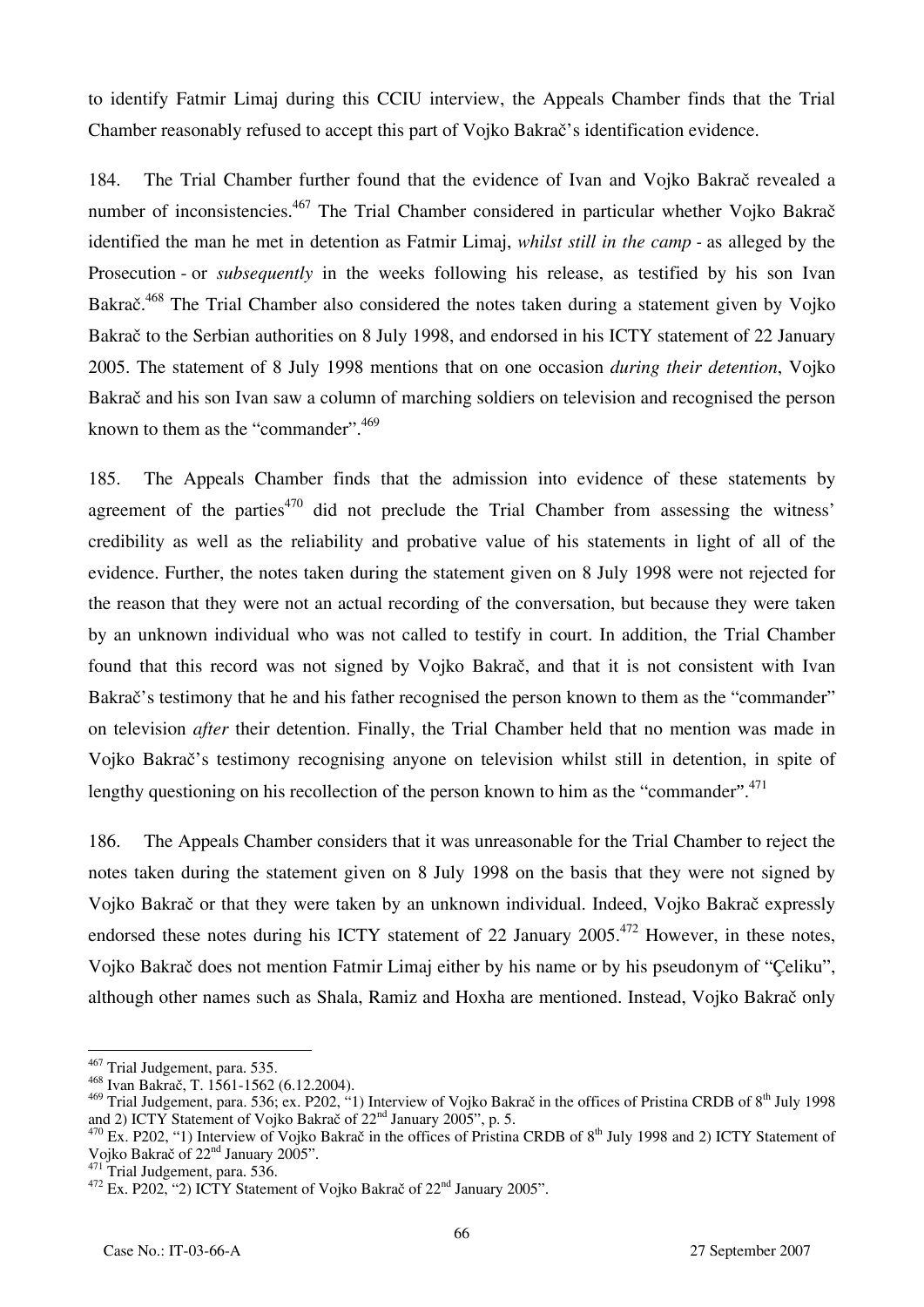to identify Fatmir Limaj during this CCIU interview, the Appeals Chamber finds that the Trial Chamber reasonably refused to accept this part of Vojko Bakrač's identification evidence.

184. The Trial Chamber further found that the evidence of Ivan and Vojko Bakrač revealed a number of inconsistencies.[467] The Trial Chamber considered in particular whether Vojko Bakrač identified the man he met in detention as Fatmir Limaj, *whilst still in the camp* - as alleged by the Prosecution - or *subsequently* in the weeks following his release, as testified by his son Ivan Bakrač.[468] The Trial Chamber also considered the notes taken during a statement given by Vojko Bakrač to the Serbian authorities on 8 July 1998, and endorsed in his ICTY statement of 22 January 2005. The statement of 8 July 1998 mentions that on one occasion *during their detention*, Vojko Bakrač and his son Ivan saw a column of marching soldiers on television and recognised the person known to them as the "commander".[469]

185. The Appeals Chamber finds that the admission into evidence of these statements by agreement of the parties[470] did not preclude the Trial Chamber from assessing the witness' credibility as well as the reliability and probative value of his statements in light of all of the evidence. Further, the notes taken during the statement given on 8 July 1998 were not rejected for the reason that they were not an actual recording of the conversation, but because they were taken by an unknown individual who was not called to testify in court. In addition, the Trial Chamber found that this record was not signed by Vojko Bakrač, and that it is not consistent with Ivan Bakrač's testimony that he and his father recognised the person known to them as the "commander" on television *after* their detention. Finally, the Trial Chamber held that no mention was made in Vojko Bakrač's testimony recognising anyone on television whilst still in detention, in spite of lengthy questioning on his recollection of the person known to him as the "commander".[471]

186. The Appeals Chamber considers that it was unreasonable for the Trial Chamber to reject the notes taken during the statement given on 8 July 1998 on the basis that they were not signed by Vojko Bakrač or that they were taken by an unknown individual. Indeed, Vojko Bakrač expressly endorsed these notes during his ICTY statement of 22 January 2005.[472] However, in these notes, Vojko Bakrač does not mention Fatmir Limaj either by his name or by his pseudonym of "Çeliku", although other names such as Shala, Ramiz and Hoxha are mentioned. Instead, Vojko Bakrač only

---

[467] Trial Judgement, para. 535.
[468] Ivan Bakrač, T. 1561-1562 (6.12.2004).
[469] Trial Judgement, para. 536; ex. P202, "1) Interview of Vojko Bakrač in the offices of Pristina CRDB of 8th July 1998 and 2) ICTY Statement of Vojko Bakrač of 22nd January 2005", p. 5.
[470] Ex. P202, "1) Interview of Vojko Bakrač in the offices of Pristina CRDB of 8th July 1998 and 2) ICTY Statement of Vojko Bakrač of 22nd January 2005".
[471] Trial Judgement, para. 536.
[472] Ex. P202, "2) ICTY Statement of Vojko Bakrač of 22nd January 2005".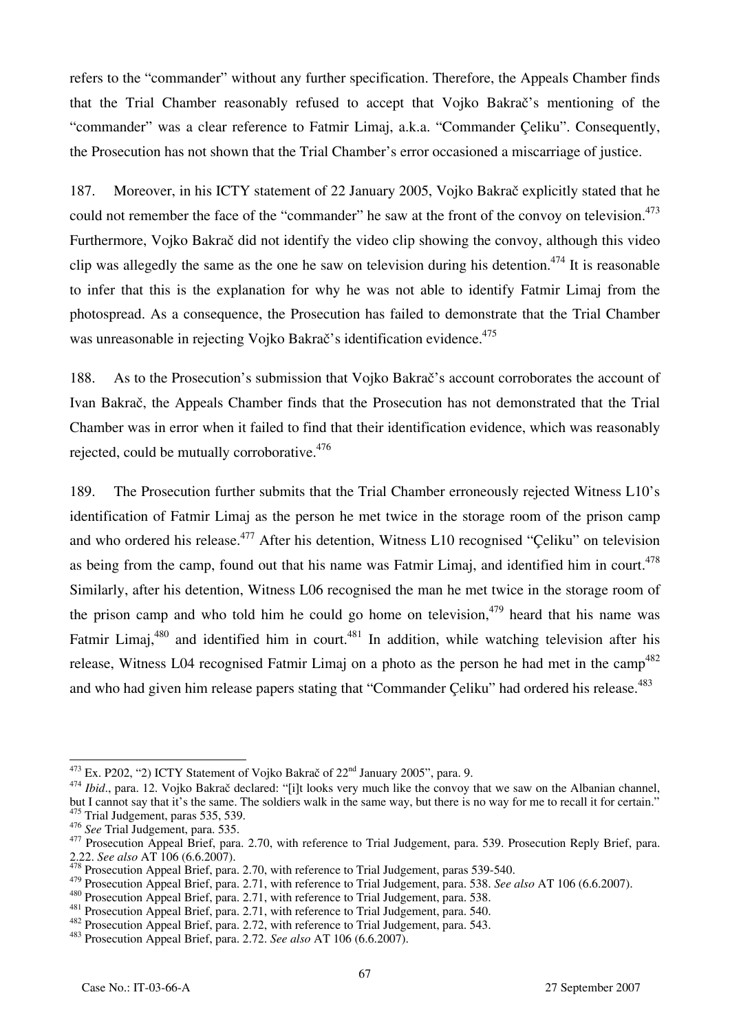refers to the "commander" without any further specification. Therefore, the Appeals Chamber finds that the Trial Chamber reasonably refused to accept that Vojko Bakrač's mentioning of the "commander" was a clear reference to Fatmir Limaj, a.k.a. "Commander Çeliku". Consequently, the Prosecution has not shown that the Trial Chamber's error occasioned a miscarriage of justice.

187. Moreover, in his ICTY statement of 22 January 2005, Vojko Bakrač explicitly stated that he could not remember the face of the "commander" he saw at the front of the convoy on television.[473] Furthermore, Vojko Bakrač did not identify the video clip showing the convoy, although this video clip was allegedly the same as the one he saw on television during his detention.[474] It is reasonable to infer that this is the explanation for why he was not able to identify Fatmir Limaj from the photospread. As a consequence, the Prosecution has failed to demonstrate that the Trial Chamber was unreasonable in rejecting Vojko Bakrač's identification evidence.[475]

188. As to the Prosecution's submission that Vojko Bakrač's account corroborates the account of Ivan Bakrač, the Appeals Chamber finds that the Prosecution has not demonstrated that the Trial Chamber was in error when it failed to find that their identification evidence, which was reasonably rejected, could be mutually corroborative.[476]

189. The Prosecution further submits that the Trial Chamber erroneously rejected Witness L10's identification of Fatmir Limaj as the person he met twice in the storage room of the prison camp and who ordered his release.[477] After his detention, Witness L10 recognised "Çeliku" on television as being from the camp, found out that his name was Fatmir Limaj, and identified him in court.[478] Similarly, after his detention, Witness L06 recognised the man he met twice in the storage room of the prison camp and who told him he could go home on television,[479] heard that his name was Fatmir Limaj,[480] and identified him in court.[481] In addition, while watching television after his release, Witness L04 recognised Fatmir Limaj on a photo as the person he had met in the camp[482] and who had given him release papers stating that "Commander Çeliku" had ordered his release.[483]

---

[473] Ex. P202, "2) ICTY Statement of Vojko Bakrač of 22nd January 2005", para. 9.

[474] *Ibid*., para. 12. Vojko Bakrač declared: "[i]t looks very much like the convoy that we saw on the Albanian channel, but I cannot say that it's the same. The soldiers walk in the same way, but there is no way for me to recall it for certain."

[475] Trial Judgement, paras 535, 539.

[476] *See* Trial Judgement, para. 535.

[477] Prosecution Appeal Brief, para. 2.70, with reference to Trial Judgement, para. 539. Prosecution Reply Brief, para. 2.22. *See also* AT 106 (6.6.2007).

[478] Prosecution Appeal Brief, para. 2.70, with reference to Trial Judgement, paras 539-540.

[479] Prosecution Appeal Brief, para. 2.71, with reference to Trial Judgement, para. 538. *See also* AT 106 (6.6.2007).

[480] Prosecution Appeal Brief, para. 2.71, with reference to Trial Judgement, para. 538.

[481] Prosecution Appeal Brief, para. 2.71, with reference to Trial Judgement, para. 540.

[482] Prosecution Appeal Brief, para. 2.72, with reference to Trial Judgement, para. 543.

[483] Prosecution Appeal Brief, para. 2.72. *See also* AT 106 (6.6.2007).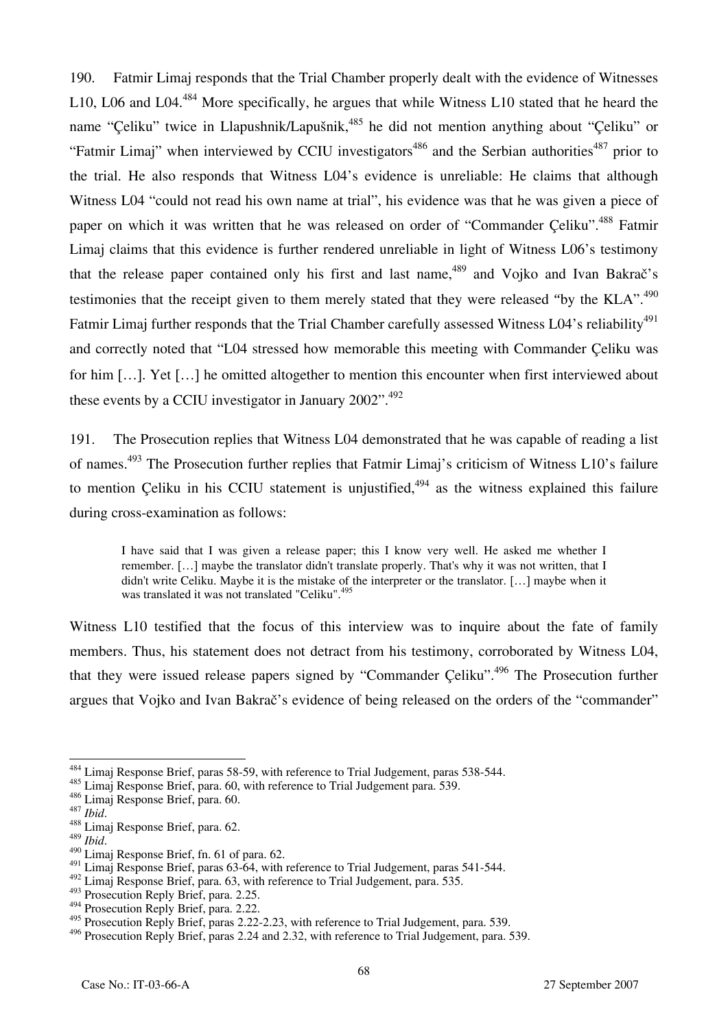190. Fatmir Limaj responds that the Trial Chamber properly dealt with the evidence of Witnesses L10, L06 and L04.[484] More specifically, he argues that while Witness L10 stated that he heard the name "Çeliku" twice in Llapushnik/Lapušnik,[485] he did not mention anything about "Çeliku" or "Fatmir Limaj" when interviewed by CCIU investigators[486] and the Serbian authorities[487] prior to the trial. He also responds that Witness L04's evidence is unreliable: He claims that although Witness L04 "could not read his own name at trial", his evidence was that he was given a piece of paper on which it was written that he was released on order of "Commander Çeliku".[488] Fatmir Limaj claims that this evidence is further rendered unreliable in light of Witness L06's testimony that the release paper contained only his first and last name,[489] and Vojko and Ivan Bakrač's testimonies that the receipt given to them merely stated that they were released "by the KLA".[490] Fatmir Limaj further responds that the Trial Chamber carefully assessed Witness L04's reliability[491] and correctly noted that "L04 stressed how memorable this meeting with Commander Çeliku was for him […]. Yet […] he omitted altogether to mention this encounter when first interviewed about these events by a CCIU investigator in January 2002".[492]

191. The Prosecution replies that Witness L04 demonstrated that he was capable of reading a list of names.[493] The Prosecution further replies that Fatmir Limaj's criticism of Witness L10's failure to mention Çeliku in his CCIU statement is unjustified,[494] as the witness explained this failure during cross-examination as follows:

> I have said that I was given a release paper; this I know very well. He asked me whether I remember. […] maybe the translator didn't translate properly. That's why it was not written, that I didn't write Celiku. Maybe it is the mistake of the interpreter or the translator. […] maybe when it was translated it was not translated "Celiku".[495]

Witness L10 testified that the focus of this interview was to inquire about the fate of family members. Thus, his statement does not detract from his testimony, corroborated by Witness L04, that they were issued release papers signed by "Commander Çeliku".[496] The Prosecution further argues that Vojko and Ivan Bakrač's evidence of being released on the orders of the "commander"

---

[484] Limaj Response Brief, paras 58-59, with reference to Trial Judgement, paras 538-544.
[485] Limaj Response Brief, para. 60, with reference to Trial Judgement para. 539.
[486] Limaj Response Brief, para. 60.
[487] *Ibid*.
[488] Limaj Response Brief, para. 62.
[489] *Ibid*.
[490] Limaj Response Brief, fn. 61 of para. 62.
[491] Limaj Response Brief, paras 63-64, with reference to Trial Judgement, paras 541-544.
[492] Limaj Response Brief, para. 63, with reference to Trial Judgement, para. 535.
[493] Prosecution Reply Brief, para. 2.25.
[494] Prosecution Reply Brief, para. 2.22.
[495] Prosecution Reply Brief, paras 2.22-2.23, with reference to Trial Judgement, para. 539.
[496] Prosecution Reply Brief, paras 2.24 and 2.32, with reference to Trial Judgement, para. 539.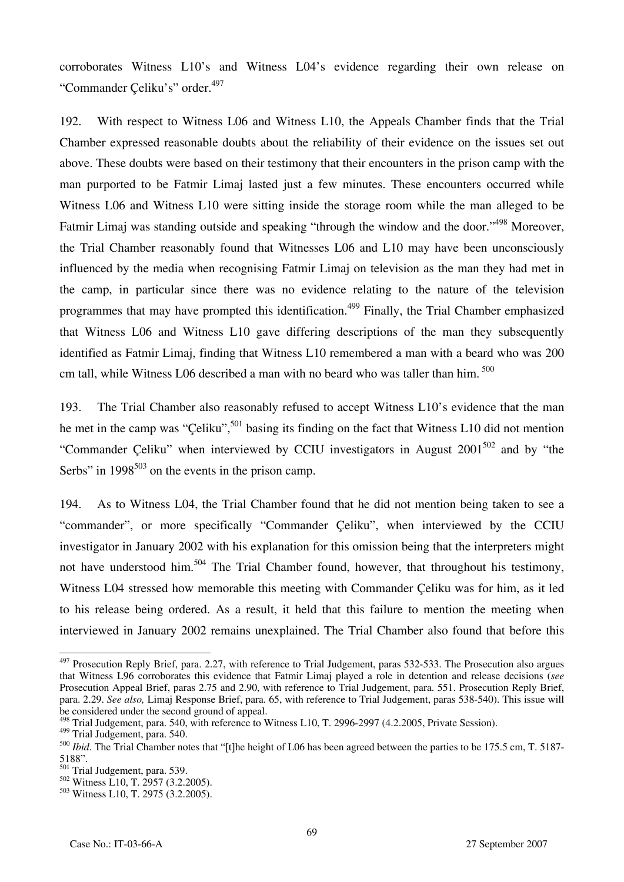corroborates Witness L10's and Witness L04's evidence regarding their own release on "Commander Çeliku's" order.[497]

192. With respect to Witness L06 and Witness L10, the Appeals Chamber finds that the Trial Chamber expressed reasonable doubts about the reliability of their evidence on the issues set out above. These doubts were based on their testimony that their encounters in the prison camp with the man purported to be Fatmir Limaj lasted just a few minutes. These encounters occurred while Witness L06 and Witness L10 were sitting inside the storage room while the man alleged to be Fatmir Limaj was standing outside and speaking "through the window and the door."[498] Moreover, the Trial Chamber reasonably found that Witnesses L06 and L10 may have been unconsciously influenced by the media when recognising Fatmir Limaj on television as the man they had met in the camp, in particular since there was no evidence relating to the nature of the television programmes that may have prompted this identification.[499] Finally, the Trial Chamber emphasized that Witness L06 and Witness L10 gave differing descriptions of the man they subsequently identified as Fatmir Limaj, finding that Witness L10 remembered a man with a beard who was 200 cm tall, while Witness L06 described a man with no beard who was taller than him.[500]

193. The Trial Chamber also reasonably refused to accept Witness L10's evidence that the man he met in the camp was "Çeliku",[501] basing its finding on the fact that Witness L10 did not mention "Commander Çeliku" when interviewed by CCIU investigators in August 2001[502] and by "the Serbs" in 1998[503] on the events in the prison camp.

194. As to Witness L04, the Trial Chamber found that he did not mention being taken to see a "commander", or more specifically "Commander Çeliku", when interviewed by the CCIU investigator in January 2002 with his explanation for this omission being that the interpreters might not have understood him.[504] The Trial Chamber found, however, that throughout his testimony, Witness L04 stressed how memorable this meeting with Commander Çeliku was for him, as it led to his release being ordered. As a result, it held that this failure to mention the meeting when interviewed in January 2002 remains unexplained. The Trial Chamber also found that before this

---

[497] Prosecution Reply Brief, para. 2.27, with reference to Trial Judgement, paras 532-533. The Prosecution also argues that Witness L96 corroborates this evidence that Fatmir Limaj played a role in detention and release decisions (*see* Prosecution Appeal Brief, paras 2.75 and 2.90, with reference to Trial Judgement, para. 551. Prosecution Reply Brief, para. 2.29. *See also,* Limaj Response Brief, para. 65, with reference to Trial Judgement, paras 538-540). This issue will be considered under the second ground of appeal.

[498] Trial Judgement, para. 540, with reference to Witness L10, T. 2996-2997 (4.2.2005, Private Session).

[499] Trial Judgement, para. 540.

[500] *Ibid*. The Trial Chamber notes that "[t]he height of L06 has been agreed between the parties to be 175.5 cm, T. 5187-5188".

[501] Trial Judgement, para. 539.

[502] Witness L10, T. 2957 (3.2.2005).

[503] Witness L10, T. 2975 (3.2.2005).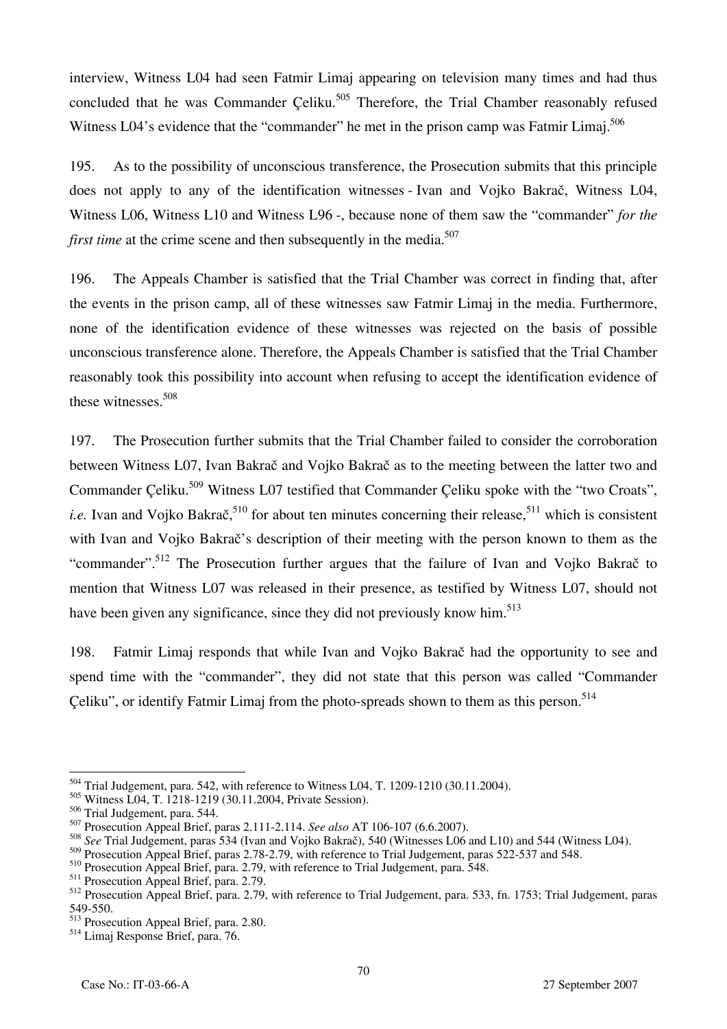interview, Witness L04 had seen Fatmir Limaj appearing on television many times and had thus concluded that he was Commander Çeliku.[505] Therefore, the Trial Chamber reasonably refused Witness L04's evidence that the "commander" he met in the prison camp was Fatmir Limaj.[506]

195. As to the possibility of unconscious transference, the Prosecution submits that this principle does not apply to any of the identification witnesses - Ivan and Vojko Bakrač, Witness L04, Witness L06, Witness L10 and Witness L96 -, because none of them saw the "commander" *for the first time* at the crime scene and then subsequently in the media.[507]

196. The Appeals Chamber is satisfied that the Trial Chamber was correct in finding that, after the events in the prison camp, all of these witnesses saw Fatmir Limaj in the media. Furthermore, none of the identification evidence of these witnesses was rejected on the basis of possible unconscious transference alone. Therefore, the Appeals Chamber is satisfied that the Trial Chamber reasonably took this possibility into account when refusing to accept the identification evidence of these witnesses.[508]

197. The Prosecution further submits that the Trial Chamber failed to consider the corroboration between Witness L07, Ivan Bakrač and Vojko Bakrač as to the meeting between the latter two and Commander Çeliku.[509] Witness L07 testified that Commander Çeliku spoke with the "two Croats", *i.e.* Ivan and Vojko Bakrač,[510] for about ten minutes concerning their release,[511] which is consistent with Ivan and Vojko Bakrač's description of their meeting with the person known to them as the "commander".[512] The Prosecution further argues that the failure of Ivan and Vojko Bakrač to mention that Witness L07 was released in their presence, as testified by Witness L07, should not have been given any significance, since they did not previously know him.[513]

198. Fatmir Limaj responds that while Ivan and Vojko Bakrač had the opportunity to see and spend time with the "commander", they did not state that this person was called "Commander Çeliku", or identify Fatmir Limaj from the photo-spreads shown to them as this person.[514]

---

[504] Trial Judgement, para. 542, with reference to Witness L04, T. 1209-1210 (30.11.2004).
[505] Witness L04, T. 1218-1219 (30.11.2004, Private Session).
[506] Trial Judgement, para. 544.
[507] Prosecution Appeal Brief, paras 2.111-2.114. *See also* AT 106-107 (6.6.2007).
[508] *See* Trial Judgement, paras 534 (Ivan and Vojko Bakrač), 540 (Witnesses L06 and L10) and 544 (Witness L04).
[509] Prosecution Appeal Brief, paras 2.78-2.79, with reference to Trial Judgement, paras 522-537 and 548.
[510] Prosecution Appeal Brief, para. 2.79, with reference to Trial Judgement, para. 548.
[511] Prosecution Appeal Brief, para. 2.79.
[512] Prosecution Appeal Brief, para. 2.79, with reference to Trial Judgement, para. 533, fn. 1753; Trial Judgement, paras 549-550.
[513] Prosecution Appeal Brief, para. 2.80.
[514] Limaj Response Brief, para. 76.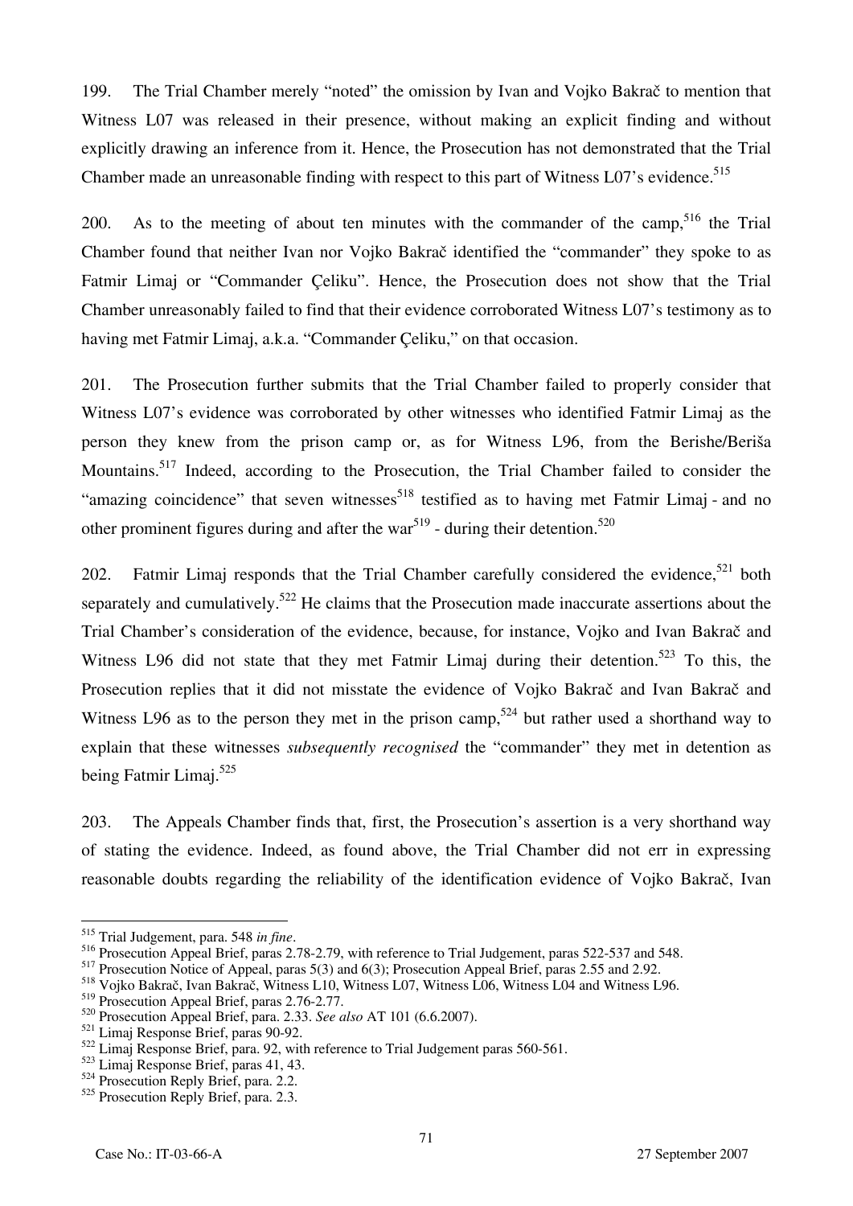199. The Trial Chamber merely "noted" the omission by Ivan and Vojko Bakrač to mention that Witness L07 was released in their presence, without making an explicit finding and without explicitly drawing an inference from it. Hence, the Prosecution has not demonstrated that the Trial Chamber made an unreasonable finding with respect to this part of Witness L07's evidence.[515]

200. As to the meeting of about ten minutes with the commander of the camp,[516] the Trial Chamber found that neither Ivan nor Vojko Bakrač identified the "commander" they spoke to as Fatmir Limaj or "Commander Çeliku". Hence, the Prosecution does not show that the Trial Chamber unreasonably failed to find that their evidence corroborated Witness L07's testimony as to having met Fatmir Limaj, a.k.a. "Commander Çeliku," on that occasion.

201. The Prosecution further submits that the Trial Chamber failed to properly consider that Witness L07's evidence was corroborated by other witnesses who identified Fatmir Limaj as the person they knew from the prison camp or, as for Witness L96, from the Berishe/Beriša Mountains.[517] Indeed, according to the Prosecution, the Trial Chamber failed to consider the "amazing coincidence" that seven witnesses[518] testified as to having met Fatmir Limaj - and no other prominent figures during and after the war[519] - during their detention.[520]

202. Fatmir Limaj responds that the Trial Chamber carefully considered the evidence,[521] both separately and cumulatively.[522] He claims that the Prosecution made inaccurate assertions about the Trial Chamber's consideration of the evidence, because, for instance, Vojko and Ivan Bakrač and Witness L96 did not state that they met Fatmir Limaj during their detention.[523] To this, the Prosecution replies that it did not misstate the evidence of Vojko Bakrač and Ivan Bakrač and Witness L96 as to the person they met in the prison camp,[524] but rather used a shorthand way to explain that these witnesses *subsequently recognised* the "commander" they met in detention as being Fatmir Limaj.[525]

203. The Appeals Chamber finds that, first, the Prosecution's assertion is a very shorthand way of stating the evidence. Indeed, as found above, the Trial Chamber did not err in expressing reasonable doubts regarding the reliability of the identification evidence of Vojko Bakrač, Ivan

---

[515] Trial Judgement, para. 548 *in fine*.
[516] Prosecution Appeal Brief, paras 2.78-2.79, with reference to Trial Judgement, paras 522-537 and 548.
[517] Prosecution Notice of Appeal, paras 5(3) and 6(3); Prosecution Appeal Brief, paras 2.55 and 2.92.
[518] Vojko Bakrač, Ivan Bakrač, Witness L10, Witness L07, Witness L06, Witness L04 and Witness L96.
[519] Prosecution Appeal Brief, paras 2.76-2.77.
[520] Prosecution Appeal Brief, para. 2.33. *See also* AT 101 (6.6.2007).
[521] Limaj Response Brief, paras 90-92.
[522] Limaj Response Brief, para. 92, with reference to Trial Judgement paras 560-561.
[523] Limaj Response Brief, paras 41, 43.
[524] Prosecution Reply Brief, para. 2.2.
[525] Prosecution Reply Brief, para. 2.3.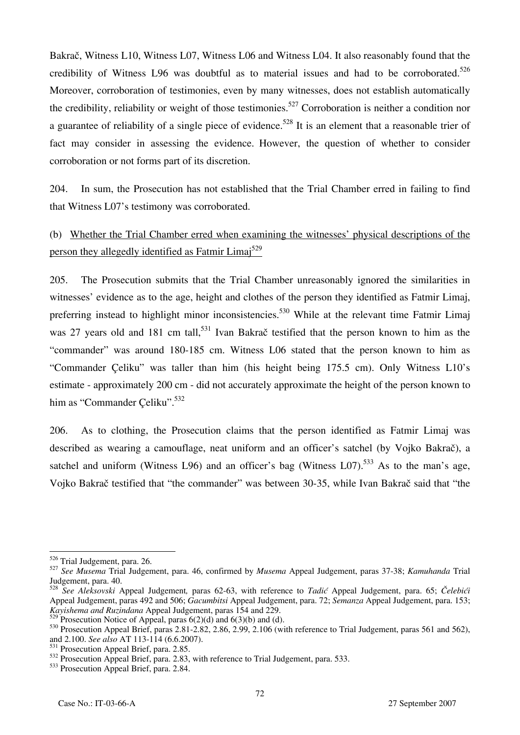Bakrač, Witness L10, Witness L07, Witness L06 and Witness L04. It also reasonably found that the credibility of Witness L96 was doubtful as to material issues and had to be corroborated.[526] Moreover, corroboration of testimonies, even by many witnesses, does not establish automatically the credibility, reliability or weight of those testimonies.[527] Corroboration is neither a condition nor a guarantee of reliability of a single piece of evidence.[528] It is an element that a reasonable trier of fact may consider in assessing the evidence. However, the question of whether to consider corroboration or not forms part of its discretion.

204. In sum, the Prosecution has not established that the Trial Chamber erred in failing to find that Witness L07's testimony was corroborated.

(b) Whether the Trial Chamber erred when examining the witnesses' physical descriptions of the person they allegedly identified as Fatmir Limaj[529]

205. The Prosecution submits that the Trial Chamber unreasonably ignored the similarities in witnesses' evidence as to the age, height and clothes of the person they identified as Fatmir Limaj, preferring instead to highlight minor inconsistencies.[530] While at the relevant time Fatmir Limaj was 27 years old and 181 cm tall,[531] Ivan Bakrač testified that the person known to him as the "commander" was around 180-185 cm. Witness L06 stated that the person known to him as "Commander Çeliku" was taller than him (his height being 175.5 cm). Only Witness L10's estimate - approximately 200 cm - did not accurately approximate the height of the person known to him as "Commander Çeliku".[532]

206. As to clothing, the Prosecution claims that the person identified as Fatmir Limaj was described as wearing a camouflage, neat uniform and an officer's satchel (by Vojko Bakrač), a satchel and uniform (Witness L96) and an officer's bag (Witness L07).[533] As to the man's age, Vojko Bakrač testified that "the commander" was between 30-35, while Ivan Bakrač said that "the

---

[526] Trial Judgement, para. 26.

[527] *See Musema* Trial Judgement, para. 46, confirmed by *Musema* Appeal Judgement, paras 37-38; *Kamuhanda* Trial Judgement, para. 40.

[528] *See Aleksovski* Appeal Judgement*,* paras 62-63, with reference to *Tadić* Appeal Judgement, para. 65; *Čelebići* Appeal Judgement, paras 492 and 506; *Gacumbitsi* Appeal Judgement, para. 72; *Semanza* Appeal Judgement, para. 153; *Kayishema and Ruzindana* Appeal Judgement, paras 154 and 229.

[529] Prosecution Notice of Appeal, paras 6(2)(d) and 6(3)(b) and (d).

[530] Prosecution Appeal Brief, paras 2.81-2.82, 2.86, 2.99, 2.106 (with reference to Trial Judgement, paras 561 and 562), and 2.100. *See also* AT 113-114 (6.6.2007).

[531] Prosecution Appeal Brief, para. 2.85.

[532] Prosecution Appeal Brief, para. 2.83, with reference to Trial Judgement, para. 533.

[533] Prosecution Appeal Brief, para. 2.84.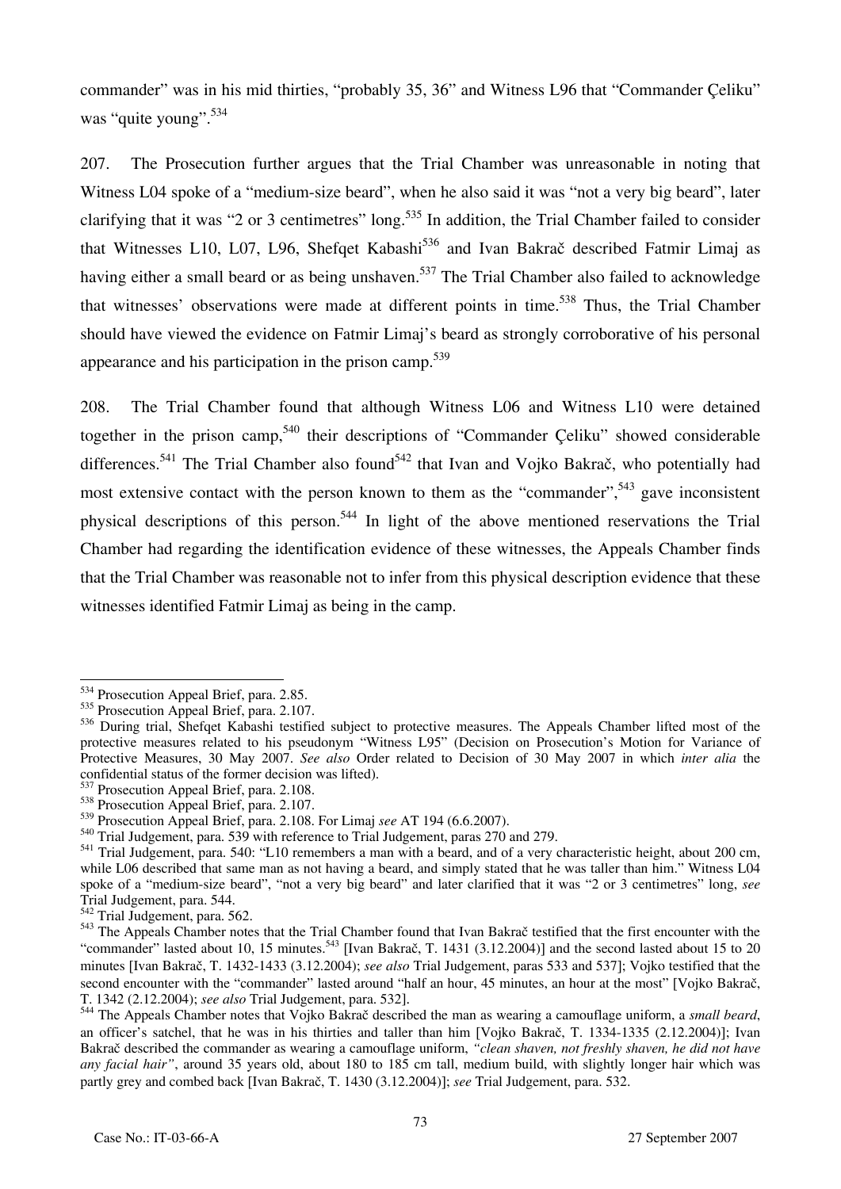commander" was in his mid thirties, "probably 35, 36" and Witness L96 that "Commander Çeliku" was "quite young".[534]

207. The Prosecution further argues that the Trial Chamber was unreasonable in noting that Witness L04 spoke of a "medium-size beard", when he also said it was "not a very big beard", later clarifying that it was "2 or 3 centimetres" long.[535] In addition, the Trial Chamber failed to consider that Witnesses L10, L07, L96, Shefqet Kabashi[536] and Ivan Bakrač described Fatmir Limaj as having either a small beard or as being unshaven.[537] The Trial Chamber also failed to acknowledge that witnesses' observations were made at different points in time.[538] Thus, the Trial Chamber should have viewed the evidence on Fatmir Limaj's beard as strongly corroborative of his personal appearance and his participation in the prison camp.[539]

208. The Trial Chamber found that although Witness L06 and Witness L10 were detained together in the prison camp,[540] their descriptions of "Commander Çeliku" showed considerable differences.[541] The Trial Chamber also found[542] that Ivan and Vojko Bakrač, who potentially had most extensive contact with the person known to them as the "commander",[543] gave inconsistent physical descriptions of this person.[544] In light of the above mentioned reservations the Trial Chamber had regarding the identification evidence of these witnesses, the Appeals Chamber finds that the Trial Chamber was reasonable not to infer from this physical description evidence that these witnesses identified Fatmir Limaj as being in the camp.

---

[534] Prosecution Appeal Brief, para. 2.85.

[535] Prosecution Appeal Brief, para. 2.107.

[536] During trial, Shefqet Kabashi testified subject to protective measures. The Appeals Chamber lifted most of the protective measures related to his pseudonym "Witness L95" (Decision on Prosecution's Motion for Variance of Protective Measures, 30 May 2007. *See also* Order related to Decision of 30 May 2007 in which *inter alia* the confidential status of the former decision was lifted).

[537] Prosecution Appeal Brief, para. 2.108.

[538] Prosecution Appeal Brief, para. 2.107.

[539] Prosecution Appeal Brief, para. 2.108. For Limaj *see* AT 194 (6.6.2007).

[540] Trial Judgement, para. 539 with reference to Trial Judgement, paras 270 and 279.

[541] Trial Judgement, para. 540: "L10 remembers a man with a beard, and of a very characteristic height, about 200 cm, while L06 described that same man as not having a beard, and simply stated that he was taller than him." Witness L04 spoke of a "medium-size beard", "not a very big beard" and later clarified that it was "2 or 3 centimetres" long, *see* Trial Judgement, para. 544.

[542] Trial Judgement, para. 562.

[543] The Appeals Chamber notes that the Trial Chamber found that Ivan Bakrač testified that the first encounter with the "commander" lasted about 10, 15 minutes.[543] [Ivan Bakrač, T. 1431 (3.12.2004)] and the second lasted about 15 to 20 minutes [Ivan Bakrač, T. 1432-1433 (3.12.2004); *see also* Trial Judgement, paras 533 and 537]; Vojko testified that the second encounter with the "commander" lasted around "half an hour, 45 minutes, an hour at the most" [Vojko Bakrač, T. 1342 (2.12.2004); *see also* Trial Judgement, para. 532].

[544] The Appeals Chamber notes that Vojko Bakrač described the man as wearing a camouflage uniform, a *small beard*, an officer's satchel, that he was in his thirties and taller than him [Vojko Bakrač, T. 1334-1335 (2.12.2004)]; Ivan Bakrač described the commander as wearing a camouflage uniform, *"clean shaven, not freshly shaven, he did not have any facial hair"*, around 35 years old, about 180 to 185 cm tall, medium build, with slightly longer hair which was partly grey and combed back [Ivan Bakrač, T. 1430 (3.12.2004)]; *see* Trial Judgement, para. 532.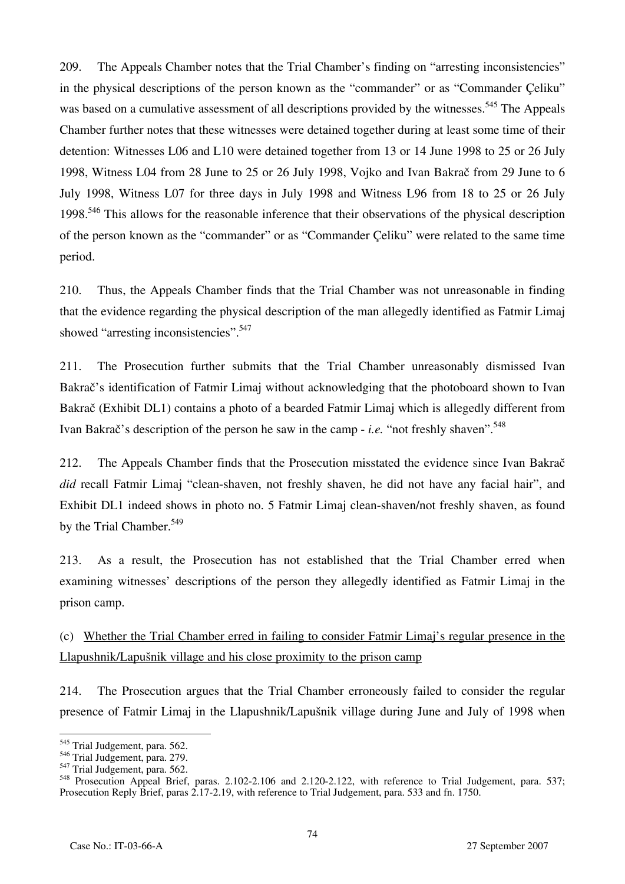209. The Appeals Chamber notes that the Trial Chamber's finding on "arresting inconsistencies" in the physical descriptions of the person known as the "commander" or as "Commander Çeliku" was based on a cumulative assessment of all descriptions provided by the witnesses.[545] The Appeals Chamber further notes that these witnesses were detained together during at least some time of their detention: Witnesses L06 and L10 were detained together from 13 or 14 June 1998 to 25 or 26 July 1998, Witness L04 from 28 June to 25 or 26 July 1998, Vojko and Ivan Bakrač from 29 June to 6 July 1998, Witness L07 for three days in July 1998 and Witness L96 from 18 to 25 or 26 July 1998.[546] This allows for the reasonable inference that their observations of the physical description of the person known as the "commander" or as "Commander Çeliku" were related to the same time period.

210. Thus, the Appeals Chamber finds that the Trial Chamber was not unreasonable in finding that the evidence regarding the physical description of the man allegedly identified as Fatmir Limaj showed "arresting inconsistencies".[547]

211. The Prosecution further submits that the Trial Chamber unreasonably dismissed Ivan Bakrač's identification of Fatmir Limaj without acknowledging that the photoboard shown to Ivan Bakrač (Exhibit DL1) contains a photo of a bearded Fatmir Limaj which is allegedly different from Ivan Bakrač's description of the person he saw in the camp - *i.e.* "not freshly shaven".[548]

212. The Appeals Chamber finds that the Prosecution misstated the evidence since Ivan Bakrač *did* recall Fatmir Limaj "clean-shaven, not freshly shaven, he did not have any facial hair", and Exhibit DL1 indeed shows in photo no. 5 Fatmir Limaj clean-shaven/not freshly shaven, as found by the Trial Chamber.[549]

213. As a result, the Prosecution has not established that the Trial Chamber erred when examining witnesses' descriptions of the person they allegedly identified as Fatmir Limaj in the prison camp.

(c) Whether the Trial Chamber erred in failing to consider Fatmir Limaj's regular presence in the Llapushnik/Lapušnik village and his close proximity to the prison camp

214. The Prosecution argues that the Trial Chamber erroneously failed to consider the regular presence of Fatmir Limaj in the Llapushnik/Lapušnik village during June and July of 1998 when

---

[545] Trial Judgement, para. 562.

[546] Trial Judgement, para. 279.

[547] Trial Judgement, para. 562.

[548] Prosecution Appeal Brief, paras. 2.102-2.106 and 2.120-2.122, with reference to Trial Judgement, para. 537; Prosecution Reply Brief, paras 2.17-2.19, with reference to Trial Judgement, para. 533 and fn. 1750.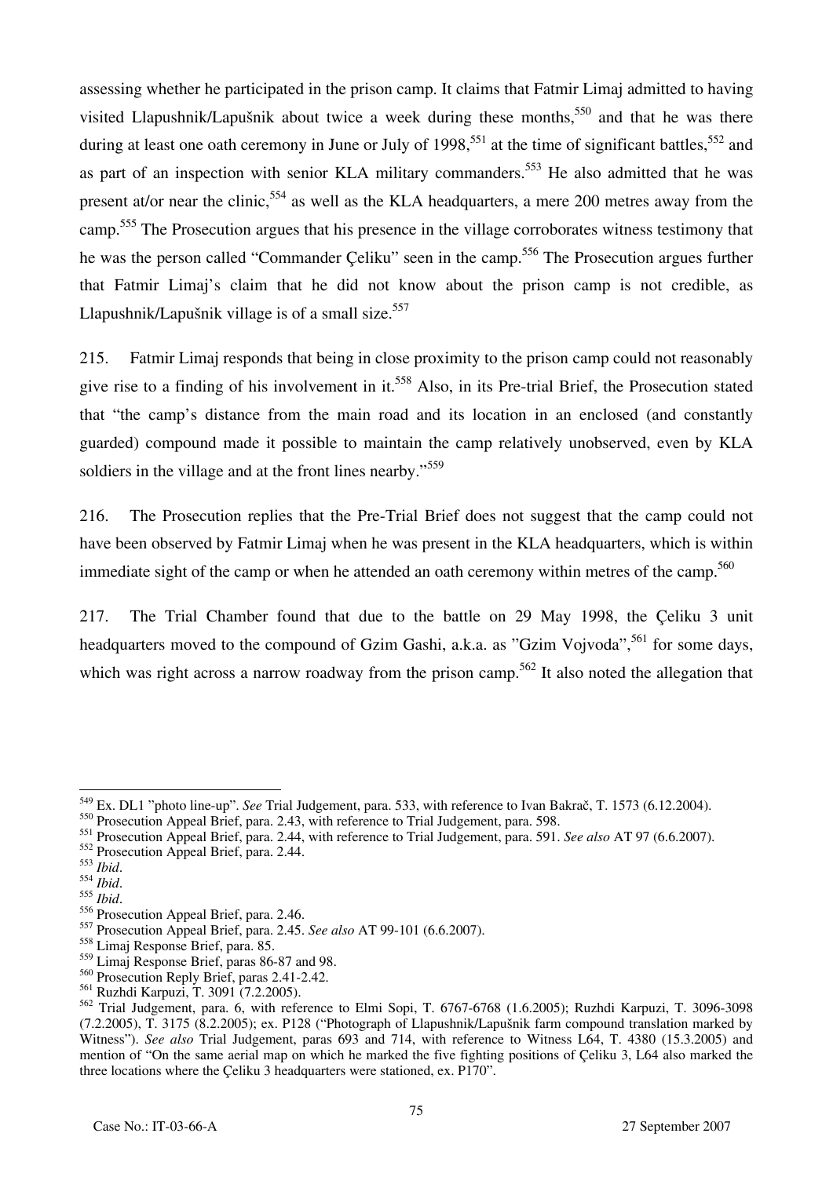assessing whether he participated in the prison camp. It claims that Fatmir Limaj admitted to having visited Llapushnik/Lapušnik about twice a week during these months,[550] and that he was there during at least one oath ceremony in June or July of 1998,[551] at the time of significant battles,[552] and as part of an inspection with senior KLA military commanders.[553] He also admitted that he was present at/or near the clinic,[554] as well as the KLA headquarters, a mere 200 metres away from the camp.[555] The Prosecution argues that his presence in the village corroborates witness testimony that he was the person called "Commander Çeliku" seen in the camp.[556] The Prosecution argues further that Fatmir Limaj's claim that he did not know about the prison camp is not credible, as Llapushnik/Lapušnik village is of a small size.[557]

215. Fatmir Limaj responds that being in close proximity to the prison camp could not reasonably give rise to a finding of his involvement in it.[558] Also, in its Pre-trial Brief, the Prosecution stated that "the camp's distance from the main road and its location in an enclosed (and constantly guarded) compound made it possible to maintain the camp relatively unobserved, even by KLA soldiers in the village and at the front lines nearby."[559]

216. The Prosecution replies that the Pre-Trial Brief does not suggest that the camp could not have been observed by Fatmir Limaj when he was present in the KLA headquarters, which is within immediate sight of the camp or when he attended an oath ceremony within metres of the camp.[560]

217. The Trial Chamber found that due to the battle on 29 May 1998, the Çeliku 3 unit headquarters moved to the compound of Gzim Gashi, a.k.a. as "Gzim Vojvoda",[561] for some days, which was right across a narrow roadway from the prison camp.[562] It also noted the allegation that

---

[549] Ex. DL1 "photo line-up". *See* Trial Judgement, para. 533, with reference to Ivan Bakrač, T. 1573 (6.12.2004).

[550] Prosecution Appeal Brief, para. 2.43, with reference to Trial Judgement, para. 598.

[551] Prosecution Appeal Brief, para. 2.44, with reference to Trial Judgement, para. 591. *See also* AT 97 (6.6.2007).

[552] Prosecution Appeal Brief, para. 2.44.

[553] *Ibid*.

[554] *Ibid*.

[555] *Ibid*.

[556] Prosecution Appeal Brief, para. 2.46.

[557] Prosecution Appeal Brief, para. 2.45. *See also* AT 99-101 (6.6.2007).

[558] Limaj Response Brief, para. 85.

[559] Limaj Response Brief, paras 86-87 and 98.

[560] Prosecution Reply Brief, paras 2.41-2.42.

[561] Ruzhdi Karpuzi, T. 3091 (7.2.2005).

[562] Trial Judgement, para. 6, with reference to Elmi Sopi, T. 6767-6768 (1.6.2005); Ruzhdi Karpuzi, T. 3096-3098 (7.2.2005), T. 3175 (8.2.2005); ex. P128 ("Photograph of Llapushnik/Lapušnik farm compound translation marked by Witness"). *See also* Trial Judgement, paras 693 and 714, with reference to Witness L64, T. 4380 (15.3.2005) and mention of "On the same aerial map on which he marked the five fighting positions of Çeliku 3, L64 also marked the three locations where the Çeliku 3 headquarters were stationed, ex. P170".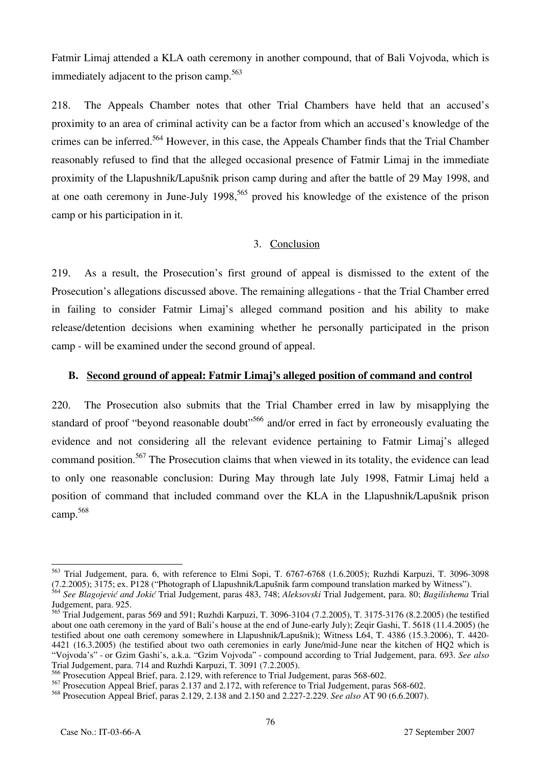Fatmir Limaj attended a KLA oath ceremony in another compound, that of Bali Vojvoda, which is immediately adjacent to the prison camp.[563]

218. The Appeals Chamber notes that other Trial Chambers have held that an accused's proximity to an area of criminal activity can be a factor from which an accused's knowledge of the crimes can be inferred.[564] However, in this case, the Appeals Chamber finds that the Trial Chamber reasonably refused to find that the alleged occasional presence of Fatmir Limaj in the immediate proximity of the Llapushnik/Lapušnik prison camp during and after the battle of 29 May 1998, and at one oath ceremony in June-July 1998,[565] proved his knowledge of the existence of the prison camp or his participation in it.

3. Conclusion

219. As a result, the Prosecution's first ground of appeal is dismissed to the extent of the Prosecution's allegations discussed above. The remaining allegations - that the Trial Chamber erred in failing to consider Fatmir Limaj's alleged command position and his ability to make release/detention decisions when examining whether he personally participated in the prison camp - will be examined under the second ground of appeal.

### B. Second ground of appeal: Fatmir Limaj's alleged position of command and control

220. The Prosecution also submits that the Trial Chamber erred in law by misapplying the standard of proof "beyond reasonable doubt"[566] and/or erred in fact by erroneously evaluating the evidence and not considering all the relevant evidence pertaining to Fatmir Limaj's alleged command position.[567] The Prosecution claims that when viewed in its totality, the evidence can lead to only one reasonable conclusion: During May through late July 1998, Fatmir Limaj held a position of command that included command over the KLA in the Llapushnik/Lapušnik prison camp.[568]

---

[563] Trial Judgement, para. 6, with reference to Elmi Sopi, T. 6767-6768 (1.6.2005); Ruzhdi Karpuzi, T. 3096-3098 (7.2.2005); 3175; ex. P128 ("Photograph of Llapushnik/Lapušnik farm compound translation marked by Witness").

[564] *See Blagojević and Jokić* Trial Judgement, paras 483, 748; *Aleksovski* Trial Judgement, para. 80; *Bagilishema* Trial Judgement, para. 925.

[565] Trial Judgement, paras 569 and 591; Ruzhdi Karpuzi, T. 3096-3104 (7.2.2005), T. 3175-3176 (8.2.2005) (he testified about one oath ceremony in the yard of Bali's house at the end of June-early July); Zeqir Gashi, T. 5618 (11.4.2005) (he testified about one oath ceremony somewhere in Llapushnik/Lapušnik); Witness L64, T. 4386 (15.3.2006), T. 4420-4421 (16.3.2005) (he testified about two oath ceremonies in early June/mid-June near the kitchen of HQ2 which is "Vojvoda's" - or Gzim Gashi's, a.k.a. "Gzim Vojvoda" - compound according to Trial Judgement, para. 693. *See also* Trial Judgement, para. 714 and Ruzhdi Karpuzi, T. 3091 (7.2.2005).

[566] Prosecution Appeal Brief, para. 2.129, with reference to Trial Judgement, paras 568-602.

[567] Prosecution Appeal Brief, paras 2.137 and 2.172, with reference to Trial Judgement, paras 568-602.

[568] Prosecution Appeal Brief, paras 2.129, 2.138 and 2.150 and 2.227-2.229. *See also* AT 90 (6.6.2007).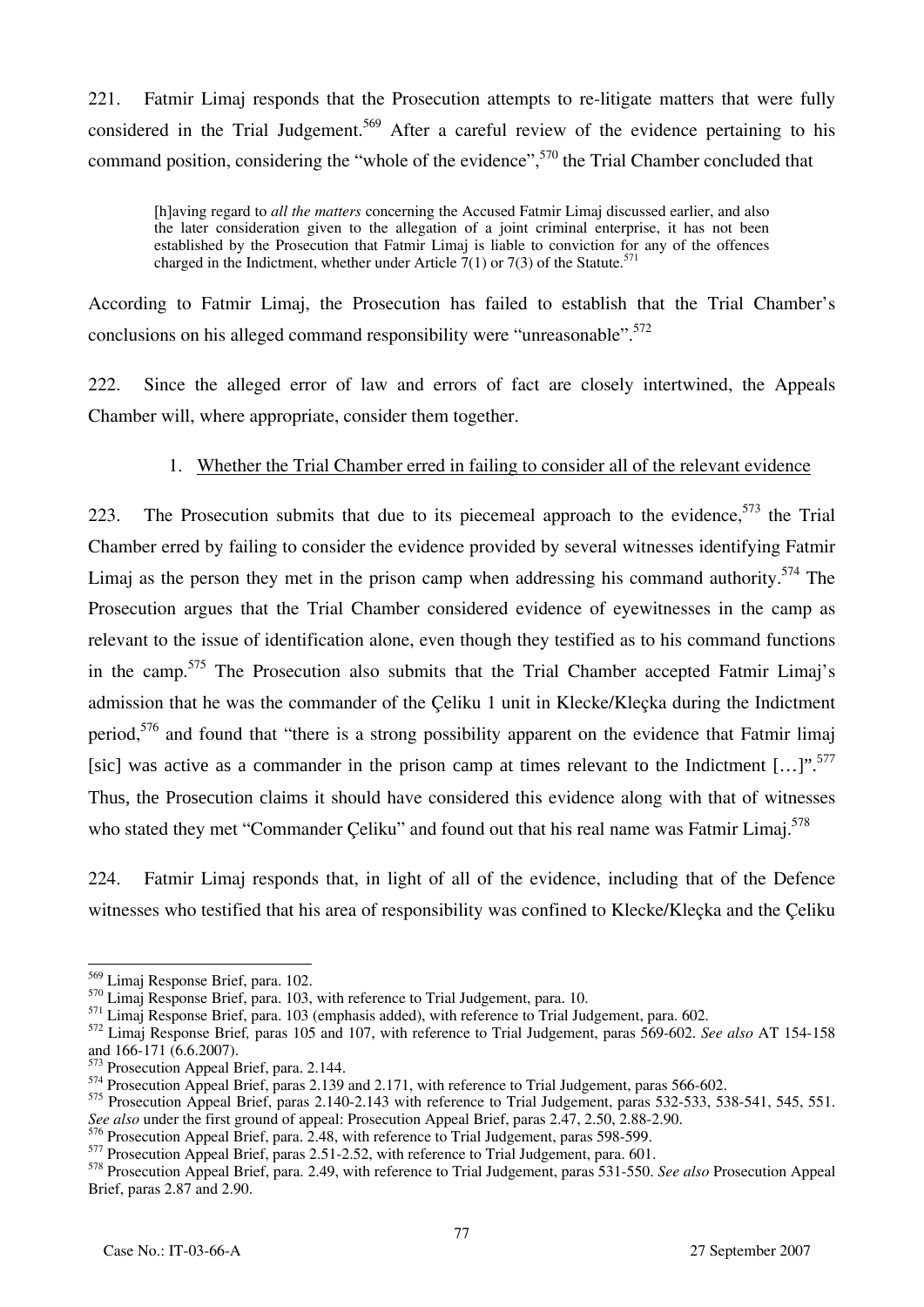221. Fatmir Limaj responds that the Prosecution attempts to re-litigate matters that were fully considered in the Trial Judgement.[569] After a careful review of the evidence pertaining to his command position, considering the "whole of the evidence",[570] the Trial Chamber concluded that

> [h]aving regard to *all the matters* concerning the Accused Fatmir Limaj discussed earlier, and also the later consideration given to the allegation of a joint criminal enterprise, it has not been established by the Prosecution that Fatmir Limaj is liable to conviction for any of the offences charged in the Indictment, whether under Article 7(1) or 7(3) of the Statute.[571]

According to Fatmir Limaj, the Prosecution has failed to establish that the Trial Chamber's conclusions on his alleged command responsibility were "unreasonable".[572]

222. Since the alleged error of law and errors of fact are closely intertwined, the Appeals Chamber will, where appropriate, consider them together.

### 1. Whether the Trial Chamber erred in failing to consider all of the relevant evidence

223. The Prosecution submits that due to its piecemeal approach to the evidence,[573] the Trial Chamber erred by failing to consider the evidence provided by several witnesses identifying Fatmir Limaj as the person they met in the prison camp when addressing his command authority.[574] The Prosecution argues that the Trial Chamber considered evidence of eyewitnesses in the camp as relevant to the issue of identification alone, even though they testified as to his command functions in the camp.[575] The Prosecution also submits that the Trial Chamber accepted Fatmir Limaj's admission that he was the commander of the Çeliku 1 unit in Klecke/Kleçka during the Indictment period,[576] and found that "there is a strong possibility apparent on the evidence that Fatmir limaj [sic] was active as a commander in the prison camp at times relevant to the Indictment […]".[577] Thus, the Prosecution claims it should have considered this evidence along with that of witnesses who stated they met "Commander Çeliku" and found out that his real name was Fatmir Limaj.[578]

224. Fatmir Limaj responds that, in light of all of the evidence, including that of the Defence witnesses who testified that his area of responsibility was confined to Klecke/Kleçka and the Çeliku

---

[569] Limaj Response Brief, para. 102.

[570] Limaj Response Brief, para. 103, with reference to Trial Judgement, para. 10.

[571] Limaj Response Brief, para. 103 (emphasis added), with reference to Trial Judgement, para. 602.

[572] Limaj Response Brief*,* paras 105 and 107, with reference to Trial Judgement, paras 569-602. *See also* AT 154-158 and 166-171 (6.6.2007).

[573] Prosecution Appeal Brief, para. 2.144.

[574] Prosecution Appeal Brief, paras 2.139 and 2.171, with reference to Trial Judgement, paras 566-602.

[575] Prosecution Appeal Brief, paras 2.140-2.143 with reference to Trial Judgement, paras 532-533, 538-541, 545, 551. *See also* under the first ground of appeal: Prosecution Appeal Brief, paras 2.47, 2.50, 2.88-2.90.

[576] Prosecution Appeal Brief, para. 2.48, with reference to Trial Judgement, paras 598-599.

[577] Prosecution Appeal Brief, paras 2.51-2.52, with reference to Trial Judgement, para. 601.

[578] Prosecution Appeal Brief, para. 2.49, with reference to Trial Judgement, paras 531-550. *See also* Prosecution Appeal Brief, paras 2.87 and 2.90.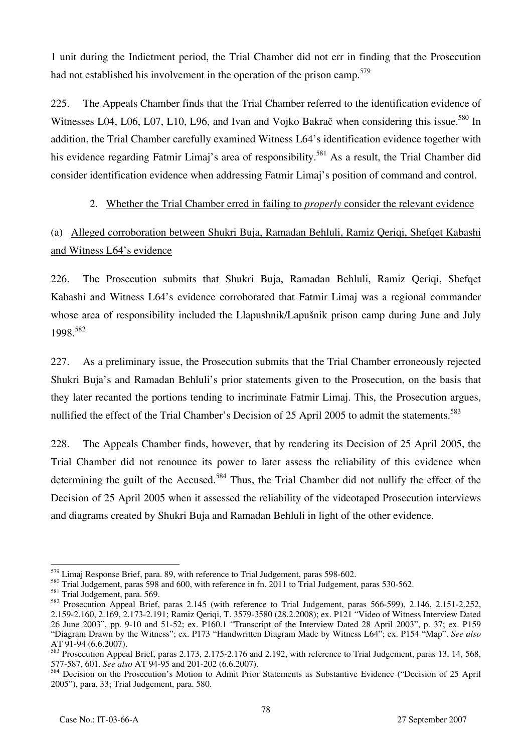1 unit during the Indictment period, the Trial Chamber did not err in finding that the Prosecution had not established his involvement in the operation of the prison camp.[579]

225. The Appeals Chamber finds that the Trial Chamber referred to the identification evidence of Witnesses L04, L06, L07, L10, L96, and Ivan and Vojko Bakrač when considering this issue.[580] In addition, the Trial Chamber carefully examined Witness L64's identification evidence together with his evidence regarding Fatmir Limaj's area of responsibility.[581] As a result, the Trial Chamber did consider identification evidence when addressing Fatmir Limaj's position of command and control.

2. Whether the Trial Chamber erred in failing to *properly* consider the relevant evidence

(a) Alleged corroboration between Shukri Buja, Ramadan Behluli, Ramiz Qeriqi, Shefqet Kabashi and Witness L64's evidence

226. The Prosecution submits that Shukri Buja, Ramadan Behluli, Ramiz Qeriqi, Shefqet Kabashi and Witness L64's evidence corroborated that Fatmir Limaj was a regional commander whose area of responsibility included the Llapushnik/Lapušnik prison camp during June and July 1998.[582]

227. As a preliminary issue, the Prosecution submits that the Trial Chamber erroneously rejected Shukri Buja's and Ramadan Behluli's prior statements given to the Prosecution, on the basis that they later recanted the portions tending to incriminate Fatmir Limaj. This, the Prosecution argues, nullified the effect of the Trial Chamber's Decision of 25 April 2005 to admit the statements.[583]

228. The Appeals Chamber finds, however, that by rendering its Decision of 25 April 2005, the Trial Chamber did not renounce its power to later assess the reliability of this evidence when determining the guilt of the Accused.[584] Thus, the Trial Chamber did not nullify the effect of the Decision of 25 April 2005 when it assessed the reliability of the videotaped Prosecution interviews and diagrams created by Shukri Buja and Ramadan Behluli in light of the other evidence.

---

[579] Limaj Response Brief, para. 89, with reference to Trial Judgement, paras 598-602.

[580] Trial Judgement, paras 598 and 600, with reference in fn. 2011 to Trial Judgement, paras 530-562.

[581] Trial Judgement, para. 569.

[582] Prosecution Appeal Brief, paras 2.145 (with reference to Trial Judgement, paras 566-599), 2.146, 2.151-2.252, 2.159-2.160, 2.169, 2.173-2.191; Ramiz Qeriqi, T. 3579-3580 (28.2.2008); ex. P121 "Video of Witness Interview Dated 26 June 2003", pp. 9-10 and 51-52; ex. P160.1 "Transcript of the Interview Dated 28 April 2003", p. 37; ex. P159 "Diagram Drawn by the Witness"; ex. P173 "Handwritten Diagram Made by Witness L64"; ex. P154 "Map". *See also* AT 91-94 (6.6.2007).

[583] Prosecution Appeal Brief, paras 2.173, 2.175-2.176 and 2.192, with reference to Trial Judgement, paras 13, 14, 568, 577-587, 601. *See also* AT 94-95 and 201-202 (6.6.2007).

[584] Decision on the Prosecution's Motion to Admit Prior Statements as Substantive Evidence ("Decision of 25 April 2005"), para. 33; Trial Judgement, para. 580.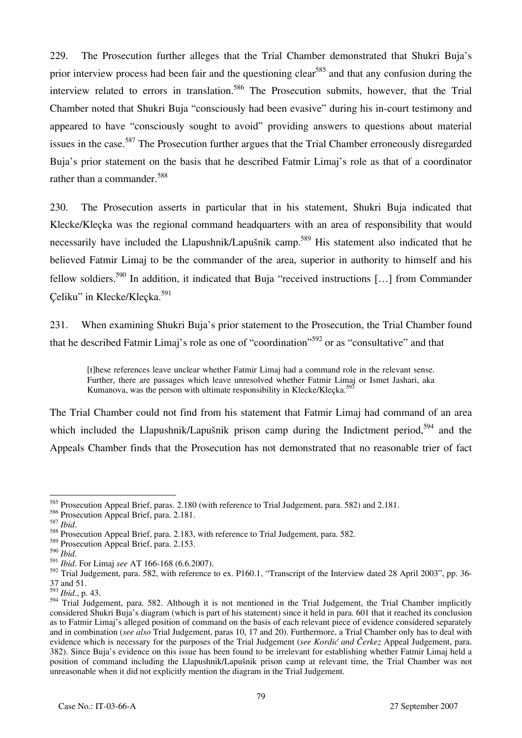229. The Prosecution further alleges that the Trial Chamber demonstrated that Shukri Buja's prior interview process had been fair and the questioning clear[585] and that any confusion during the interview related to errors in translation.[586] The Prosecution submits, however, that the Trial Chamber noted that Shukri Buja "consciously had been evasive" during his in-court testimony and appeared to have "consciously sought to avoid" providing answers to questions about material issues in the case.[587] The Prosecution further argues that the Trial Chamber erroneously disregarded Buja's prior statement on the basis that he described Fatmir Limaj's role as that of a coordinator rather than a commander.[588]

230. The Prosecution asserts in particular that in his statement, Shukri Buja indicated that Klecke/Kleçka was the regional command headquarters with an area of responsibility that would necessarily have included the Llapushnik/Lapušnik camp.[589] His statement also indicated that he believed Fatmir Limaj to be the commander of the area, superior in authority to himself and his fellow soldiers.[590] In addition, it indicated that Buja "received instructions […] from Commander Çeliku" in Klecke/Kleçka.[591]

231. When examining Shukri Buja's prior statement to the Prosecution, the Trial Chamber found that he described Fatmir Limaj's role as one of "coordination"[592] or as "consultative" and that

> [t]hese references leave unclear whether Fatmir Limaj had a command role in the relevant sense. Further, there are passages which leave unresolved whether Fatmir Limaj or Ismet Jashari, aka Kumanova, was the person with ultimate responsibility in Klecke/Kleçka.[593]

The Trial Chamber could not find from his statement that Fatmir Limaj had command of an area which included the Llapushnik/Lapušnik prison camp during the Indictment period,[594] and the Appeals Chamber finds that the Prosecution has not demonstrated that no reasonable trier of fact

---

[585] Prosecution Appeal Brief, paras. 2.180 (with reference to Trial Judgement, para. 582) and 2.181.

[586] Prosecution Appeal Brief, para. 2.181.

[587] *Ibid*.

[588] Prosecution Appeal Brief, para. 2.183, with reference to Trial Judgement, para. 582.

[589] Prosecution Appeal Brief, para. 2.153.

[590] *Ibid*.

[591] *Ibid*. For Limaj *see* AT 166-168 (6.6.2007).

[592] Trial Judgement, para. 582, with reference to ex. P160.1, "Transcript of the Interview dated 28 April 2003", pp. 36-37 and 51.

[593] *Ibid*., p. 43.

[594] Trial Judgement, para. 582. Although it is not mentioned in the Trial Judgement, the Trial Chamber implicitly considered Shukri Buja's diagram (which is part of his statement) since it held in para. 601 that it reached its conclusion as to Fatmir Limaj's alleged position of command on the basis of each relevant piece of evidence considered separately and in combination (*see also* Trial Judgement, paras 10, 17 and 20). Furthermore, a Trial Chamber only has to deal with evidence which is necessary for the purposes of the Trial Judgement (*see Kordić and Čerkez* Appeal Judgement, para. 382). Since Buja's evidence on this issue has been found to be irrelevant for establishing whether Fatmir Limaj held a position of command including the Llapushnik/Lapušnik prison camp at relevant time, the Trial Chamber was not unreasonable when it did not explicitly mention the diagram in the Trial Judgement.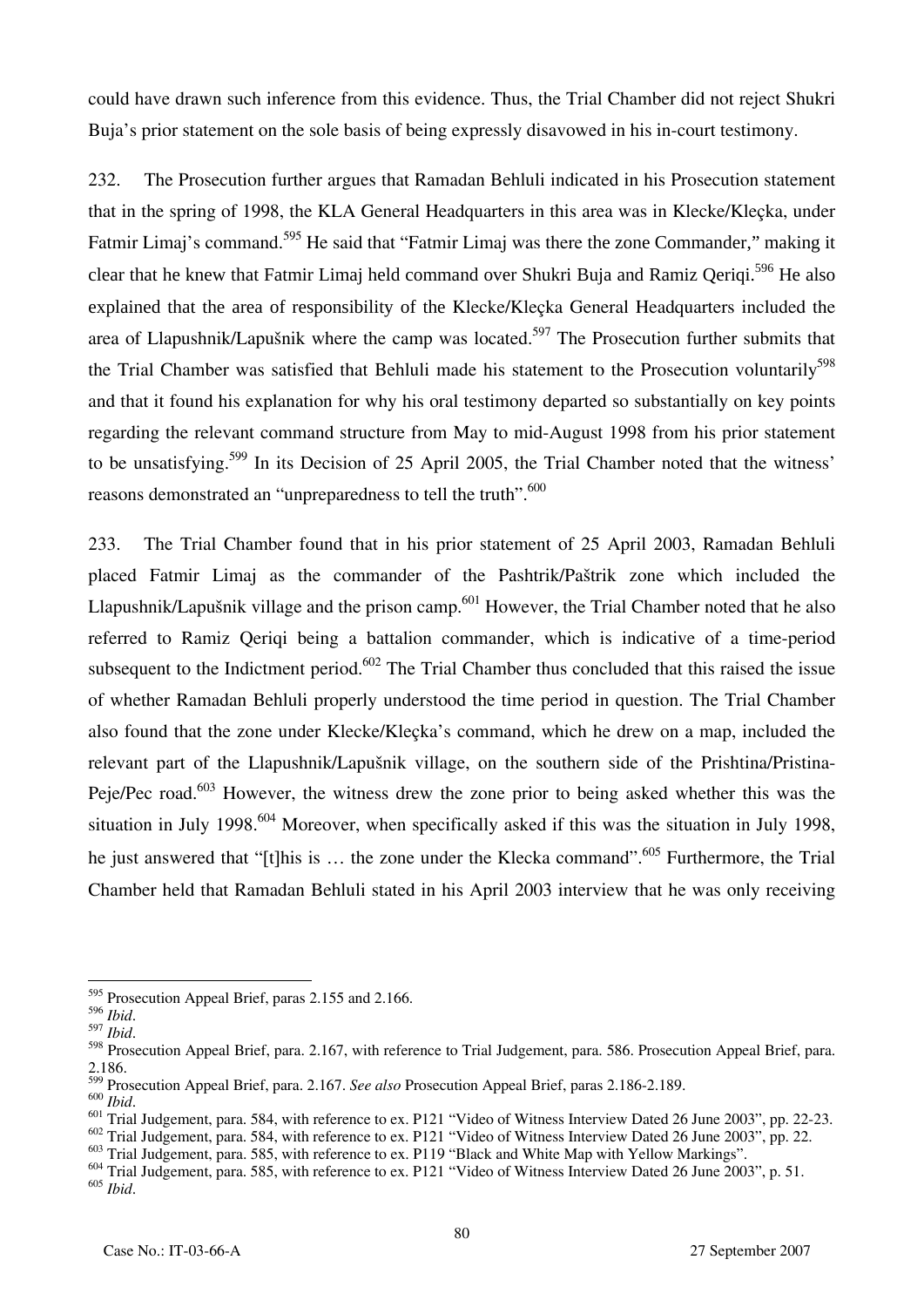could have drawn such inference from this evidence. Thus, the Trial Chamber did not reject Shukri Buja's prior statement on the sole basis of being expressly disavowed in his in-court testimony.

232. The Prosecution further argues that Ramadan Behluli indicated in his Prosecution statement that in the spring of 1998, the KLA General Headquarters in this area was in Klecke/Kleçka, under Fatmir Limaj's command.[595] He said that "Fatmir Limaj was there the zone Commander," making it clear that he knew that Fatmir Limaj held command over Shukri Buja and Ramiz Qeriqi.[596] He also explained that the area of responsibility of the Klecke/Kleçka General Headquarters included the area of Llapushnik/Lapušnik where the camp was located.[597] The Prosecution further submits that the Trial Chamber was satisfied that Behluli made his statement to the Prosecution voluntarily[598] and that it found his explanation for why his oral testimony departed so substantially on key points regarding the relevant command structure from May to mid-August 1998 from his prior statement to be unsatisfying.[599] In its Decision of 25 April 2005, the Trial Chamber noted that the witness' reasons demonstrated an "unpreparedness to tell the truth".[600]

233. The Trial Chamber found that in his prior statement of 25 April 2003, Ramadan Behluli placed Fatmir Limaj as the commander of the Pashtrik/Paštrik zone which included the Llapushnik/Lapušnik village and the prison camp.[601] However, the Trial Chamber noted that he also referred to Ramiz Qeriqi being a battalion commander, which is indicative of a time-period subsequent to the Indictment period.[602] The Trial Chamber thus concluded that this raised the issue of whether Ramadan Behluli properly understood the time period in question. The Trial Chamber also found that the zone under Klecke/Kleçka's command, which he drew on a map, included the relevant part of the Llapushnik/Lapušnik village, on the southern side of the Prishtina/Pristina-Peje/Pec road.[603] However, the witness drew the zone prior to being asked whether this was the situation in July 1998.[604] Moreover, when specifically asked if this was the situation in July 1998, he just answered that "[t]his is … the zone under the Klecka command".[605] Furthermore, the Trial Chamber held that Ramadan Behluli stated in his April 2003 interview that he was only receiving

---

[595] Prosecution Appeal Brief, paras 2.155 and 2.166.

[596] *Ibid*.

[597] *Ibid*.

[598] Prosecution Appeal Brief, para. 2.167, with reference to Trial Judgement, para. 586. Prosecution Appeal Brief, para. 2.186.

[599] Prosecution Appeal Brief, para. 2.167. *See also* Prosecution Appeal Brief, paras 2.186-2.189.

[600] *Ibid*.

[601] Trial Judgement, para. 584, with reference to ex. P121 "Video of Witness Interview Dated 26 June 2003", pp. 22-23.

[602] Trial Judgement, para. 584, with reference to ex. P121 "Video of Witness Interview Dated 26 June 2003", pp. 22.

[603] Trial Judgement, para. 585, with reference to ex. P119 "Black and White Map with Yellow Markings".

[604] Trial Judgement, para. 585, with reference to ex. P121 "Video of Witness Interview Dated 26 June 2003", p. 51.

[605] *Ibid*.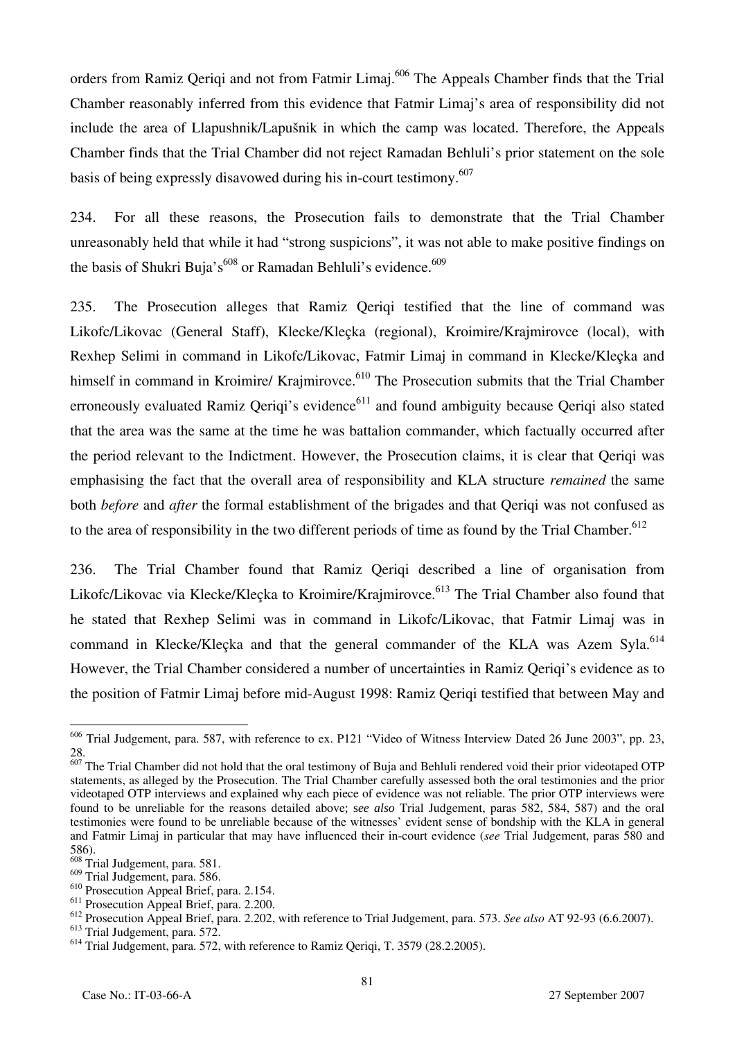orders from Ramiz Qeriqi and not from Fatmir Limaj.[606] The Appeals Chamber finds that the Trial Chamber reasonably inferred from this evidence that Fatmir Limaj's area of responsibility did not include the area of Llapushnik/Lapušnik in which the camp was located. Therefore, the Appeals Chamber finds that the Trial Chamber did not reject Ramadan Behluli's prior statement on the sole basis of being expressly disavowed during his in-court testimony.[607]

234. For all these reasons, the Prosecution fails to demonstrate that the Trial Chamber unreasonably held that while it had "strong suspicions", it was not able to make positive findings on the basis of Shukri Buja's[608] or Ramadan Behluli's evidence.[609]

235. The Prosecution alleges that Ramiz Qeriqi testified that the line of command was Likofc/Likovac (General Staff), Klecke/Kleçka (regional), Kroimire/Krajmirovce (local), with Rexhep Selimi in command in Likofc/Likovac, Fatmir Limaj in command in Klecke/Kleçka and himself in command in Kroimire/ Krajmirovce.[610] The Prosecution submits that the Trial Chamber erroneously evaluated Ramiz Qeriqi's evidence[611] and found ambiguity because Qeriqi also stated that the area was the same at the time he was battalion commander, which factually occurred after the period relevant to the Indictment. However, the Prosecution claims, it is clear that Qeriqi was emphasising the fact that the overall area of responsibility and KLA structure *remained* the same both *before* and *after* the formal establishment of the brigades and that Qeriqi was not confused as to the area of responsibility in the two different periods of time as found by the Trial Chamber.[612]

236. The Trial Chamber found that Ramiz Qeriqi described a line of organisation from Likofc/Likovac via Klecke/Kleçka to Kroimire/Krajmirovce.[613] The Trial Chamber also found that he stated that Rexhep Selimi was in command in Likofc/Likovac, that Fatmir Limaj was in command in Klecke/Kleçka and that the general commander of the KLA was Azem Syla.[614] However, the Trial Chamber considered a number of uncertainties in Ramiz Qeriqi's evidence as to the position of Fatmir Limaj before mid-August 1998: Ramiz Qeriqi testified that between May and

---

[606] Trial Judgement, para. 587, with reference to ex. P121 "Video of Witness Interview Dated 26 June 2003", pp. 23, 28.

[607] The Trial Chamber did not hold that the oral testimony of Buja and Behluli rendered void their prior videotaped OTP statements, as alleged by the Prosecution. The Trial Chamber carefully assessed both the oral testimonies and the prior videotaped OTP interviews and explained why each piece of evidence was not reliable. The prior OTP interviews were found to be unreliable for the reasons detailed above; s*ee also* Trial Judgement, paras 582, 584, 587) and the oral testimonies were found to be unreliable because of the witnesses' evident sense of bondship with the KLA in general and Fatmir Limaj in particular that may have influenced their in-court evidence (*see* Trial Judgement, paras 580 and 586).

[608] Trial Judgement, para. 581.

[609] Trial Judgement, para. 586.

[610] Prosecution Appeal Brief, para. 2.154.

[611] Prosecution Appeal Brief, para. 2.200.

[612] Prosecution Appeal Brief, para. 2.202, with reference to Trial Judgement, para. 573. *See also* AT 92-93 (6.6.2007).

[613] Trial Judgement, para. 572.

[614] Trial Judgement, para. 572, with reference to Ramiz Qeriqi, T. 3579 (28.2.2005).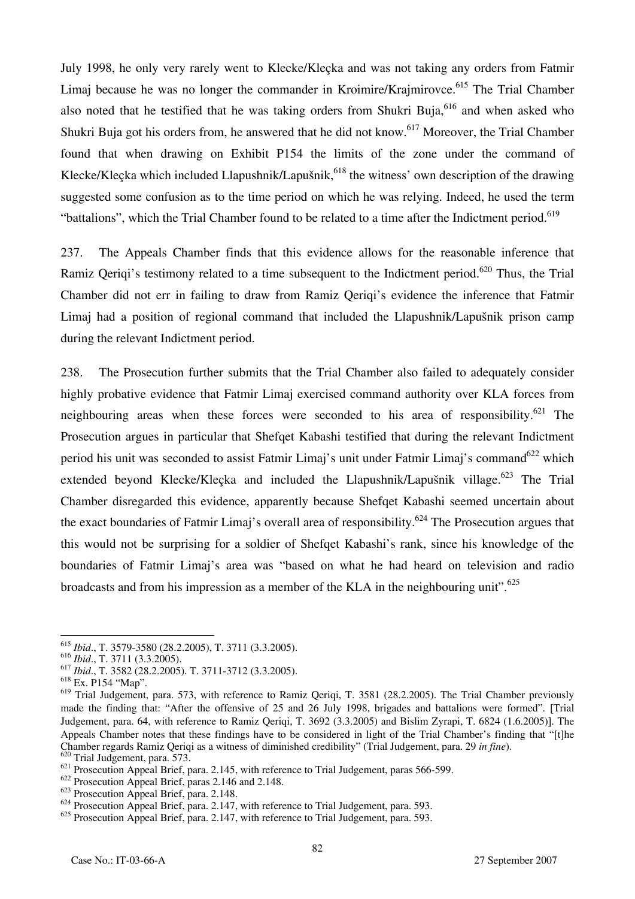July 1998, he only very rarely went to Klecke/Kleçka and was not taking any orders from Fatmir Limaj because he was no longer the commander in Kroimire/Krajmirovce.[615] The Trial Chamber also noted that he testified that he was taking orders from Shukri Buja,[616] and when asked who Shukri Buja got his orders from, he answered that he did not know.[617] Moreover, the Trial Chamber found that when drawing on Exhibit P154 the limits of the zone under the command of Klecke/Kleçka which included Llapushnik/Lapušnik,[618] the witness' own description of the drawing suggested some confusion as to the time period on which he was relying. Indeed, he used the term "battalions", which the Trial Chamber found to be related to a time after the Indictment period.[619]

237. The Appeals Chamber finds that this evidence allows for the reasonable inference that Ramiz Qeriqi's testimony related to a time subsequent to the Indictment period.[620] Thus, the Trial Chamber did not err in failing to draw from Ramiz Qeriqi's evidence the inference that Fatmir Limaj had a position of regional command that included the Llapushnik/Lapušnik prison camp during the relevant Indictment period.

238. The Prosecution further submits that the Trial Chamber also failed to adequately consider highly probative evidence that Fatmir Limaj exercised command authority over KLA forces from neighbouring areas when these forces were seconded to his area of responsibility.[621] The Prosecution argues in particular that Shefqet Kabashi testified that during the relevant Indictment period his unit was seconded to assist Fatmir Limaj's unit under Fatmir Limaj's command[622] which extended beyond Klecke/Kleçka and included the Llapushnik/Lapušnik village.[623] The Trial Chamber disregarded this evidence, apparently because Shefqet Kabashi seemed uncertain about the exact boundaries of Fatmir Limaj's overall area of responsibility.[624] The Prosecution argues that this would not be surprising for a soldier of Shefqet Kabashi's rank, since his knowledge of the boundaries of Fatmir Limaj's area was "based on what he had heard on television and radio broadcasts and from his impression as a member of the KLA in the neighbouring unit".[625]

---

[615] *Ibid*., T. 3579-3580 (28.2.2005), T. 3711 (3.3.2005).
[616] *Ibid*., T. 3711 (3.3.2005).
[617] *Ibid*., T. 3582 (28.2.2005). T. 3711-3712 (3.3.2005).
[618] Ex. P154 "Map".
[619] Trial Judgement, para. 573, with reference to Ramiz Qeriqi, T. 3581 (28.2.2005). The Trial Chamber previously made the finding that: "After the offensive of 25 and 26 July 1998, brigades and battalions were formed". [Trial Judgement, para. 64, with reference to Ramiz Qeriqi, T. 3692 (3.3.2005) and Bislim Zyrapi, T. 6824 (1.6.2005)]. The Appeals Chamber notes that these findings have to be considered in light of the Trial Chamber's finding that "[t]he Chamber regards Ramiz Qeriqi as a witness of diminished credibility" (Trial Judgement, para. 29 *in fine*).
[620] Trial Judgement, para. 573.
[621] Prosecution Appeal Brief, para. 2.145, with reference to Trial Judgement, paras 566-599.
[622] Prosecution Appeal Brief, paras 2.146 and 2.148.
[623] Prosecution Appeal Brief, para. 2.148.
[624] Prosecution Appeal Brief, para. 2.147, with reference to Trial Judgement, para. 593.
[625] Prosecution Appeal Brief, para. 2.147, with reference to Trial Judgement, para. 593.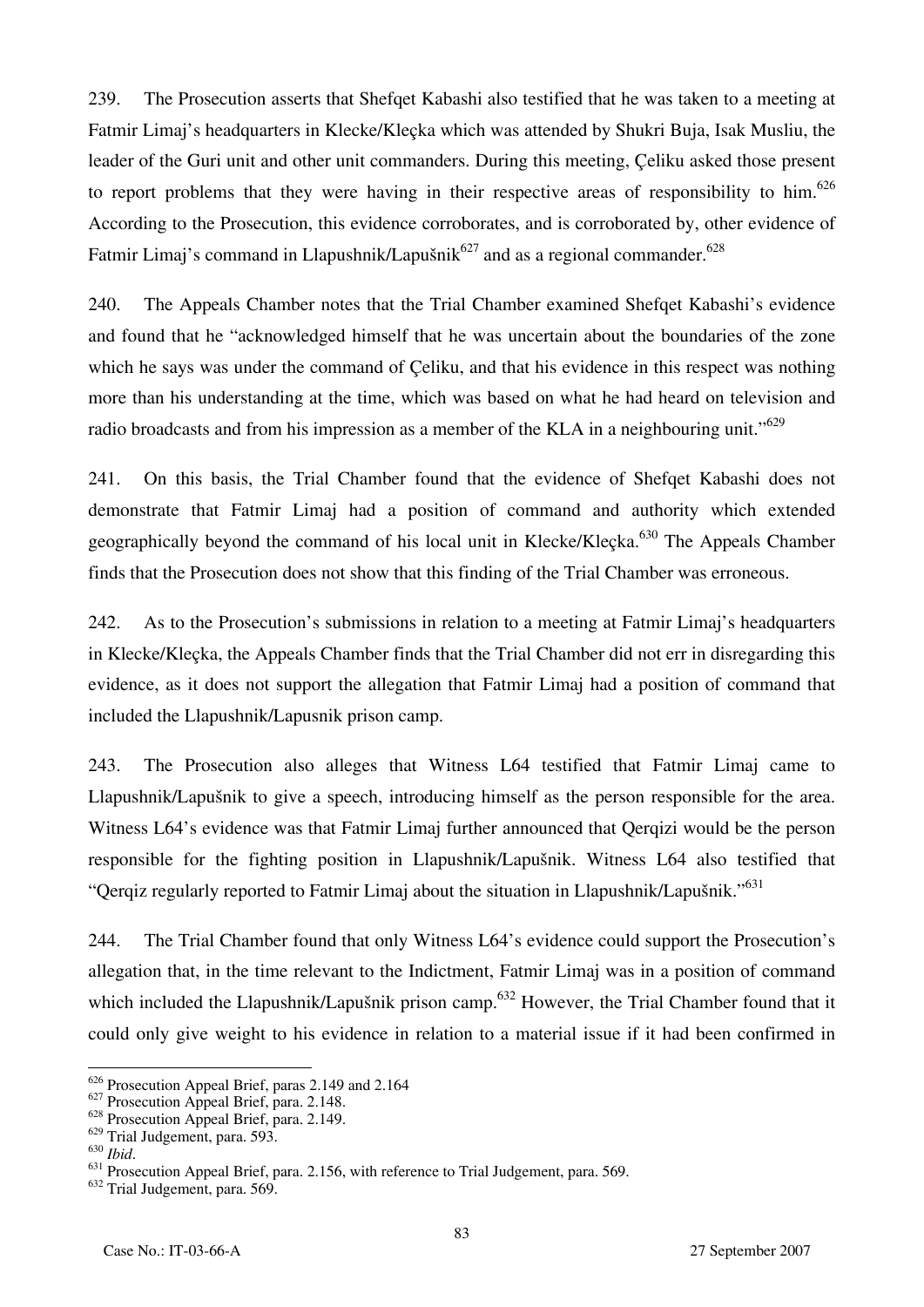239. The Prosecution asserts that Shefqet Kabashi also testified that he was taken to a meeting at Fatmir Limaj's headquarters in Klecke/Kleçka which was attended by Shukri Buja, Isak Musliu, the leader of the Guri unit and other unit commanders. During this meeting, Çeliku asked those present to report problems that they were having in their respective areas of responsibility to him.[626] According to the Prosecution, this evidence corroborates, and is corroborated by, other evidence of Fatmir Limaj's command in Llapushnik/Lapušnik[627] and as a regional commander.[628]

240. The Appeals Chamber notes that the Trial Chamber examined Shefqet Kabashi's evidence and found that he "acknowledged himself that he was uncertain about the boundaries of the zone which he says was under the command of Çeliku, and that his evidence in this respect was nothing more than his understanding at the time, which was based on what he had heard on television and radio broadcasts and from his impression as a member of the KLA in a neighbouring unit."[629]

241. On this basis, the Trial Chamber found that the evidence of Shefqet Kabashi does not demonstrate that Fatmir Limaj had a position of command and authority which extended geographically beyond the command of his local unit in Klecke/Kleçka.[630] The Appeals Chamber finds that the Prosecution does not show that this finding of the Trial Chamber was erroneous.

242. As to the Prosecution's submissions in relation to a meeting at Fatmir Limaj's headquarters in Klecke/Kleçka, the Appeals Chamber finds that the Trial Chamber did not err in disregarding this evidence, as it does not support the allegation that Fatmir Limaj had a position of command that included the Llapushnik/Lapusnik prison camp.

243. The Prosecution also alleges that Witness L64 testified that Fatmir Limaj came to Llapushnik/Lapušnik to give a speech, introducing himself as the person responsible for the area. Witness L64's evidence was that Fatmir Limaj further announced that Qerqizi would be the person responsible for the fighting position in Llapushnik/Lapušnik. Witness L64 also testified that "Qerqiz regularly reported to Fatmir Limaj about the situation in Llapushnik/Lapušnik."[631]

244. The Trial Chamber found that only Witness L64's evidence could support the Prosecution's allegation that, in the time relevant to the Indictment, Fatmir Limaj was in a position of command which included the Llapushnik/Lapušnik prison camp.[632] However, the Trial Chamber found that it could only give weight to his evidence in relation to a material issue if it had been confirmed in

---

[626] Prosecution Appeal Brief, paras 2.149 and 2.164

[627] Prosecution Appeal Brief, para. 2.148.

[628] Prosecution Appeal Brief, para. 2.149.

[629] Trial Judgement, para. 593.

[630] *Ibid*.

[631] Prosecution Appeal Brief, para. 2.156, with reference to Trial Judgement, para. 569.

[632] Trial Judgement, para. 569.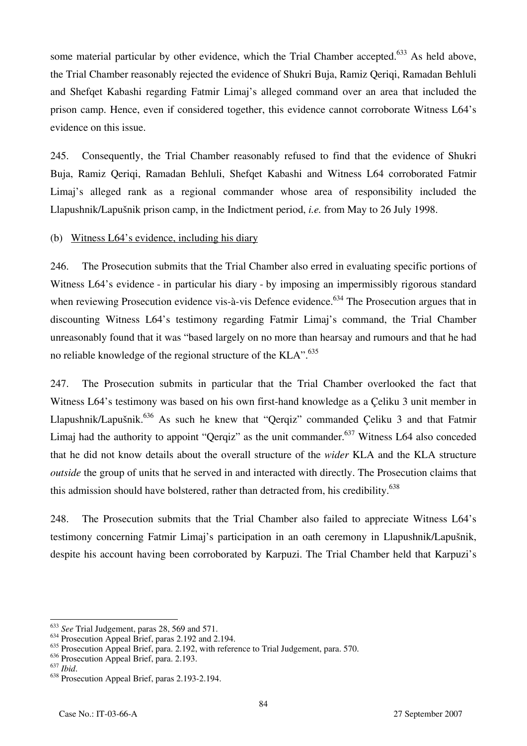some material particular by other evidence, which the Trial Chamber accepted.[633] As held above, the Trial Chamber reasonably rejected the evidence of Shukri Buja, Ramiz Qeriqi, Ramadan Behluli and Shefqet Kabashi regarding Fatmir Limaj's alleged command over an area that included the prison camp. Hence, even if considered together, this evidence cannot corroborate Witness L64's evidence on this issue.

245. Consequently, the Trial Chamber reasonably refused to find that the evidence of Shukri Buja, Ramiz Qeriqi, Ramadan Behluli, Shefqet Kabashi and Witness L64 corroborated Fatmir Limaj's alleged rank as a regional commander whose area of responsibility included the Llapushnik/Lapušnik prison camp, in the Indictment period, *i.e.* from May to 26 July 1998.

(b) Witness L64's evidence, including his diary

246. The Prosecution submits that the Trial Chamber also erred in evaluating specific portions of Witness L64's evidence - in particular his diary - by imposing an impermissibly rigorous standard when reviewing Prosecution evidence vis-à-vis Defence evidence.[634] The Prosecution argues that in discounting Witness L64's testimony regarding Fatmir Limaj's command, the Trial Chamber unreasonably found that it was "based largely on no more than hearsay and rumours and that he had no reliable knowledge of the regional structure of the KLA".[635]

247. The Prosecution submits in particular that the Trial Chamber overlooked the fact that Witness L64's testimony was based on his own first-hand knowledge as a Çeliku 3 unit member in Llapushnik/Lapušnik.[636] As such he knew that "Qerqiz" commanded Çeliku 3 and that Fatmir Limaj had the authority to appoint "Qerqiz" as the unit commander.[637] Witness L64 also conceded that he did not know details about the overall structure of the *wider* KLA and the KLA structure *outside* the group of units that he served in and interacted with directly. The Prosecution claims that this admission should have bolstered, rather than detracted from, his credibility.[638]

248. The Prosecution submits that the Trial Chamber also failed to appreciate Witness L64's testimony concerning Fatmir Limaj's participation in an oath ceremony in Llapushnik/Lapušnik, despite his account having been corroborated by Karpuzi. The Trial Chamber held that Karpuzi's

---

[633] *See* Trial Judgement, paras 28, 569 and 571.

[634] Prosecution Appeal Brief, paras 2.192 and 2.194.

[635] Prosecution Appeal Brief, para. 2.192, with reference to Trial Judgement, para. 570.

[636] Prosecution Appeal Brief, para. 2.193.

[637] *Ibid*.

[638] Prosecution Appeal Brief, paras 2.193-2.194.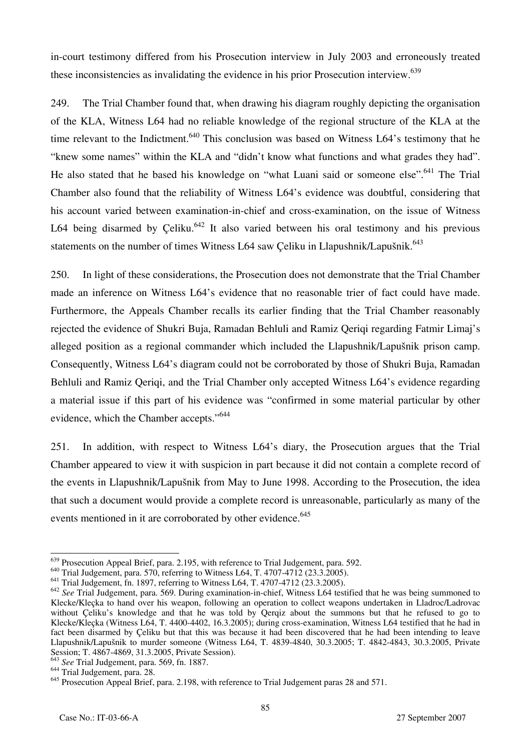in-court testimony differed from his Prosecution interview in July 2003 and erroneously treated these inconsistencies as invalidating the evidence in his prior Prosecution interview.[639]

249. The Trial Chamber found that, when drawing his diagram roughly depicting the organisation of the KLA, Witness L64 had no reliable knowledge of the regional structure of the KLA at the time relevant to the Indictment.[640] This conclusion was based on Witness L64's testimony that he "knew some names" within the KLA and "didn't know what functions and what grades they had". He also stated that he based his knowledge on "what Luani said or someone else".[641] The Trial Chamber also found that the reliability of Witness L64's evidence was doubtful, considering that his account varied between examination-in-chief and cross-examination, on the issue of Witness L64 being disarmed by Çeliku.[642] It also varied between his oral testimony and his previous statements on the number of times Witness L64 saw Çeliku in Llapushnik/Lapušnik.[643]

250. In light of these considerations, the Prosecution does not demonstrate that the Trial Chamber made an inference on Witness L64's evidence that no reasonable trier of fact could have made. Furthermore, the Appeals Chamber recalls its earlier finding that the Trial Chamber reasonably rejected the evidence of Shukri Buja, Ramadan Behluli and Ramiz Qeriqi regarding Fatmir Limaj's alleged position as a regional commander which included the Llapushnik/Lapušnik prison camp. Consequently, Witness L64's diagram could not be corroborated by those of Shukri Buja, Ramadan Behluli and Ramiz Qeriqi, and the Trial Chamber only accepted Witness L64's evidence regarding a material issue if this part of his evidence was "confirmed in some material particular by other evidence, which the Chamber accepts."[644]

251. In addition, with respect to Witness L64's diary, the Prosecution argues that the Trial Chamber appeared to view it with suspicion in part because it did not contain a complete record of the events in Llapushnik/Lapušnik from May to June 1998. According to the Prosecution, the idea that such a document would provide a complete record is unreasonable, particularly as many of the events mentioned in it are corroborated by other evidence.[645]

---

[639] Prosecution Appeal Brief, para. 2.195, with reference to Trial Judgement, para. 592.

[640] Trial Judgement, para. 570, referring to Witness L64, T. 4707-4712 (23.3.2005).

[641] Trial Judgement, fn. 1897, referring to Witness L64, T. 4707-4712 (23.3.2005).

[642] *See* Trial Judgement, para. 569. During examination-in-chief, Witness L64 testified that he was being summoned to Klecke/Klečka to hand over his weapon, following an operation to collect weapons undertaken in Lladroc/Ladrovac without Çeliku's knowledge and that he was told by Qerqiz about the summons but that he refused to go to Klecke/Klečka (Witness L64, T. 4400-4402, 16.3.2005); during cross-examination, Witness L64 testified that he had in fact been disarmed by Çeliku but that this was because it had been discovered that he had been intending to leave Llapushnik/Lapušnik to murder someone (Witness L64, T. 4839-4840, 30.3.2005; T. 4842-4843, 30.3.2005, Private Session; T. 4867-4869, 31.3.2005, Private Session).

[643] *See* Trial Judgement, para. 569, fn. 1887.

[644] Trial Judgement, para. 28.

[645] Prosecution Appeal Brief, para. 2.198, with reference to Trial Judgement paras 28 and 571.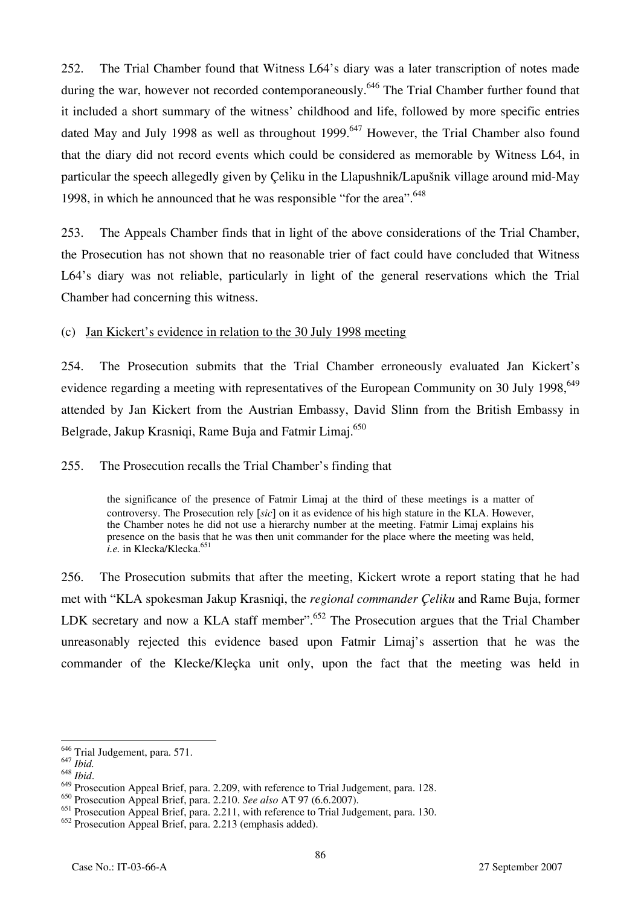252. The Trial Chamber found that Witness L64's diary was a later transcription of notes made during the war, however not recorded contemporaneously.[646] The Trial Chamber further found that it included a short summary of the witness' childhood and life, followed by more specific entries dated May and July 1998 as well as throughout 1999.[647] However, the Trial Chamber also found that the diary did not record events which could be considered as memorable by Witness L64, in particular the speech allegedly given by Çeliku in the Llapushnik/Lapušnik village around mid-May 1998, in which he announced that he was responsible "for the area".[648]

253. The Appeals Chamber finds that in light of the above considerations of the Trial Chamber, the Prosecution has not shown that no reasonable trier of fact could have concluded that Witness L64's diary was not reliable, particularly in light of the general reservations which the Trial Chamber had concerning this witness.

(c) Jan Kickert's evidence in relation to the 30 July 1998 meeting

254. The Prosecution submits that the Trial Chamber erroneously evaluated Jan Kickert's evidence regarding a meeting with representatives of the European Community on 30 July 1998,[649] attended by Jan Kickert from the Austrian Embassy, David Slinn from the British Embassy in Belgrade, Jakup Krasniqi, Rame Buja and Fatmir Limaj.[650]

255. The Prosecution recalls the Trial Chamber's finding that

> the significance of the presence of Fatmir Limaj at the third of these meetings is a matter of controversy. The Prosecution rely [*sic*] on it as evidence of his high stature in the KLA. However, the Chamber notes he did not use a hierarchy number at the meeting. Fatmir Limaj explains his presence on the basis that he was then unit commander for the place where the meeting was held, *i.e.* in Klecka/Klecka.[651]

256. The Prosecution submits that after the meeting, Kickert wrote a report stating that he had met with "KLA spokesman Jakup Krasniqi, the *regional commander Çeliku* and Rame Buja, former LDK secretary and now a KLA staff member".[652] The Prosecution argues that the Trial Chamber unreasonably rejected this evidence based upon Fatmir Limaj's assertion that he was the commander of the Klecke/Kleçka unit only, upon the fact that the meeting was held in

---

[646] Trial Judgement, para. 571.
[647] *Ibid.*
[648] *Ibid*.
[649] Prosecution Appeal Brief, para. 2.209, with reference to Trial Judgement, para. 128.
[650] Prosecution Appeal Brief, para. 2.210. *See also* AT 97 (6.6.2007).
[651] Prosecution Appeal Brief, para. 2.211, with reference to Trial Judgement, para. 130.
[652] Prosecution Appeal Brief, para. 2.213 (emphasis added).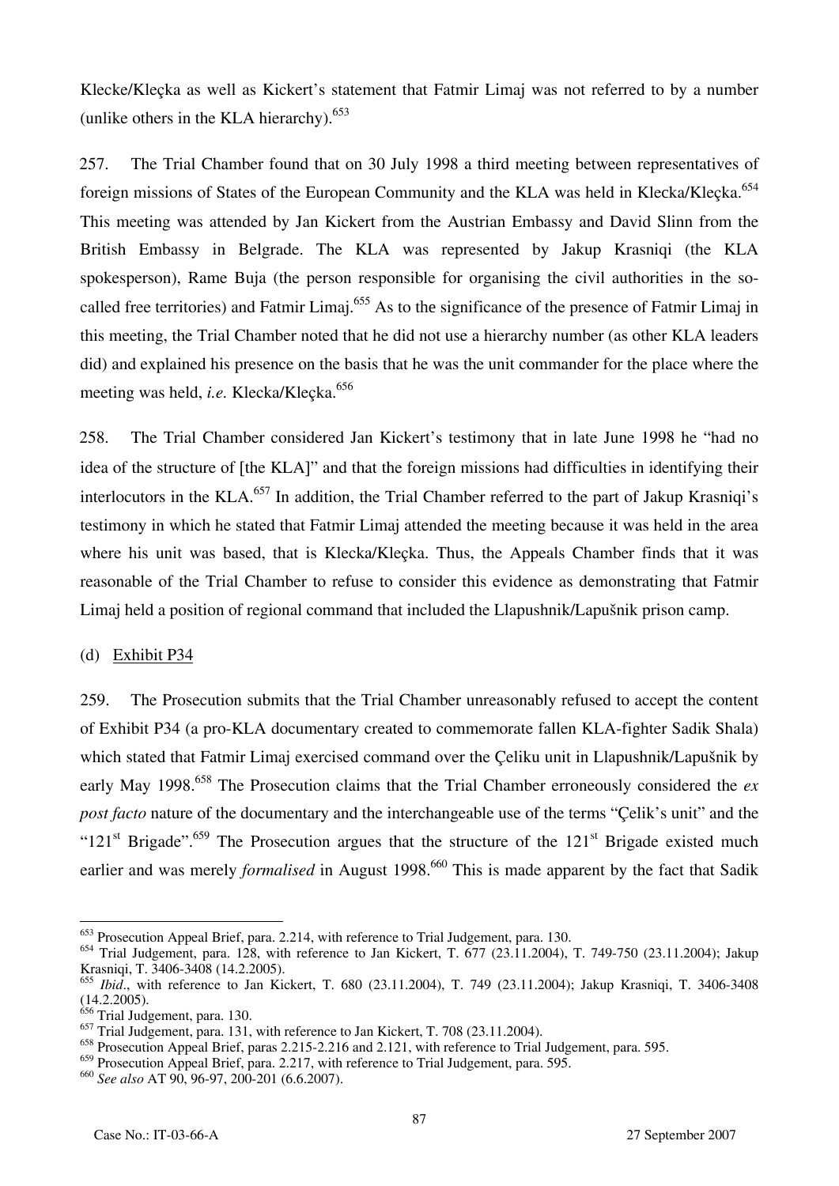Klecke/Kleçka as well as Kickert's statement that Fatmir Limaj was not referred to by a number (unlike others in the KLA hierarchy).[653]

257. The Trial Chamber found that on 30 July 1998 a third meeting between representatives of foreign missions of States of the European Community and the KLA was held in Klecka/Kleçka.[654] This meeting was attended by Jan Kickert from the Austrian Embassy and David Slinn from the British Embassy in Belgrade. The KLA was represented by Jakup Krasniqi (the KLA spokesperson), Rame Buja (the person responsible for organising the civil authorities in the so-called free territories) and Fatmir Limaj.[655] As to the significance of the presence of Fatmir Limaj in this meeting, the Trial Chamber noted that he did not use a hierarchy number (as other KLA leaders did) and explained his presence on the basis that he was the unit commander for the place where the meeting was held, *i.e.* Klecka/Kleçka.[656]

258. The Trial Chamber considered Jan Kickert's testimony that in late June 1998 he "had no idea of the structure of [the KLA]" and that the foreign missions had difficulties in identifying their interlocutors in the KLA.[657] In addition, the Trial Chamber referred to the part of Jakup Krasniqi's testimony in which he stated that Fatmir Limaj attended the meeting because it was held in the area where his unit was based, that is Klecka/Kleçka. Thus, the Appeals Chamber finds that it was reasonable of the Trial Chamber to refuse to consider this evidence as demonstrating that Fatmir Limaj held a position of regional command that included the Llapushnik/Lapušnik prison camp.

(d) Exhibit P34

259. The Prosecution submits that the Trial Chamber unreasonably refused to accept the content of Exhibit P34 (a pro-KLA documentary created to commemorate fallen KLA-fighter Sadik Shala) which stated that Fatmir Limaj exercised command over the Çeliku unit in Llapushnik/Lapušnik by early May 1998.[658] The Prosecution claims that the Trial Chamber erroneously considered the *ex post facto* nature of the documentary and the interchangeable use of the terms "Çelik's unit" and the "121st Brigade".[659] The Prosecution argues that the structure of the 121st Brigade existed much earlier and was merely *formalised* in August 1998.[660] This is made apparent by the fact that Sadik

---

[653] Prosecution Appeal Brief, para. 2.214, with reference to Trial Judgement, para. 130.

[654] Trial Judgement, para. 128, with reference to Jan Kickert, T. 677 (23.11.2004), T. 749-750 (23.11.2004); Jakup Krasniqi, T. 3406-3408 (14.2.2005).

[655] *Ibid*., with reference to Jan Kickert, T. 680 (23.11.2004), T. 749 (23.11.2004); Jakup Krasniqi, T. 3406-3408 (14.2.2005).

[656] Trial Judgement, para. 130.

[657] Trial Judgement, para. 131, with reference to Jan Kickert, T. 708 (23.11.2004).

[658] Prosecution Appeal Brief, paras 2.215-2.216 and 2.121, with reference to Trial Judgement, para. 595.

[659] Prosecution Appeal Brief, para. 2.217, with reference to Trial Judgement, para. 595.

[660] *See also* AT 90, 96-97, 200-201 (6.6.2007).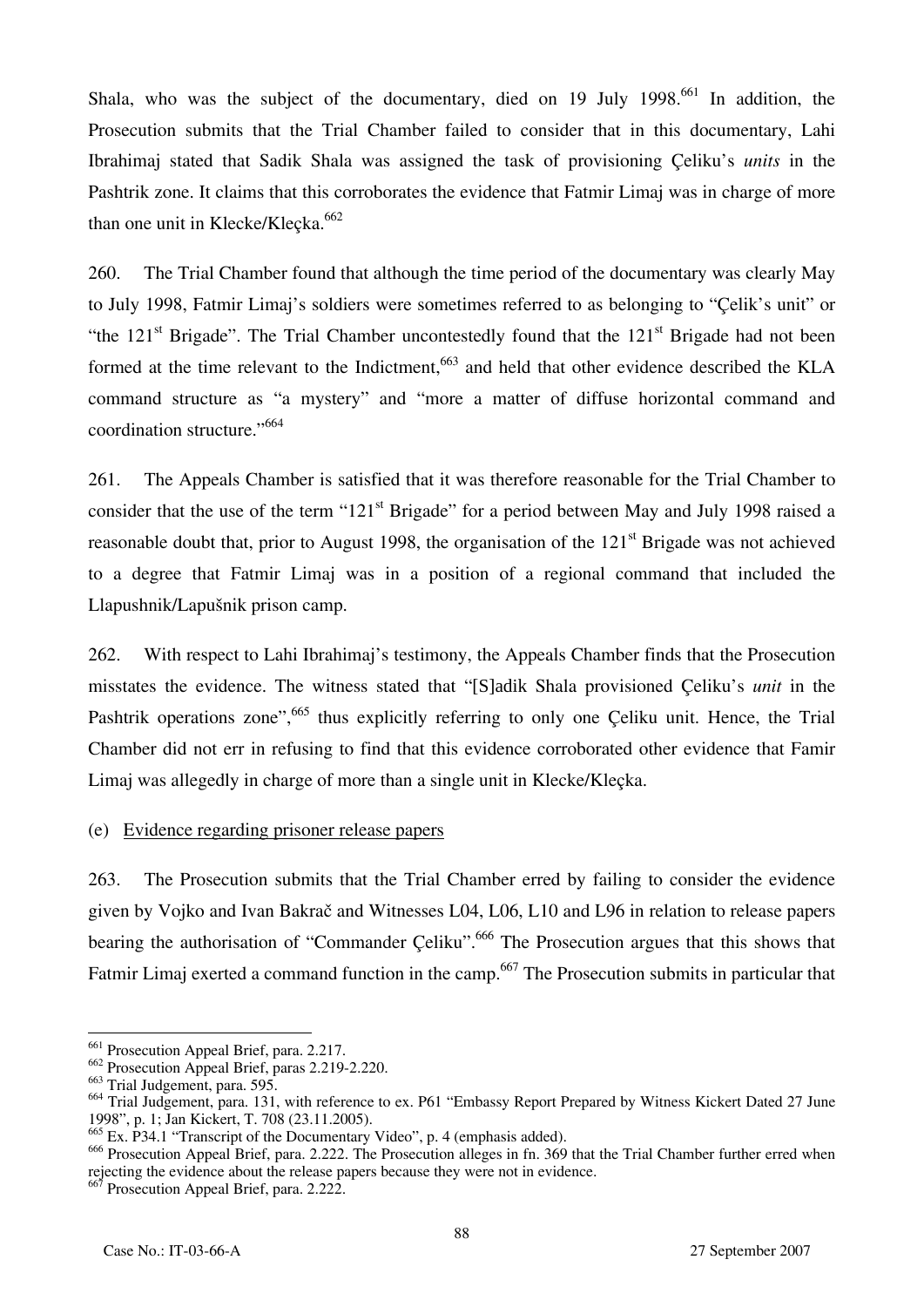Shala, who was the subject of the documentary, died on 19 July 1998.[661] In addition, the Prosecution submits that the Trial Chamber failed to consider that in this documentary, Lahi Ibrahimaj stated that Sadik Shala was assigned the task of provisioning Çeliku's *units* in the Pashtrik zone. It claims that this corroborates the evidence that Fatmir Limaj was in charge of more than one unit in Klecke/Kleçka.[662]

260. The Trial Chamber found that although the time period of the documentary was clearly May to July 1998, Fatmir Limaj's soldiers were sometimes referred to as belonging to "Çelik's unit" or "the 121st Brigade". The Trial Chamber uncontestedly found that the 121st Brigade had not been formed at the time relevant to the Indictment,[663] and held that other evidence described the KLA command structure as "a mystery" and "more a matter of diffuse horizontal command and coordination structure."[664]

261. The Appeals Chamber is satisfied that it was therefore reasonable for the Trial Chamber to consider that the use of the term "121st Brigade" for a period between May and July 1998 raised a reasonable doubt that, prior to August 1998, the organisation of the 121st Brigade was not achieved to a degree that Fatmir Limaj was in a position of a regional command that included the Llapushnik/Lapušnik prison camp.

262. With respect to Lahi Ibrahimaj's testimony, the Appeals Chamber finds that the Prosecution misstates the evidence. The witness stated that "[S]adik Shala provisioned Çeliku's *unit* in the Pashtrik operations zone",[665] thus explicitly referring to only one Çeliku unit. Hence, the Trial Chamber did not err in refusing to find that this evidence corroborated other evidence that Famir Limaj was allegedly in charge of more than a single unit in Klecke/Kleçka.

(e) Evidence regarding prisoner release papers

263. The Prosecution submits that the Trial Chamber erred by failing to consider the evidence given by Vojko and Ivan Bakrač and Witnesses L04, L06, L10 and L96 in relation to release papers bearing the authorisation of "Commander Çeliku".[666] The Prosecution argues that this shows that Fatmir Limaj exerted a command function in the camp.[667] The Prosecution submits in particular that

---

[661] Prosecution Appeal Brief, para. 2.217.

[662] Prosecution Appeal Brief, paras 2.219-2.220.

[663] Trial Judgement, para. 595.

[664] Trial Judgement, para. 131, with reference to ex. P61 "Embassy Report Prepared by Witness Kickert Dated 27 June 1998", p. 1; Jan Kickert, T. 708 (23.11.2005).

[665] Ex. P34.1 "Transcript of the Documentary Video", p. 4 (emphasis added).

[666] Prosecution Appeal Brief, para. 2.222. The Prosecution alleges in fn. 369 that the Trial Chamber further erred when rejecting the evidence about the release papers because they were not in evidence.

[667] Prosecution Appeal Brief, para. 2.222.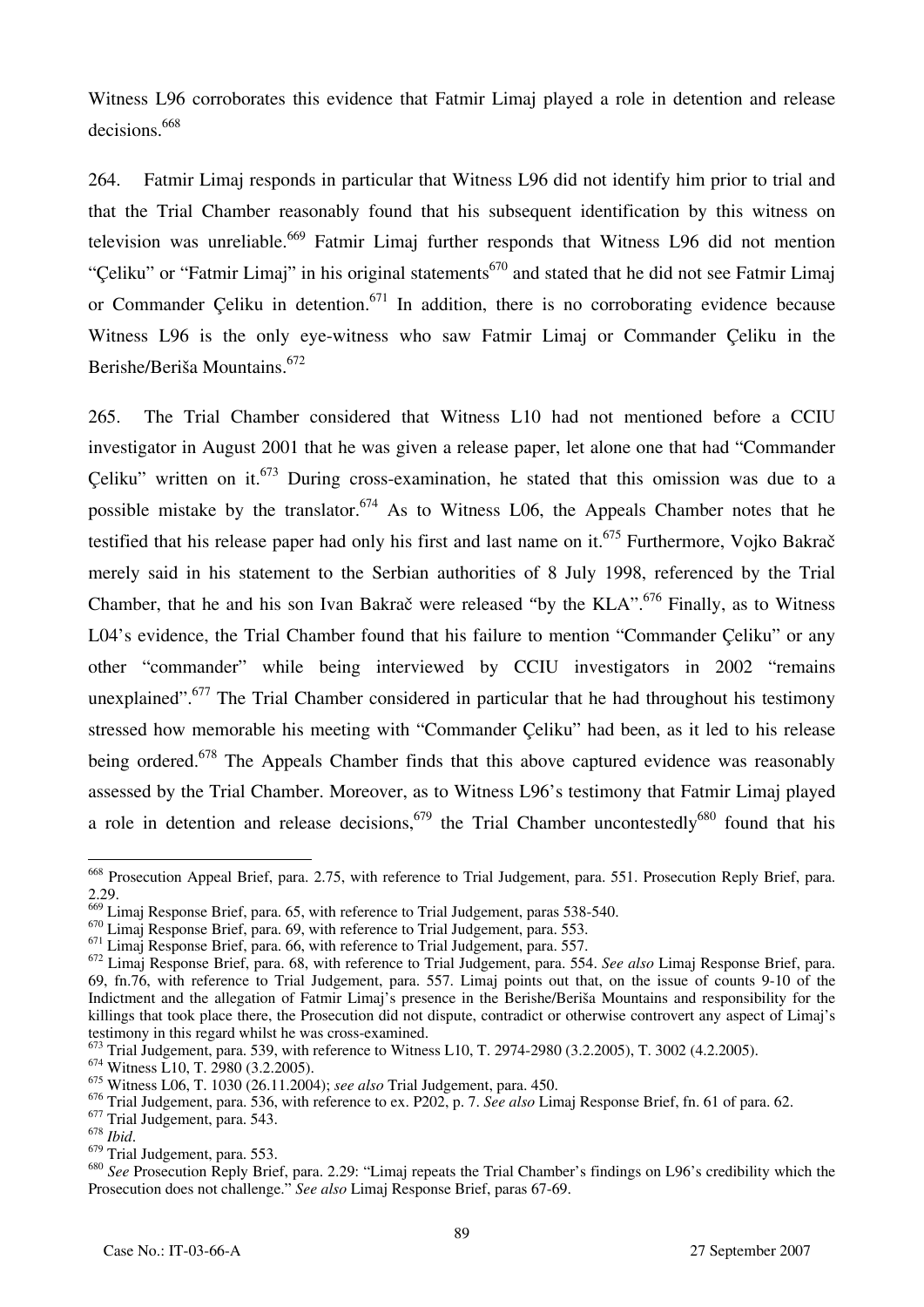Witness L96 corroborates this evidence that Fatmir Limaj played a role in detention and release decisions.[668]

264. Fatmir Limaj responds in particular that Witness L96 did not identify him prior to trial and that the Trial Chamber reasonably found that his subsequent identification by this witness on television was unreliable.[669] Fatmir Limaj further responds that Witness L96 did not mention "Çeliku" or "Fatmir Limaj" in his original statements[670] and stated that he did not see Fatmir Limaj or Commander Çeliku in detention.[671] In addition, there is no corroborating evidence because Witness L96 is the only eye-witness who saw Fatmir Limaj or Commander Çeliku in the Berishe/Beriša Mountains.[672]

265. The Trial Chamber considered that Witness L10 had not mentioned before a CCIU investigator in August 2001 that he was given a release paper, let alone one that had "Commander Çeliku" written on it.[673] During cross-examination, he stated that this omission was due to a possible mistake by the translator.[674] As to Witness L06, the Appeals Chamber notes that he testified that his release paper had only his first and last name on it.[675] Furthermore, Vojko Bakrač merely said in his statement to the Serbian authorities of 8 July 1998, referenced by the Trial Chamber, that he and his son Ivan Bakrač were released "by the KLA".[676] Finally, as to Witness L04's evidence, the Trial Chamber found that his failure to mention "Commander Çeliku" or any other "commander" while being interviewed by CCIU investigators in 2002 "remains unexplained".[677] The Trial Chamber considered in particular that he had throughout his testimony stressed how memorable his meeting with "Commander Çeliku" had been, as it led to his release being ordered.[678] The Appeals Chamber finds that this above captured evidence was reasonably assessed by the Trial Chamber. Moreover, as to Witness L96's testimony that Fatmir Limaj played a role in detention and release decisions,[679] the Trial Chamber uncontestedly[680] found that his

---

[668] Prosecution Appeal Brief, para. 2.75, with reference to Trial Judgement, para. 551. Prosecution Reply Brief, para. 2.29.

[669] Limaj Response Brief, para. 65, with reference to Trial Judgement, paras 538-540.

[670] Limaj Response Brief, para. 69, with reference to Trial Judgement, para. 553.

[671] Limaj Response Brief, para. 66, with reference to Trial Judgement, para. 557.

[672] Limaj Response Brief, para. 68, with reference to Trial Judgement, para. 554. *See also* Limaj Response Brief, para. 69, fn.76, with reference to Trial Judgement, para. 557. Limaj points out that, on the issue of counts 9-10 of the Indictment and the allegation of Fatmir Limaj's presence in the Berishe/Beriša Mountains and responsibility for the killings that took place there, the Prosecution did not dispute, contradict or otherwise controvert any aspect of Limaj's testimony in this regard whilst he was cross-examined.

[673] Trial Judgement, para. 539, with reference to Witness L10, T. 2974-2980 (3.2.2005), T. 3002 (4.2.2005).

[674] Witness L10, T. 2980 (3.2.2005).

[675] Witness L06, T. 1030 (26.11.2004); *see also* Trial Judgement, para. 450.

[676] Trial Judgement, para. 536, with reference to ex. P202, p. 7. *See also* Limaj Response Brief, fn. 61 of para. 62.

[677] Trial Judgement, para. 543.

[678] *Ibid*.

[679] Trial Judgement, para. 553.

[680] *See* Prosecution Reply Brief, para. 2.29: "Limaj repeats the Trial Chamber's findings on L96's credibility which the Prosecution does not challenge." *See also* Limaj Response Brief, paras 67-69.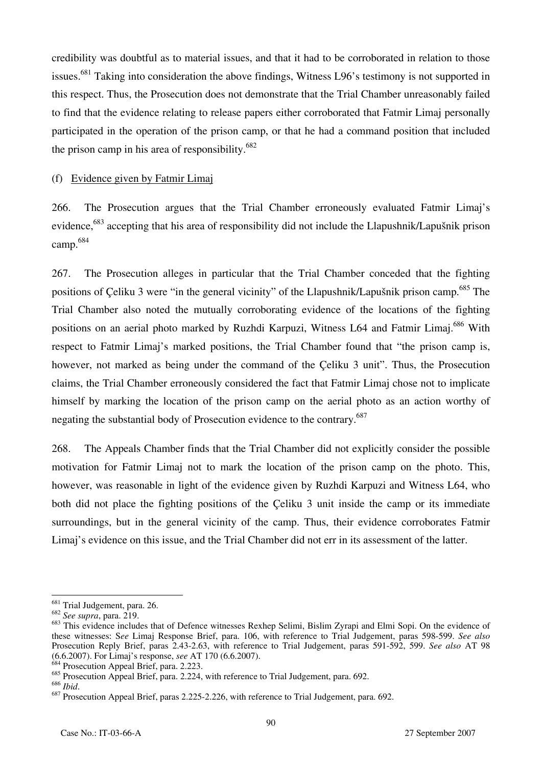credibility was doubtful as to material issues, and that it had to be corroborated in relation to those issues.[681] Taking into consideration the above findings, Witness L96's testimony is not supported in this respect. Thus, the Prosecution does not demonstrate that the Trial Chamber unreasonably failed to find that the evidence relating to release papers either corroborated that Fatmir Limaj personally participated in the operation of the prison camp, or that he had a command position that included the prison camp in his area of responsibility.[682]

(f) Evidence given by Fatmir Limaj

266. The Prosecution argues that the Trial Chamber erroneously evaluated Fatmir Limaj's evidence,[683] accepting that his area of responsibility did not include the Llapushnik/Lapušnik prison camp.[684]

267. The Prosecution alleges in particular that the Trial Chamber conceded that the fighting positions of Çeliku 3 were "in the general vicinity" of the Llapushnik/Lapušnik prison camp.[685] The Trial Chamber also noted the mutually corroborating evidence of the locations of the fighting positions on an aerial photo marked by Ruzhdi Karpuzi, Witness L64 and Fatmir Limaj.[686] With respect to Fatmir Limaj's marked positions, the Trial Chamber found that "the prison camp is, however, not marked as being under the command of the Çeliku 3 unit". Thus, the Prosecution claims, the Trial Chamber erroneously considered the fact that Fatmir Limaj chose not to implicate himself by marking the location of the prison camp on the aerial photo as an action worthy of negating the substantial body of Prosecution evidence to the contrary.[687]

268. The Appeals Chamber finds that the Trial Chamber did not explicitly consider the possible motivation for Fatmir Limaj not to mark the location of the prison camp on the photo. This, however, was reasonable in light of the evidence given by Ruzhdi Karpuzi and Witness L64, who both did not place the fighting positions of the Çeliku 3 unit inside the camp or its immediate surroundings, but in the general vicinity of the camp. Thus, their evidence corroborates Fatmir Limaj's evidence on this issue, and the Trial Chamber did not err in its assessment of the latter.

---

[681] Trial Judgement, para. 26.

[682] *See supra*, para. 219.

[683] This evidence includes that of Defence witnesses Rexhep Selimi, Bislim Zyrapi and Elmi Sopi. On the evidence of these witnesses: S*ee* Limaj Response Brief, para. 106, with reference to Trial Judgement, paras 598-599. *See also* Prosecution Reply Brief, paras 2.43-2.63, with reference to Trial Judgement, paras 591-592, 599. *See also* AT 98 (6.6.2007). For Limaj's response, *see* AT 170 (6.6.2007).

[684] Prosecution Appeal Brief, para. 2.223.

[685] Prosecution Appeal Brief, para. 2.224, with reference to Trial Judgement, para. 692.

[686] *Ibid*.

[687] Prosecution Appeal Brief, paras 2.225-2.226, with reference to Trial Judgement, para. 692.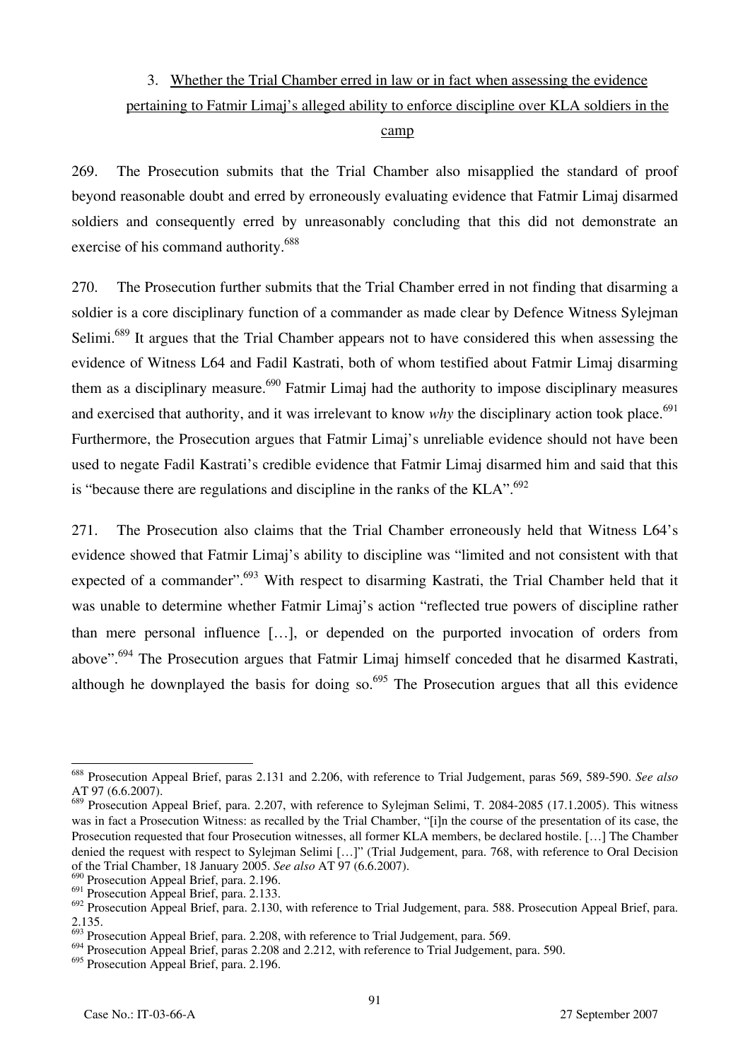### 3. Whether the Trial Chamber erred in law or in fact when assessing the evidence pertaining to Fatmir Limaj's alleged ability to enforce discipline over KLA soldiers in the camp

269. The Prosecution submits that the Trial Chamber also misapplied the standard of proof beyond reasonable doubt and erred by erroneously evaluating evidence that Fatmir Limaj disarmed soldiers and consequently erred by unreasonably concluding that this did not demonstrate an exercise of his command authority.[688]

270. The Prosecution further submits that the Trial Chamber erred in not finding that disarming a soldier is a core disciplinary function of a commander as made clear by Defence Witness Sylejman Selimi.[689] It argues that the Trial Chamber appears not to have considered this when assessing the evidence of Witness L64 and Fadil Kastrati, both of whom testified about Fatmir Limaj disarming them as a disciplinary measure.[690] Fatmir Limaj had the authority to impose disciplinary measures and exercised that authority, and it was irrelevant to know *why* the disciplinary action took place.[691] Furthermore, the Prosecution argues that Fatmir Limaj's unreliable evidence should not have been used to negate Fadil Kastrati's credible evidence that Fatmir Limaj disarmed him and said that this is "because there are regulations and discipline in the ranks of the KLA".[692]

271. The Prosecution also claims that the Trial Chamber erroneously held that Witness L64's evidence showed that Fatmir Limaj's ability to discipline was "limited and not consistent with that expected of a commander".[693] With respect to disarming Kastrati, the Trial Chamber held that it was unable to determine whether Fatmir Limaj's action "reflected true powers of discipline rather than mere personal influence […], or depended on the purported invocation of orders from above".[694] The Prosecution argues that Fatmir Limaj himself conceded that he disarmed Kastrati, although he downplayed the basis for doing so.[695] The Prosecution argues that all this evidence

---

[688] Prosecution Appeal Brief, paras 2.131 and 2.206, with reference to Trial Judgement, paras 569, 589-590. *See also* AT 97 (6.6.2007).

[689] Prosecution Appeal Brief, para. 2.207, with reference to Sylejman Selimi, T. 2084-2085 (17.1.2005). This witness was in fact a Prosecution Witness: as recalled by the Trial Chamber, "[i]n the course of the presentation of its case, the Prosecution requested that four Prosecution witnesses, all former KLA members, be declared hostile. […] The Chamber denied the request with respect to Sylejman Selimi […]" (Trial Judgement, para. 768, with reference to Oral Decision of the Trial Chamber, 18 January 2005. *See also* AT 97 (6.6.2007).

[690] Prosecution Appeal Brief, para. 2.196.

[691] Prosecution Appeal Brief, para. 2.133.

[692] Prosecution Appeal Brief, para. 2.130, with reference to Trial Judgement, para. 588. Prosecution Appeal Brief, para. 2.135.

[693] Prosecution Appeal Brief, para. 2.208, with reference to Trial Judgement, para. 569.

[694] Prosecution Appeal Brief, paras 2.208 and 2.212, with reference to Trial Judgement, para. 590.

[695] Prosecution Appeal Brief, para. 2.196.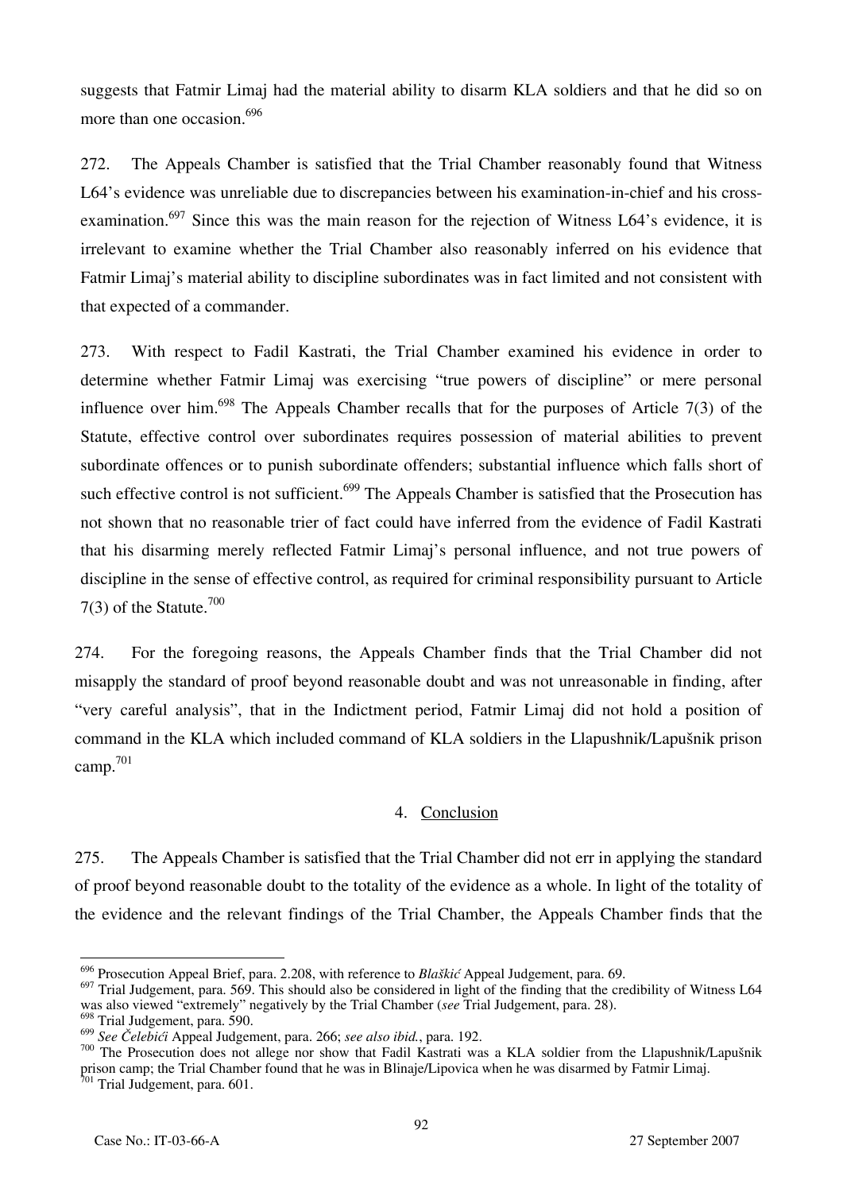suggests that Fatmir Limaj had the material ability to disarm KLA soldiers and that he did so on more than one occasion.[696]

272. The Appeals Chamber is satisfied that the Trial Chamber reasonably found that Witness L64's evidence was unreliable due to discrepancies between his examination-in-chief and his cross-examination.[697] Since this was the main reason for the rejection of Witness L64's evidence, it is irrelevant to examine whether the Trial Chamber also reasonably inferred on his evidence that Fatmir Limaj's material ability to discipline subordinates was in fact limited and not consistent with that expected of a commander.

273. With respect to Fadil Kastrati, the Trial Chamber examined his evidence in order to determine whether Fatmir Limaj was exercising "true powers of discipline" or mere personal influence over him.[698] The Appeals Chamber recalls that for the purposes of Article 7(3) of the Statute, effective control over subordinates requires possession of material abilities to prevent subordinate offences or to punish subordinate offenders; substantial influence which falls short of such effective control is not sufficient.[699] The Appeals Chamber is satisfied that the Prosecution has not shown that no reasonable trier of fact could have inferred from the evidence of Fadil Kastrati that his disarming merely reflected Fatmir Limaj's personal influence, and not true powers of discipline in the sense of effective control, as required for criminal responsibility pursuant to Article 7(3) of the Statute.[700]

274. For the foregoing reasons, the Appeals Chamber finds that the Trial Chamber did not misapply the standard of proof beyond reasonable doubt and was not unreasonable in finding, after "very careful analysis", that in the Indictment period, Fatmir Limaj did not hold a position of command in the KLA which included command of KLA soldiers in the Llapushnik/Lapušnik prison camp.[701]

### 4. Conclusion

275. The Appeals Chamber is satisfied that the Trial Chamber did not err in applying the standard of proof beyond reasonable doubt to the totality of the evidence as a whole. In light of the totality of the evidence and the relevant findings of the Trial Chamber, the Appeals Chamber finds that the

---

[696] Prosecution Appeal Brief, para. 2.208, with reference to *Blaškić* Appeal Judgement, para. 69.

[697] Trial Judgement, para. 569. This should also be considered in light of the finding that the credibility of Witness L64 was also viewed "extremely" negatively by the Trial Chamber (*see* Trial Judgement, para. 28).

[698] Trial Judgement, para. 590.

[699] *See Čelebići* Appeal Judgement, para. 266; *see also ibid.*, para. 192.

[700] The Prosecution does not allege nor show that Fadil Kastrati was a KLA soldier from the Llapushnik/Lapušnik prison camp; the Trial Chamber found that he was in Blinaje/Lipovica when he was disarmed by Fatmir Limaj.

[701] Trial Judgement, para. 601.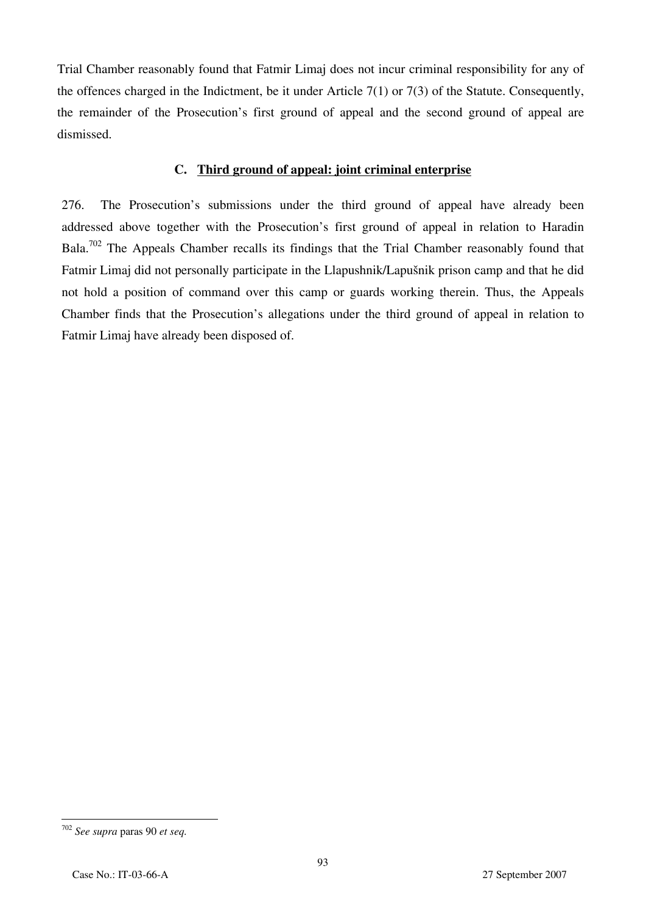Trial Chamber reasonably found that Fatmir Limaj does not incur criminal responsibility for any of the offences charged in the Indictment, be it under Article 7(1) or 7(3) of the Statute. Consequently, the remainder of the Prosecution's first ground of appeal and the second ground of appeal are dismissed.

### C. Third ground of appeal: joint criminal enterprise

276. The Prosecution's submissions under the third ground of appeal have already been addressed above together with the Prosecution's first ground of appeal in relation to Haradin Bala.[702] The Appeals Chamber recalls its findings that the Trial Chamber reasonably found that Fatmir Limaj did not personally participate in the Llapushnik/Lapušnik prison camp and that he did not hold a position of command over this camp or guards working therein. Thus, the Appeals Chamber finds that the Prosecution's allegations under the third ground of appeal in relation to Fatmir Limaj have already been disposed of.

---

[702] *See supra* paras 90 *et seq.*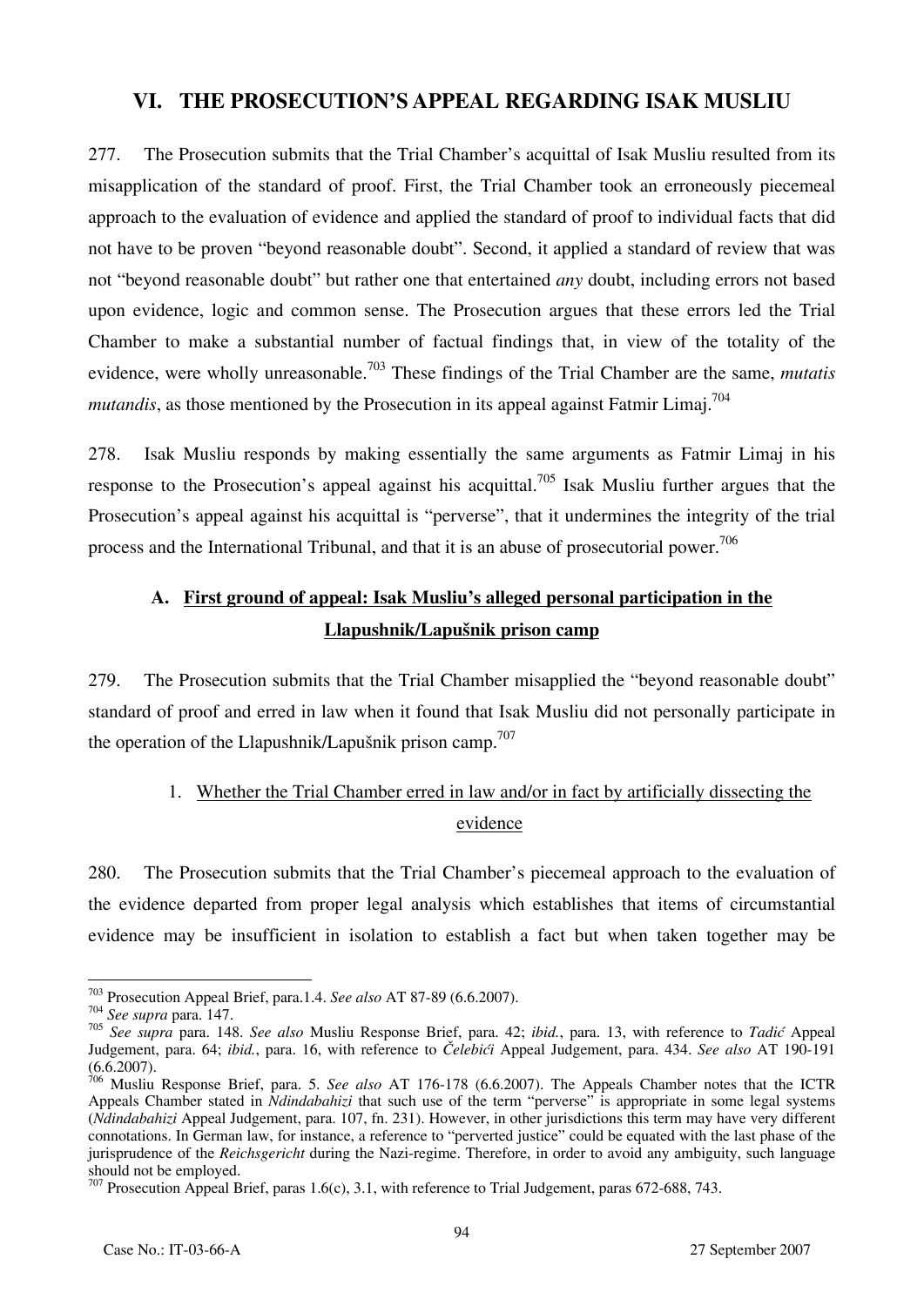## VI. THE PROSECUTION'S APPEAL REGARDING ISAK MUSLIU

277. The Prosecution submits that the Trial Chamber's acquittal of Isak Musliu resulted from its misapplication of the standard of proof. First, the Trial Chamber took an erroneously piecemeal approach to the evaluation of evidence and applied the standard of proof to individual facts that did not have to be proven "beyond reasonable doubt". Second, it applied a standard of review that was not "beyond reasonable doubt" but rather one that entertained *any* doubt, including errors not based upon evidence, logic and common sense. The Prosecution argues that these errors led the Trial Chamber to make a substantial number of factual findings that, in view of the totality of the evidence, were wholly unreasonable.[703] These findings of the Trial Chamber are the same, *mutatis mutandis*, as those mentioned by the Prosecution in its appeal against Fatmir Limaj.[704]

278. Isak Musliu responds by making essentially the same arguments as Fatmir Limaj in his response to the Prosecution's appeal against his acquittal.[705] Isak Musliu further argues that the Prosecution's appeal against his acquittal is "perverse", that it undermines the integrity of the trial process and the International Tribunal, and that it is an abuse of prosecutorial power.[706]

### A. First ground of appeal: Isak Musliu's alleged personal participation in the Llapushnik/Lapušnik prison camp

279. The Prosecution submits that the Trial Chamber misapplied the "beyond reasonable doubt" standard of proof and erred in law when it found that Isak Musliu did not personally participate in the operation of the Llapushnik/Lapušnik prison camp.[707]

#### 1. Whether the Trial Chamber erred in law and/or in fact by artificially dissecting the evidence

280. The Prosecution submits that the Trial Chamber's piecemeal approach to the evaluation of the evidence departed from proper legal analysis which establishes that items of circumstantial evidence may be insufficient in isolation to establish a fact but when taken together may be

---

[703] Prosecution Appeal Brief, para.1.4. *See also* AT 87-89 (6.6.2007).

[704] *See supra* para. 147.

[705] *See supra* para. 148. *See also* Musliu Response Brief, para. 42; *ibid.*, para. 13, with reference to *Tadić* Appeal Judgement, para. 64; *ibid.*, para. 16, with reference to *Čelebići* Appeal Judgement, para. 434. *See also* AT 190-191 (6.6.2007).

[706] Musliu Response Brief, para. 5. *See also* AT 176-178 (6.6.2007). The Appeals Chamber notes that the ICTR Appeals Chamber stated in *Ndindabahizi* that such use of the term "perverse" is appropriate in some legal systems (*Ndindabahizi* Appeal Judgement, para. 107, fn. 231). However, in other jurisdictions this term may have very different connotations. In German law, for instance, a reference to "perverted justice" could be equated with the last phase of the jurisprudence of the *Reichsgericht* during the Nazi-regime. Therefore, in order to avoid any ambiguity, such language should not be employed.

[707] Prosecution Appeal Brief, paras 1.6(c), 3.1, with reference to Trial Judgement, paras 672-688, 743.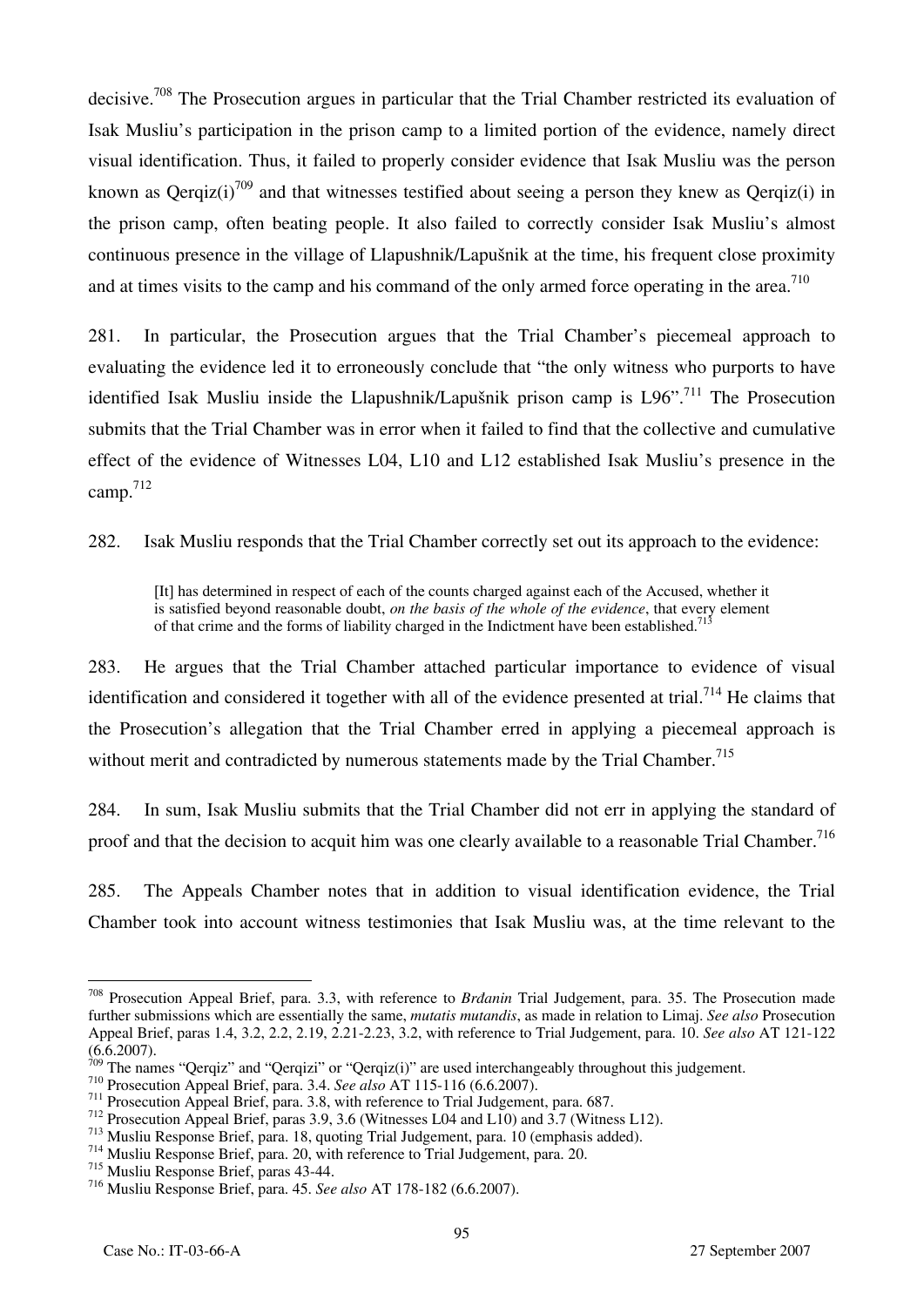decisive.[708] The Prosecution argues in particular that the Trial Chamber restricted its evaluation of Isak Musliu's participation in the prison camp to a limited portion of the evidence, namely direct visual identification. Thus, it failed to properly consider evidence that Isak Musliu was the person known as Qerqiz(i)[709] and that witnesses testified about seeing a person they knew as Qerqiz(i) in the prison camp, often beating people. It also failed to correctly consider Isak Musliu's almost continuous presence in the village of Llapushnik/Lapušnik at the time, his frequent close proximity and at times visits to the camp and his command of the only armed force operating in the area.[710]

281. In particular, the Prosecution argues that the Trial Chamber's piecemeal approach to evaluating the evidence led it to erroneously conclude that "the only witness who purports to have identified Isak Musliu inside the Llapushnik/Lapušnik prison camp is L96".[711] The Prosecution submits that the Trial Chamber was in error when it failed to find that the collective and cumulative effect of the evidence of Witnesses L04, L10 and L12 established Isak Musliu's presence in the camp.[712]

282. Isak Musliu responds that the Trial Chamber correctly set out its approach to the evidence:

> [It] has determined in respect of each of the counts charged against each of the Accused, whether it is satisfied beyond reasonable doubt, *on the basis of the whole of the evidence*, that every element of that crime and the forms of liability charged in the Indictment have been established.[713]

283. He argues that the Trial Chamber attached particular importance to evidence of visual identification and considered it together with all of the evidence presented at trial.[714] He claims that the Prosecution's allegation that the Trial Chamber erred in applying a piecemeal approach is without merit and contradicted by numerous statements made by the Trial Chamber.[715]

284. In sum, Isak Musliu submits that the Trial Chamber did not err in applying the standard of proof and that the decision to acquit him was one clearly available to a reasonable Trial Chamber.[716]

285. The Appeals Chamber notes that in addition to visual identification evidence, the Trial Chamber took into account witness testimonies that Isak Musliu was, at the time relevant to the

---

[708] Prosecution Appeal Brief, para. 3.3, with reference to *Brđanin* Trial Judgement, para. 35. The Prosecution made further submissions which are essentially the same, *mutatis mutandis*, as made in relation to Limaj. *See also* Prosecution Appeal Brief, paras 1.4, 3.2, 2.2, 2.19, 2.21-2.23, 3.2, with reference to Trial Judgement, para. 10. *See also* AT 121-122 (6.6.2007).

[709] The names "Qerqiz" and "Qerqizi" or "Qerqiz(i)" are used interchangeably throughout this judgement.

[710] Prosecution Appeal Brief, para. 3.4. *See also* AT 115-116 (6.6.2007).

[711] Prosecution Appeal Brief, para. 3.8, with reference to Trial Judgement, para. 687.

[712] Prosecution Appeal Brief, paras 3.9, 3.6 (Witnesses L04 and L10) and 3.7 (Witness L12).

[713] Musliu Response Brief, para. 18, quoting Trial Judgement, para. 10 (emphasis added).

[714] Musliu Response Brief, para. 20, with reference to Trial Judgement, para. 20.

[715] Musliu Response Brief, paras 43-44.

[716] Musliu Response Brief, para. 45. *See also* AT 178-182 (6.6.2007).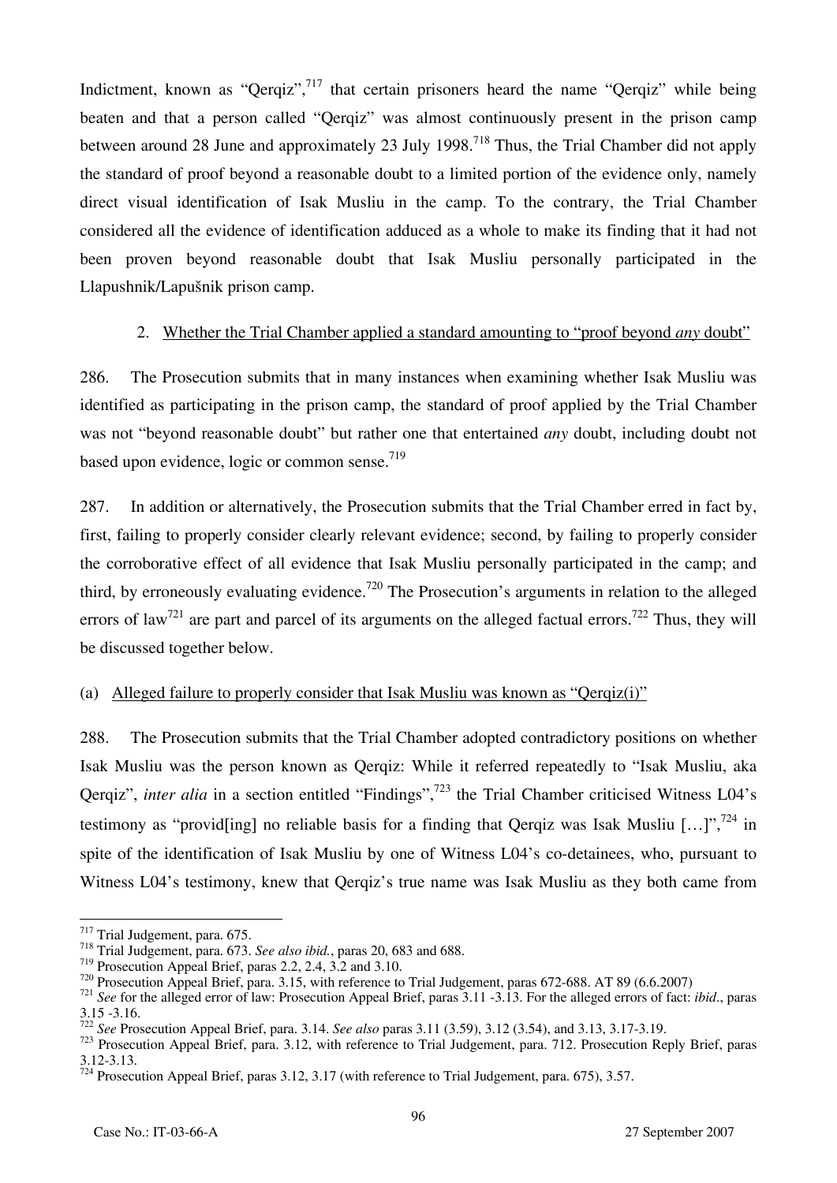Indictment, known as "Qerqiz",[717] that certain prisoners heard the name "Qerqiz" while being beaten and that a person called "Qerqiz" was almost continuously present in the prison camp between around 28 June and approximately 23 July 1998.[718] Thus, the Trial Chamber did not apply the standard of proof beyond a reasonable doubt to a limited portion of the evidence only, namely direct visual identification of Isak Musliu in the camp. To the contrary, the Trial Chamber considered all the evidence of identification adduced as a whole to make its finding that it had not been proven beyond reasonable doubt that Isak Musliu personally participated in the Llapushnik/Lapušnik prison camp.

2. Whether the Trial Chamber applied a standard amounting to "proof beyond *any* doubt"

286. The Prosecution submits that in many instances when examining whether Isak Musliu was identified as participating in the prison camp, the standard of proof applied by the Trial Chamber was not "beyond reasonable doubt" but rather one that entertained *any* doubt, including doubt not based upon evidence, logic or common sense.[719]

287. In addition or alternatively, the Prosecution submits that the Trial Chamber erred in fact by, first, failing to properly consider clearly relevant evidence; second, by failing to properly consider the corroborative effect of all evidence that Isak Musliu personally participated in the camp; and third, by erroneously evaluating evidence.[720] The Prosecution's arguments in relation to the alleged errors of law[721] are part and parcel of its arguments on the alleged factual errors.[722] Thus, they will be discussed together below.

(a) Alleged failure to properly consider that Isak Musliu was known as "Qerqiz(i)"

288. The Prosecution submits that the Trial Chamber adopted contradictory positions on whether Isak Musliu was the person known as Qerqiz: While it referred repeatedly to "Isak Musliu, aka Qerqiz", *inter alia* in a section entitled "Findings",[723] the Trial Chamber criticised Witness L04's testimony as "provid[ing] no reliable basis for a finding that Qerqiz was Isak Musliu […]",[724] in spite of the identification of Isak Musliu by one of Witness L04's co-detainees, who, pursuant to Witness L04's testimony, knew that Qerqiz's true name was Isak Musliu as they both came from

---

[717] Trial Judgement, para. 675.

[718] Trial Judgement, para. 673. *See also ibid.*, paras 20, 683 and 688.

[719] Prosecution Appeal Brief, paras 2.2, 2.4, 3.2 and 3.10.

[720] Prosecution Appeal Brief, para. 3.15, with reference to Trial Judgement, paras 672-688. AT 89 (6.6.2007)

[721] *See* for the alleged error of law: Prosecution Appeal Brief, paras 3.11 -3.13. For the alleged errors of fact: *ibid*., paras 3.15 -3.16.

[722] *See* Prosecution Appeal Brief, para. 3.14. *See also* paras 3.11 (3.59), 3.12 (3.54), and 3.13, 3.17-3.19.

[723] Prosecution Appeal Brief, para. 3.12, with reference to Trial Judgement, para. 712. Prosecution Reply Brief, paras 3.12-3.13.

[724] Prosecution Appeal Brief, paras 3.12, 3.17 (with reference to Trial Judgement, para. 675), 3.57.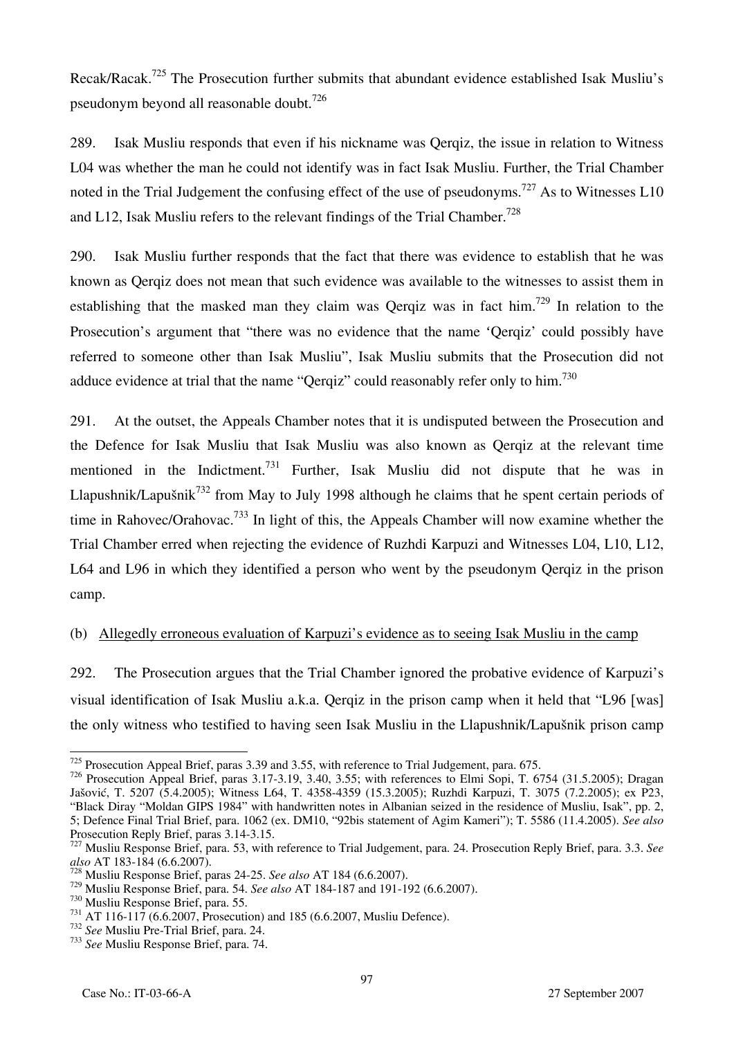Recak/Racak.[725] The Prosecution further submits that abundant evidence established Isak Musliu's pseudonym beyond all reasonable doubt.[726]

289. Isak Musliu responds that even if his nickname was Qerqiz, the issue in relation to Witness L04 was whether the man he could not identify was in fact Isak Musliu. Further, the Trial Chamber noted in the Trial Judgement the confusing effect of the use of pseudonyms.[727] As to Witnesses L10 and L12, Isak Musliu refers to the relevant findings of the Trial Chamber.[728]

290. Isak Musliu further responds that the fact that there was evidence to establish that he was known as Qerqiz does not mean that such evidence was available to the witnesses to assist them in establishing that the masked man they claim was Qerqiz was in fact him.[729] In relation to the Prosecution's argument that "there was no evidence that the name 'Qerqiz' could possibly have referred to someone other than Isak Musliu", Isak Musliu submits that the Prosecution did not adduce evidence at trial that the name "Qerqiz" could reasonably refer only to him.[730]

291. At the outset, the Appeals Chamber notes that it is undisputed between the Prosecution and the Defence for Isak Musliu that Isak Musliu was also known as Qerqiz at the relevant time mentioned in the Indictment.[731] Further, Isak Musliu did not dispute that he was in Llapushnik/Lapušnik[732] from May to July 1998 although he claims that he spent certain periods of time in Rahovec/Orahovac.[733] In light of this, the Appeals Chamber will now examine whether the Trial Chamber erred when rejecting the evidence of Ruzhdi Karpuzi and Witnesses L04, L10, L12, L64 and L96 in which they identified a person who went by the pseudonym Qerqiz in the prison camp.

(b) Allegedly erroneous evaluation of Karpuzi's evidence as to seeing Isak Musliu in the camp

292. The Prosecution argues that the Trial Chamber ignored the probative evidence of Karpuzi's visual identification of Isak Musliu a.k.a. Qerqiz in the prison camp when it held that "L96 [was] the only witness who testified to having seen Isak Musliu in the Llapushnik/Lapušnik prison camp

---

[725] Prosecution Appeal Brief, paras 3.39 and 3.55, with reference to Trial Judgement, para. 675.

[726] Prosecution Appeal Brief, paras 3.17-3.19, 3.40, 3.55; with references to Elmi Sopi, T. 6754 (31.5.2005); Dragan Jašović, T. 5207 (5.4.2005); Witness L64, T. 4358-4359 (15.3.2005); Ruzhdi Karpuzi, T. 3075 (7.2.2005); ex P23, "Black Diray "Moldan GIPS 1984" with handwritten notes in Albanian seized in the residence of Musliu, Isak", pp. 2, 5; Defence Final Trial Brief, para. 1062 (ex. DM10, "92bis statement of Agim Kameri"); T. 5586 (11.4.2005). *See also* Prosecution Reply Brief, paras 3.14-3.15.

[727] Musliu Response Brief, para. 53, with reference to Trial Judgement, para. 24. Prosecution Reply Brief, para. 3.3. *See also* AT 183-184 (6.6.2007).

[728] Musliu Response Brief, paras 24-25. *See also* AT 184 (6.6.2007).

[729] Musliu Response Brief, para. 54. *See also* AT 184-187 and 191-192 (6.6.2007).

[730] Musliu Response Brief, para. 55.

[731] AT 116-117 (6.6.2007, Prosecution) and 185 (6.6.2007, Musliu Defence).

[732] *See* Musliu Pre-Trial Brief, para. 24.

[733] *See* Musliu Response Brief, para. 74.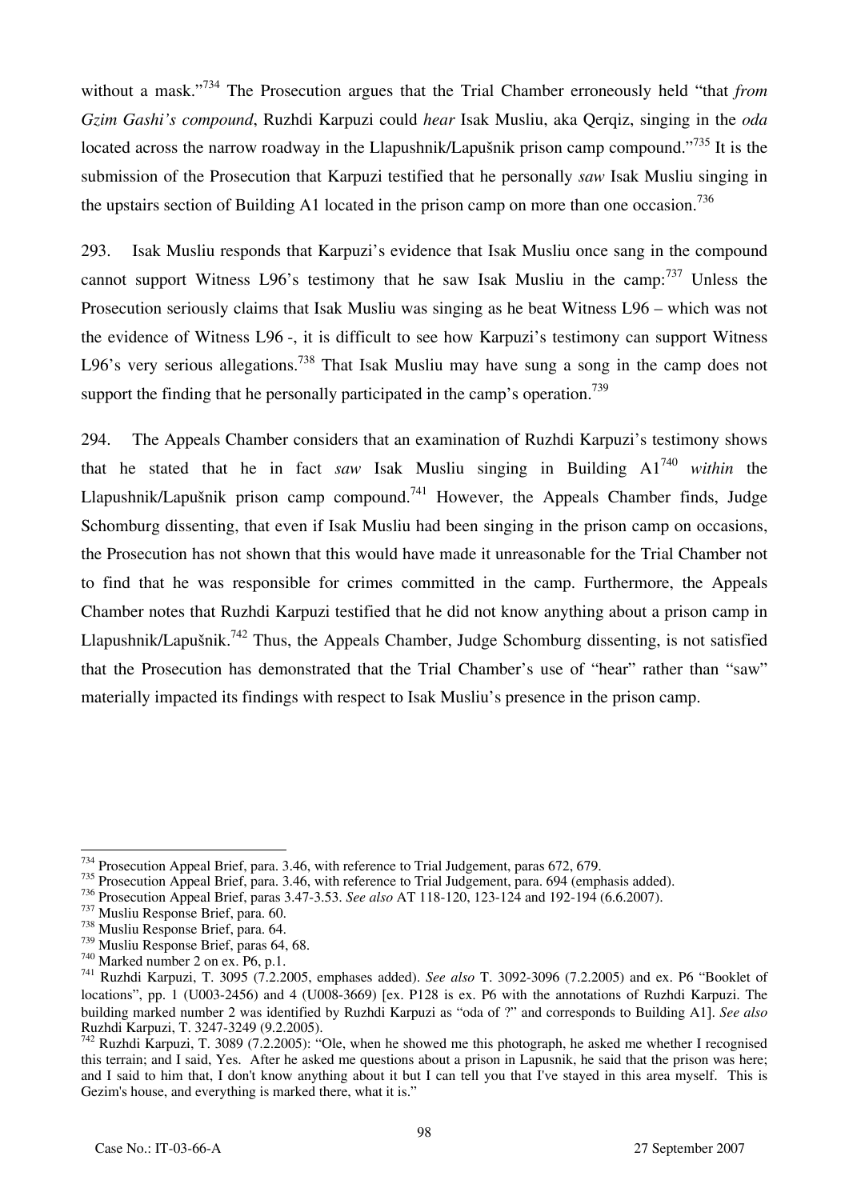without a mask."[734] The Prosecution argues that the Trial Chamber erroneously held "that *from Gzim Gashi's compound*, Ruzhdi Karpuzi could *hear* Isak Musliu, aka Qerqiz, singing in the *oda* located across the narrow roadway in the Llapushnik/Lapušnik prison camp compound."[735] It is the submission of the Prosecution that Karpuzi testified that he personally *saw* Isak Musliu singing in the upstairs section of Building A1 located in the prison camp on more than one occasion.[736]

293. Isak Musliu responds that Karpuzi's evidence that Isak Musliu once sang in the compound cannot support Witness L96's testimony that he saw Isak Musliu in the camp:[737] Unless the Prosecution seriously claims that Isak Musliu was singing as he beat Witness L96 – which was not the evidence of Witness L96 -, it is difficult to see how Karpuzi's testimony can support Witness L96's very serious allegations.[738] That Isak Musliu may have sung a song in the camp does not support the finding that he personally participated in the camp's operation.[739]

294. The Appeals Chamber considers that an examination of Ruzhdi Karpuzi's testimony shows that he stated that he in fact *saw* Isak Musliu singing in Building A1[740] *within* the Llapushnik/Lapušnik prison camp compound.[741] However, the Appeals Chamber finds, Judge Schomburg dissenting, that even if Isak Musliu had been singing in the prison camp on occasions, the Prosecution has not shown that this would have made it unreasonable for the Trial Chamber not to find that he was responsible for crimes committed in the camp. Furthermore, the Appeals Chamber notes that Ruzhdi Karpuzi testified that he did not know anything about a prison camp in Llapushnik/Lapušnik.[742] Thus, the Appeals Chamber, Judge Schomburg dissenting, is not satisfied that the Prosecution has demonstrated that the Trial Chamber's use of "hear" rather than "saw" materially impacted its findings with respect to Isak Musliu's presence in the prison camp.

---

[734] Prosecution Appeal Brief, para. 3.46, with reference to Trial Judgement, paras 672, 679.

[735] Prosecution Appeal Brief, para. 3.46, with reference to Trial Judgement, para. 694 (emphasis added).

[736] Prosecution Appeal Brief, paras 3.47-3.53. *See also* AT 118-120, 123-124 and 192-194 (6.6.2007).

[737] Musliu Response Brief, para. 60.

[738] Musliu Response Brief, para. 64.

[739] Musliu Response Brief, paras 64, 68.

[740] Marked number 2 on ex. P6, p.1.

[741] Ruzhdi Karpuzi, T. 3095 (7.2.2005, emphases added). *See also* T. 3092-3096 (7.2.2005) and ex. P6 "Booklet of locations", pp. 1 (U003-2456) and 4 (U008-3669) [ex. P128 is ex. P6 with the annotations of Ruzhdi Karpuzi. The building marked number 2 was identified by Ruzhdi Karpuzi as "oda of ?" and corresponds to Building A1]. *See also* Ruzhdi Karpuzi, T. 3247-3249 (9.2.2005).

[742] Ruzhdi Karpuzi, T. 3089 (7.2.2005): "Ole, when he showed me this photograph, he asked me whether I recognised this terrain; and I said, Yes. After he asked me questions about a prison in Lapusnik, he said that the prison was here; and I said to him that, I don't know anything about it but I can tell you that I've stayed in this area myself. This is Gezim's house, and everything is marked there, what it is."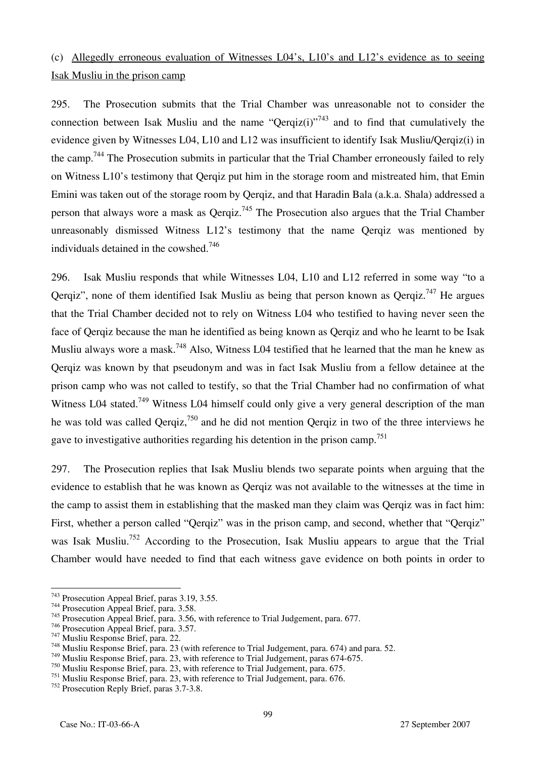(c) Allegedly erroneous evaluation of Witnesses L04's, L10's and L12's evidence as to seeing Isak Musliu in the prison camp

295. The Prosecution submits that the Trial Chamber was unreasonable not to consider the connection between Isak Musliu and the name "Qerqiz(i)"[743] and to find that cumulatively the evidence given by Witnesses L04, L10 and L12 was insufficient to identify Isak Musliu/Qerqiz(i) in the camp.[744] The Prosecution submits in particular that the Trial Chamber erroneously failed to rely on Witness L10's testimony that Qerqiz put him in the storage room and mistreated him, that Emin Emini was taken out of the storage room by Qerqiz, and that Haradin Bala (a.k.a. Shala) addressed a person that always wore a mask as Qerqiz.[745] The Prosecution also argues that the Trial Chamber unreasonably dismissed Witness L12's testimony that the name Qerqiz was mentioned by individuals detained in the cowshed.[746]

296. Isak Musliu responds that while Witnesses L04, L10 and L12 referred in some way "to a Qerqiz", none of them identified Isak Musliu as being that person known as Qerqiz.[747] He argues that the Trial Chamber decided not to rely on Witness L04 who testified to having never seen the face of Qerqiz because the man he identified as being known as Qerqiz and who he learnt to be Isak Musliu always wore a mask.[748] Also, Witness L04 testified that he learned that the man he knew as Qerqiz was known by that pseudonym and was in fact Isak Musliu from a fellow detainee at the prison camp who was not called to testify, so that the Trial Chamber had no confirmation of what Witness L04 stated.[749] Witness L04 himself could only give a very general description of the man he was told was called Qerqiz,[750] and he did not mention Qerqiz in two of the three interviews he gave to investigative authorities regarding his detention in the prison camp.[751]

297. The Prosecution replies that Isak Musliu blends two separate points when arguing that the evidence to establish that he was known as Qerqiz was not available to the witnesses at the time in the camp to assist them in establishing that the masked man they claim was Qerqiz was in fact him: First, whether a person called "Qerqiz" was in the prison camp, and second, whether that "Qerqiz" was Isak Musliu.[752] According to the Prosecution, Isak Musliu appears to argue that the Trial Chamber would have needed to find that each witness gave evidence on both points in order to

---

[743] Prosecution Appeal Brief, paras 3.19, 3.55.
[744] Prosecution Appeal Brief, para. 3.58.
[745] Prosecution Appeal Brief, para. 3.56, with reference to Trial Judgement, para. 677.
[746] Prosecution Appeal Brief, para. 3.57.
[747] Musliu Response Brief, para. 22.
[748] Musliu Response Brief, para. 23 (with reference to Trial Judgement, para. 674) and para. 52.
[749] Musliu Response Brief, para. 23, with reference to Trial Judgement, paras 674-675.
[750] Musliu Response Brief, para. 23, with reference to Trial Judgement, para. 675.
[751] Musliu Response Brief, para. 23, with reference to Trial Judgement, para. 676.
[752] Prosecution Reply Brief, paras 3.7-3.8.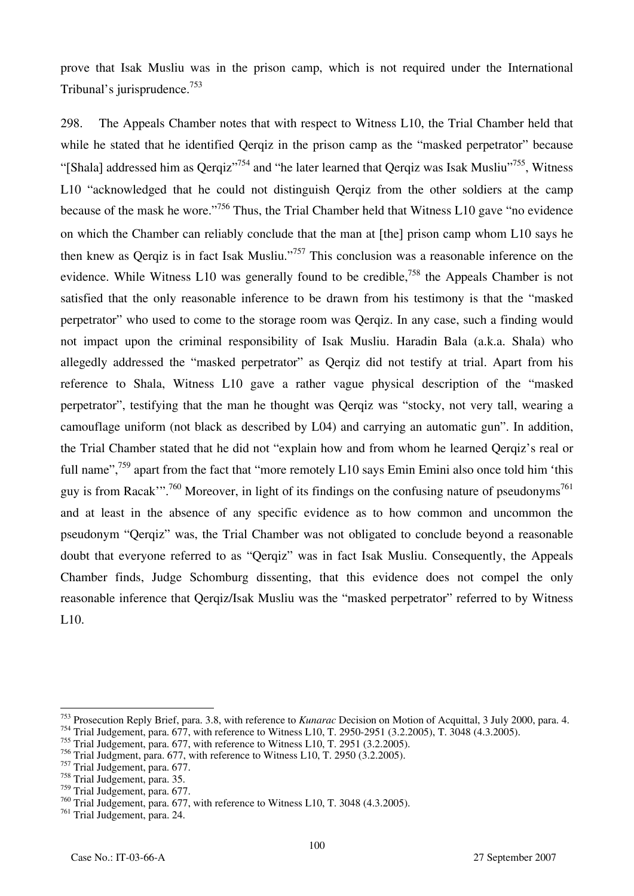prove that Isak Musliu was in the prison camp, which is not required under the International Tribunal's jurisprudence.[753]

298. The Appeals Chamber notes that with respect to Witness L10, the Trial Chamber held that while he stated that he identified Qerqiz in the prison camp as the "masked perpetrator" because "[Shala] addressed him as Qerqiz"[754] and "he later learned that Qerqiz was Isak Musliu"[755], Witness L10 "acknowledged that he could not distinguish Qerqiz from the other soldiers at the camp because of the mask he wore."[756] Thus, the Trial Chamber held that Witness L10 gave "no evidence on which the Chamber can reliably conclude that the man at [the] prison camp whom L10 says he then knew as Qerqiz is in fact Isak Musliu."[757] This conclusion was a reasonable inference on the evidence. While Witness L10 was generally found to be credible,[758] the Appeals Chamber is not satisfied that the only reasonable inference to be drawn from his testimony is that the "masked perpetrator" who used to come to the storage room was Qerqiz. In any case, such a finding would not impact upon the criminal responsibility of Isak Musliu. Haradin Bala (a.k.a. Shala) who allegedly addressed the "masked perpetrator" as Qerqiz did not testify at trial. Apart from his reference to Shala, Witness L10 gave a rather vague physical description of the "masked perpetrator", testifying that the man he thought was Qerqiz was "stocky, not very tall, wearing a camouflage uniform (not black as described by L04) and carrying an automatic gun". In addition, the Trial Chamber stated that he did not "explain how and from whom he learned Qerqiz's real or full name",[759] apart from the fact that "more remotely L10 says Emin Emini also once told him 'this guy is from Racak'".[760] Moreover, in light of its findings on the confusing nature of pseudonyms[761] and at least in the absence of any specific evidence as to how common and uncommon the pseudonym "Qerqiz" was, the Trial Chamber was not obligated to conclude beyond a reasonable doubt that everyone referred to as "Qerqiz" was in fact Isak Musliu. Consequently, the Appeals Chamber finds, Judge Schomburg dissenting, that this evidence does not compel the only reasonable inference that Qerqiz/Isak Musliu was the "masked perpetrator" referred to by Witness L10.

---

[753] Prosecution Reply Brief, para. 3.8, with reference to *Kunarac* Decision on Motion of Acquittal, 3 July 2000, para. 4.

[754] Trial Judgement, para. 677, with reference to Witness L10, T. 2950-2951 (3.2.2005), T. 3048 (4.3.2005).

[755] Trial Judgement, para. 677, with reference to Witness L10, T. 2951 (3.2.2005).

[756] Trial Judgment, para. 677, with reference to Witness L10, T. 2950 (3.2.2005).

[757] Trial Judgement, para. 677.

[758] Trial Judgement, para. 35.

[759] Trial Judgement, para. 677.

[760] Trial Judgement, para. 677, with reference to Witness L10, T. 3048 (4.3.2005).

[761] Trial Judgement, para. 24.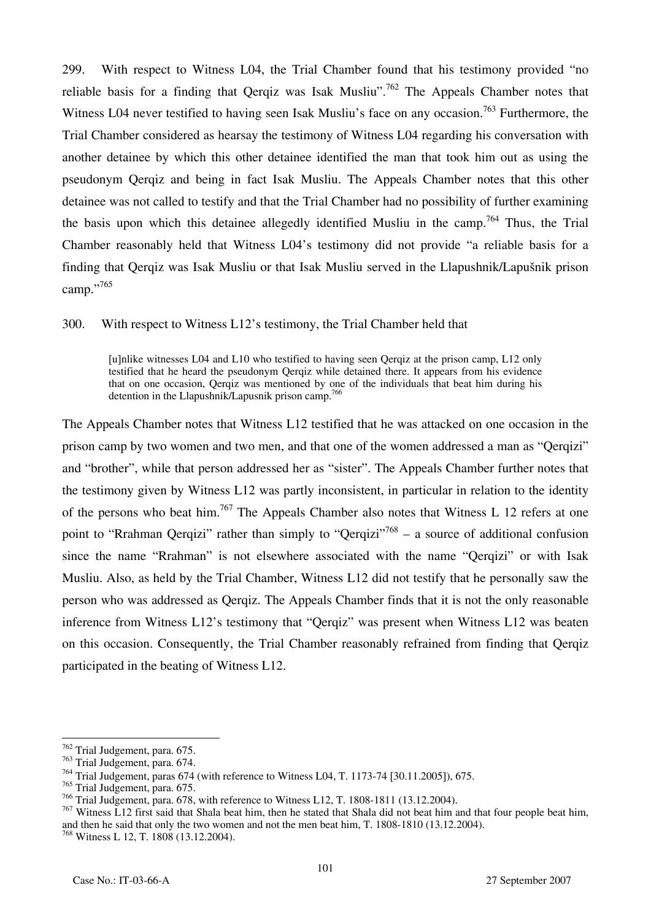299. With respect to Witness L04, the Trial Chamber found that his testimony provided "no reliable basis for a finding that Qerqiz was Isak Musliu".[762] The Appeals Chamber notes that Witness L04 never testified to having seen Isak Musliu's face on any occasion.[763] Furthermore, the Trial Chamber considered as hearsay the testimony of Witness L04 regarding his conversation with another detainee by which this other detainee identified the man that took him out as using the pseudonym Qerqiz and being in fact Isak Musliu. The Appeals Chamber notes that this other detainee was not called to testify and that the Trial Chamber had no possibility of further examining the basis upon which this detainee allegedly identified Musliu in the camp.[764] Thus, the Trial Chamber reasonably held that Witness L04's testimony did not provide "a reliable basis for a finding that Qerqiz was Isak Musliu or that Isak Musliu served in the Llapushnik/Lapušnik prison camp."[765]

300. With respect to Witness L12's testimony, the Trial Chamber held that

> [u]nlike witnesses L04 and L10 who testified to having seen Qerqiz at the prison camp, L12 only testified that he heard the pseudonym Qerqiz while detained there. It appears from his evidence that on one occasion, Qerqiz was mentioned by one of the individuals that beat him during his detention in the Llapushnik/Lapusnik prison camp.[766]

The Appeals Chamber notes that Witness L12 testified that he was attacked on one occasion in the prison camp by two women and two men, and that one of the women addressed a man as "Qerqizi" and "brother", while that person addressed her as "sister". The Appeals Chamber further notes that the testimony given by Witness L12 was partly inconsistent, in particular in relation to the identity of the persons who beat him.[767] The Appeals Chamber also notes that Witness L 12 refers at one point to "Rrahman Qerqizi" rather than simply to "Qerqizi"[768] – a source of additional confusion since the name "Rrahman" is not elsewhere associated with the name "Qerqizi" or with Isak Musliu. Also, as held by the Trial Chamber, Witness L12 did not testify that he personally saw the person who was addressed as Qerqiz. The Appeals Chamber finds that it is not the only reasonable inference from Witness L12's testimony that "Qerqiz" was present when Witness L12 was beaten on this occasion. Consequently, the Trial Chamber reasonably refrained from finding that Qerqiz participated in the beating of Witness L12.

---

[762] Trial Judgement, para. 675.

[763] Trial Judgement, para. 674.

[764] Trial Judgement, paras 674 (with reference to Witness L04, T. 1173-74 [30.11.2005]), 675.

[765] Trial Judgement, para. 675.

[766] Trial Judgement, para. 678, with reference to Witness L12, T. 1808-1811 (13.12.2004).

[767] Witness L12 first said that Shala beat him, then he stated that Shala did not beat him and that four people beat him, and then he said that only the two women and not the men beat him, T. 1808-1810 (13.12.2004).

[768] Witness L 12, T. 1808 (13.12.2004).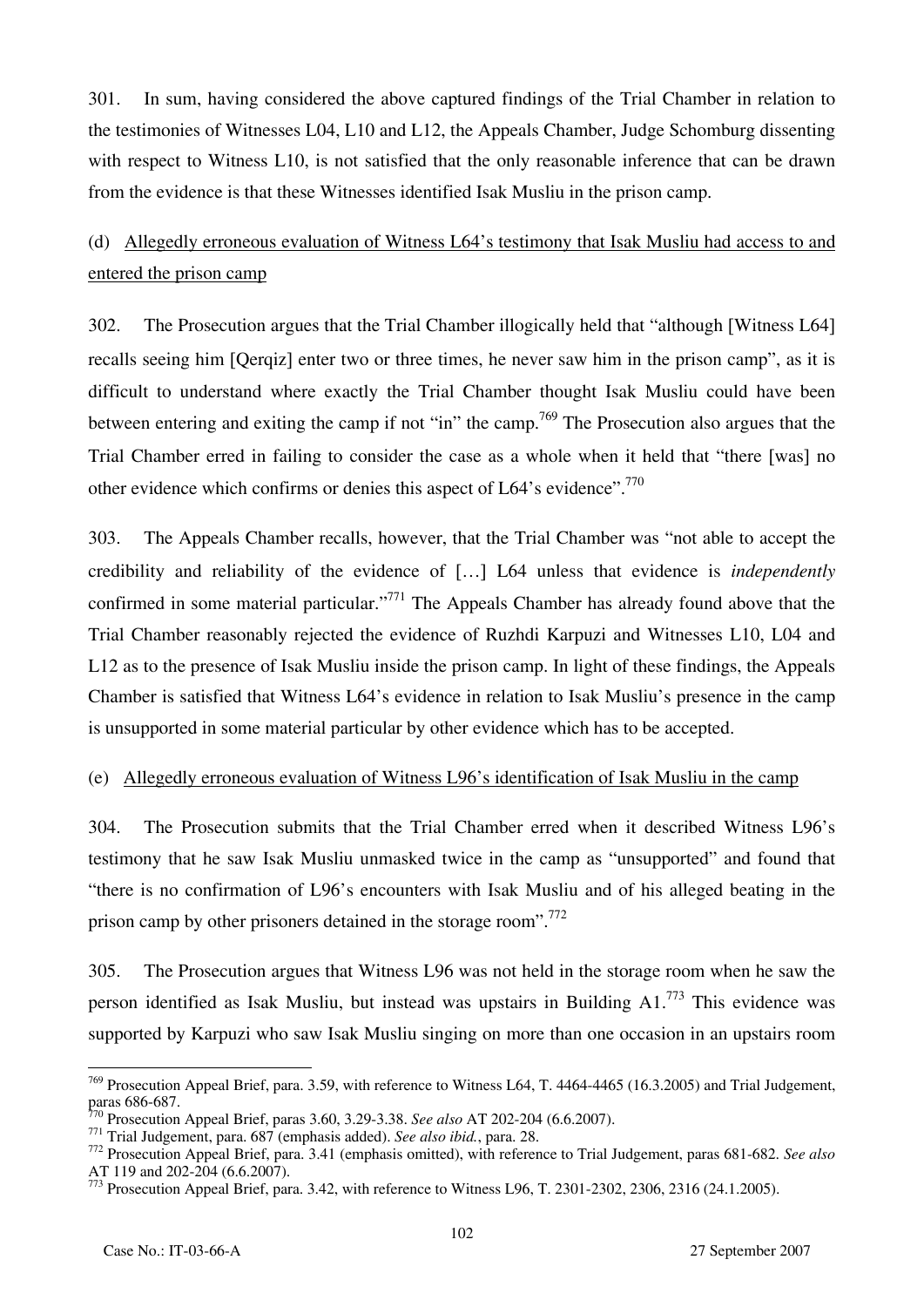301. In sum, having considered the above captured findings of the Trial Chamber in relation to the testimonies of Witnesses L04, L10 and L12, the Appeals Chamber, Judge Schomburg dissenting with respect to Witness L10, is not satisfied that the only reasonable inference that can be drawn from the evidence is that these Witnesses identified Isak Musliu in the prison camp.

(d) Allegedly erroneous evaluation of Witness L64's testimony that Isak Musliu had access to and entered the prison camp

302. The Prosecution argues that the Trial Chamber illogically held that "although [Witness L64] recalls seeing him [Qerqiz] enter two or three times, he never saw him in the prison camp", as it is difficult to understand where exactly the Trial Chamber thought Isak Musliu could have been between entering and exiting the camp if not "in" the camp.[769] The Prosecution also argues that the Trial Chamber erred in failing to consider the case as a whole when it held that "there [was] no other evidence which confirms or denies this aspect of L64's evidence".[770]

303. The Appeals Chamber recalls, however, that the Trial Chamber was "not able to accept the credibility and reliability of the evidence of […] L64 unless that evidence is *independently* confirmed in some material particular."[771] The Appeals Chamber has already found above that the Trial Chamber reasonably rejected the evidence of Ruzhdi Karpuzi and Witnesses L10, L04 and L12 as to the presence of Isak Musliu inside the prison camp. In light of these findings, the Appeals Chamber is satisfied that Witness L64's evidence in relation to Isak Musliu's presence in the camp is unsupported in some material particular by other evidence which has to be accepted.

(e) Allegedly erroneous evaluation of Witness L96's identification of Isak Musliu in the camp

304. The Prosecution submits that the Trial Chamber erred when it described Witness L96's testimony that he saw Isak Musliu unmasked twice in the camp as "unsupported" and found that "there is no confirmation of L96's encounters with Isak Musliu and of his alleged beating in the prison camp by other prisoners detained in the storage room".[772]

305. The Prosecution argues that Witness L96 was not held in the storage room when he saw the person identified as Isak Musliu, but instead was upstairs in Building A1.[773] This evidence was supported by Karpuzi who saw Isak Musliu singing on more than one occasion in an upstairs room

---

[769] Prosecution Appeal Brief, para. 3.59, with reference to Witness L64, T. 4464-4465 (16.3.2005) and Trial Judgement, paras 686-687.

[770] Prosecution Appeal Brief, paras 3.60, 3.29-3.38. *See also* AT 202-204 (6.6.2007).

[771] Trial Judgement, para. 687 (emphasis added). *See also ibid.*, para. 28.

[772] Prosecution Appeal Brief, para. 3.41 (emphasis omitted), with reference to Trial Judgement, paras 681-682. *See also* AT 119 and 202-204 (6.6.2007).

[773] Prosecution Appeal Brief, para. 3.42, with reference to Witness L96, T. 2301-2302, 2306, 2316 (24.1.2005).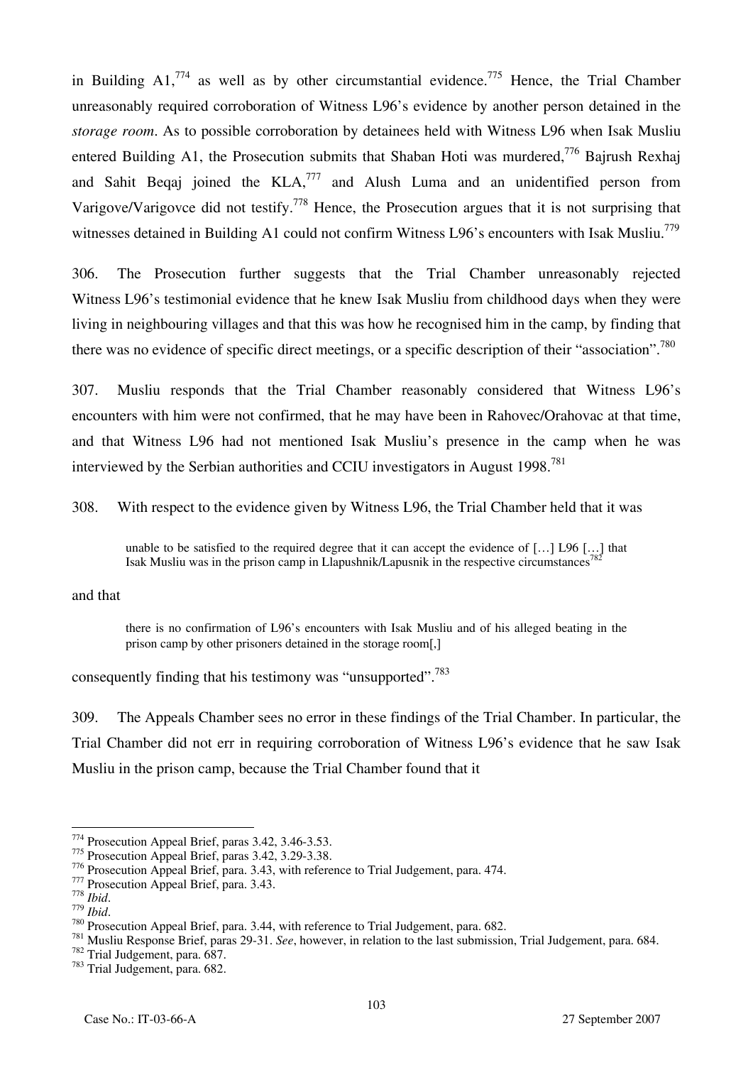in Building A1,[774] as well as by other circumstantial evidence.[775] Hence, the Trial Chamber unreasonably required corroboration of Witness L96's evidence by another person detained in the *storage room*. As to possible corroboration by detainees held with Witness L96 when Isak Musliu entered Building A1, the Prosecution submits that Shaban Hoti was murdered,[776] Bajrush Rexhaj and Sahit Beqaj joined the KLA,[777] and Alush Luma and an unidentified person from Varigove/Varigovce did not testify.[778] Hence, the Prosecution argues that it is not surprising that witnesses detained in Building A1 could not confirm Witness L96's encounters with Isak Musliu.[779]

306. The Prosecution further suggests that the Trial Chamber unreasonably rejected Witness L96's testimonial evidence that he knew Isak Musliu from childhood days when they were living in neighbouring villages and that this was how he recognised him in the camp, by finding that there was no evidence of specific direct meetings, or a specific description of their "association".[780]

307. Musliu responds that the Trial Chamber reasonably considered that Witness L96's encounters with him were not confirmed, that he may have been in Rahovec/Orahovac at that time, and that Witness L96 had not mentioned Isak Musliu's presence in the camp when he was interviewed by the Serbian authorities and CCIU investigators in August 1998.[781]

308. With respect to the evidence given by Witness L96, the Trial Chamber held that it was

> unable to be satisfied to the required degree that it can accept the evidence of […] L96 […] that Isak Musliu was in the prison camp in Llapushnik/Lapusnik in the respective circumstances[782]

and that

> there is no confirmation of L96's encounters with Isak Musliu and of his alleged beating in the prison camp by other prisoners detained in the storage room[,]

consequently finding that his testimony was "unsupported".[783]

309. The Appeals Chamber sees no error in these findings of the Trial Chamber. In particular, the Trial Chamber did not err in requiring corroboration of Witness L96's evidence that he saw Isak Musliu in the prison camp, because the Trial Chamber found that it

---

[774] Prosecution Appeal Brief, paras 3.42, 3.46-3.53.
[775] Prosecution Appeal Brief, paras 3.42, 3.29-3.38.
[776] Prosecution Appeal Brief, para. 3.43, with reference to Trial Judgement, para. 474.
[777] Prosecution Appeal Brief, para. 3.43.
[778] *Ibid*.
[779] *Ibid*.
[780] Prosecution Appeal Brief, para. 3.44, with reference to Trial Judgement, para. 682.
[781] Musliu Response Brief, paras 29-31. *See*, however, in relation to the last submission, Trial Judgement, para. 684.
[782] Trial Judgement, para. 687.
[783] Trial Judgement, para. 682.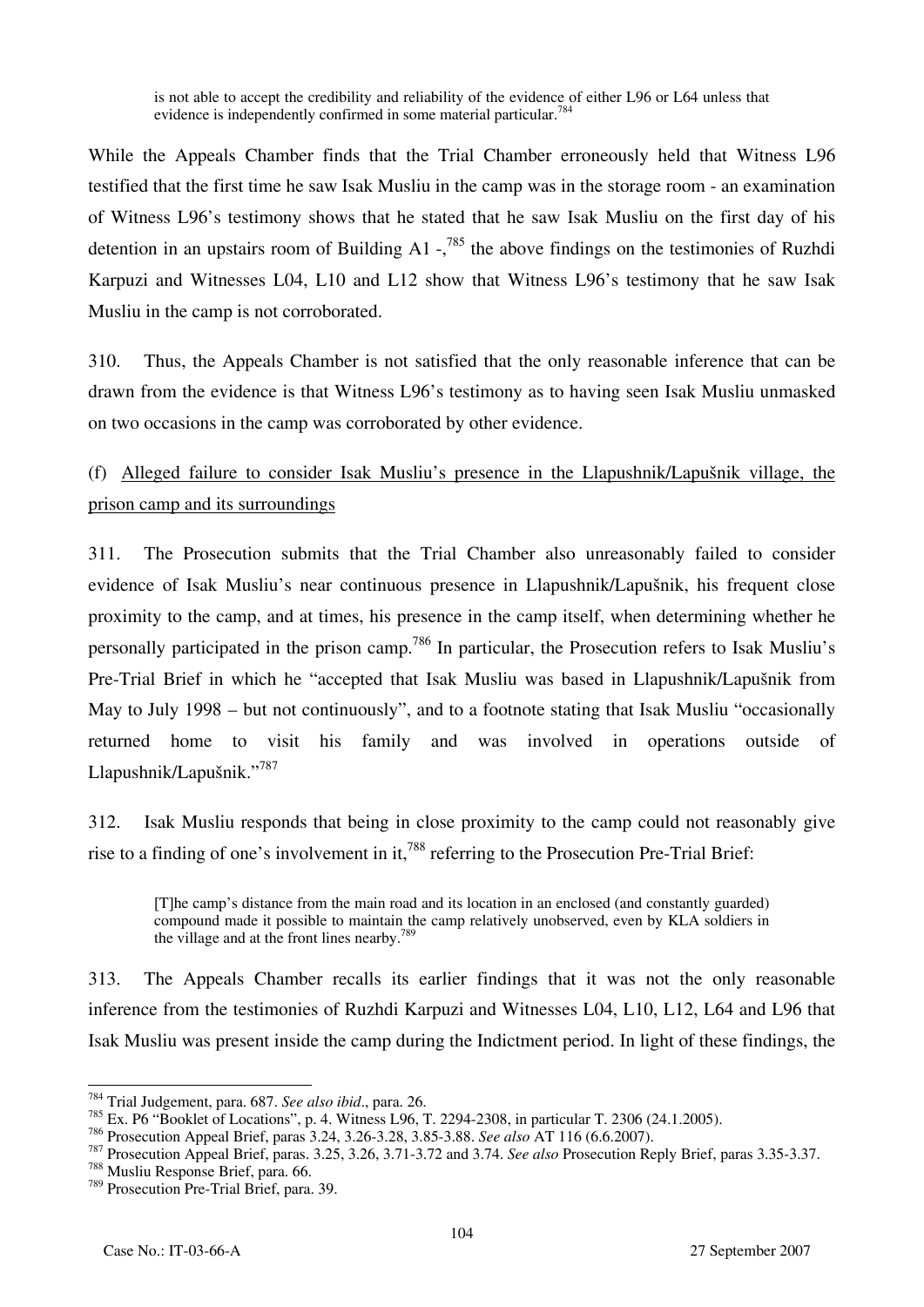> is not able to accept the credibility and reliability of the evidence of either L96 or L64 unless that evidence is independently confirmed in some material particular.[784]

While the Appeals Chamber finds that the Trial Chamber erroneously held that Witness L96 testified that the first time he saw Isak Musliu in the camp was in the storage room - an examination of Witness L96's testimony shows that he stated that he saw Isak Musliu on the first day of his detention in an upstairs room of Building A1 -,[785] the above findings on the testimonies of Ruzhdi Karpuzi and Witnesses L04, L10 and L12 show that Witness L96's testimony that he saw Isak Musliu in the camp is not corroborated.

310. Thus, the Appeals Chamber is not satisfied that the only reasonable inference that can be drawn from the evidence is that Witness L96's testimony as to having seen Isak Musliu unmasked on two occasions in the camp was corroborated by other evidence.

(f) Alleged failure to consider Isak Musliu's presence in the Llapushnik/Lapušnik village, the prison camp and its surroundings

311. The Prosecution submits that the Trial Chamber also unreasonably failed to consider evidence of Isak Musliu's near continuous presence in Llapushnik/Lapušnik, his frequent close proximity to the camp, and at times, his presence in the camp itself, when determining whether he personally participated in the prison camp.[786] In particular, the Prosecution refers to Isak Musliu's Pre-Trial Brief in which he "accepted that Isak Musliu was based in Llapushnik/Lapušnik from May to July 1998 – but not continuously", and to a footnote stating that Isak Musliu "occasionally returned home to visit his family and was involved in operations outside of Llapushnik/Lapušnik."[787]

312. Isak Musliu responds that being in close proximity to the camp could not reasonably give rise to a finding of one's involvement in it,[788] referring to the Prosecution Pre-Trial Brief:

> [T]he camp's distance from the main road and its location in an enclosed (and constantly guarded) compound made it possible to maintain the camp relatively unobserved, even by KLA soldiers in the village and at the front lines nearby.[789]

313. The Appeals Chamber recalls its earlier findings that it was not the only reasonable inference from the testimonies of Ruzhdi Karpuzi and Witnesses L04, L10, L12, L64 and L96 that Isak Musliu was present inside the camp during the Indictment period. In light of these findings, the

---

[784] Trial Judgement, para. 687. *See also ibid*., para. 26.

[785] Ex. P6 "Booklet of Locations", p. 4. Witness L96, T. 2294-2308, in particular T. 2306 (24.1.2005).

[786] Prosecution Appeal Brief, paras 3.24, 3.26-3.28, 3.85-3.88. *See also* AT 116 (6.6.2007).

[787] Prosecution Appeal Brief, paras. 3.25, 3.26, 3.71-3.72 and 3.74. *See also* Prosecution Reply Brief, paras 3.35-3.37.

[788] Musliu Response Brief, para. 66.

[789] Prosecution Pre-Trial Brief, para. 39.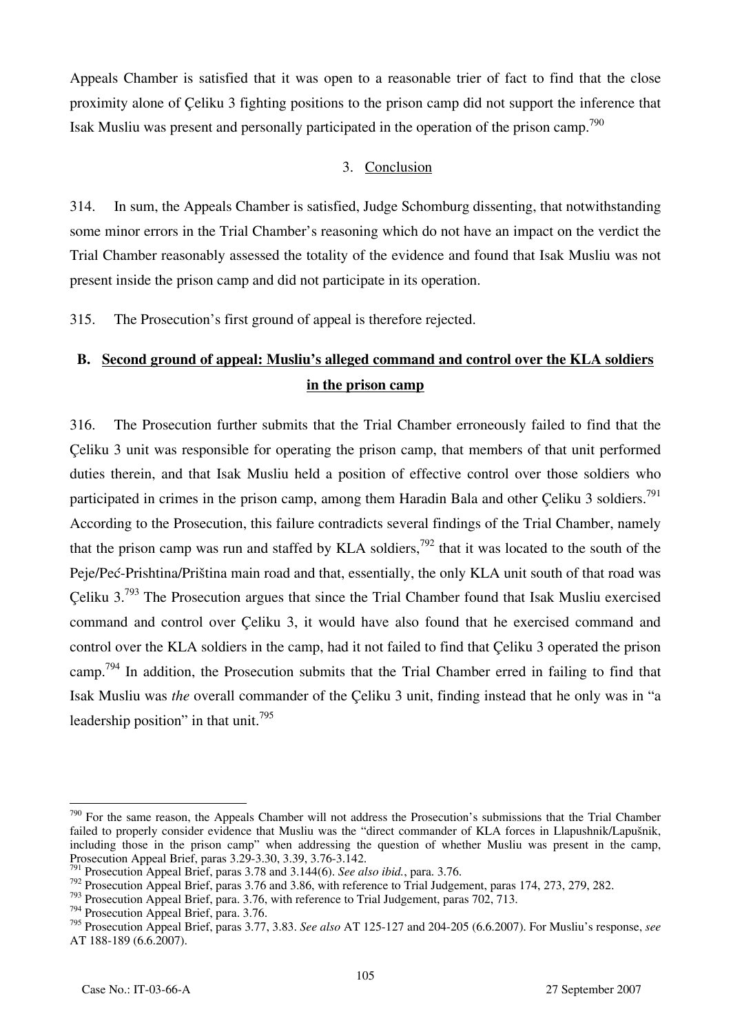Appeals Chamber is satisfied that it was open to a reasonable trier of fact to find that the close proximity alone of Çeliku 3 fighting positions to the prison camp did not support the inference that Isak Musliu was present and personally participated in the operation of the prison camp.[790]

### 3. Conclusion

314. In sum, the Appeals Chamber is satisfied, Judge Schomburg dissenting, that notwithstanding some minor errors in the Trial Chamber's reasoning which do not have an impact on the verdict the Trial Chamber reasonably assessed the totality of the evidence and found that Isak Musliu was not present inside the prison camp and did not participate in its operation.

315. The Prosecution's first ground of appeal is therefore rejected.

## B. Second ground of appeal: Musliu's alleged command and control over the KLA soldiers in the prison camp

316. The Prosecution further submits that the Trial Chamber erroneously failed to find that the Çeliku 3 unit was responsible for operating the prison camp, that members of that unit performed duties therein, and that Isak Musliu held a position of effective control over those soldiers who participated in crimes in the prison camp, among them Haradin Bala and other Çeliku 3 soldiers.[791] According to the Prosecution, this failure contradicts several findings of the Trial Chamber, namely that the prison camp was run and staffed by KLA soldiers,[792] that it was located to the south of the Peje/Peć-Prishtina/Priština main road and that, essentially, the only KLA unit south of that road was Çeliku 3.[793] The Prosecution argues that since the Trial Chamber found that Isak Musliu exercised command and control over Çeliku 3, it would have also found that he exercised command and control over the KLA soldiers in the camp, had it not failed to find that Çeliku 3 operated the prison camp.[794] In addition, the Prosecution submits that the Trial Chamber erred in failing to find that Isak Musliu was *the* overall commander of the Çeliku 3 unit, finding instead that he only was in "a leadership position" in that unit.[795]

---

[790] For the same reason, the Appeals Chamber will not address the Prosecution's submissions that the Trial Chamber failed to properly consider evidence that Musliu was the "direct commander of KLA forces in Llapushnik/Lapušnik, including those in the prison camp" when addressing the question of whether Musliu was present in the camp, Prosecution Appeal Brief, paras 3.29-3.30, 3.39, 3.76-3.142.

[791] Prosecution Appeal Brief, paras 3.78 and 3.144(6). *See also ibid.*, para. 3.76.

[792] Prosecution Appeal Brief, paras 3.76 and 3.86, with reference to Trial Judgement, paras 174, 273, 279, 282.

[793] Prosecution Appeal Brief, para. 3.76, with reference to Trial Judgement, paras 702, 713.

[794] Prosecution Appeal Brief, para. 3.76.

[795] Prosecution Appeal Brief, paras 3.77, 3.83. *See also* AT 125-127 and 204-205 (6.6.2007). For Musliu's response, *see* AT 188-189 (6.6.2007).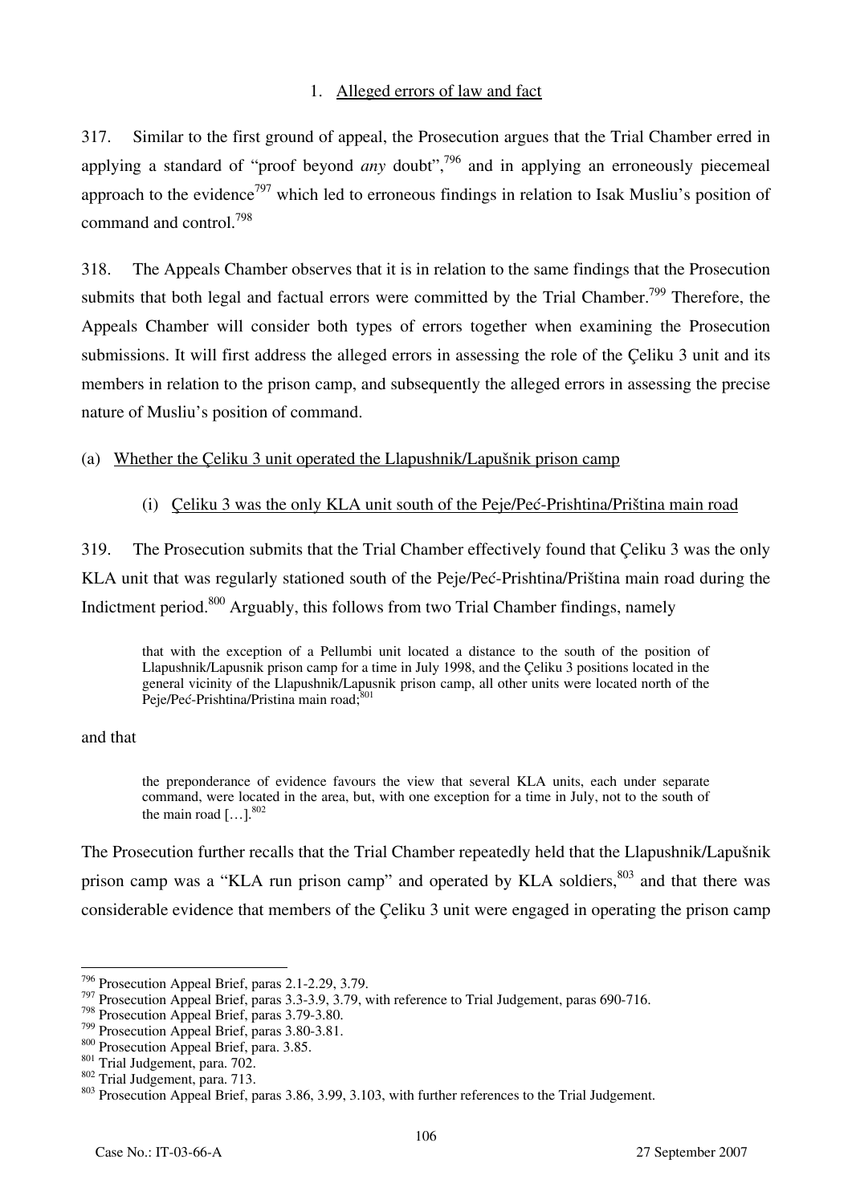1. Alleged errors of law and fact

317. Similar to the first ground of appeal, the Prosecution argues that the Trial Chamber erred in applying a standard of "proof beyond *any* doubt",[796] and in applying an erroneously piecemeal approach to the evidence[797] which led to erroneous findings in relation to Isak Musliu's position of command and control.[798]

318. The Appeals Chamber observes that it is in relation to the same findings that the Prosecution submits that both legal and factual errors were committed by the Trial Chamber.[799] Therefore, the Appeals Chamber will consider both types of errors together when examining the Prosecution submissions. It will first address the alleged errors in assessing the role of the Çeliku 3 unit and its members in relation to the prison camp, and subsequently the alleged errors in assessing the precise nature of Musliu's position of command.

(a) Whether the Çeliku 3 unit operated the Llapushnik/Lapušnik prison camp

(i) Çeliku 3 was the only KLA unit south of the Peje/Peć-Prishtina/Priština main road

319. The Prosecution submits that the Trial Chamber effectively found that Çeliku 3 was the only KLA unit that was regularly stationed south of the Peje/Peć-Prishtina/Priština main road during the Indictment period.[800] Arguably, this follows from two Trial Chamber findings, namely

> that with the exception of a Pellumbi unit located a distance to the south of the position of Llapushnik/Lapusnik prison camp for a time in July 1998, and the Çeliku 3 positions located in the general vicinity of the Llapushnik/Lapusnik prison camp, all other units were located north of the Peje/Peć-Prishtina/Pristina main road;[801]

and that

> the preponderance of evidence favours the view that several KLA units, each under separate command, were located in the area, but, with one exception for a time in July, not to the south of the main road […].[802]

The Prosecution further recalls that the Trial Chamber repeatedly held that the Llapushnik/Lapušnik prison camp was a "KLA run prison camp" and operated by KLA soldiers,[803] and that there was considerable evidence that members of the Çeliku 3 unit were engaged in operating the prison camp

---

[796] Prosecution Appeal Brief, paras 2.1-2.29, 3.79.
[797] Prosecution Appeal Brief, paras 3.3-3.9, 3.79, with reference to Trial Judgement, paras 690-716.
[798] Prosecution Appeal Brief, paras 3.79-3.80.
[799] Prosecution Appeal Brief, paras 3.80-3.81.
[800] Prosecution Appeal Brief, para. 3.85.
[801] Trial Judgement, para. 702.
[802] Trial Judgement, para. 713.
[803] Prosecution Appeal Brief, paras 3.86, 3.99, 3.103, with further references to the Trial Judgement.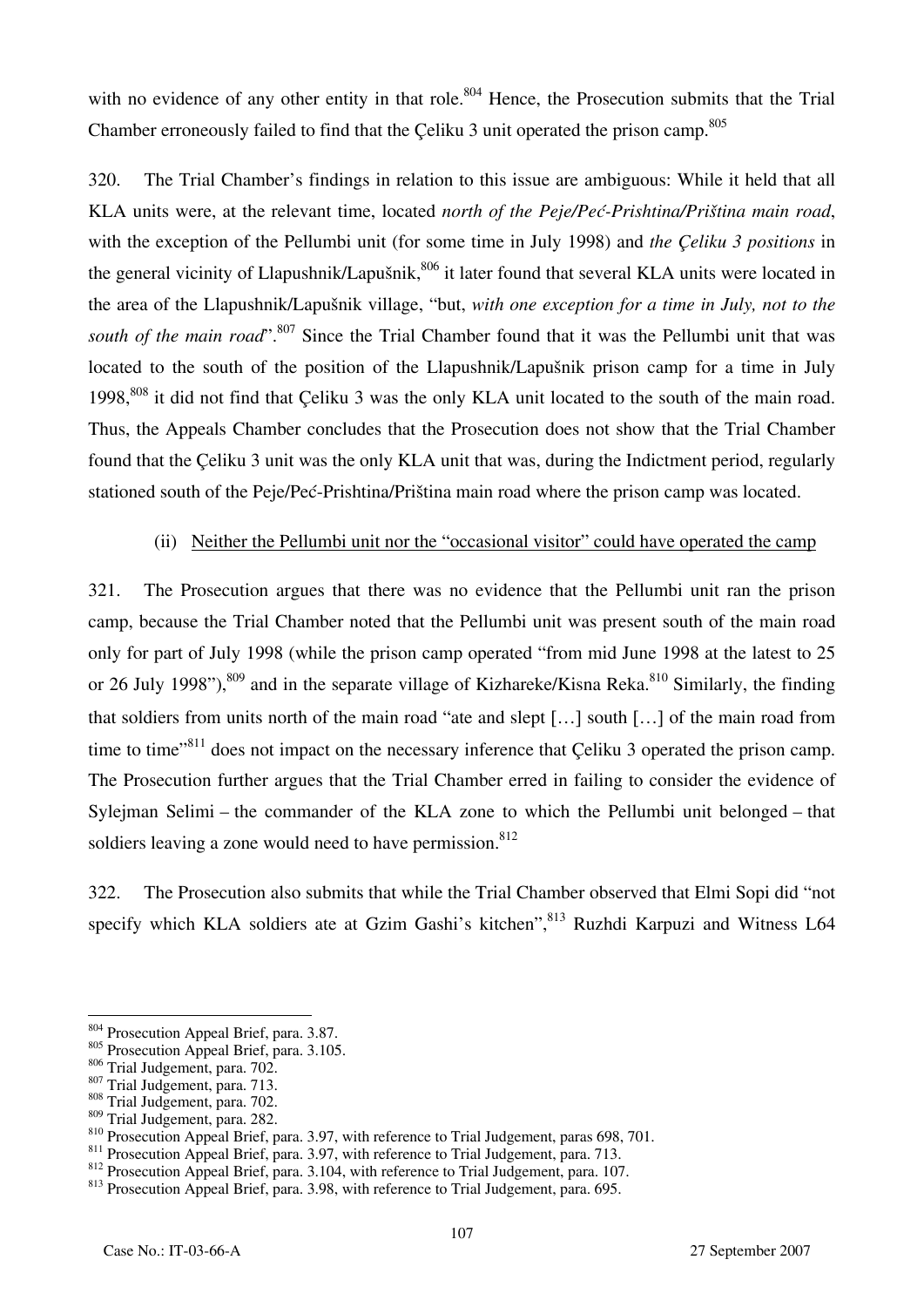with no evidence of any other entity in that role.[804] Hence, the Prosecution submits that the Trial Chamber erroneously failed to find that the Çeliku 3 unit operated the prison camp.[805]

320. The Trial Chamber's findings in relation to this issue are ambiguous: While it held that all KLA units were, at the relevant time, located *north of the Peje/Peć-Prishtina/Priština main road*, with the exception of the Pellumbi unit (for some time in July 1998) and *the Çeliku 3 positions* in the general vicinity of Llapushnik/Lapušnik,[806] it later found that several KLA units were located in the area of the Llapushnik/Lapušnik village, "but, *with one exception for a time in July, not to the south of the main road*".[807] Since the Trial Chamber found that it was the Pellumbi unit that was located to the south of the position of the Llapushnik/Lapušnik prison camp for a time in July 1998,[808] it did not find that Çeliku 3 was the only KLA unit located to the south of the main road. Thus, the Appeals Chamber concludes that the Prosecution does not show that the Trial Chamber found that the Çeliku 3 unit was the only KLA unit that was, during the Indictment period, regularly stationed south of the Peje/Peć-Prishtina/Priština main road where the prison camp was located.

(ii) Neither the Pellumbi unit nor the "occasional visitor" could have operated the camp

321. The Prosecution argues that there was no evidence that the Pellumbi unit ran the prison camp, because the Trial Chamber noted that the Pellumbi unit was present south of the main road only for part of July 1998 (while the prison camp operated "from mid June 1998 at the latest to 25 or 26 July 1998"),[809] and in the separate village of Kizhareke/Kisna Reka.[810] Similarly, the finding that soldiers from units north of the main road "ate and slept […] south […] of the main road from time to time"[811] does not impact on the necessary inference that Çeliku 3 operated the prison camp. The Prosecution further argues that the Trial Chamber erred in failing to consider the evidence of Sylejman Selimi – the commander of the KLA zone to which the Pellumbi unit belonged – that soldiers leaving a zone would need to have permission.[812]

322. The Prosecution also submits that while the Trial Chamber observed that Elmi Sopi did "not specify which KLA soldiers ate at Gzim Gashi's kitchen",[813] Ruzhdi Karpuzi and Witness L64

---

[804] Prosecution Appeal Brief, para. 3.87.
[805] Prosecution Appeal Brief, para. 3.105.
[806] Trial Judgement, para. 702.
[807] Trial Judgement, para. 713.
[808] Trial Judgement, para. 702.
[809] Trial Judgement, para. 282.
[810] Prosecution Appeal Brief, para. 3.97, with reference to Trial Judgement, paras 698, 701.
[811] Prosecution Appeal Brief, para. 3.97, with reference to Trial Judgement, para. 713.
[812] Prosecution Appeal Brief, para. 3.104, with reference to Trial Judgement, para. 107.
[813] Prosecution Appeal Brief, para. 3.98, with reference to Trial Judgement, para. 695.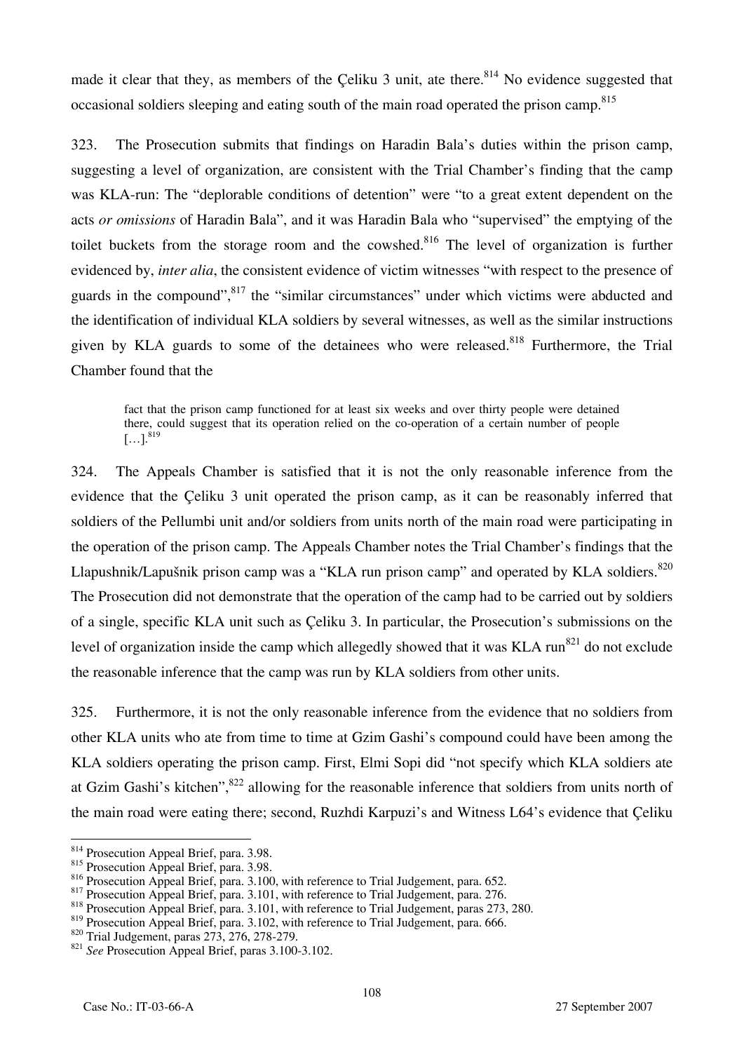made it clear that they, as members of the Çeliku 3 unit, ate there.[814] No evidence suggested that occasional soldiers sleeping and eating south of the main road operated the prison camp.[815]

323. The Prosecution submits that findings on Haradin Bala's duties within the prison camp, suggesting a level of organization, are consistent with the Trial Chamber's finding that the camp was KLA-run: The "deplorable conditions of detention" were "to a great extent dependent on the acts *or omissions* of Haradin Bala", and it was Haradin Bala who "supervised" the emptying of the toilet buckets from the storage room and the cowshed.[816] The level of organization is further evidenced by, *inter alia*, the consistent evidence of victim witnesses "with respect to the presence of guards in the compound",[817] the "similar circumstances" under which victims were abducted and the identification of individual KLA soldiers by several witnesses, as well as the similar instructions given by KLA guards to some of the detainees who were released.[818] Furthermore, the Trial Chamber found that the

> fact that the prison camp functioned for at least six weeks and over thirty people were detained there, could suggest that its operation relied on the co-operation of a certain number of people […].[819]

324. The Appeals Chamber is satisfied that it is not the only reasonable inference from the evidence that the Çeliku 3 unit operated the prison camp, as it can be reasonably inferred that soldiers of the Pellumbi unit and/or soldiers from units north of the main road were participating in the operation of the prison camp. The Appeals Chamber notes the Trial Chamber's findings that the Llapushnik/Lapušnik prison camp was a "KLA run prison camp" and operated by KLA soldiers.[820] The Prosecution did not demonstrate that the operation of the camp had to be carried out by soldiers of a single, specific KLA unit such as Çeliku 3. In particular, the Prosecution's submissions on the level of organization inside the camp which allegedly showed that it was KLA run[821] do not exclude the reasonable inference that the camp was run by KLA soldiers from other units.

325. Furthermore, it is not the only reasonable inference from the evidence that no soldiers from other KLA units who ate from time to time at Gzim Gashi's compound could have been among the KLA soldiers operating the prison camp. First, Elmi Sopi did "not specify which KLA soldiers ate at Gzim Gashi's kitchen",[822] allowing for the reasonable inference that soldiers from units north of the main road were eating there; second, Ruzhdi Karpuzi's and Witness L64's evidence that Çeliku

---

[814] Prosecution Appeal Brief, para. 3.98.
[815] Prosecution Appeal Brief, para. 3.98.
[816] Prosecution Appeal Brief, para. 3.100, with reference to Trial Judgement, para. 652.
[817] Prosecution Appeal Brief, para. 3.101, with reference to Trial Judgement, para. 276.
[818] Prosecution Appeal Brief, para. 3.101, with reference to Trial Judgement, paras 273, 280.
[819] Prosecution Appeal Brief, para. 3.102, with reference to Trial Judgement, para. 666.
[820] Trial Judgement, paras 273, 276, 278-279.
[821] *See* Prosecution Appeal Brief, paras 3.100-3.102.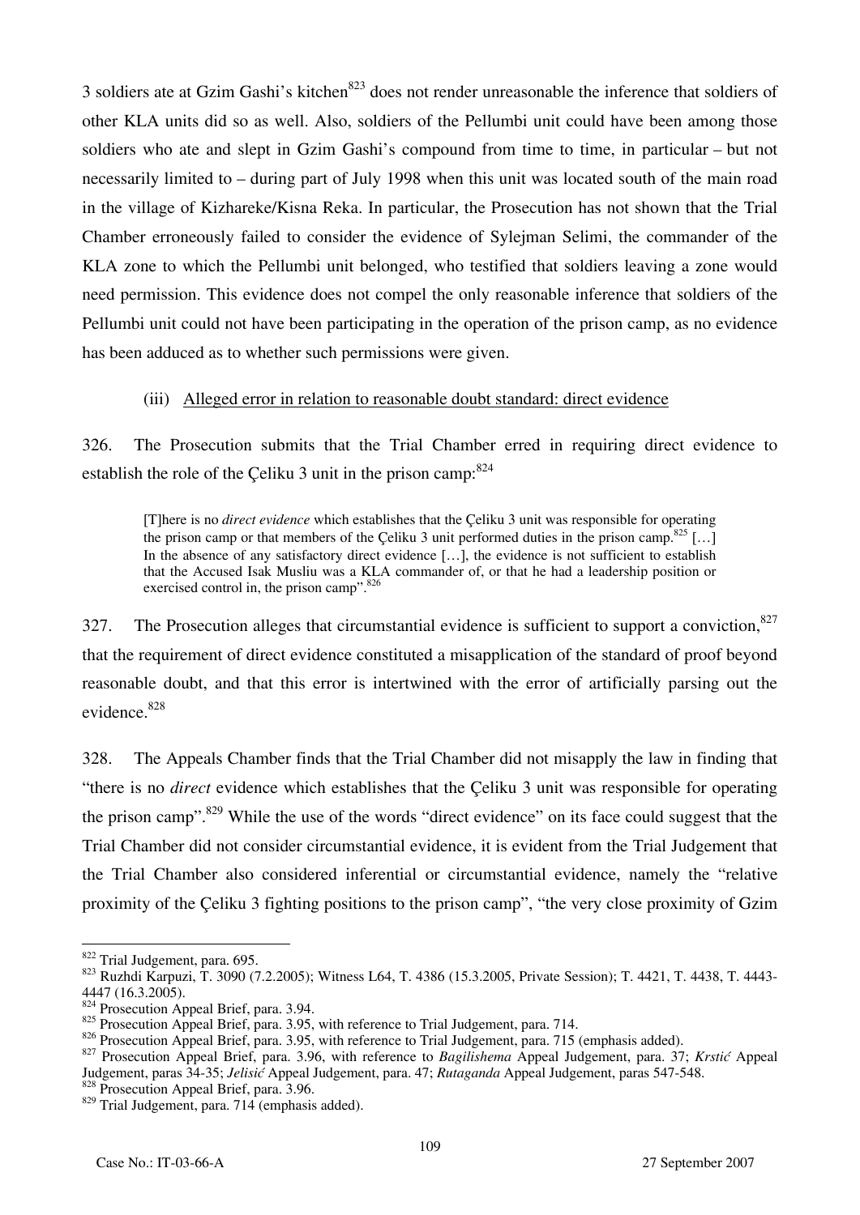3 soldiers ate at Gzim Gashi's kitchen[823] does not render unreasonable the inference that soldiers of other KLA units did so as well. Also, soldiers of the Pellumbi unit could have been among those soldiers who ate and slept in Gzim Gashi's compound from time to time, in particular – but not necessarily limited to – during part of July 1998 when this unit was located south of the main road in the village of Kizhareke/Kisna Reka. In particular, the Prosecution has not shown that the Trial Chamber erroneously failed to consider the evidence of Sylejman Selimi, the commander of the KLA zone to which the Pellumbi unit belonged, who testified that soldiers leaving a zone would need permission. This evidence does not compel the only reasonable inference that soldiers of the Pellumbi unit could not have been participating in the operation of the prison camp, as no evidence has been adduced as to whether such permissions were given.

(iii) Alleged error in relation to reasonable doubt standard: direct evidence

326. The Prosecution submits that the Trial Chamber erred in requiring direct evidence to establish the role of the Çeliku 3 unit in the prison camp:[824]

> [T]here is no *direct evidence* which establishes that the Çeliku 3 unit was responsible for operating the prison camp or that members of the Çeliku 3 unit performed duties in the prison camp.[825] […] In the absence of any satisfactory direct evidence […], the evidence is not sufficient to establish that the Accused Isak Musliu was a KLA commander of, or that he had a leadership position or exercised control in, the prison camp".[826]

327. The Prosecution alleges that circumstantial evidence is sufficient to support a conviction,[827] that the requirement of direct evidence constituted a misapplication of the standard of proof beyond reasonable doubt, and that this error is intertwined with the error of artificially parsing out the evidence.[828]

328. The Appeals Chamber finds that the Trial Chamber did not misapply the law in finding that "there is no *direct* evidence which establishes that the Çeliku 3 unit was responsible for operating the prison camp".[829] While the use of the words "direct evidence" on its face could suggest that the Trial Chamber did not consider circumstantial evidence, it is evident from the Trial Judgement that the Trial Chamber also considered inferential or circumstantial evidence, namely the "relative proximity of the Çeliku 3 fighting positions to the prison camp", "the very close proximity of Gzim

---

[822] Trial Judgement, para. 695.

[823] Ruzhdi Karpuzi, T. 3090 (7.2.2005); Witness L64, T. 4386 (15.3.2005, Private Session); T. 4421, T. 4438, T. 4443-4447 (16.3.2005).

[824] Prosecution Appeal Brief, para. 3.94.

[825] Prosecution Appeal Brief, para. 3.95, with reference to Trial Judgement, para. 714.

[826] Prosecution Appeal Brief, para. 3.95, with reference to Trial Judgement, para. 715 (emphasis added).

[827] Prosecution Appeal Brief, para. 3.96, with reference to *Bagilishema* Appeal Judgement, para. 37; *Krstić* Appeal Judgement, paras 34-35; *Jelisić* Appeal Judgement, para. 47; *Rutaganda* Appeal Judgement, paras 547-548.

[828] Prosecution Appeal Brief, para. 3.96.

[829] Trial Judgement, para. 714 (emphasis added).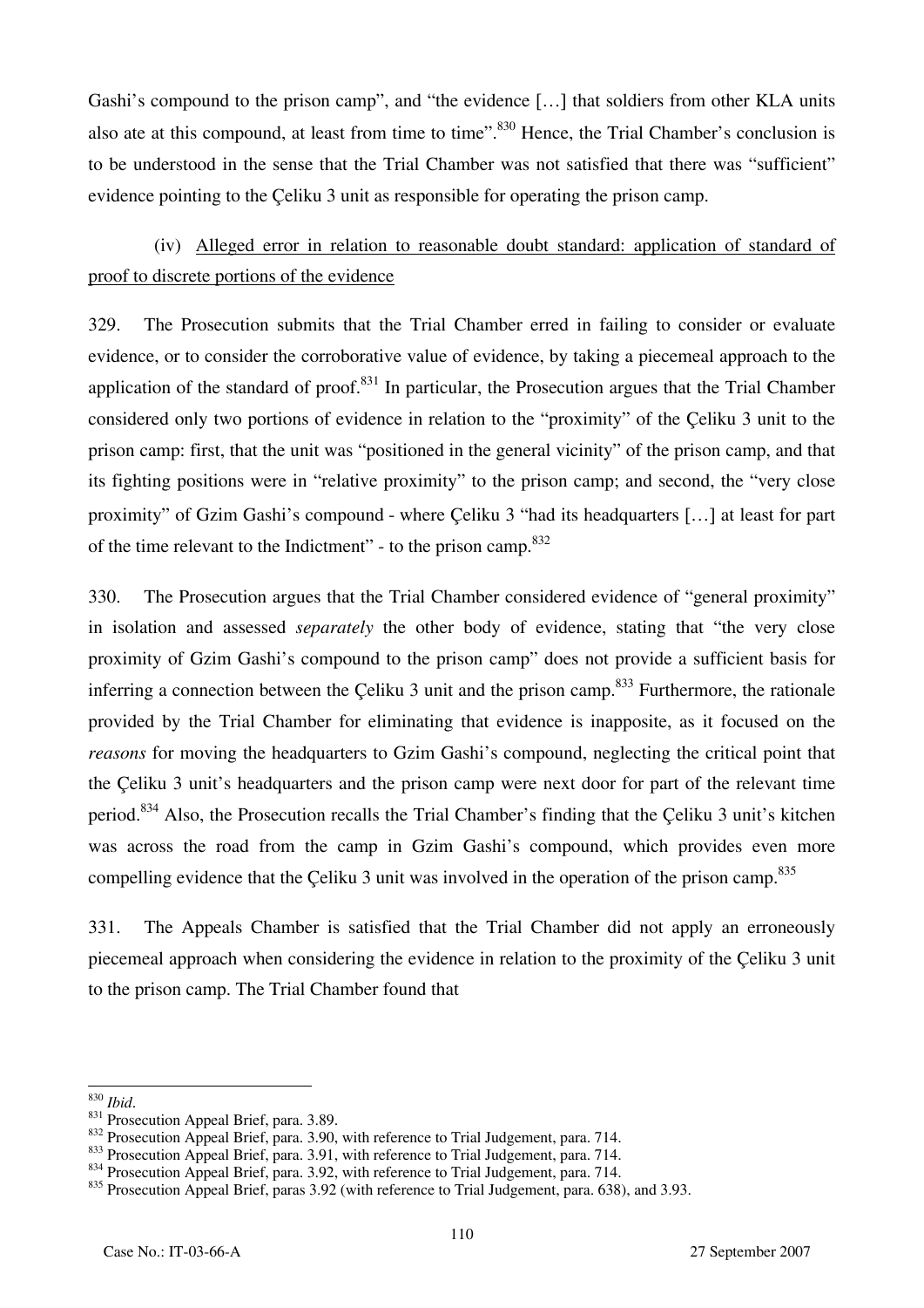Gashi's compound to the prison camp", and "the evidence […] that soldiers from other KLA units also ate at this compound, at least from time to time".[830] Hence, the Trial Chamber's conclusion is to be understood in the sense that the Trial Chamber was not satisfied that there was "sufficient" evidence pointing to the Çeliku 3 unit as responsible for operating the prison camp.

(iv) Alleged error in relation to reasonable doubt standard: application of standard of proof to discrete portions of the evidence

329. The Prosecution submits that the Trial Chamber erred in failing to consider or evaluate evidence, or to consider the corroborative value of evidence, by taking a piecemeal approach to the application of the standard of proof.[831] In particular, the Prosecution argues that the Trial Chamber considered only two portions of evidence in relation to the "proximity" of the Çeliku 3 unit to the prison camp: first, that the unit was "positioned in the general vicinity" of the prison camp, and that its fighting positions were in "relative proximity" to the prison camp; and second, the "very close proximity" of Gzim Gashi's compound - where Çeliku 3 "had its headquarters […] at least for part of the time relevant to the Indictment" - to the prison camp.[832]

330. The Prosecution argues that the Trial Chamber considered evidence of "general proximity" in isolation and assessed *separately* the other body of evidence, stating that "the very close proximity of Gzim Gashi's compound to the prison camp" does not provide a sufficient basis for inferring a connection between the Çeliku 3 unit and the prison camp.[833] Furthermore, the rationale provided by the Trial Chamber for eliminating that evidence is inapposite, as it focused on the *reasons* for moving the headquarters to Gzim Gashi's compound, neglecting the critical point that the Çeliku 3 unit's headquarters and the prison camp were next door for part of the relevant time period.[834] Also, the Prosecution recalls the Trial Chamber's finding that the Çeliku 3 unit's kitchen was across the road from the camp in Gzim Gashi's compound, which provides even more compelling evidence that the Çeliku 3 unit was involved in the operation of the prison camp.[835]

331. The Appeals Chamber is satisfied that the Trial Chamber did not apply an erroneously piecemeal approach when considering the evidence in relation to the proximity of the Çeliku 3 unit to the prison camp. The Trial Chamber found that

---

[830] *Ibid*.
[831] Prosecution Appeal Brief, para. 3.89.
[832] Prosecution Appeal Brief, para. 3.90, with reference to Trial Judgement, para. 714.
[833] Prosecution Appeal Brief, para. 3.91, with reference to Trial Judgement, para. 714.
[834] Prosecution Appeal Brief, para. 3.92, with reference to Trial Judgement, para. 714.
[835] Prosecution Appeal Brief, paras 3.92 (with reference to Trial Judgement, para. 638), and 3.93.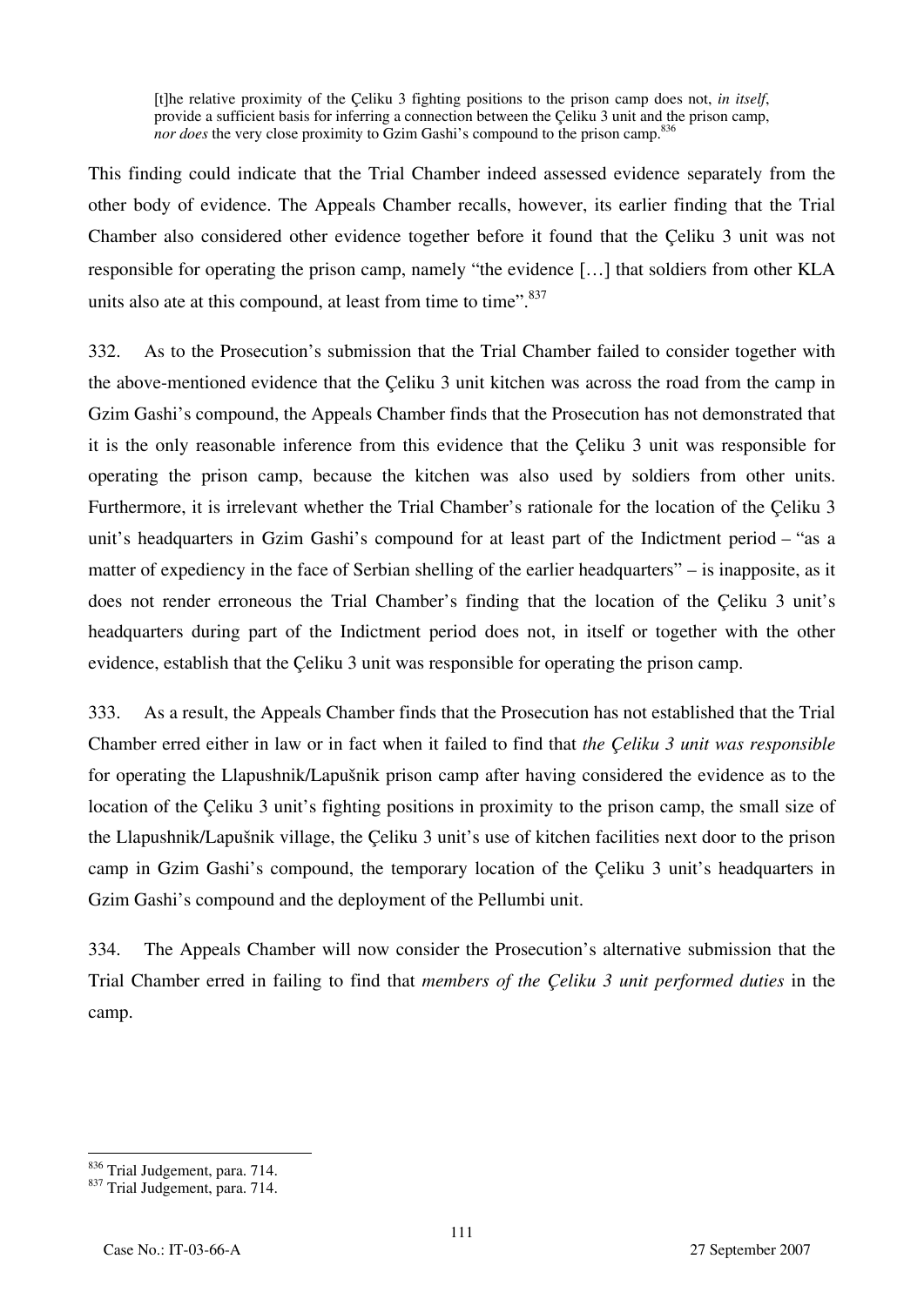> [t]he relative proximity of the Çeliku 3 fighting positions to the prison camp does not, *in itself*, provide a sufficient basis for inferring a connection between the Çeliku 3 unit and the prison camp, *nor does* the very close proximity to Gzim Gashi's compound to the prison camp.[836]

This finding could indicate that the Trial Chamber indeed assessed evidence separately from the other body of evidence. The Appeals Chamber recalls, however, its earlier finding that the Trial Chamber also considered other evidence together before it found that the Çeliku 3 unit was not responsible for operating the prison camp, namely "the evidence […] that soldiers from other KLA units also ate at this compound, at least from time to time".[837]

332. As to the Prosecution's submission that the Trial Chamber failed to consider together with the above-mentioned evidence that the Çeliku 3 unit kitchen was across the road from the camp in Gzim Gashi's compound, the Appeals Chamber finds that the Prosecution has not demonstrated that it is the only reasonable inference from this evidence that the Çeliku 3 unit was responsible for operating the prison camp, because the kitchen was also used by soldiers from other units. Furthermore, it is irrelevant whether the Trial Chamber's rationale for the location of the Çeliku 3 unit's headquarters in Gzim Gashi's compound for at least part of the Indictment period – "as a matter of expediency in the face of Serbian shelling of the earlier headquarters" – is inapposite, as it does not render erroneous the Trial Chamber's finding that the location of the Çeliku 3 unit's headquarters during part of the Indictment period does not, in itself or together with the other evidence, establish that the Çeliku 3 unit was responsible for operating the prison camp.

333. As a result, the Appeals Chamber finds that the Prosecution has not established that the Trial Chamber erred either in law or in fact when it failed to find that *the Çeliku 3 unit was responsible* for operating the Llapushnik/Lapušnik prison camp after having considered the evidence as to the location of the Çeliku 3 unit's fighting positions in proximity to the prison camp, the small size of the Llapushnik/Lapušnik village, the Çeliku 3 unit's use of kitchen facilities next door to the prison camp in Gzim Gashi's compound, the temporary location of the Çeliku 3 unit's headquarters in Gzim Gashi's compound and the deployment of the Pellumbi unit.

334. The Appeals Chamber will now consider the Prosecution's alternative submission that the Trial Chamber erred in failing to find that *members of the Çeliku 3 unit performed duties* in the camp.

---

[836] Trial Judgement, para. 714.

[837] Trial Judgement, para. 714.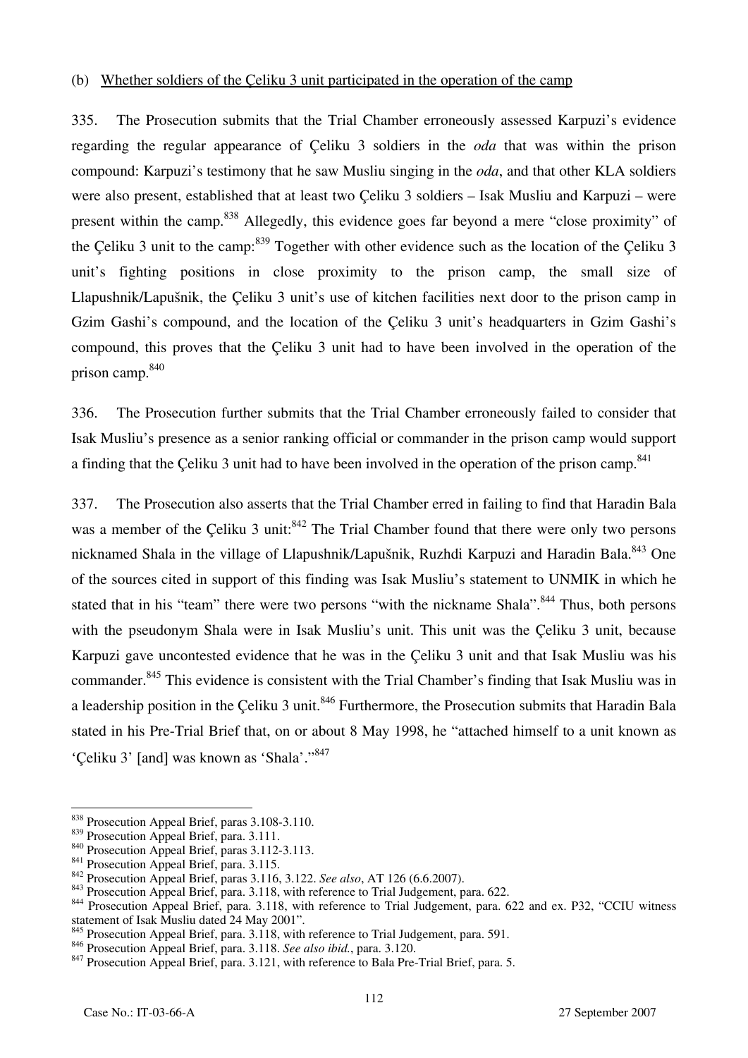(b) Whether soldiers of the Çeliku 3 unit participated in the operation of the camp

335. The Prosecution submits that the Trial Chamber erroneously assessed Karpuzi's evidence regarding the regular appearance of Çeliku 3 soldiers in the *oda* that was within the prison compound: Karpuzi's testimony that he saw Musliu singing in the *oda*, and that other KLA soldiers were also present, established that at least two Çeliku 3 soldiers – Isak Musliu and Karpuzi – were present within the camp.[838] Allegedly, this evidence goes far beyond a mere "close proximity" of the Çeliku 3 unit to the camp:[839] Together with other evidence such as the location of the Çeliku 3 unit's fighting positions in close proximity to the prison camp, the small size of Llapushnik/Lapušnik, the Çeliku 3 unit's use of kitchen facilities next door to the prison camp in Gzim Gashi's compound, and the location of the Çeliku 3 unit's headquarters in Gzim Gashi's compound, this proves that the Çeliku 3 unit had to have been involved in the operation of the prison camp.[840]

336. The Prosecution further submits that the Trial Chamber erroneously failed to consider that Isak Musliu's presence as a senior ranking official or commander in the prison camp would support a finding that the Çeliku 3 unit had to have been involved in the operation of the prison camp.[841]

337. The Prosecution also asserts that the Trial Chamber erred in failing to find that Haradin Bala was a member of the Çeliku 3 unit:[842] The Trial Chamber found that there were only two persons nicknamed Shala in the village of Llapushnik/Lapušnik, Ruzhdi Karpuzi and Haradin Bala.[843] One of the sources cited in support of this finding was Isak Musliu's statement to UNMIK in which he stated that in his "team" there were two persons "with the nickname Shala".[844] Thus, both persons with the pseudonym Shala were in Isak Musliu's unit. This unit was the Çeliku 3 unit, because Karpuzi gave uncontested evidence that he was in the Çeliku 3 unit and that Isak Musliu was his commander.[845] This evidence is consistent with the Trial Chamber's finding that Isak Musliu was in a leadership position in the Çeliku 3 unit.[846] Furthermore, the Prosecution submits that Haradin Bala stated in his Pre-Trial Brief that, on or about 8 May 1998, he "attached himself to a unit known as 'Çeliku 3' [and] was known as 'Shala'."[847]

---

[838] Prosecution Appeal Brief, paras 3.108-3.110.
[839] Prosecution Appeal Brief, para. 3.111.
[840] Prosecution Appeal Brief, paras 3.112-3.113.
[841] Prosecution Appeal Brief, para. 3.115.
[842] Prosecution Appeal Brief, paras 3.116, 3.122. *See also*, AT 126 (6.6.2007).
[843] Prosecution Appeal Brief, para. 3.118, with reference to Trial Judgement, para. 622.
[844] Prosecution Appeal Brief, para. 3.118, with reference to Trial Judgement, para. 622 and ex. P32, "CCIU witness statement of Isak Musliu dated 24 May 2001".
[845] Prosecution Appeal Brief, para. 3.118, with reference to Trial Judgement, para. 591.
[846] Prosecution Appeal Brief, para. 3.118. *See also ibid.*, para. 3.120.
[847] Prosecution Appeal Brief, para. 3.121, with reference to Bala Pre-Trial Brief, para. 5.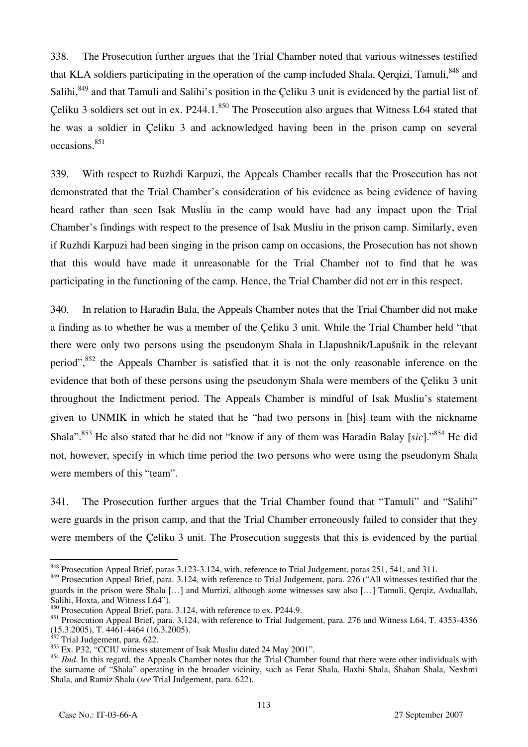338. The Prosecution further argues that the Trial Chamber noted that various witnesses testified that KLA soldiers participating in the operation of the camp included Shala, Qerqizi, Tamuli,[848] and Salihi,[849] and that Tamuli and Salihi's position in the Çeliku 3 unit is evidenced by the partial list of Çeliku 3 soldiers set out in ex. P244.1.[850] The Prosecution also argues that Witness L64 stated that he was a soldier in Çeliku 3 and acknowledged having been in the prison camp on several occasions.[851]

339. With respect to Ruzhdi Karpuzi, the Appeals Chamber recalls that the Prosecution has not demonstrated that the Trial Chamber's consideration of his evidence as being evidence of having heard rather than seen Isak Musliu in the camp would have had any impact upon the Trial Chamber's findings with respect to the presence of Isak Musliu in the prison camp. Similarly, even if Ruzhdi Karpuzi had been singing in the prison camp on occasions, the Prosecution has not shown that this would have made it unreasonable for the Trial Chamber not to find that he was participating in the functioning of the camp. Hence, the Trial Chamber did not err in this respect.

340. In relation to Haradin Bala, the Appeals Chamber notes that the Trial Chamber did not make a finding as to whether he was a member of the Çeliku 3 unit. While the Trial Chamber held "that there were only two persons using the pseudonym Shala in Llapushnik/Lapušnik in the relevant period",[852] the Appeals Chamber is satisfied that it is not the only reasonable inference on the evidence that both of these persons using the pseudonym Shala were members of the Çeliku 3 unit throughout the Indictment period. The Appeals Chamber is mindful of Isak Musliu's statement given to UNMIK in which he stated that he "had two persons in [his] team with the nickname Shala".[853] He also stated that he did not "know if any of them was Haradin Balay [*sic*]."[854] He did not, however, specify in which time period the two persons who were using the pseudonym Shala were members of this "team".

341. The Prosecution further argues that the Trial Chamber found that "Tamuli" and "Salihi" were guards in the prison camp, and that the Trial Chamber erroneously failed to consider that they were members of the Çeliku 3 unit. The Prosecution suggests that this is evidenced by the partial

---

[848] Prosecution Appeal Brief, paras 3.123-3.124, with, reference to Trial Judgement, paras 251, 541, and 311.

[849] Prosecution Appeal Brief, para. 3.124, with reference to Trial Judgement, para. 276 ("All witnesses testified that the guards in the prison were Shala […] and Murrizi, although some witnesses saw also […] Tamuli, Qerqiz, Avduallah, Salihi, Hoxta, and Witness L64").

[850] Prosecution Appeal Brief, para. 3.124, with reference to ex. P244.9.

[851] Prosecution Appeal Brief, para. 3.124, with reference to Trial Judgement, para. 276 and Witness L64, T. 4353-4356 (15.3.2005), T. 4461-4464 (16.3.2005).

[852] Trial Judgement, para. 622.

[853] Ex. P32, "CCIU witness statement of Isak Musliu dated 24 May 2001".

[854] *Ibid*. In this regard, the Appeals Chamber notes that the Trial Chamber found that there were other individuals with the surname of "Shala" operating in the broader vicinity, such as Ferat Shala, Haxhi Shala, Shaban Shala, Nexhmi Shala, and Ramiz Shala (*see* Trial Judgement, para. 622).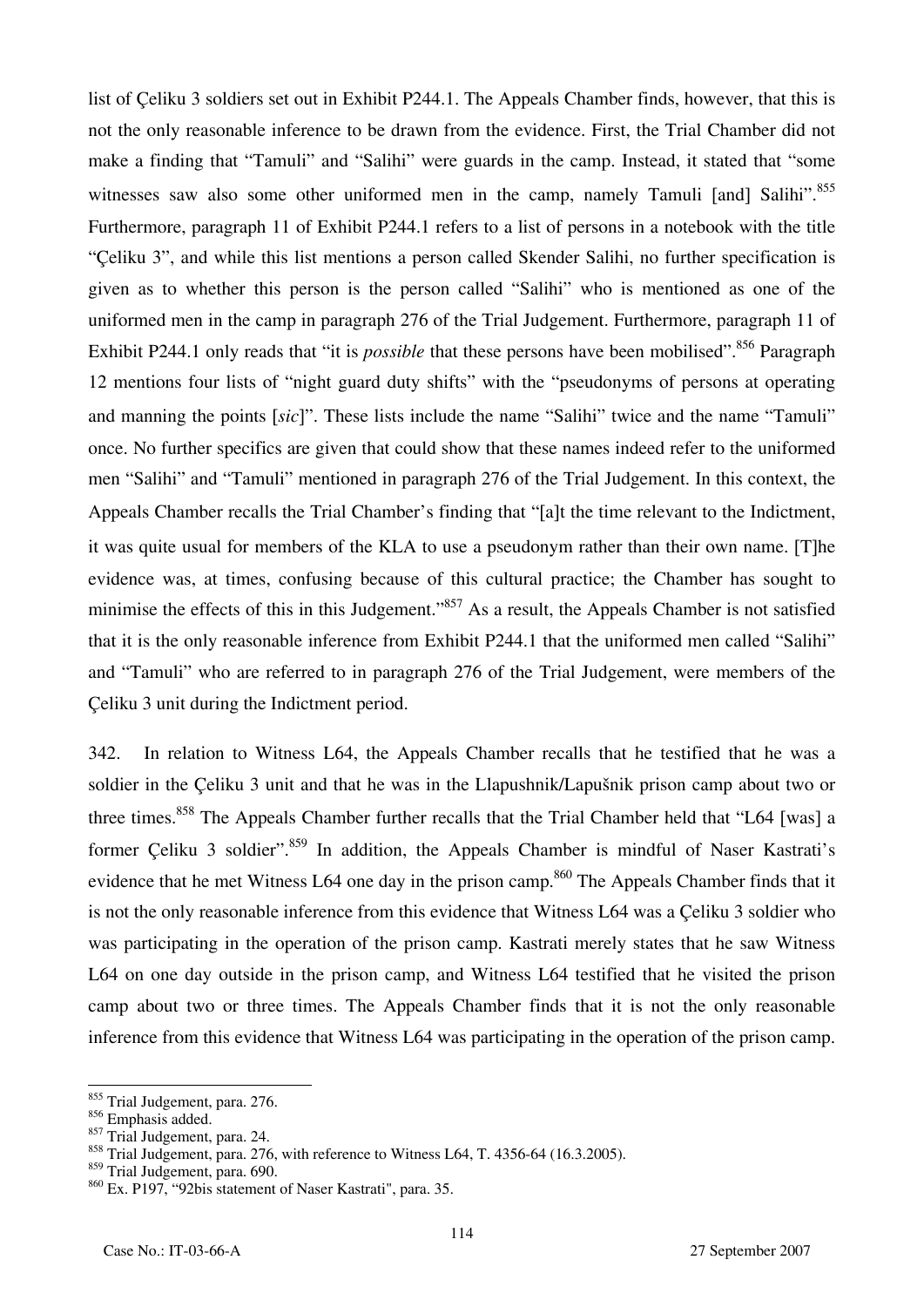list of Çeliku 3 soldiers set out in Exhibit P244.1. The Appeals Chamber finds, however, that this is not the only reasonable inference to be drawn from the evidence. First, the Trial Chamber did not make a finding that "Tamuli" and "Salihi" were guards in the camp. Instead, it stated that "some witnesses saw also some other uniformed men in the camp, namely Tamuli [and] Salihi".[855] Furthermore, paragraph 11 of Exhibit P244.1 refers to a list of persons in a notebook with the title "Çeliku 3", and while this list mentions a person called Skender Salihi, no further specification is given as to whether this person is the person called "Salihi" who is mentioned as one of the uniformed men in the camp in paragraph 276 of the Trial Judgement. Furthermore, paragraph 11 of Exhibit P244.1 only reads that "it is *possible* that these persons have been mobilised".[856] Paragraph 12 mentions four lists of "night guard duty shifts" with the "pseudonyms of persons at operating and manning the points [*sic*]". These lists include the name "Salihi" twice and the name "Tamuli" once. No further specifics are given that could show that these names indeed refer to the uniformed men "Salihi" and "Tamuli" mentioned in paragraph 276 of the Trial Judgement. In this context, the Appeals Chamber recalls the Trial Chamber's finding that "[a]t the time relevant to the Indictment, it was quite usual for members of the KLA to use a pseudonym rather than their own name. [T]he evidence was, at times, confusing because of this cultural practice; the Chamber has sought to minimise the effects of this in this Judgement."[857] As a result, the Appeals Chamber is not satisfied that it is the only reasonable inference from Exhibit P244.1 that the uniformed men called "Salihi" and "Tamuli" who are referred to in paragraph 276 of the Trial Judgement, were members of the Çeliku 3 unit during the Indictment period.

342. In relation to Witness L64, the Appeals Chamber recalls that he testified that he was a soldier in the Çeliku 3 unit and that he was in the Llapushnik/Lapušnik prison camp about two or three times.[858] The Appeals Chamber further recalls that the Trial Chamber held that "L64 [was] a former Çeliku 3 soldier".[859] In addition, the Appeals Chamber is mindful of Naser Kastrati's evidence that he met Witness L64 one day in the prison camp.[860] The Appeals Chamber finds that it is not the only reasonable inference from this evidence that Witness L64 was a Çeliku 3 soldier who was participating in the operation of the prison camp. Kastrati merely states that he saw Witness L64 on one day outside in the prison camp, and Witness L64 testified that he visited the prison camp about two or three times. The Appeals Chamber finds that it is not the only reasonable inference from this evidence that Witness L64 was participating in the operation of the prison camp.

---

[855] Trial Judgement, para. 276.

[856] Emphasis added.

[857] Trial Judgement, para. 24.

[858] Trial Judgement, para. 276, with reference to Witness L64, T. 4356-64 (16.3.2005).

[859] Trial Judgement, para. 690.

[860] Ex. P197, "92bis statement of Naser Kastrati", para. 35.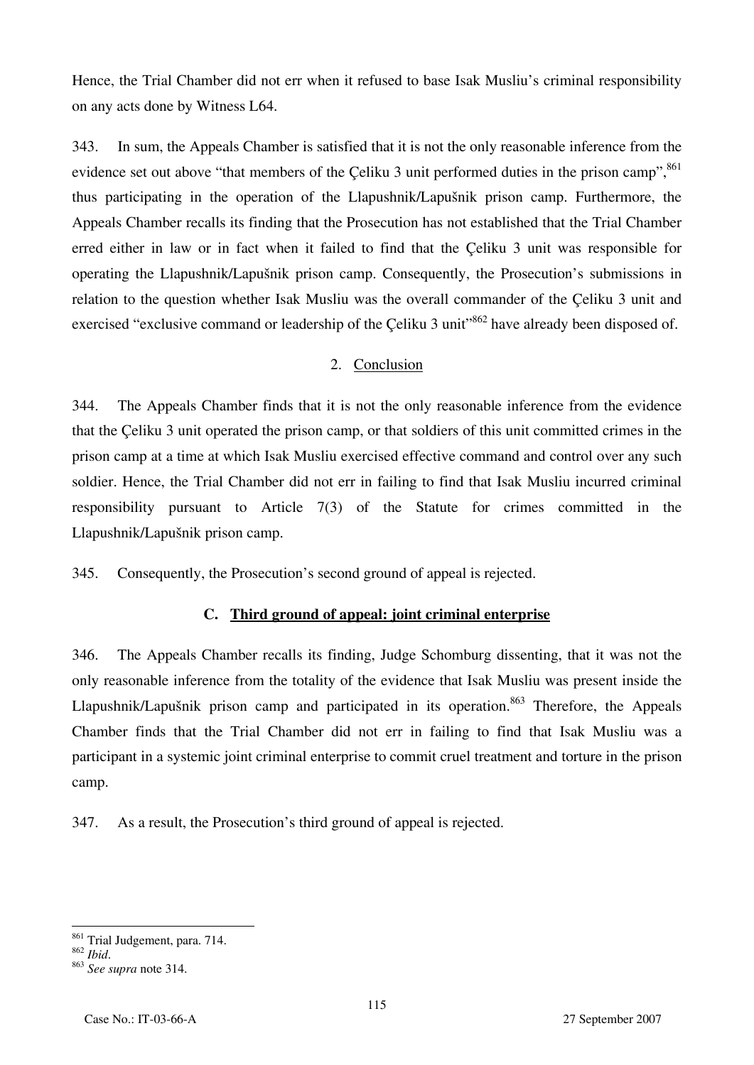Hence, the Trial Chamber did not err when it refused to base Isak Musliu's criminal responsibility on any acts done by Witness L64.

343. In sum, the Appeals Chamber is satisfied that it is not the only reasonable inference from the evidence set out above "that members of the Çeliku 3 unit performed duties in the prison camp",[861] thus participating in the operation of the Llapushnik/Lapušnik prison camp. Furthermore, the Appeals Chamber recalls its finding that the Prosecution has not established that the Trial Chamber erred either in law or in fact when it failed to find that the Çeliku 3 unit was responsible for operating the Llapushnik/Lapušnik prison camp. Consequently, the Prosecution's submissions in relation to the question whether Isak Musliu was the overall commander of the Çeliku 3 unit and exercised "exclusive command or leadership of the Çeliku 3 unit"[862] have already been disposed of.

### 2. Conclusion

344. The Appeals Chamber finds that it is not the only reasonable inference from the evidence that the Çeliku 3 unit operated the prison camp, or that soldiers of this unit committed crimes in the prison camp at a time at which Isak Musliu exercised effective command and control over any such soldier. Hence, the Trial Chamber did not err in failing to find that Isak Musliu incurred criminal responsibility pursuant to Article 7(3) of the Statute for crimes committed in the Llapushnik/Lapušnik prison camp.

345. Consequently, the Prosecution's second ground of appeal is rejected.

## C. Third ground of appeal: joint criminal enterprise

346. The Appeals Chamber recalls its finding, Judge Schomburg dissenting, that it was not the only reasonable inference from the totality of the evidence that Isak Musliu was present inside the Llapushnik/Lapušnik prison camp and participated in its operation.[863] Therefore, the Appeals Chamber finds that the Trial Chamber did not err in failing to find that Isak Musliu was a participant in a systemic joint criminal enterprise to commit cruel treatment and torture in the prison camp.

347. As a result, the Prosecution's third ground of appeal is rejected.

---

[861] Trial Judgement, para. 714.
[862] *Ibid*.
[863] *See supra* note 314.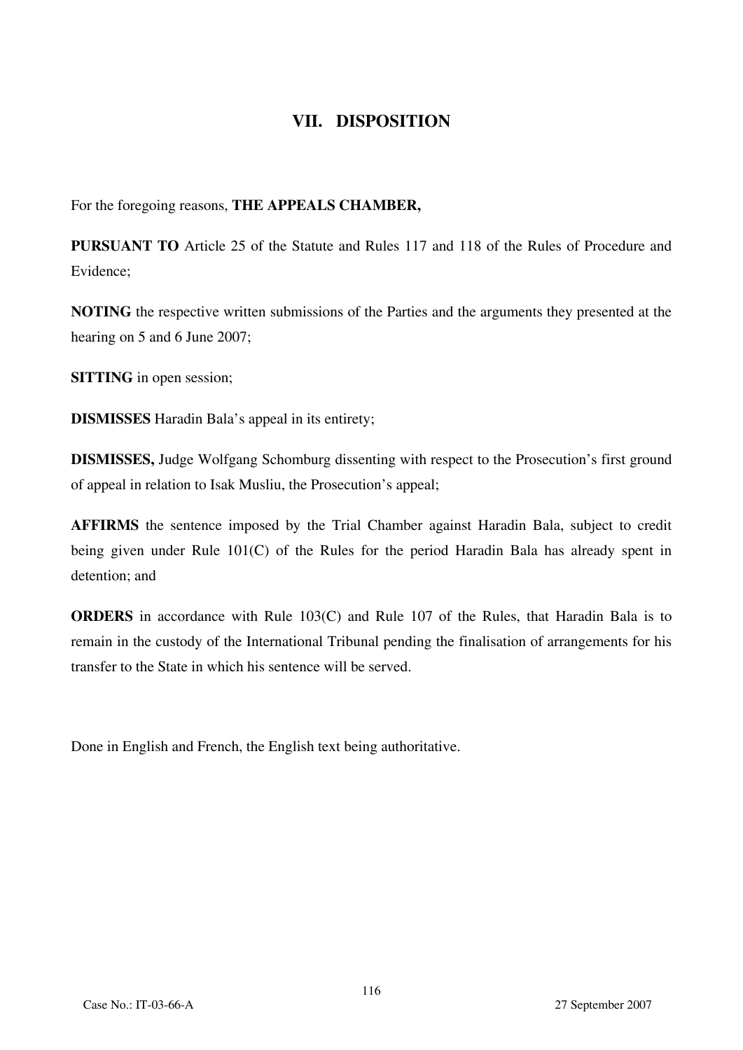## VII. DISPOSITION

For the foregoing reasons, **THE APPEALS CHAMBER,**

**PURSUANT TO** Article 25 of the Statute and Rules 117 and 118 of the Rules of Procedure and Evidence;

**NOTING** the respective written submissions of the Parties and the arguments they presented at the hearing on 5 and 6 June 2007;

**SITTING** in open session;

**DISMISSES** Haradin Bala's appeal in its entirety;

**DISMISSES,** Judge Wolfgang Schomburg dissenting with respect to the Prosecution's first ground of appeal in relation to Isak Musliu, the Prosecution's appeal;

**AFFIRMS** the sentence imposed by the Trial Chamber against Haradin Bala, subject to credit being given under Rule 101(C) of the Rules for the period Haradin Bala has already spent in detention; and

**ORDERS** in accordance with Rule 103(C) and Rule 107 of the Rules, that Haradin Bala is to remain in the custody of the International Tribunal pending the finalisation of arrangements for his transfer to the State in which his sentence will be served.

Done in English and French, the English text being authoritative.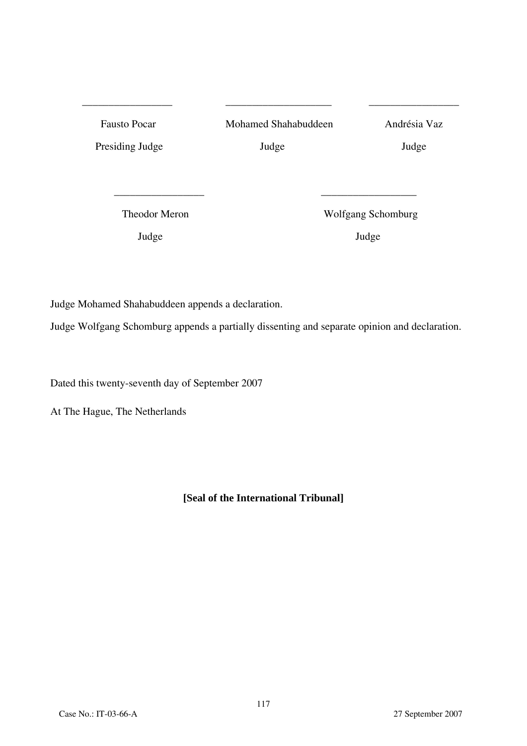| \_\_\_\_\_\_\_\_\_\_\_\_\_\_\_\_ | \_\_\_\_\_\_\_\_\_\_\_\_\_\_\_\_\_\_\_ | \_\_\_\_\_\_\_\_\_\_\_\_\_\_\_\_ |
|---|---|---|
| Fausto Pocar | Mohamed Shahabuddeen | Andrésia Vaz |
| Presiding Judge | Judge | Judge |

| \_\_\_\_\_\_\_\_\_\_\_\_\_\_\_\_ | \_\_\_\_\_\_\_\_\_\_\_\_\_\_\_\_\_ |
|---|---|
| Theodor Meron | Wolfgang Schomburg |
| Judge | Judge |

Judge Mohamed Shahabuddeen appends a declaration.

Judge Wolfgang Schomburg appends a partially dissenting and separate opinion and declaration.

Dated this twenty-seventh day of September 2007

At The Hague, The Netherlands

**[Seal of the International Tribunal]**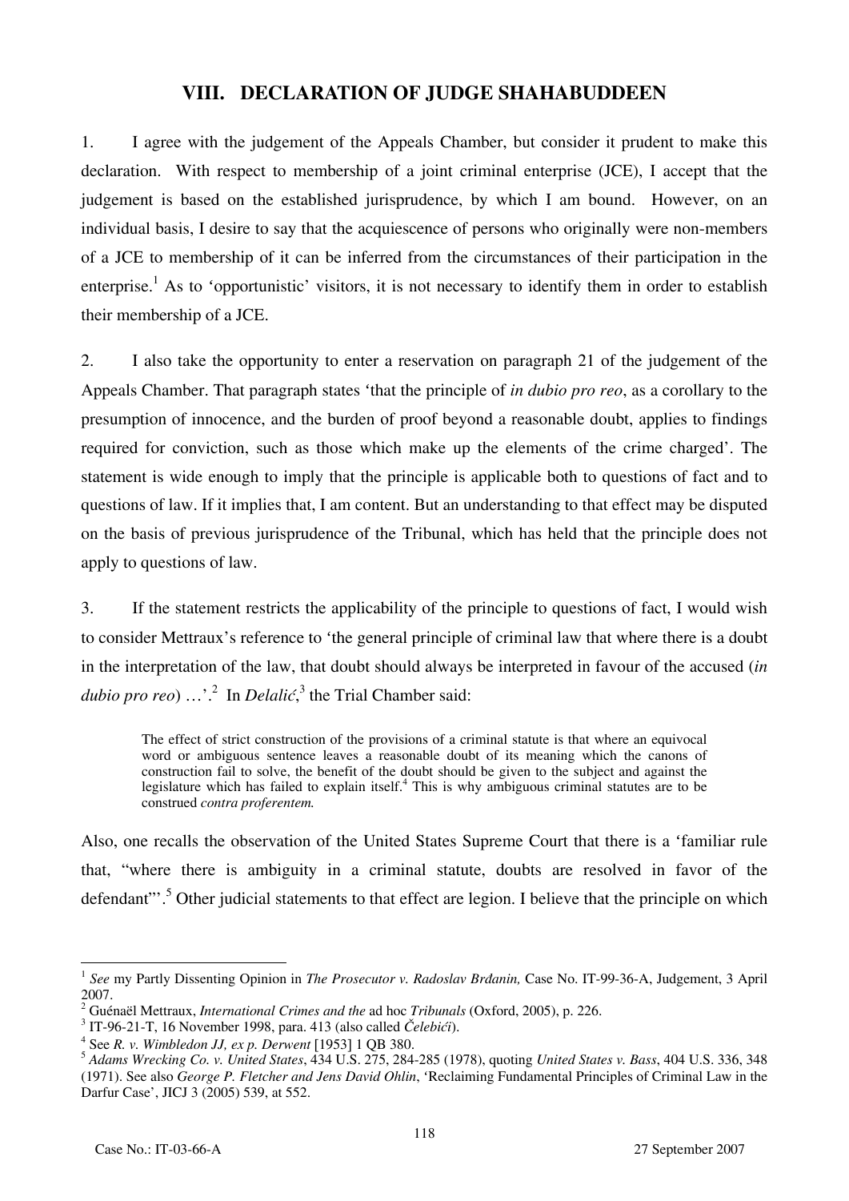## VIII. DECLARATION OF JUDGE SHAHABUDDEEN

1. I agree with the judgement of the Appeals Chamber, but consider it prudent to make this declaration. With respect to membership of a joint criminal enterprise (JCE), I accept that the judgement is based on the established jurisprudence, by which I am bound. However, on an individual basis, I desire to say that the acquiescence of persons who originally were non-members of a JCE to membership of it can be inferred from the circumstances of their participation in the enterprise.[1] As to 'opportunistic' visitors, it is not necessary to identify them in order to establish their membership of a JCE.

2. I also take the opportunity to enter a reservation on paragraph 21 of the judgement of the Appeals Chamber. That paragraph states 'that the principle of *in dubio pro reo*, as a corollary to the presumption of innocence, and the burden of proof beyond a reasonable doubt, applies to findings required for conviction, such as those which make up the elements of the crime charged'. The statement is wide enough to imply that the principle is applicable both to questions of fact and to questions of law. If it implies that, I am content. But an understanding to that effect may be disputed on the basis of previous jurisprudence of the Tribunal, which has held that the principle does not apply to questions of law.

3. If the statement restricts the applicability of the principle to questions of fact, I would wish to consider Mettraux's reference to 'the general principle of criminal law that where there is a doubt in the interpretation of the law, that doubt should always be interpreted in favour of the accused (*in dubio pro reo*) …'.[2] In *Delalić*,[3] the Trial Chamber said:

> The effect of strict construction of the provisions of a criminal statute is that where an equivocal word or ambiguous sentence leaves a reasonable doubt of its meaning which the canons of construction fail to solve, the benefit of the doubt should be given to the subject and against the legislature which has failed to explain itself.[4] This is why ambiguous criminal statutes are to be construed *contra proferentem.*

Also, one recalls the observation of the United States Supreme Court that there is a 'familiar rule that, "where there is ambiguity in a criminal statute, doubts are resolved in favor of the defendant"'.[5] Other judicial statements to that effect are legion. I believe that the principle on which

---

[1] *See* my Partly Dissenting Opinion in *The Prosecutor v. Radoslav Brđanin,* Case No. IT-99-36-A, Judgement, 3 April 2007.

[2] Guénaël Mettraux, *International Crimes and the* ad hoc *Tribunals* (Oxford, 2005), p. 226.

[3] IT-96-21-T, 16 November 1998, para. 413 (also called *Čelebići*).

[4] See *R. v. Wimbledon JJ, ex p. Derwent* [1953] 1 QB 380.

[5] *Adams Wrecking Co. v. United States*, 434 U.S. 275, 284-285 (1978), quoting *United States v. Bass*, 404 U.S. 336, 348 (1971). See also *George P. Fletcher and Jens David Ohlin*, 'Reclaiming Fundamental Principles of Criminal Law in the Darfur Case', JICJ 3 (2005) 539, at 552.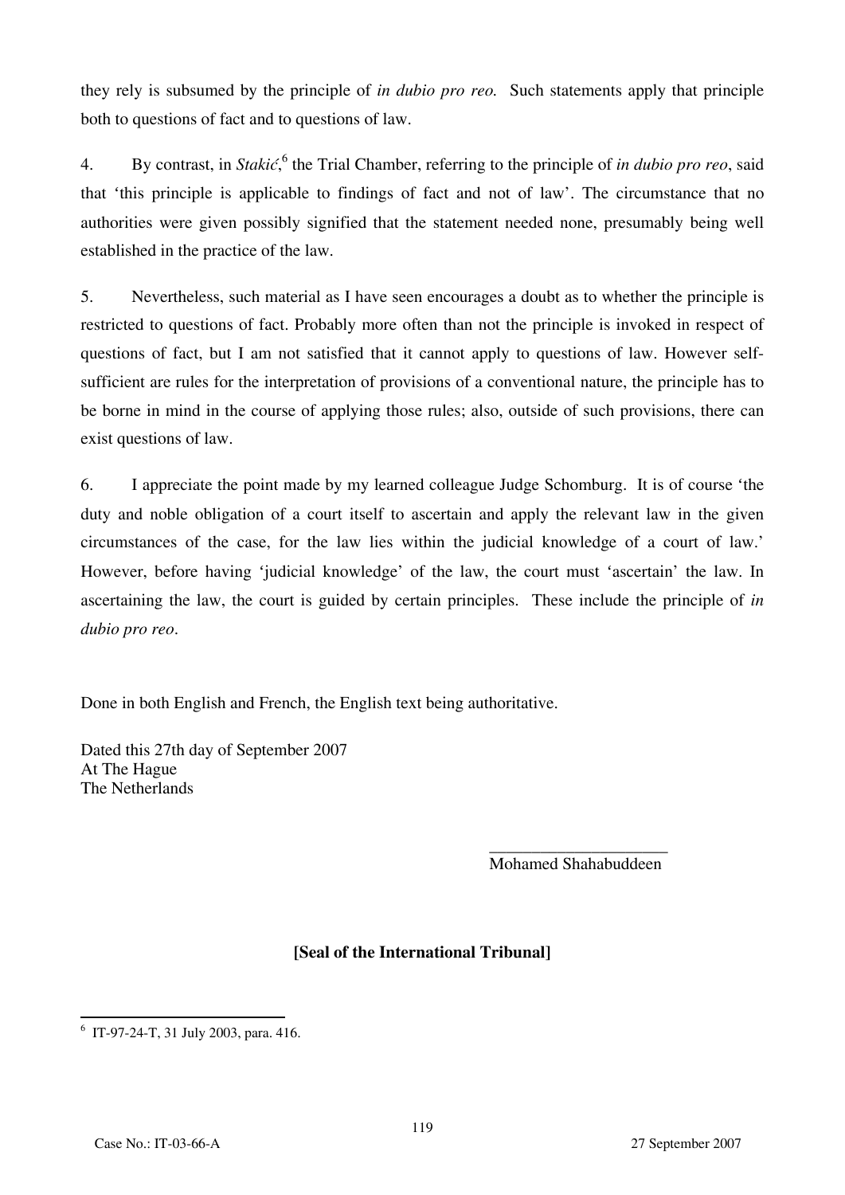they rely is subsumed by the principle of *in dubio pro reo.* Such statements apply that principle both to questions of fact and to questions of law.

4. By contrast, in *Stakić*,[6] the Trial Chamber, referring to the principle of *in dubio pro reo*, said that 'this principle is applicable to findings of fact and not of law'. The circumstance that no authorities were given possibly signified that the statement needed none, presumably being well established in the practice of the law.

5. Nevertheless, such material as I have seen encourages a doubt as to whether the principle is restricted to questions of fact. Probably more often than not the principle is invoked in respect of questions of fact, but I am not satisfied that it cannot apply to questions of law. However self-sufficient are rules for the interpretation of provisions of a conventional nature, the principle has to be borne in mind in the course of applying those rules; also, outside of such provisions, there can exist questions of law.

6. I appreciate the point made by my learned colleague Judge Schomburg. It is of course 'the duty and noble obligation of a court itself to ascertain and apply the relevant law in the given circumstances of the case, for the law lies within the judicial knowledge of a court of law.' However, before having 'judicial knowledge' of the law, the court must 'ascertain' the law. In ascertaining the law, the court is guided by certain principles. These include the principle of *in dubio pro reo*.

Done in both English and French, the English text being authoritative.

Dated this 27th day of September 2007
At The Hague
The Netherlands

_____________________
Mohamed Shahabuddeen

**[Seal of the International Tribunal]**

---

[6] IT-97-24-T, 31 July 2003, para. 416.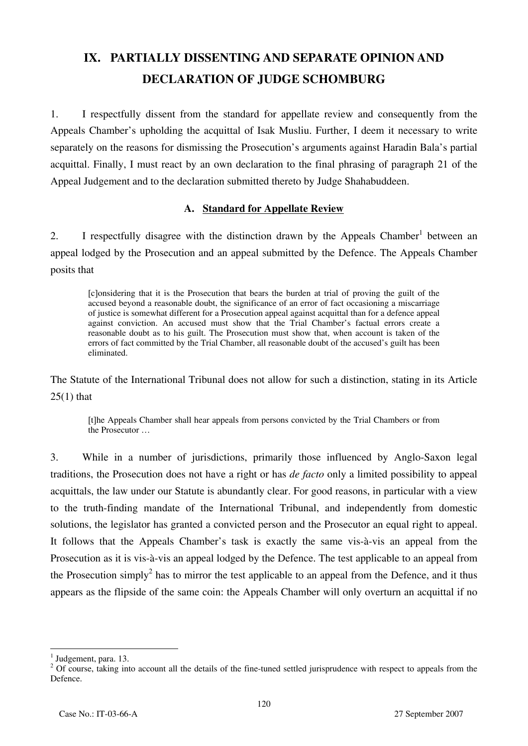# IX. PARTIALLY DISSENTING AND SEPARATE OPINION AND DECLARATION OF JUDGE SCHOMBURG

1. I respectfully dissent from the standard for appellate review and consequently from the Appeals Chamber's upholding the acquittal of Isak Musliu. Further, I deem it necessary to write separately on the reasons for dismissing the Prosecution's arguments against Haradin Bala's partial acquittal. Finally, I must react by an own declaration to the final phrasing of paragraph 21 of the Appeal Judgement and to the declaration submitted thereto by Judge Shahabuddeen.

## A. Standard for Appellate Review

2. I respectfully disagree with the distinction drawn by the Appeals Chamber[1] between an appeal lodged by the Prosecution and an appeal submitted by the Defence. The Appeals Chamber posits that

> [c]onsidering that it is the Prosecution that bears the burden at trial of proving the guilt of the accused beyond a reasonable doubt, the significance of an error of fact occasioning a miscarriage of justice is somewhat different for a Prosecution appeal against acquittal than for a defence appeal against conviction. An accused must show that the Trial Chamber's factual errors create a reasonable doubt as to his guilt. The Prosecution must show that, when account is taken of the errors of fact committed by the Trial Chamber, all reasonable doubt of the accused's guilt has been eliminated.

The Statute of the International Tribunal does not allow for such a distinction, stating in its Article 25(1) that

> [t]he Appeals Chamber shall hear appeals from persons convicted by the Trial Chambers or from the Prosecutor …

3. While in a number of jurisdictions, primarily those influenced by Anglo-Saxon legal traditions, the Prosecution does not have a right or has *de facto* only a limited possibility to appeal acquittals, the law under our Statute is abundantly clear. For good reasons, in particular with a view to the truth-finding mandate of the International Tribunal, and independently from domestic solutions, the legislator has granted a convicted person and the Prosecutor an equal right to appeal. It follows that the Appeals Chamber's task is exactly the same vis-à-vis an appeal from the Prosecution as it is vis-à-vis an appeal lodged by the Defence. The test applicable to an appeal from the Prosecution simply[2] has to mirror the test applicable to an appeal from the Defence, and it thus appears as the flipside of the same coin: the Appeals Chamber will only overturn an acquittal if no

---

[1] Judgement, para. 13.

[2] Of course, taking into account all the details of the fine-tuned settled jurisprudence with respect to appeals from the Defence.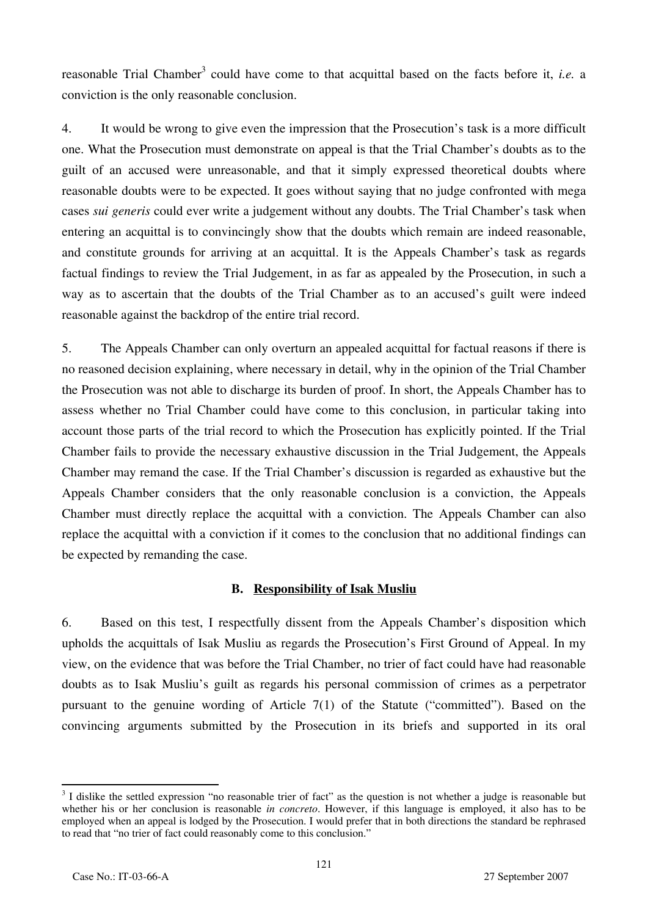reasonable Trial Chamber[3] could have come to that acquittal based on the facts before it, *i.e.* a conviction is the only reasonable conclusion.

4. It would be wrong to give even the impression that the Prosecution's task is a more difficult one. What the Prosecution must demonstrate on appeal is that the Trial Chamber's doubts as to the guilt of an accused were unreasonable, and that it simply expressed theoretical doubts where reasonable doubts were to be expected. It goes without saying that no judge confronted with mega cases *sui generis* could ever write a judgement without any doubts. The Trial Chamber's task when entering an acquittal is to convincingly show that the doubts which remain are indeed reasonable, and constitute grounds for arriving at an acquittal. It is the Appeals Chamber's task as regards factual findings to review the Trial Judgement, in as far as appealed by the Prosecution, in such a way as to ascertain that the doubts of the Trial Chamber as to an accused's guilt were indeed reasonable against the backdrop of the entire trial record.

5. The Appeals Chamber can only overturn an appealed acquittal for factual reasons if there is no reasoned decision explaining, where necessary in detail, why in the opinion of the Trial Chamber the Prosecution was not able to discharge its burden of proof. In short, the Appeals Chamber has to assess whether no Trial Chamber could have come to this conclusion, in particular taking into account those parts of the trial record to which the Prosecution has explicitly pointed. If the Trial Chamber fails to provide the necessary exhaustive discussion in the Trial Judgement, the Appeals Chamber may remand the case. If the Trial Chamber's discussion is regarded as exhaustive but the Appeals Chamber considers that the only reasonable conclusion is a conviction, the Appeals Chamber must directly replace the acquittal with a conviction. The Appeals Chamber can also replace the acquittal with a conviction if it comes to the conclusion that no additional findings can be expected by remanding the case.

### B. Responsibility of Isak Musliu

6. Based on this test, I respectfully dissent from the Appeals Chamber's disposition which upholds the acquittals of Isak Musliu as regards the Prosecution's First Ground of Appeal. In my view, on the evidence that was before the Trial Chamber, no trier of fact could have had reasonable doubts as to Isak Musliu's guilt as regards his personal commission of crimes as a perpetrator pursuant to the genuine wording of Article 7(1) of the Statute ("committed"). Based on the convincing arguments submitted by the Prosecution in its briefs and supported in its oral

---

[3] I dislike the settled expression "no reasonable trier of fact" as the question is not whether a judge is reasonable but whether his or her conclusion is reasonable *in concreto*. However, if this language is employed, it also has to be employed when an appeal is lodged by the Prosecution. I would prefer that in both directions the standard be rephrased to read that "no trier of fact could reasonably come to this conclusion."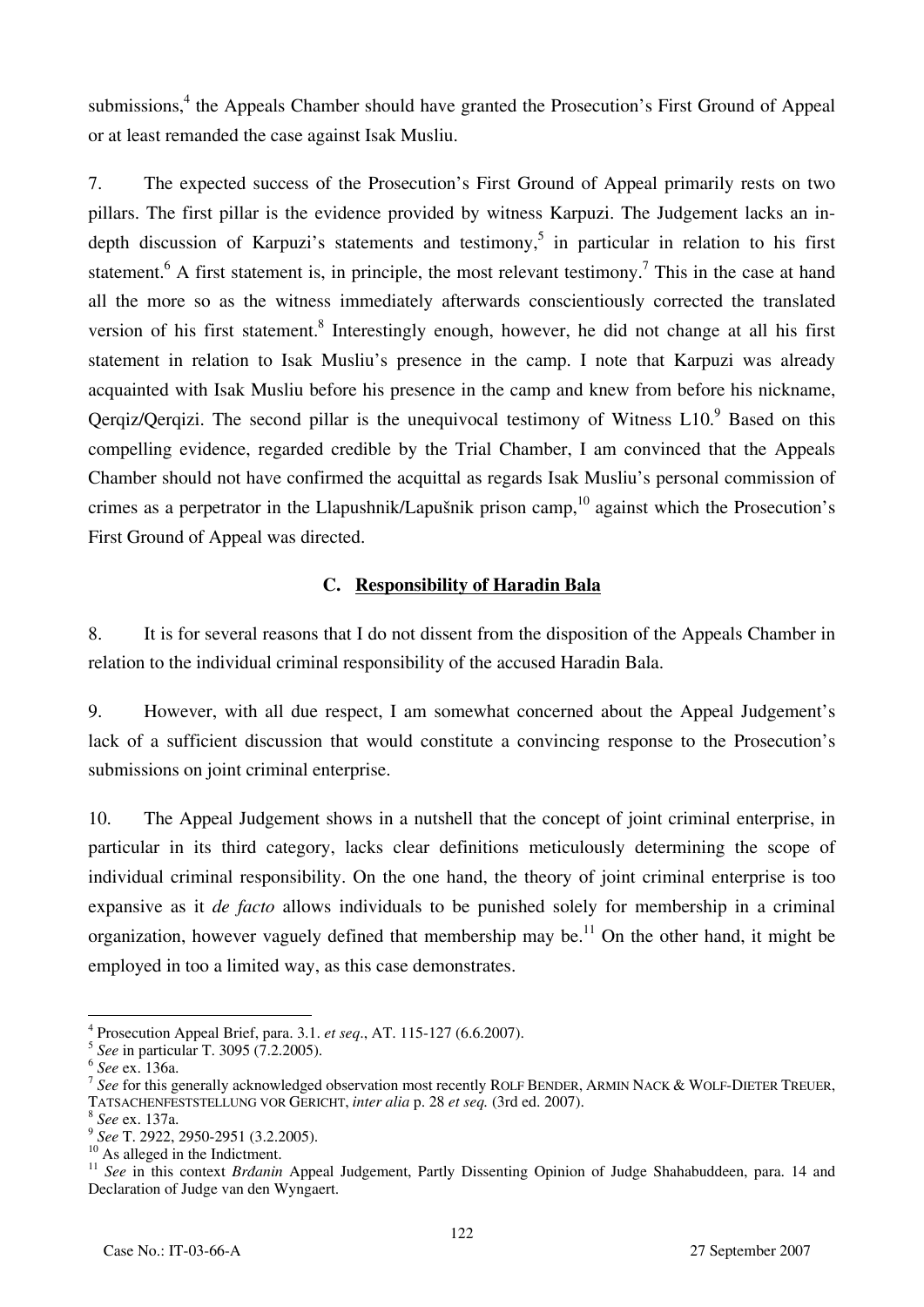submissions,[4] the Appeals Chamber should have granted the Prosecution's First Ground of Appeal or at least remanded the case against Isak Musliu.

7. The expected success of the Prosecution's First Ground of Appeal primarily rests on two pillars. The first pillar is the evidence provided by witness Karpuzi. The Judgement lacks an in-depth discussion of Karpuzi's statements and testimony,[5] in particular in relation to his first statement.[6] A first statement is, in principle, the most relevant testimony.[7] This in the case at hand all the more so as the witness immediately afterwards conscientiously corrected the translated version of his first statement.[8] Interestingly enough, however, he did not change at all his first statement in relation to Isak Musliu's presence in the camp. I note that Karpuzi was already acquainted with Isak Musliu before his presence in the camp and knew from before his nickname, Qerqiz/Qerqizi. The second pillar is the unequivocal testimony of Witness L10.[9] Based on this compelling evidence, regarded credible by the Trial Chamber, I am convinced that the Appeals Chamber should not have confirmed the acquittal as regards Isak Musliu's personal commission of crimes as a perpetrator in the Llapushnik/Lapušnik prison camp,[10] against which the Prosecution's First Ground of Appeal was directed.

### C. Responsibility of Haradin Bala

8. It is for several reasons that I do not dissent from the disposition of the Appeals Chamber in relation to the individual criminal responsibility of the accused Haradin Bala.

9. However, with all due respect, I am somewhat concerned about the Appeal Judgement's lack of a sufficient discussion that would constitute a convincing response to the Prosecution's submissions on joint criminal enterprise.

10. The Appeal Judgement shows in a nutshell that the concept of joint criminal enterprise, in particular in its third category, lacks clear definitions meticulously determining the scope of individual criminal responsibility. On the one hand, the theory of joint criminal enterprise is too expansive as it *de facto* allows individuals to be punished solely for membership in a criminal organization, however vaguely defined that membership may be.[11] On the other hand, it might be employed in too a limited way, as this case demonstrates.

---

[4] Prosecution Appeal Brief, para. 3.1. *et seq*., AT. 115-127 (6.6.2007).

[5] *See* in particular T. 3095 (7.2.2005).

[6] *See* ex. 136a.

[7] *See* for this generally acknowledged observation most recently ROLF BENDER, ARMIN NACK & WOLF-DIETER TREUER, TATSACHENFESTSTELLUNG VOR GERICHT, *inter alia* p. 28 *et seq.* (3rd ed. 2007).

[8] *See* ex. 137a.

[9] *See* T. 2922, 2950-2951 (3.2.2005).

[10] As alleged in the Indictment.

[11] *See* in this context *Brđanin* Appeal Judgement, Partly Dissenting Opinion of Judge Shahabuddeen, para. 14 and Declaration of Judge van den Wyngaert.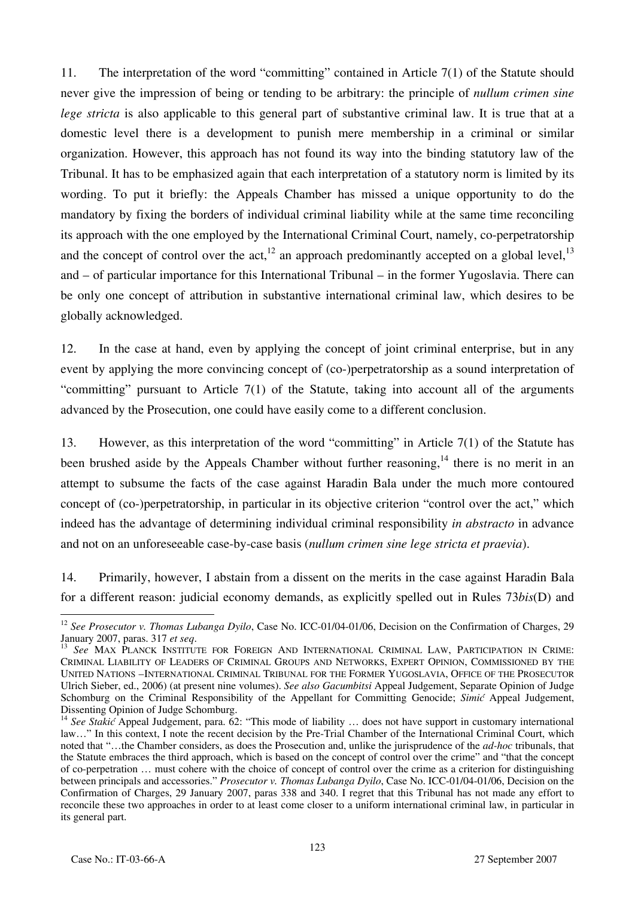11. The interpretation of the word "committing" contained in Article 7(1) of the Statute should never give the impression of being or tending to be arbitrary: the principle of *nullum crimen sine lege stricta* is also applicable to this general part of substantive criminal law. It is true that at a domestic level there is a development to punish mere membership in a criminal or similar organization. However, this approach has not found its way into the binding statutory law of the Tribunal. It has to be emphasized again that each interpretation of a statutory norm is limited by its wording. To put it briefly: the Appeals Chamber has missed a unique opportunity to do the mandatory by fixing the borders of individual criminal liability while at the same time reconciling its approach with the one employed by the International Criminal Court, namely, co-perpetratorship and the concept of control over the act,[12] an approach predominantly accepted on a global level,[13] and – of particular importance for this International Tribunal – in the former Yugoslavia. There can be only one concept of attribution in substantive international criminal law, which desires to be globally acknowledged.

12. In the case at hand, even by applying the concept of joint criminal enterprise, but in any event by applying the more convincing concept of (co-)perpetratorship as a sound interpretation of "committing" pursuant to Article 7(1) of the Statute, taking into account all of the arguments advanced by the Prosecution, one could have easily come to a different conclusion.

13. However, as this interpretation of the word "committing" in Article 7(1) of the Statute has been brushed aside by the Appeals Chamber without further reasoning,[14] there is no merit in an attempt to subsume the facts of the case against Haradin Bala under the much more contoured concept of (co-)perpetratorship, in particular in its objective criterion "control over the act," which indeed has the advantage of determining individual criminal responsibility *in abstracto* in advance and not on an unforeseeable case-by-case basis (*nullum crimen sine lege stricta et praevia*).

14. Primarily, however, I abstain from a dissent on the merits in the case against Haradin Bala for a different reason: judicial economy demands, as explicitly spelled out in Rules 73*bis*(D) and

---

[12] *See Prosecutor v. Thomas Lubanga Dyilo*, Case No. ICC-01/04-01/06, Decision on the Confirmation of Charges, 29 January 2007, paras. 317 *et seq*.

[13] *See* MAX PLANCK INSTITUTE FOR FOREIGN AND INTERNATIONAL CRIMINAL LAW, PARTICIPATION IN CRIME: CRIMINAL LIABILITY OF LEADERS OF CRIMINAL GROUPS AND NETWORKS, EXPERT OPINION, COMMISSIONED BY THE UNITED NATIONS –INTERNATIONAL CRIMINAL TRIBUNAL FOR THE FORMER YUGOSLAVIA, OFFICE OF THE PROSECUTOR Ulrich Sieber, ed., 2006) (at present nine volumes). *See also Gacumbitsi* Appeal Judgement, Separate Opinion of Judge Schomburg on the Criminal Responsibility of the Appellant for Committing Genocide; *Simić* Appeal Judgement, Dissenting Opinion of Judge Schomburg.

[14] *See Stakić* Appeal Judgement, para. 62: "This mode of liability … does not have support in customary international law…" In this context, I note the recent decision by the Pre-Trial Chamber of the International Criminal Court, which noted that "…the Chamber considers, as does the Prosecution and, unlike the jurisprudence of the *ad-hoc* tribunals, that the Statute embraces the third approach, which is based on the concept of control over the crime" and "that the concept of co-perpetration … must cohere with the choice of concept of control over the crime as a criterion for distinguishing between principals and accessories." *Prosecutor v. Thomas Lubanga Dyilo*, Case No. ICC-01/04-01/06, Decision on the Confirmation of Charges, 29 January 2007, paras 338 and 340. I regret that this Tribunal has not made any effort to reconcile these two approaches in order to at least come closer to a uniform international criminal law, in particular in its general part.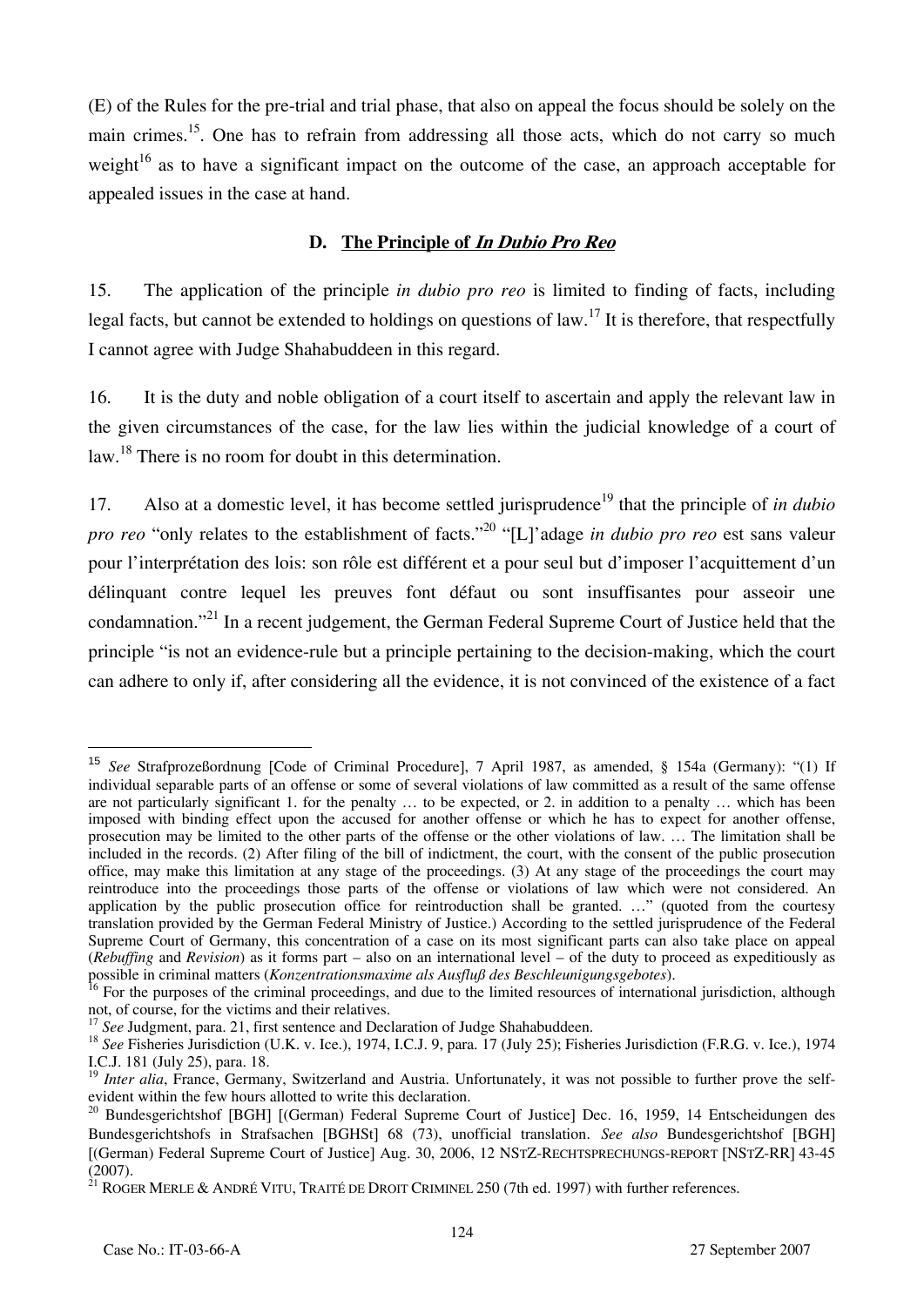(E) of the Rules for the pre-trial and trial phase, that also on appeal the focus should be solely on the main crimes.[15]. One has to refrain from addressing all those acts, which do not carry so much weight[16] as to have a significant impact on the outcome of the case, an approach acceptable for appealed issues in the case at hand.

### D. The Principle of *In Dubio Pro Reo*

15. The application of the principle *in dubio pro reo* is limited to finding of facts, including legal facts, but cannot be extended to holdings on questions of law.[17] It is therefore, that respectfully I cannot agree with Judge Shahabuddeen in this regard.

16. It is the duty and noble obligation of a court itself to ascertain and apply the relevant law in the given circumstances of the case, for the law lies within the judicial knowledge of a court of law.[18] There is no room for doubt in this determination.

17. Also at a domestic level, it has become settled jurisprudence[19] that the principle of *in dubio pro reo* "only relates to the establishment of facts."[20] "[L]'adage *in dubio pro reo* est sans valeur pour l'interprétation des lois: son rôle est différent et a pour seul but d'imposer l'acquittement d'un délinquant contre lequel les preuves font défaut ou sont insuffisantes pour asseoir une condamnation."[21] In a recent judgement, the German Federal Supreme Court of Justice held that the principle "is not an evidence-rule but a principle pertaining to the decision-making, which the court can adhere to only if, after considering all the evidence, it is not convinced of the existence of a fact

---

[15] *See* Strafprozeßordnung [Code of Criminal Procedure], 7 April 1987, as amended, § 154a (Germany): "(1) If individual separable parts of an offense or some of several violations of law committed as a result of the same offense are not particularly significant 1. for the penalty … to be expected, or 2. in addition to a penalty … which has been imposed with binding effect upon the accused for another offense or which he has to expect for another offense, prosecution may be limited to the other parts of the offense or the other violations of law. … The limitation shall be included in the records. (2) After filing of the bill of indictment, the court, with the consent of the public prosecution office, may make this limitation at any stage of the proceedings. (3) At any stage of the proceedings the court may reintroduce into the proceedings those parts of the offense or violations of law which were not considered. An application by the public prosecution office for reintroduction shall be granted. …" (quoted from the courtesy translation provided by the German Federal Ministry of Justice.) According to the settled jurisprudence of the Federal Supreme Court of Germany, this concentration of a case on its most significant parts can also take place on appeal (*Rebuffing* and *Revision*) as it forms part – also on an international level – of the duty to proceed as expeditiously as possible in criminal matters (*Konzentrationsmaxime als Ausfluß des Beschleunigungsgebotes*).

[16] For the purposes of the criminal proceedings, and due to the limited resources of international jurisdiction, although not, of course, for the victims and their relatives.

[17] *See* Judgment, para. 21, first sentence and Declaration of Judge Shahabuddeen.

[18] *See* Fisheries Jurisdiction (U.K. v. Ice.), 1974, I.C.J. 9, para. 17 (July 25); Fisheries Jurisdiction (F.R.G. v. Ice.), 1974 I.C.J. 181 (July 25), para. 18.

[19] *Inter alia*, France, Germany, Switzerland and Austria. Unfortunately, it was not possible to further prove the self-evident within the few hours allotted to write this declaration.

[20] Bundesgerichtshof [BGH] [(German) Federal Supreme Court of Justice] Dec. 16, 1959, 14 Entscheidungen des Bundesgerichtshofs in Strafsachen [BGHSt] 68 (73), unofficial translation. *See also* Bundesgerichtshof [BGH] [(German) Federal Supreme Court of Justice] Aug. 30, 2006, 12 NSTZ-RECHTSPRECHUNGS-REPORT [NSTZ-RR] 43-45 (2007).

[21] ROGER MERLE & ANDRÉ VITU, TRAITÉ DE DROIT CRIMINEL 250 (7th ed. 1997) with further references.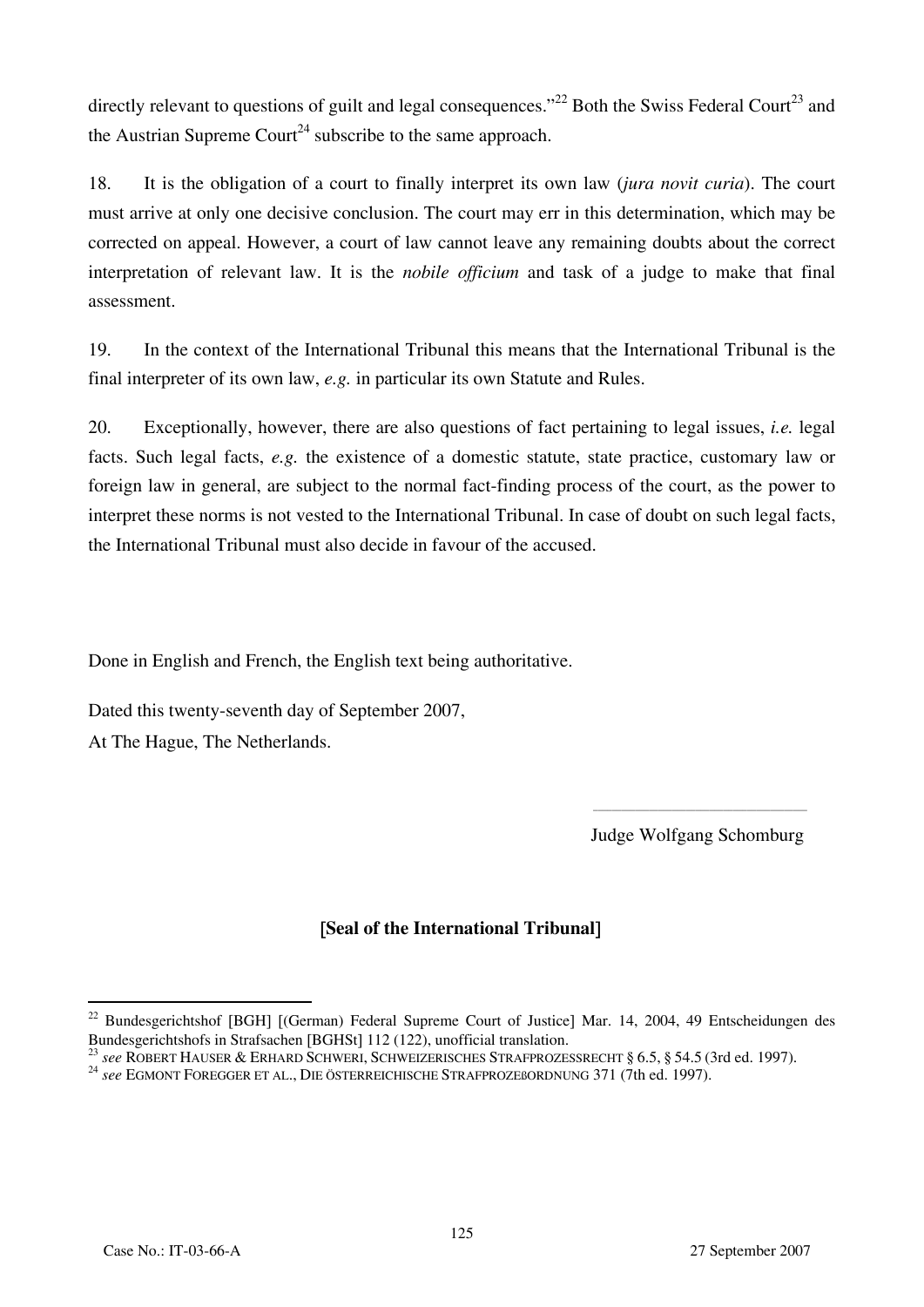directly relevant to questions of guilt and legal consequences."[22] Both the Swiss Federal Court[23] and the Austrian Supreme Court[24] subscribe to the same approach.

18. It is the obligation of a court to finally interpret its own law (*jura novit curia*). The court must arrive at only one decisive conclusion. The court may err in this determination, which may be corrected on appeal. However, a court of law cannot leave any remaining doubts about the correct interpretation of relevant law. It is the *nobile officium* and task of a judge to make that final assessment.

19. In the context of the International Tribunal this means that the International Tribunal is the final interpreter of its own law, *e.g.* in particular its own Statute and Rules.

20. Exceptionally, however, there are also questions of fact pertaining to legal issues, *i.e.* legal facts. Such legal facts, *e.g.* the existence of a domestic statute, state practice, customary law or foreign law in general, are subject to the normal fact-finding process of the court, as the power to interpret these norms is not vested to the International Tribunal. In case of doubt on such legal facts, the International Tribunal must also decide in favour of the accused.

Done in English and French, the English text being authoritative.

Dated this twenty-seventh day of September 2007,
At The Hague, The Netherlands.

Judge Wolfgang Schomburg

**[Seal of the International Tribunal]**

---

[22] Bundesgerichtshof [BGH] [(German) Federal Supreme Court of Justice] Mar. 14, 2004, 49 Entscheidungen des Bundesgerichtshofs in Strafsachen [BGHSt] 112 (122), unofficial translation.

[23] *see* ROBERT HAUSER & ERHARD SCHWERI, SCHWEIZERISCHES STRAFPROZESSRECHT § 6.5, § 54.5 (3rd ed. 1997).

[24] *see* EGMONT FOREGGER ET AL., DIE ÖSTERREICHISCHE STRAFPROZEßORDNUNG 371 (7th ed. 1997).

Case No.: IT-03-66-A 27 September 2007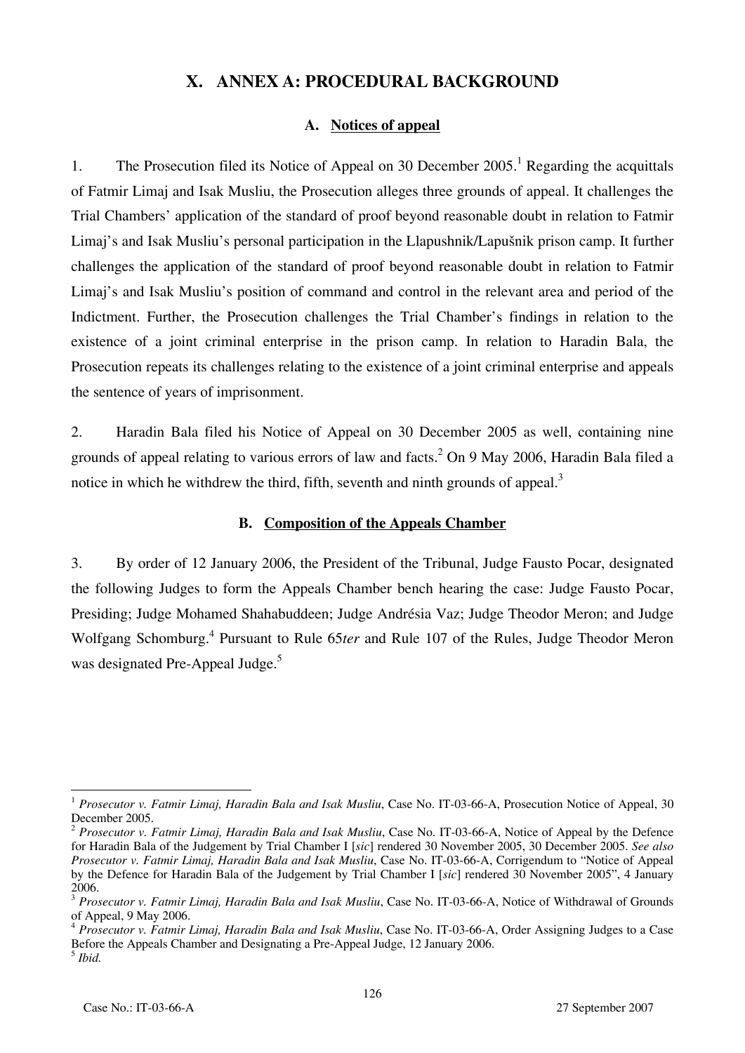# X. ANNEX A: PROCEDURAL BACKGROUND

## A. Notices of appeal

1. The Prosecution filed its Notice of Appeal on 30 December 2005.[1] Regarding the acquittals of Fatmir Limaj and Isak Musliu, the Prosecution alleges three grounds of appeal. It challenges the Trial Chambers' application of the standard of proof beyond reasonable doubt in relation to Fatmir Limaj's and Isak Musliu's personal participation in the Llapushnik/Lapušnik prison camp. It further challenges the application of the standard of proof beyond reasonable doubt in relation to Fatmir Limaj's and Isak Musliu's position of command and control in the relevant area and period of the Indictment. Further, the Prosecution challenges the Trial Chamber's findings in relation to the existence of a joint criminal enterprise in the prison camp. In relation to Haradin Bala, the Prosecution repeats its challenges relating to the existence of a joint criminal enterprise and appeals the sentence of years of imprisonment.

2. Haradin Bala filed his Notice of Appeal on 30 December 2005 as well, containing nine grounds of appeal relating to various errors of law and facts.[2] On 9 May 2006, Haradin Bala filed a notice in which he withdrew the third, fifth, seventh and ninth grounds of appeal.[3]

## B. Composition of the Appeals Chamber

3. By order of 12 January 2006, the President of the Tribunal, Judge Fausto Pocar, designated the following Judges to form the Appeals Chamber bench hearing the case: Judge Fausto Pocar, Presiding; Judge Mohamed Shahabuddeen; Judge Andrésia Vaz; Judge Theodor Meron; and Judge Wolfgang Schomburg.[4] Pursuant to Rule 65*ter* and Rule 107 of the Rules, Judge Theodor Meron was designated Pre-Appeal Judge.[5]

---

[1] *Prosecutor v. Fatmir Limaj, Haradin Bala and Isak Musliu*, Case No. IT-03-66-A, Prosecution Notice of Appeal, 30 December 2005.

[2] *Prosecutor v. Fatmir Limaj, Haradin Bala and Isak Musliu*, Case No. IT-03-66-A, Notice of Appeal by the Defence for Haradin Bala of the Judgement by Trial Chamber I [*sic*] rendered 30 November 2005, 30 December 2005. *See also Prosecutor v. Fatmir Limaj, Haradin Bala and Isak Musliu*, Case No. IT-03-66-A, Corrigendum to "Notice of Appeal by the Defence for Haradin Bala of the Judgement by Trial Chamber I [*sic*] rendered 30 November 2005", 4 January 2006.

[3] *Prosecutor v. Fatmir Limaj, Haradin Bala and Isak Musliu*, Case No. IT-03-66-A, Notice of Withdrawal of Grounds of Appeal, 9 May 2006.

[4] *Prosecutor v. Fatmir Limaj, Haradin Bala and Isak Musliu*, Case No. IT-03-66-A, Order Assigning Judges to a Case Before the Appeals Chamber and Designating a Pre-Appeal Judge, 12 January 2006.

[5] *Ibid.*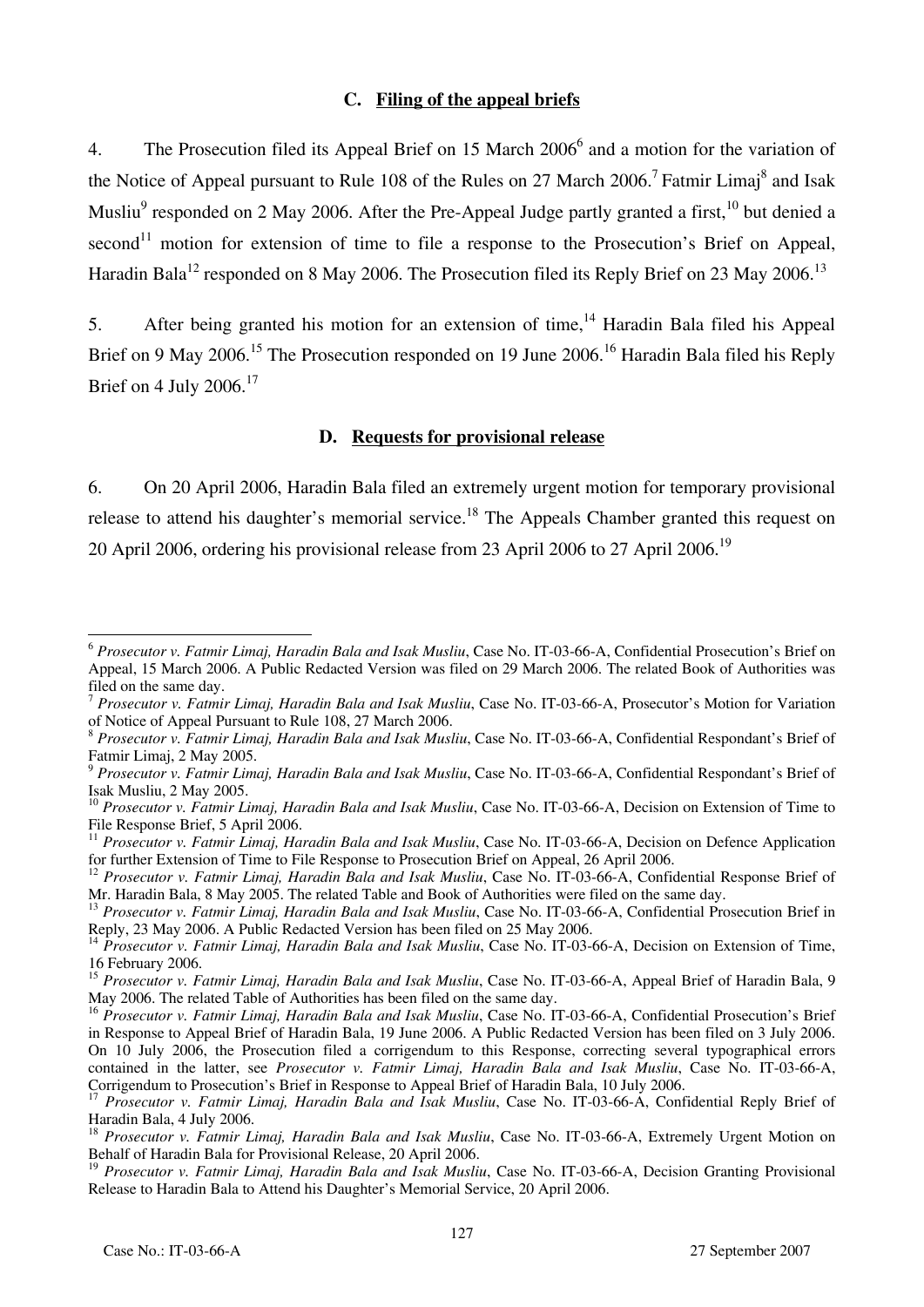### C. Filing of the appeal briefs

4. The Prosecution filed its Appeal Brief on 15 March 2006[6] and a motion for the variation of the Notice of Appeal pursuant to Rule 108 of the Rules on 27 March 2006.[7] Fatmir Limaj[8] and Isak Musliu[9] responded on 2 May 2006. After the Pre-Appeal Judge partly granted a first,[10] but denied a second[11] motion for extension of time to file a response to the Prosecution's Brief on Appeal, Haradin Bala[12] responded on 8 May 2006. The Prosecution filed its Reply Brief on 23 May 2006.[13]

5. After being granted his motion for an extension of time,[14] Haradin Bala filed his Appeal Brief on 9 May 2006.[15] The Prosecution responded on 19 June 2006.[16] Haradin Bala filed his Reply Brief on 4 July 2006.[17]

### D. Requests for provisional release

6. On 20 April 2006, Haradin Bala filed an extremely urgent motion for temporary provisional release to attend his daughter's memorial service.[18] The Appeals Chamber granted this request on 20 April 2006, ordering his provisional release from 23 April 2006 to 27 April 2006.[19]

---

[6] *Prosecutor v. Fatmir Limaj, Haradin Bala and Isak Musliu*, Case No. IT-03-66-A, Confidential Prosecution's Brief on Appeal, 15 March 2006. A Public Redacted Version was filed on 29 March 2006. The related Book of Authorities was filed on the same day.

[7] *Prosecutor v. Fatmir Limaj, Haradin Bala and Isak Musliu*, Case No. IT-03-66-A, Prosecutor's Motion for Variation of Notice of Appeal Pursuant to Rule 108, 27 March 2006.

[8] *Prosecutor v. Fatmir Limaj, Haradin Bala and Isak Musliu*, Case No. IT-03-66-A, Confidential Respondant's Brief of Fatmir Limaj, 2 May 2005.

[9] *Prosecutor v. Fatmir Limaj, Haradin Bala and Isak Musliu*, Case No. IT-03-66-A, Confidential Respondant's Brief of Isak Musliu, 2 May 2005.

[10] *Prosecutor v. Fatmir Limaj, Haradin Bala and Isak Musliu*, Case No. IT-03-66-A, Decision on Extension of Time to File Response Brief, 5 April 2006.

[11] *Prosecutor v. Fatmir Limaj, Haradin Bala and Isak Musliu*, Case No. IT-03-66-A, Decision on Defence Application for further Extension of Time to File Response to Prosecution Brief on Appeal, 26 April 2006.

[12] *Prosecutor v. Fatmir Limaj, Haradin Bala and Isak Musliu*, Case No. IT-03-66-A, Confidential Response Brief of Mr. Haradin Bala, 8 May 2005. The related Table and Book of Authorities were filed on the same day.

[13] *Prosecutor v. Fatmir Limaj, Haradin Bala and Isak Musliu*, Case No. IT-03-66-A, Confidential Prosecution Brief in Reply, 23 May 2006. A Public Redacted Version has been filed on 25 May 2006.

[14] *Prosecutor v. Fatmir Limaj, Haradin Bala and Isak Musliu*, Case No. IT-03-66-A, Decision on Extension of Time, 16 February 2006.

[15] *Prosecutor v. Fatmir Limaj, Haradin Bala and Isak Musliu*, Case No. IT-03-66-A, Appeal Brief of Haradin Bala, 9 May 2006. The related Table of Authorities has been filed on the same day.

[16] *Prosecutor v. Fatmir Limaj, Haradin Bala and Isak Musliu*, Case No. IT-03-66-A, Confidential Prosecution's Brief in Response to Appeal Brief of Haradin Bala, 19 June 2006. A Public Redacted Version has been filed on 3 July 2006. On 10 July 2006, the Prosecution filed a corrigendum to this Response, correcting several typographical errors contained in the latter, see *Prosecutor v. Fatmir Limaj, Haradin Bala and Isak Musliu*, Case No. IT-03-66-A, Corrigendum to Prosecution's Brief in Response to Appeal Brief of Haradin Bala, 10 July 2006.

[17] *Prosecutor v. Fatmir Limaj, Haradin Bala and Isak Musliu*, Case No. IT-03-66-A, Confidential Reply Brief of Haradin Bala, 4 July 2006.

[18] *Prosecutor v. Fatmir Limaj, Haradin Bala and Isak Musliu*, Case No. IT-03-66-A, Extremely Urgent Motion on Behalf of Haradin Bala for Provisional Release, 20 April 2006.

[19] *Prosecutor v. Fatmir Limaj, Haradin Bala and Isak Musliu*, Case No. IT-03-66-A, Decision Granting Provisional Release to Haradin Bala to Attend his Daughter's Memorial Service, 20 April 2006.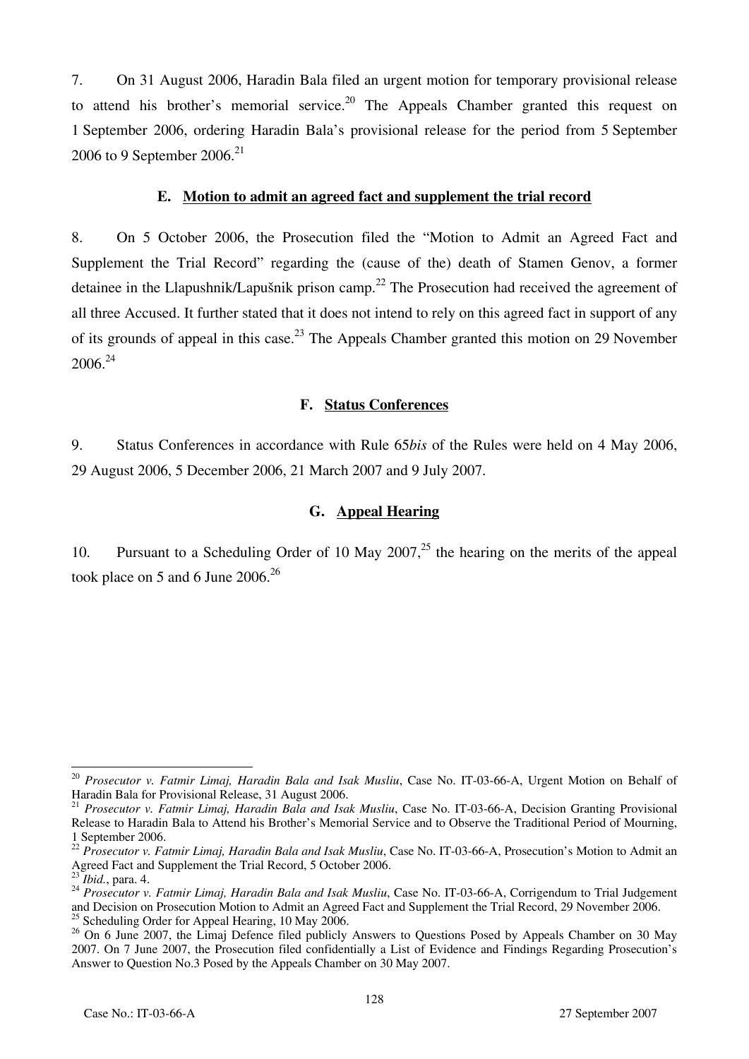7. On 31 August 2006, Haradin Bala filed an urgent motion for temporary provisional release to attend his brother's memorial service.[20] The Appeals Chamber granted this request on 1 September 2006, ordering Haradin Bala's provisional release for the period from 5 September 2006 to 9 September 2006.[21]

### E. Motion to admit an agreed fact and supplement the trial record

8. On 5 October 2006, the Prosecution filed the "Motion to Admit an Agreed Fact and Supplement the Trial Record" regarding the (cause of the) death of Stamen Genov, a former detainee in the Llapushnik/Lapušnik prison camp.[22] The Prosecution had received the agreement of all three Accused. It further stated that it does not intend to rely on this agreed fact in support of any of its grounds of appeal in this case.[23] The Appeals Chamber granted this motion on 29 November 2006.[24]

### F. Status Conferences

9. Status Conferences in accordance with Rule 65*bis* of the Rules were held on 4 May 2006, 29 August 2006, 5 December 2006, 21 March 2007 and 9 July 2007.

### G. Appeal Hearing

10. Pursuant to a Scheduling Order of 10 May 2007,[25] the hearing on the merits of the appeal took place on 5 and 6 June 2006.[26]

---

[20] *Prosecutor v. Fatmir Limaj, Haradin Bala and Isak Musliu*, Case No. IT-03-66-A, Urgent Motion on Behalf of Haradin Bala for Provisional Release, 31 August 2006.

[21] *Prosecutor v. Fatmir Limaj, Haradin Bala and Isak Musliu*, Case No. IT-03-66-A, Decision Granting Provisional Release to Haradin Bala to Attend his Brother's Memorial Service and to Observe the Traditional Period of Mourning, 1 September 2006.

[22] *Prosecutor v. Fatmir Limaj, Haradin Bala and Isak Musliu*, Case No. IT-03-66-A, Prosecution's Motion to Admit an Agreed Fact and Supplement the Trial Record, 5 October 2006.

[23] *Ibid.*, para. 4.

[24] *Prosecutor v. Fatmir Limaj, Haradin Bala and Isak Musliu*, Case No. IT-03-66-A, Corrigendum to Trial Judgement and Decision on Prosecution Motion to Admit an Agreed Fact and Supplement the Trial Record, 29 November 2006.

[25] Scheduling Order for Appeal Hearing, 10 May 2006.

[26] On 6 June 2007, the Limaj Defence filed publicly Answers to Questions Posed by Appeals Chamber on 30 May 2007. On 7 June 2007, the Prosecution filed confidentially a List of Evidence and Findings Regarding Prosecution's Answer to Question No.3 Posed by the Appeals Chamber on 30 May 2007.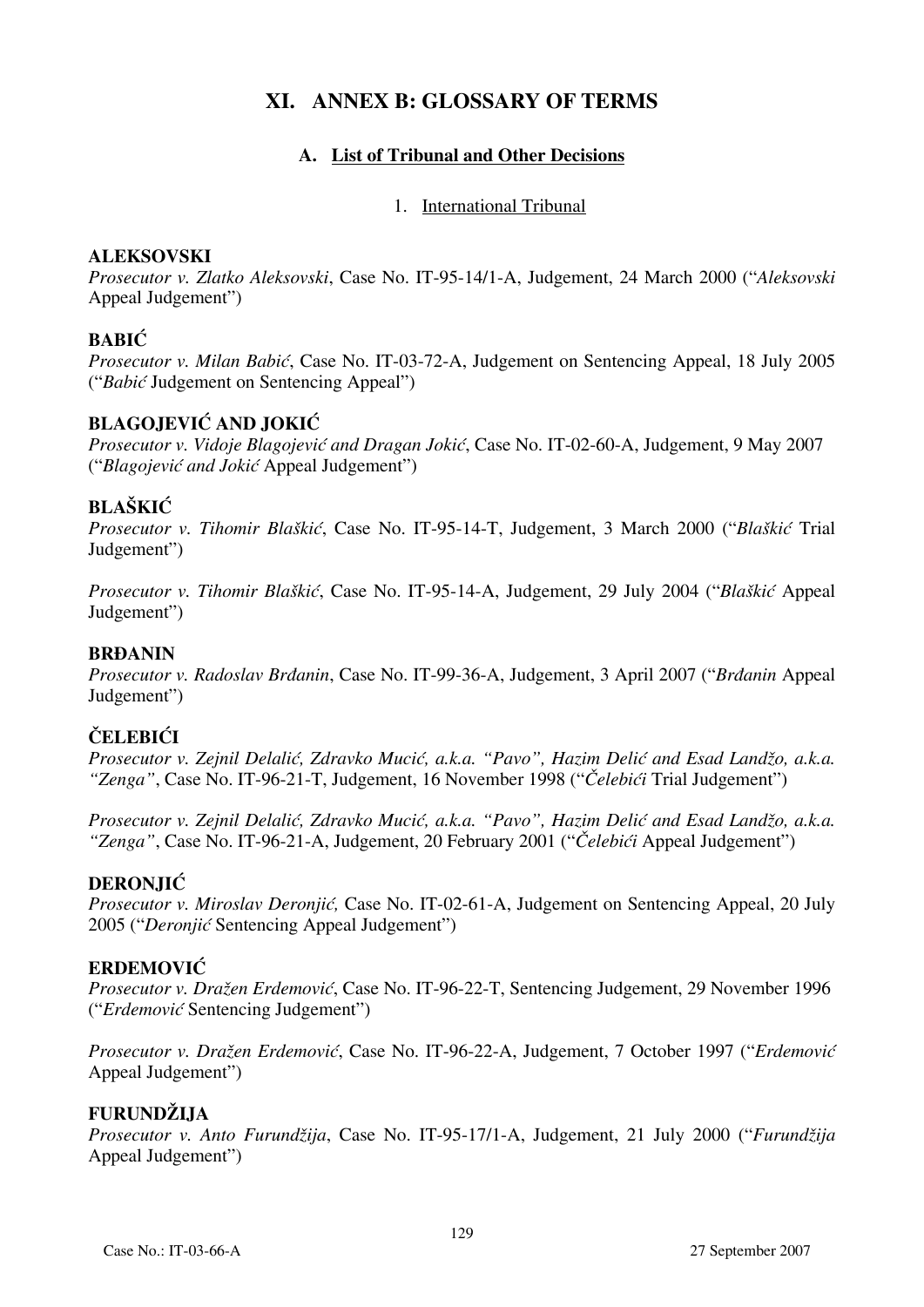# XI. ANNEX B: GLOSSARY OF TERMS

## A. List of Tribunal and Other Decisions

### 1. International Tribunal

**ALEKSOVSKI**
*Prosecutor v. Zlatko Aleksovski*, Case No. IT-95-14/1-A, Judgement, 24 March 2000 ("*Aleksovski* Appeal Judgement")

**BABIĆ**
*Prosecutor v. Milan Babić*, Case No. IT-03-72-A, Judgement on Sentencing Appeal, 18 July 2005 ("*Babić* Judgement on Sentencing Appeal")

**BLAGOJEVIĆ AND JOKIĆ**
*Prosecutor v. Vidoje Blagojević and Dragan Jokić*, Case No. IT-02-60-A, Judgement, 9 May 2007 ("*Blagojević and Jokić* Appeal Judgement")

**BLAŠKIĆ**
*Prosecutor v. Tihomir Blaškić*, Case No. IT-95-14-T, Judgement, 3 March 2000 ("*Blaškić* Trial Judgement")

*Prosecutor v. Tihomir Blaškić*, Case No. IT-95-14-A, Judgement, 29 July 2004 ("*Blaškić* Appeal Judgement")

**BRĐANIN**
*Prosecutor v. Radoslav Brđanin*, Case No. IT-99-36-A, Judgement, 3 April 2007 ("*Brđanin* Appeal Judgement")

**ČELEBIĆI**
*Prosecutor v. Zejnil Delalić, Zdravko Mucić, a.k.a. "Pavo", Hazim Delić and Esad Landžo, a.k.a. "Zenga"*, Case No. IT-96-21-T, Judgement, 16 November 1998 ("*Čelebići* Trial Judgement")

*Prosecutor v. Zejnil Delalić, Zdravko Mucić, a.k.a. "Pavo", Hazim Delić and Esad Landžo, a.k.a. "Zenga"*, Case No. IT-96-21-A, Judgement, 20 February 2001 ("*Čelebići* Appeal Judgement")

**DERONJIĆ**
*Prosecutor v. Miroslav Deronjić,* Case No. IT-02-61-A, Judgement on Sentencing Appeal, 20 July 2005 ("*Deronjić* Sentencing Appeal Judgement")

**ERDEMOVIĆ**
*Prosecutor v. Dražen Erdemović*, Case No. IT-96-22-T, Sentencing Judgement, 29 November 1996 ("*Erdemović* Sentencing Judgement")

*Prosecutor v. Dražen Erdemović*, Case No. IT-96-22-A, Judgement, 7 October 1997 ("*Erdemović* Appeal Judgement")

**FURUNDŽIJA**
*Prosecutor v. Anto Furundžija*, Case No. IT-95-17/1-A, Judgement, 21 July 2000 ("*Furundžija* Appeal Judgement")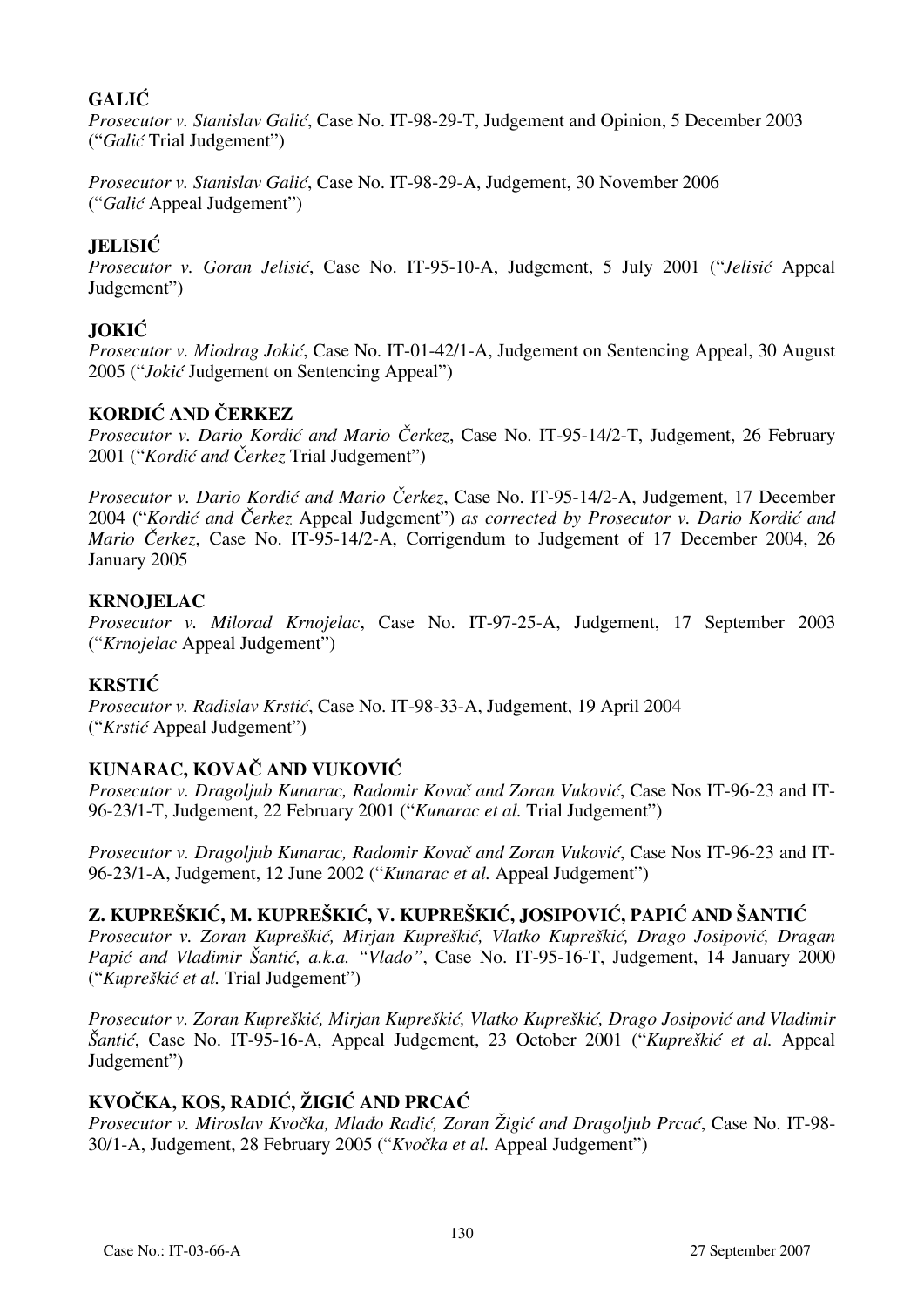**GALIĆ**
*Prosecutor v. Stanislav Galić*, Case No. IT-98-29-T, Judgement and Opinion, 5 December 2003 ("*Galić* Trial Judgement")

*Prosecutor v. Stanislav Galić*, Case No. IT-98-29-A, Judgement, 30 November 2006 ("*Galić* Appeal Judgement")

**JELISIĆ**
*Prosecutor v. Goran Jelisić*, Case No. IT-95-10-A, Judgement, 5 July 2001 ("*Jelisić* Appeal Judgement")

**JOKIĆ**
*Prosecutor v. Miodrag Jokić*, Case No. IT-01-42/1-A, Judgement on Sentencing Appeal, 30 August 2005 ("*Jokić* Judgement on Sentencing Appeal")

**KORDIĆ AND ČERKEZ**
*Prosecutor v. Dario Kordić and Mario Čerkez*, Case No. IT-95-14/2-T, Judgement, 26 February 2001 ("*Kordić and Čerkez* Trial Judgement")

*Prosecutor v. Dario Kordić and Mario Čerkez*, Case No. IT-95-14/2-A, Judgement, 17 December 2004 ("*Kordić and Čerkez* Appeal Judgement") *as corrected by Prosecutor v. Dario Kordić and Mario Čerkez*, Case No. IT-95-14/2-A, Corrigendum to Judgement of 17 December 2004, 26 January 2005

**KRNOJELAC**
*Prosecutor v. Milorad Krnojelac*, Case No. IT-97-25-A, Judgement, 17 September 2003 ("*Krnojelac* Appeal Judgement")

**KRSTIĆ**
*Prosecutor v. Radislav Krstić*, Case No. IT-98-33-A, Judgement, 19 April 2004 ("*Krstić* Appeal Judgement")

**KUNARAC, KOVAČ AND VUKOVIĆ**
*Prosecutor v. Dragoljub Kunarac, Radomir Kovač and Zoran Vuković*, Case Nos IT-96-23 and IT-96-23/1-T, Judgement, 22 February 2001 ("*Kunarac et al.* Trial Judgement")

*Prosecutor v. Dragoljub Kunarac, Radomir Kovač and Zoran Vuković*, Case Nos IT-96-23 and IT-96-23/1-A, Judgement, 12 June 2002 ("*Kunarac et al.* Appeal Judgement")

**Z. KUPREŠKIĆ, M. KUPREŠKIĆ, V. KUPREŠKIĆ, JOSIPOVIĆ, PAPIĆ AND ŠANTIĆ**
*Prosecutor v. Zoran Kupreškić, Mirjan Kupreškić, Vlatko Kupreškić, Drago Josipović, Dragan Papić and Vladimir Šantić, a.k.a. "Vlado"*, Case No. IT-95-16-T, Judgement, 14 January 2000 ("*Kupreškić et al.* Trial Judgement")

*Prosecutor v. Zoran Kupreškić, Mirjan Kupreškić, Vlatko Kupreškić, Drago Josipović and Vladimir Šantić*, Case No. IT-95-16-A, Appeal Judgement, 23 October 2001 ("*Kupreškić et al.* Appeal Judgement")

**KVOČKA, KOS, RADIĆ, ŽIGIĆ AND PRCAĆ**
*Prosecutor v. Miroslav Kvočka, Mlađo Radić, Zoran Žigić and Dragoljub Prcać*, Case No. IT-98-30/1-A, Judgement, 28 February 2005 ("*Kvočka et al.* Appeal Judgement")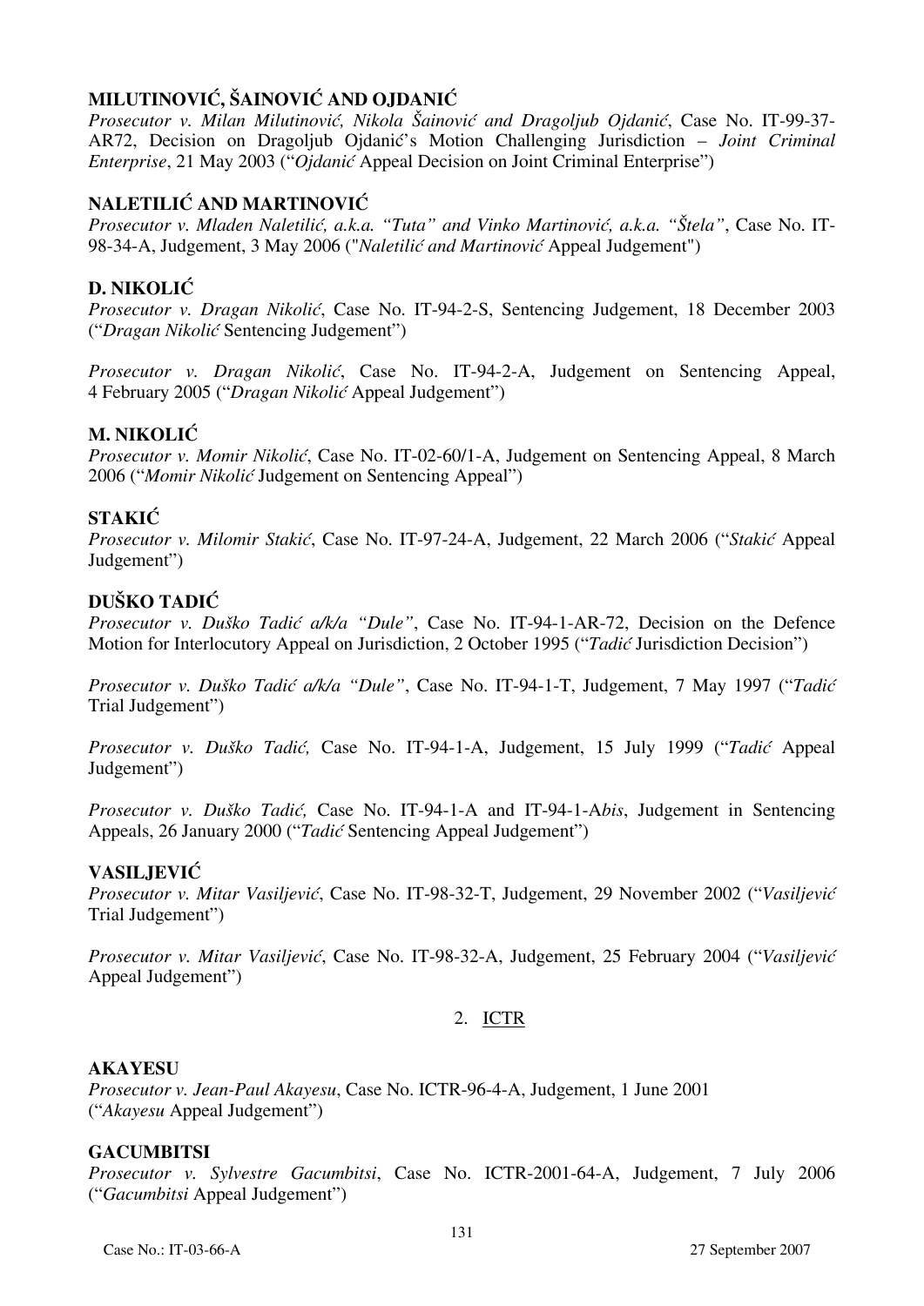**MILUTINOVIĆ, ŠAINOVIĆ AND OJDANIĆ**
*Prosecutor v. Milan Milutinović, Nikola Šainović and Dragoljub Ojdanić*, Case No. IT-99-37-AR72, Decision on Dragoljub Ojdanić's Motion Challenging Jurisdiction – *Joint Criminal Enterprise*, 21 May 2003 ("*Ojdanić* Appeal Decision on Joint Criminal Enterprise")

**NALETILIĆ AND MARTINOVIĆ**
*Prosecutor v. Mladen Naletilić, a.k.a. "Tuta" and Vinko Martinović, a.k.a. "Štela"*, Case No. IT-98-34-A, Judgement, 3 May 2006 ("*Naletilić and Martinović* Appeal Judgement")

**D. NIKOLIĆ**
*Prosecutor v. Dragan Nikolić*, Case No. IT-94-2-S, Sentencing Judgement, 18 December 2003 ("*Dragan Nikolić* Sentencing Judgement")

*Prosecutor v. Dragan Nikolić*, Case No. IT-94-2-A, Judgement on Sentencing Appeal, 4 February 2005 ("*Dragan Nikolić* Appeal Judgement")

**M. NIKOLIĆ**
*Prosecutor v. Momir Nikolić*, Case No. IT-02-60/1-A, Judgement on Sentencing Appeal, 8 March 2006 ("*Momir Nikolić* Judgement on Sentencing Appeal")

**STAKIĆ**
*Prosecutor v. Milomir Stakić*, Case No. IT-97-24-A, Judgement, 22 March 2006 ("*Stakić* Appeal Judgement")

**DUŠKO TADIĆ**
*Prosecutor v. Duško Tadić a/k/a "Dule"*, Case No. IT-94-1-AR-72, Decision on the Defence Motion for Interlocutory Appeal on Jurisdiction, 2 October 1995 ("*Tadić* Jurisdiction Decision")

*Prosecutor v. Duško Tadić a/k/a "Dule"*, Case No. IT-94-1-T, Judgement, 7 May 1997 ("*Tadić* Trial Judgement")

*Prosecutor v. Duško Tadić,* Case No. IT-94-1-A, Judgement, 15 July 1999 ("*Tadić* Appeal Judgement")

*Prosecutor v. Duško Tadić,* Case No. IT-94-1-A and IT-94-1-A*bis*, Judgement in Sentencing Appeals, 26 January 2000 ("*Tadić* Sentencing Appeal Judgement")

**VASILJEVIĆ**
*Prosecutor v. Mitar Vasiljević*, Case No. IT-98-32-T, Judgement, 29 November 2002 ("*Vasiljević* Trial Judgement")

*Prosecutor v. Mitar Vasiljević*, Case No. IT-98-32-A, Judgement, 25 February 2004 ("*Vasiljević* Appeal Judgement")

2. ICTR

**AKAYESU**
*Prosecutor v. Jean-Paul Akayesu*, Case No. ICTR-96-4-A, Judgement, 1 June 2001 ("*Akayesu* Appeal Judgement")

**GACUMBITSI**
*Prosecutor v. Sylvestre Gacumbitsi*, Case No. ICTR-2001-64-A, Judgement, 7 July 2006 ("*Gacumbitsi* Appeal Judgement")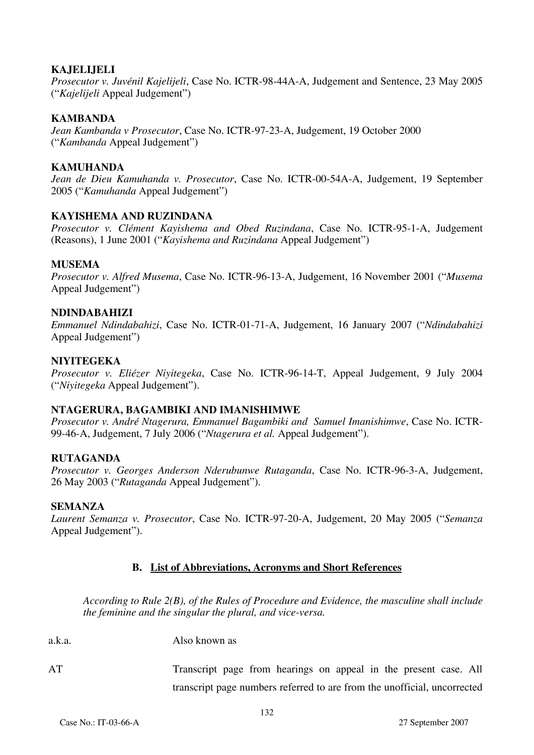**KAJELIJELI**

*Prosecutor v. Juvénil Kajelijeli*, Case No. ICTR-98-44A-A, Judgement and Sentence, 23 May 2005 ("*Kajelijeli* Appeal Judgement")

**KAMBANDA**

*Jean Kambanda v Prosecutor*, Case No. ICTR-97-23-A, Judgement, 19 October 2000 ("*Kambanda* Appeal Judgement")

**KAMUHANDA**

*Jean de Dieu Kamuhanda v. Prosecutor*, Case No. ICTR-00-54A-A, Judgement, 19 September 2005 ("*Kamuhanda* Appeal Judgement")

**KAYISHEMA AND RUZINDANA**

*Prosecutor v. Clément Kayishema and Obed Ruzindana*, Case No. ICTR-95-1-A, Judgement (Reasons), 1 June 2001 ("*Kayishema and Ruzindana* Appeal Judgement")

**MUSEMA**

*Prosecutor v. Alfred Musema*, Case No. ICTR-96-13-A, Judgement, 16 November 2001 ("*Musema* Appeal Judgement")

**NDINDABAHIZI**

*Emmanuel Ndindabahizi*, Case No. ICTR-01-71-A, Judgement, 16 January 2007 ("*Ndindabahizi* Appeal Judgement")

**NIYITEGEKA**

*Prosecutor v. Eliézer Niyitegeka*, Case No. ICTR-96-14-T, Appeal Judgement, 9 July 2004 ("*Niyitegeka* Appeal Judgement").

**NTAGERURA, BAGAMBIKI AND IMANISHIMWE**

*Prosecutor v. André Ntagerura, Emmanuel Bagambiki and Samuel Imanishimwe*, Case No. ICTR-99-46-A, Judgement, 7 July 2006 ("*Ntagerura et al.* Appeal Judgement").

**RUTAGANDA**

*Prosecutor v. Georges Anderson Nderubunwe Rutaganda*, Case No. ICTR-96-3-A, Judgement, 26 May 2003 ("*Rutaganda* Appeal Judgement").

**SEMANZA**

*Laurent Semanza v. Prosecutor*, Case No. ICTR-97-20-A, Judgement, 20 May 2005 ("*Semanza* Appeal Judgement").

### B. List of Abbreviations, Acronyms and Short References

*According to Rule 2(B), of the Rules of Procedure and Evidence, the masculine shall include the feminine and the singular the plural, and vice-versa.*

| | |
|---|---|
| a.k.a. | Also known as |
| AT | Transcript page from hearings on appeal in the present case. All transcript page numbers referred to are from the unofficial, uncorrected |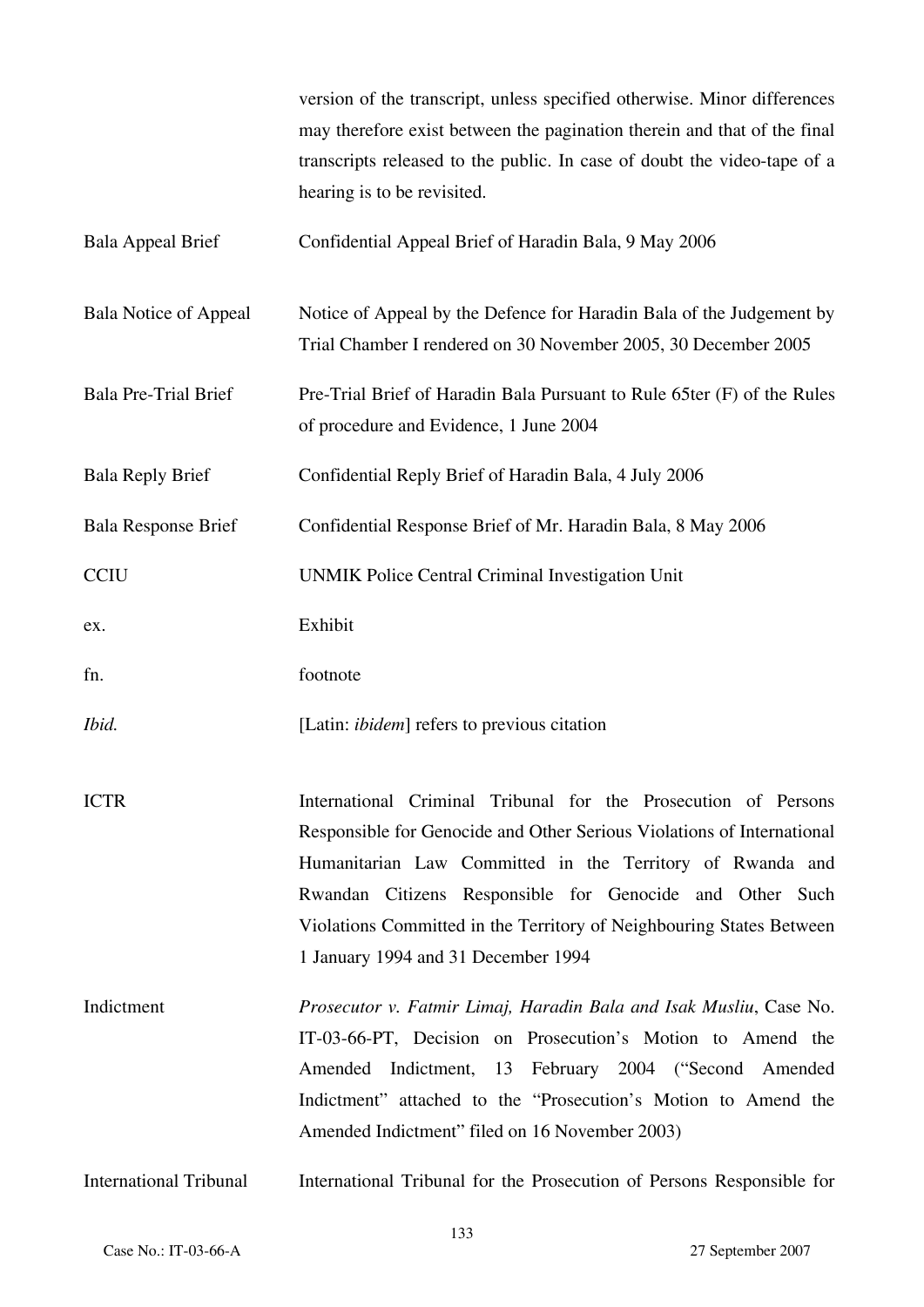| | |
|---|---|
| | version of the transcript, unless specified otherwise. Minor differences may therefore exist between the pagination therein and that of the final transcripts released to the public. In case of doubt the video-tape of a hearing is to be revisited. |
| Bala Appeal Brief | Confidential Appeal Brief of Haradin Bala, 9 May 2006 |
| Bala Notice of Appeal | Notice of Appeal by the Defence for Haradin Bala of the Judgement by Trial Chamber I rendered on 30 November 2005, 30 December 2005 |
| Bala Pre-Trial Brief | Pre-Trial Brief of Haradin Bala Pursuant to Rule 65ter (F) of the Rules of procedure and Evidence, 1 June 2004 |
| Bala Reply Brief | Confidential Reply Brief of Haradin Bala, 4 July 2006 |
| Bala Response Brief | Confidential Response Brief of Mr. Haradin Bala, 8 May 2006 |
| CCIU | UNMIK Police Central Criminal Investigation Unit |
| ex. | Exhibit |
| fn. | footnote |
| *Ibid.* | [Latin: *ibidem*] refers to previous citation |
| ICTR | International Criminal Tribunal for the Prosecution of Persons Responsible for Genocide and Other Serious Violations of International Humanitarian Law Committed in the Territory of Rwanda and Rwandan Citizens Responsible for Genocide and Other Such Violations Committed in the Territory of Neighbouring States Between 1 January 1994 and 31 December 1994 |
| Indictment | *Prosecutor v. Fatmir Limaj, Haradin Bala and Isak Musliu*, Case No. IT-03-66-PT, Decision on Prosecution's Motion to Amend the Amended Indictment, 13 February 2004 ("Second Amended Indictment" attached to the "Prosecution's Motion to Amend the Amended Indictment" filed on 16 November 2003) |
| International Tribunal | International Tribunal for the Prosecution of Persons Responsible for |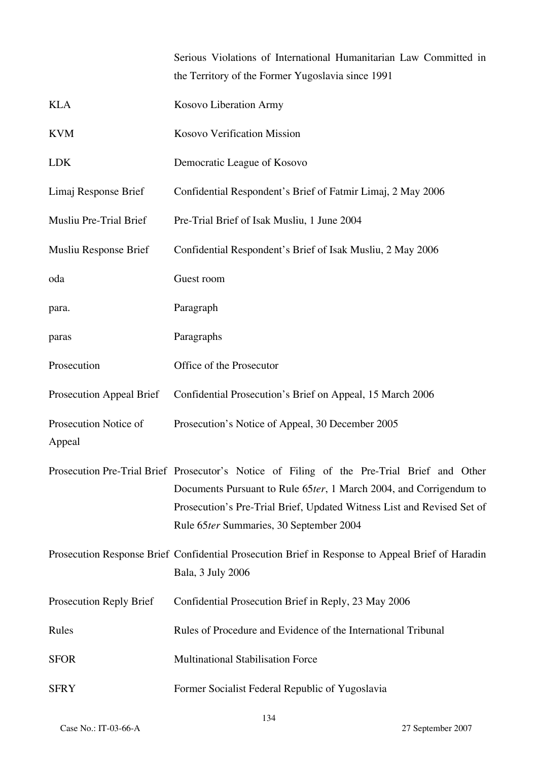| | |
|---|---|
| | Serious Violations of International Humanitarian Law Committed in the Territory of the Former Yugoslavia since 1991 |
| KLA | Kosovo Liberation Army |
| KVM | Kosovo Verification Mission |
| LDK | Democratic League of Kosovo |
| Limaj Response Brief | Confidential Respondent's Brief of Fatmir Limaj, 2 May 2006 |
| Musliu Pre-Trial Brief | Pre-Trial Brief of Isak Musliu, 1 June 2004 |
| Musliu Response Brief | Confidential Respondent's Brief of Isak Musliu, 2 May 2006 |
| oda | Guest room |
| para. | Paragraph |
| paras | Paragraphs |
| Prosecution | Office of the Prosecutor |
| Prosecution Appeal Brief | Confidential Prosecution's Brief on Appeal, 15 March 2006 |
| Prosecution Notice of Appeal | Prosecution's Notice of Appeal, 30 December 2005 |
| Prosecution Pre-Trial Brief | Prosecutor's Notice of Filing of the Pre-Trial Brief and Other Documents Pursuant to Rule 65*ter*, 1 March 2004, and Corrigendum to Prosecution's Pre-Trial Brief, Updated Witness List and Revised Set of Rule 65*ter* Summaries, 30 September 2004 |
| Prosecution Response Brief | Confidential Prosecution Brief in Response to Appeal Brief of Haradin Bala, 3 July 2006 |
| Prosecution Reply Brief | Confidential Prosecution Brief in Reply, 23 May 2006 |
| Rules | Rules of Procedure and Evidence of the International Tribunal |
| SFOR | Multinational Stabilisation Force |
| SFRY | Former Socialist Federal Republic of Yugoslavia |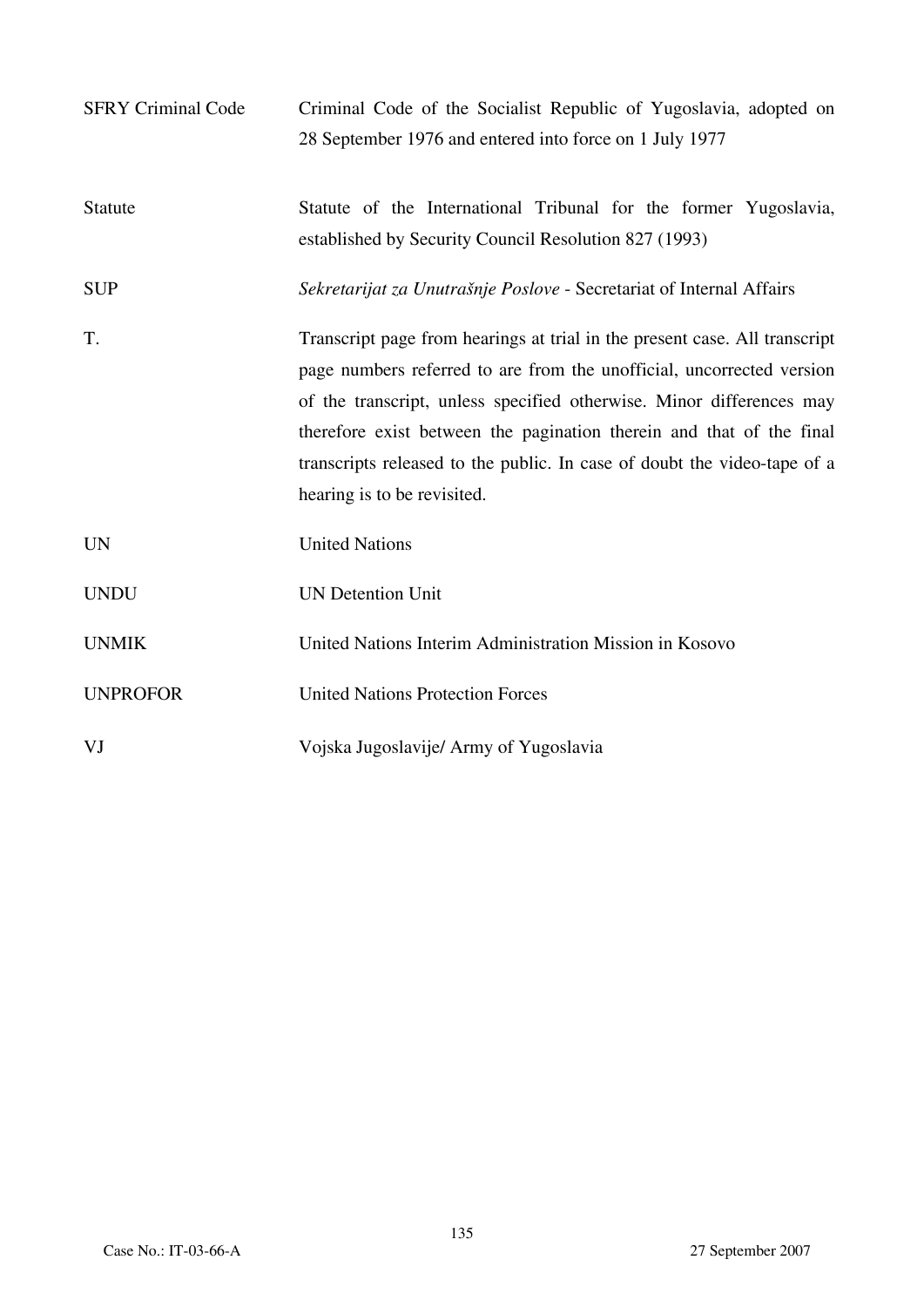| | |
|---|---|
| SFRY Criminal Code | Criminal Code of the Socialist Republic of Yugoslavia, adopted on 28 September 1976 and entered into force on 1 July 1977 |
| Statute | Statute of the International Tribunal for the former Yugoslavia, established by Security Council Resolution 827 (1993) |
| SUP | *Sekretarijat za Unutrašnje Poslove* - Secretariat of Internal Affairs |
| T. | Transcript page from hearings at trial in the present case. All transcript page numbers referred to are from the unofficial, uncorrected version of the transcript, unless specified otherwise. Minor differences may therefore exist between the pagination therein and that of the final transcripts released to the public. In case of doubt the video-tape of a hearing is to be revisited. |
| UN | United Nations |
| UNDU | UN Detention Unit |
| UNMIK | United Nations Interim Administration Mission in Kosovo |
| UNPROFOR | United Nations Protection Forces |
| VJ | Vojska Jugoslavije/ Army of Yugoslavia |